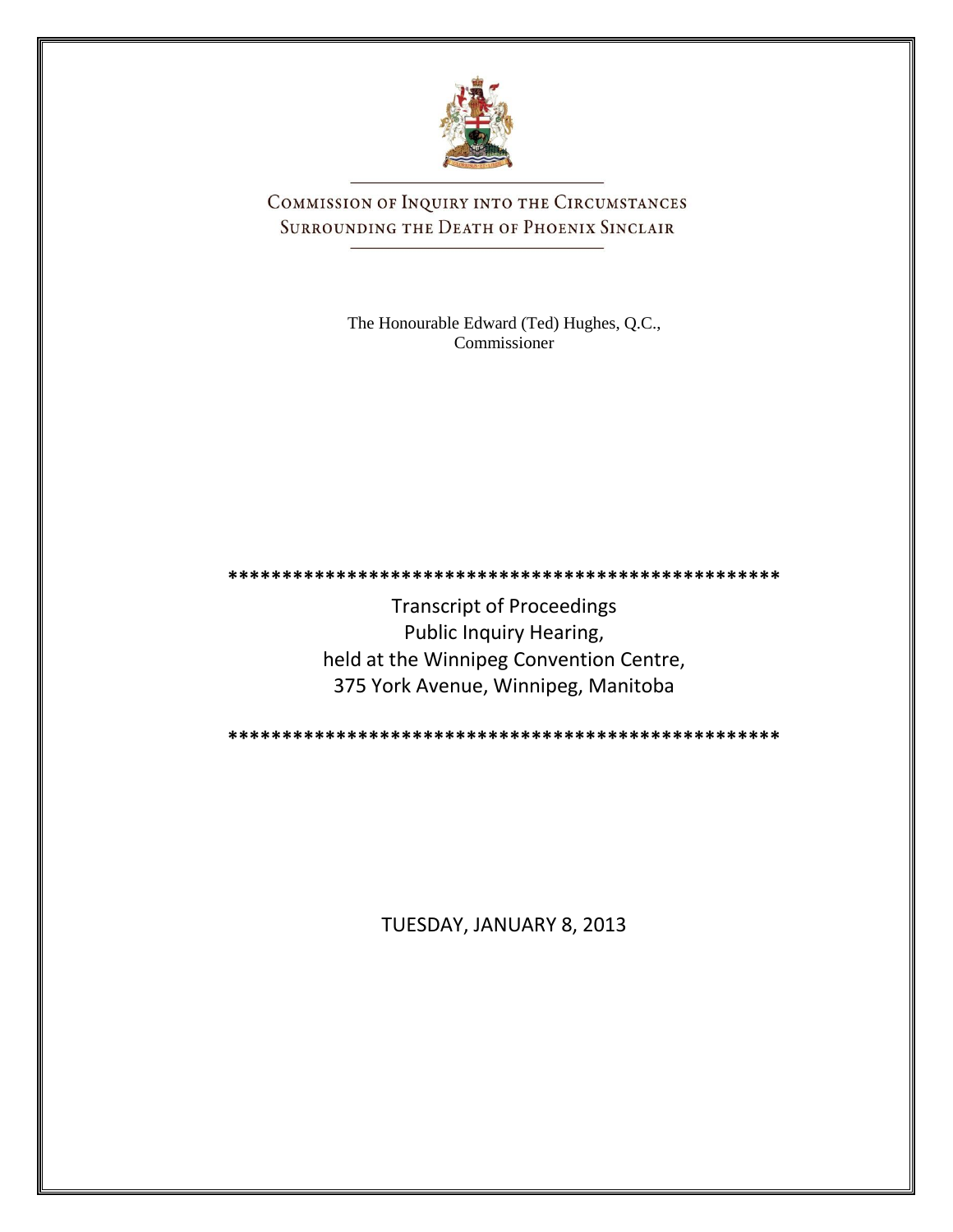# Commission of Inquiry into the Circumstances Surrounding the Death of Phoenix Sinclair

The Honourable Edward (Ted) Hughes, Q.C.,
Commissioner

**************************************************

Transcript of Proceedings
Public Inquiry Hearing,
held at the Winnipeg Convention Centre,
375 York Avenue, Winnipeg, Manitoba

**************************************************

TUESDAY, JANUARY 8, 2013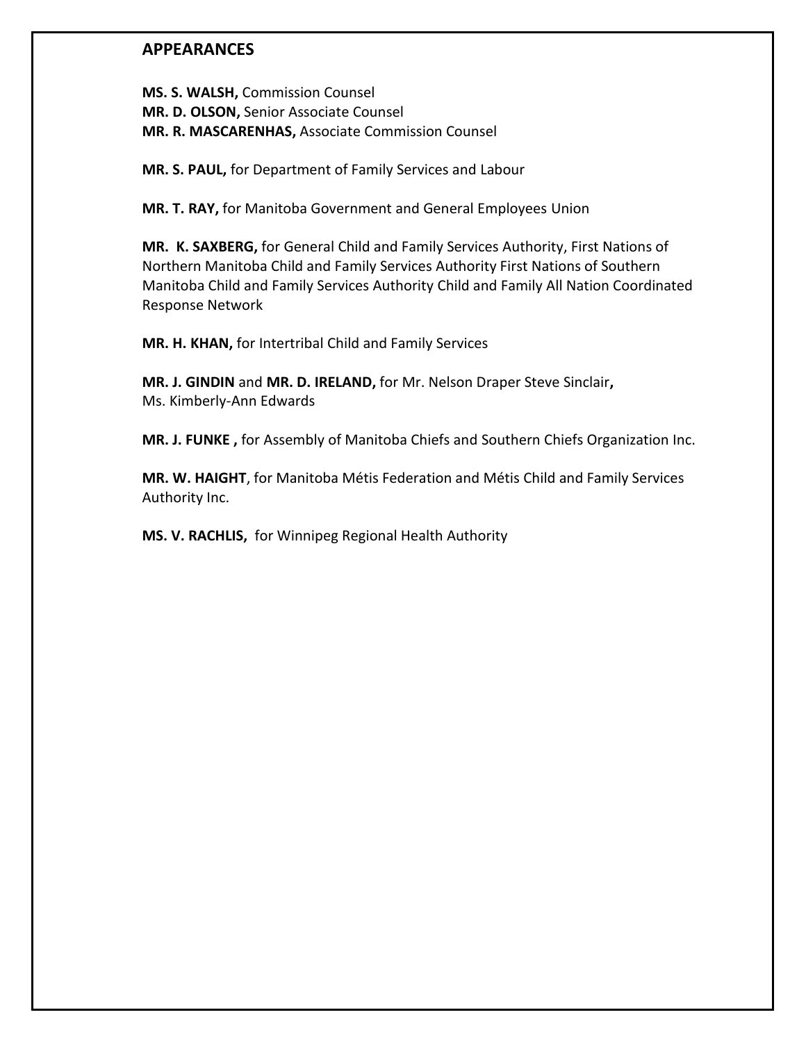## APPEARANCES

**MS. S. WALSH,** Commission Counsel
**MR. D. OLSON,** Senior Associate Counsel
**MR. R. MASCARENHAS,** Associate Commission Counsel

**MR. S. PAUL,** for Department of Family Services and Labour

**MR. T. RAY,** for Manitoba Government and General Employees Union

**MR. K. SAXBERG,** for General Child and Family Services Authority, First Nations of Northern Manitoba Child and Family Services Authority First Nations of Southern Manitoba Child and Family Services Authority Child and Family All Nation Coordinated Response Network

**MR. H. KHAN,** for Intertribal Child and Family Services

**MR. J. GINDIN** and **MR. D. IRELAND,** for Mr. Nelson Draper Steve Sinclair**,** Ms. Kimberly-Ann Edwards

**MR. J. FUNKE ,** for Assembly of Manitoba Chiefs and Southern Chiefs Organization Inc.

**MR. W. HAIGHT**, for Manitoba Métis Federation and Métis Child and Family Services Authority Inc.

**MS. V. RACHLIS,** for Winnipeg Regional Health Authority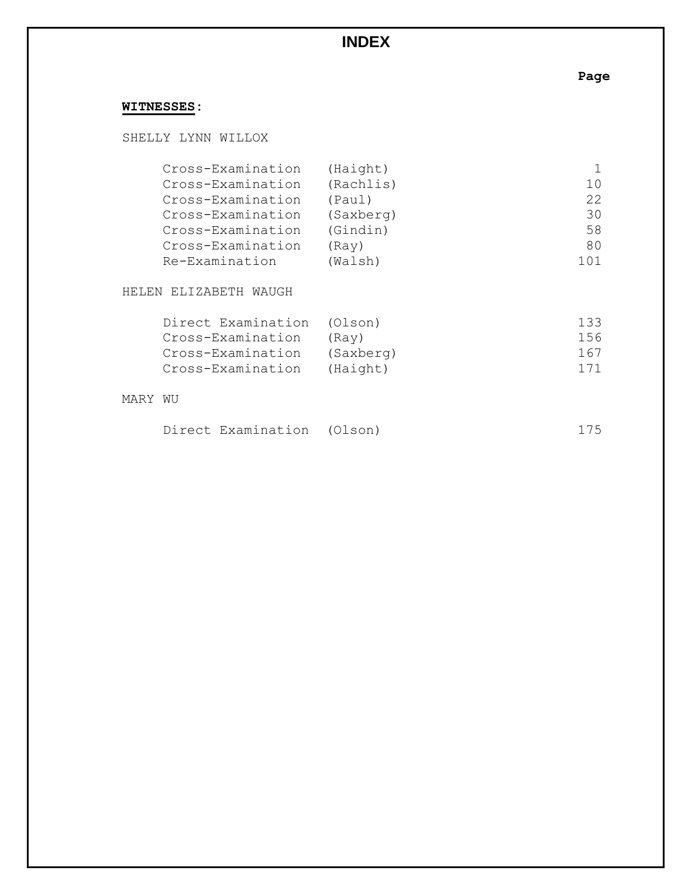# INDEX

**WITNESSES:**

SHELLY LYNN WILLOX

| | | Page |
|---|---|---|
| Cross-Examination | (Haight) | 1 |
| Cross-Examination | (Rachlis) | 10 |
| Cross-Examination | (Paul) | 22 |
| Cross-Examination | (Saxberg) | 30 |
| Cross-Examination | (Gindin) | 58 |
| Cross-Examination | (Ray) | 80 |
| Re-Examination | (Walsh) | 101 |

HELEN ELIZABETH WAUGH

| | | Page |
|---|---|---|
| Direct Examination | (Olson) | 133 |
| Cross-Examination | (Ray) | 156 |
| Cross-Examination | (Saxberg) | 167 |
| Cross-Examination | (Haight) | 171 |

MARY WU

| | | Page |
|---|---|---|
| Direct Examination | (Olson) | 175 |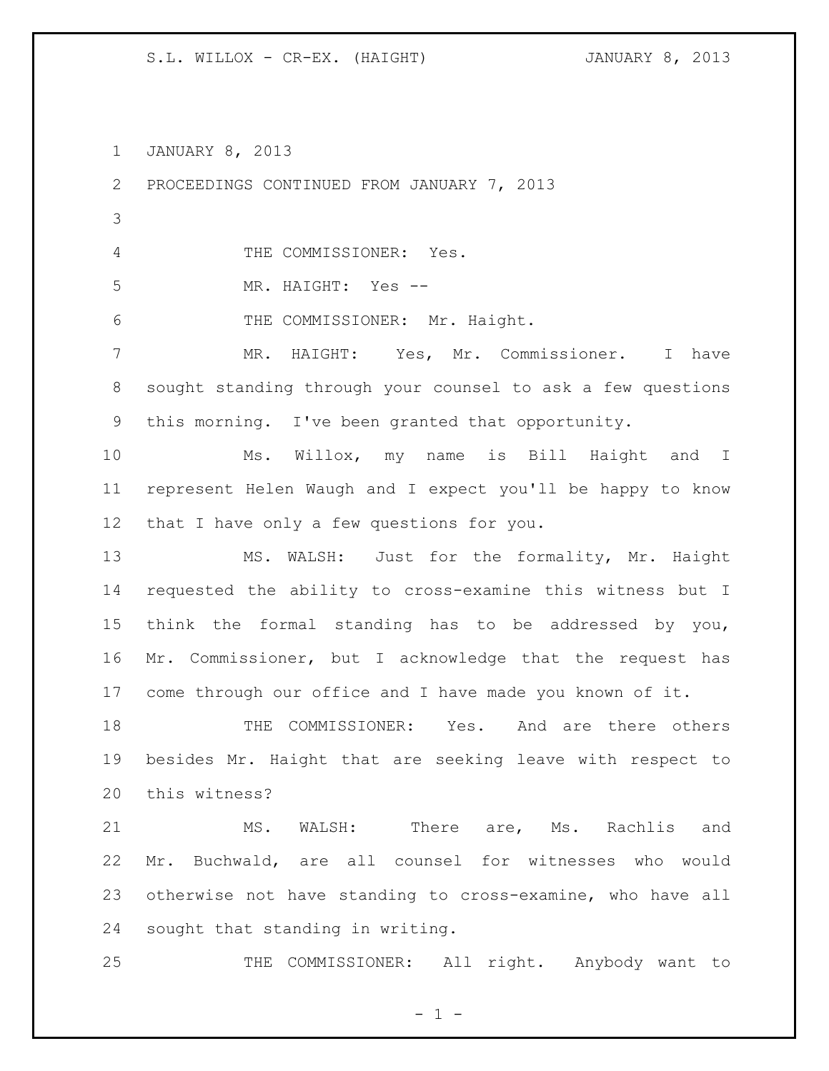JANUARY 8, 2013

PROCEEDINGS CONTINUED FROM JANUARY 7, 2013

THE COMMISSIONER: Yes.

MR. HAIGHT: Yes --

THE COMMISSIONER: Mr. Haight.

MR. HAIGHT: Yes, Mr. Commissioner. I have sought standing through your counsel to ask a few questions this morning. I've been granted that opportunity.

Ms. Willox, my name is Bill Haight and I represent Helen Waugh and I expect you'll be happy to know that I have only a few questions for you.

MS. WALSH: Just for the formality, Mr. Haight requested the ability to cross-examine this witness but I think the formal standing has to be addressed by you, Mr. Commissioner, but I acknowledge that the request has come through our office and I have made you known of it.

THE COMMISSIONER: Yes. And are there others besides Mr. Haight that are seeking leave with respect to this witness?

MS. WALSH: There are, Ms. Rachlis and Mr. Buchwald, are all counsel for witnesses who would otherwise not have standing to cross-examine, who have all sought that standing in writing.

THE COMMISSIONER: All right. Anybody want to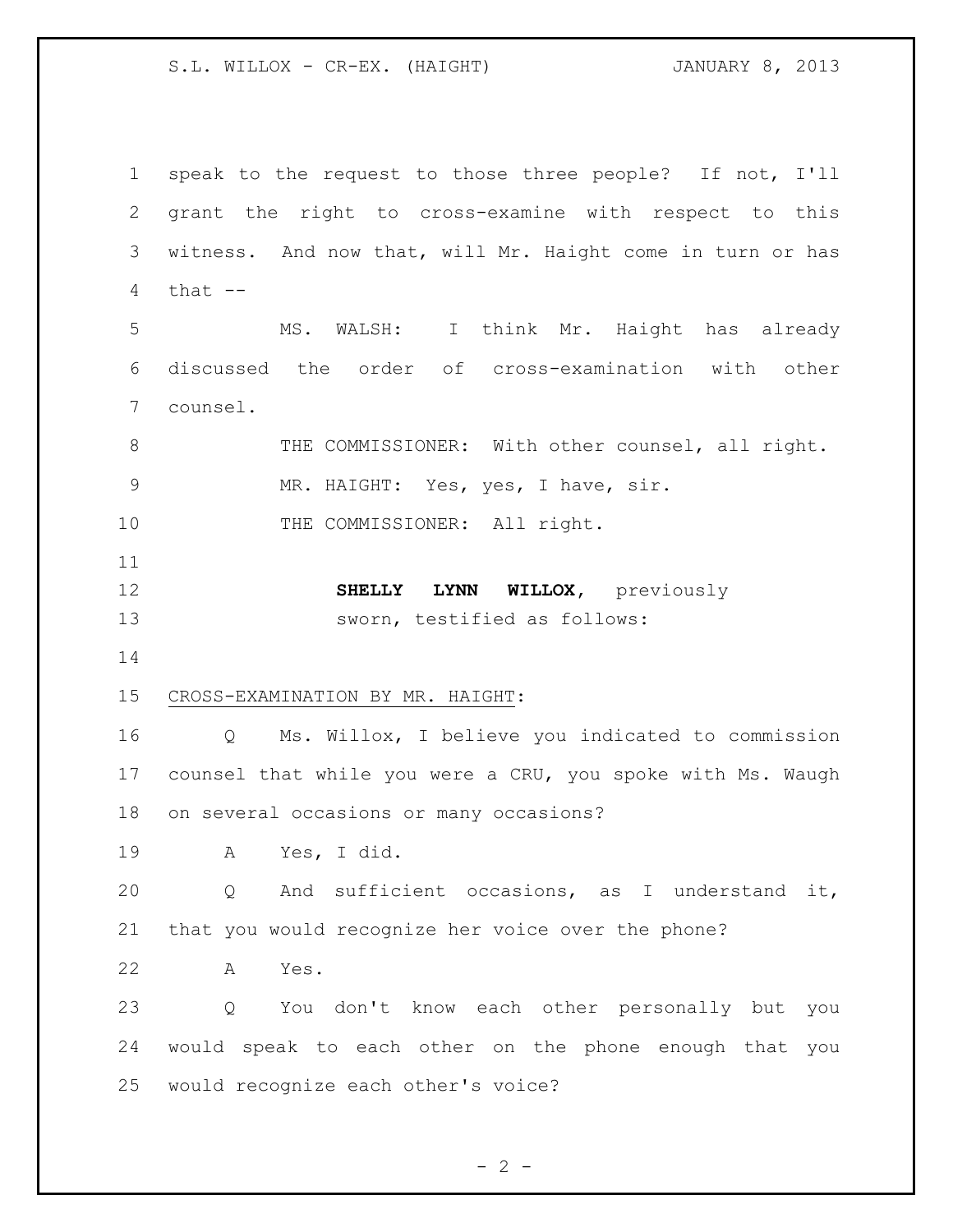speak to the request to those three people? If not, I'll grant the right to cross-examine with respect to this witness. And now that, will Mr. Haight come in turn or has that --

MS. WALSH: I think Mr. Haight has already discussed the order of cross-examination with other counsel.

THE COMMISSIONER: With other counsel, all right.

MR. HAIGHT: Yes, yes, I have, sir.

THE COMMISSIONER: All right.

**SHELLY LYNN WILLOX**, previously sworn, testified as follows:

CROSS-EXAMINATION BY MR. HAIGHT:

Q Ms. Willox, I believe you indicated to commission counsel that while you were a CRU, you spoke with Ms. Waugh on several occasions or many occasions?

A Yes, I did.

Q And sufficient occasions, as I understand it, that you would recognize her voice over the phone?

A Yes.

Q You don't know each other personally but you would speak to each other on the phone enough that you would recognize each other's voice?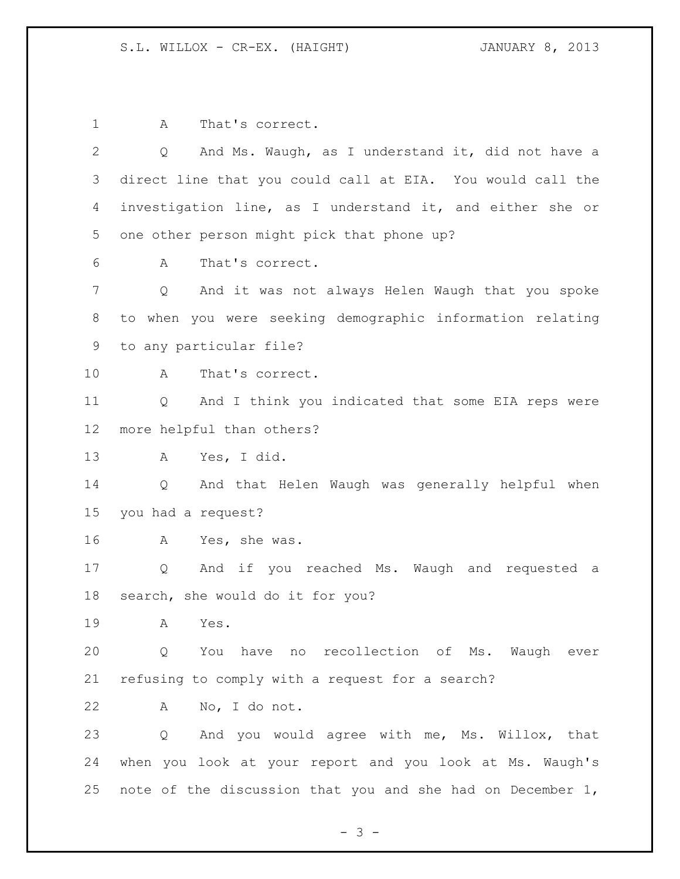A That's correct.

Q And Ms. Waugh, as I understand it, did not have a direct line that you could call at EIA. You would call the investigation line, as I understand it, and either she or one other person might pick that phone up?

A That's correct.

Q And it was not always Helen Waugh that you spoke to when you were seeking demographic information relating to any particular file?

A That's correct.

Q And I think you indicated that some EIA reps were more helpful than others?

A Yes, I did.

Q And that Helen Waugh was generally helpful when you had a request?

A Yes, she was.

Q And if you reached Ms. Waugh and requested a search, she would do it for you?

A Yes.

Q You have no recollection of Ms. Waugh ever refusing to comply with a request for a search?

A No, I do not.

Q And you would agree with me, Ms. Willox, that when you look at your report and you look at Ms. Waugh's note of the discussion that you and she had on December 1,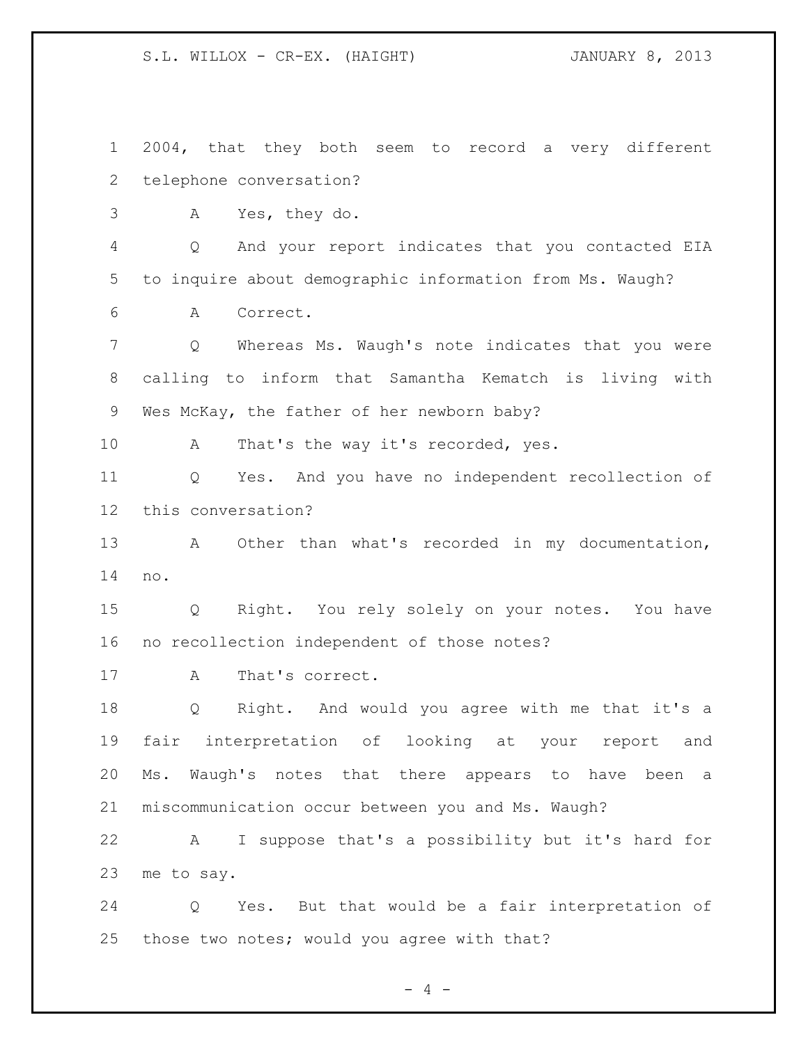2004, that they both seem to record a very different telephone conversation?

A Yes, they do.

Q And your report indicates that you contacted EIA to inquire about demographic information from Ms. Waugh?

A Correct.

Q Whereas Ms. Waugh's note indicates that you were calling to inform that Samantha Kematch is living with Wes McKay, the father of her newborn baby?

A That's the way it's recorded, yes.

Q Yes. And you have no independent recollection of this conversation?

A Other than what's recorded in my documentation, no.

Q Right. You rely solely on your notes. You have no recollection independent of those notes?

A That's correct.

Q Right. And would you agree with me that it's a fair interpretation of looking at your report and Ms. Waugh's notes that there appears to have been a miscommunication occur between you and Ms. Waugh?

A I suppose that's a possibility but it's hard for me to say.

Q Yes. But that would be a fair interpretation of those two notes; would you agree with that?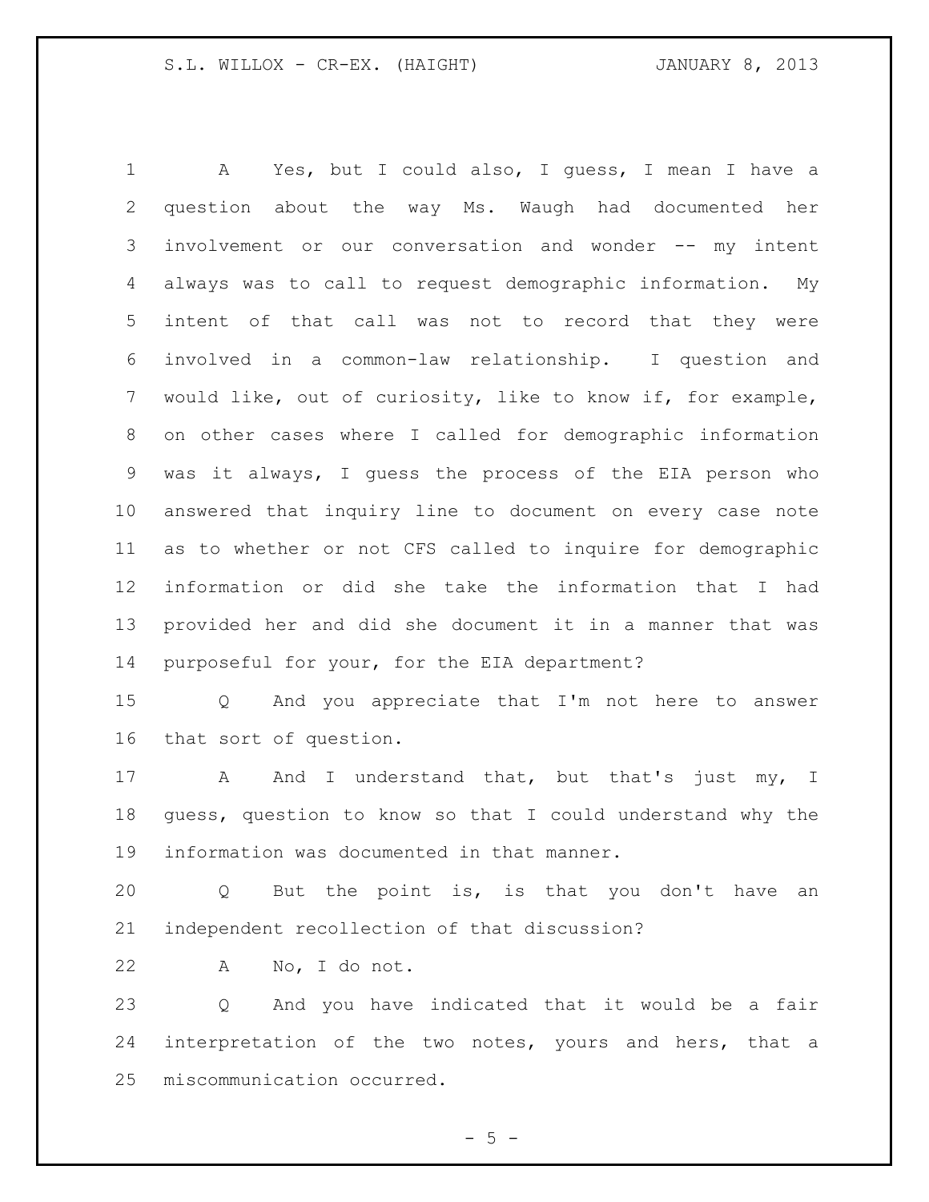A Yes, but I could also, I guess, I mean I have a question about the way Ms. Waugh had documented her involvement or our conversation and wonder -- my intent always was to call to request demographic information. My intent of that call was not to record that they were involved in a common-law relationship. I question and would like, out of curiosity, like to know if, for example, on other cases where I called for demographic information was it always, I guess the process of the EIA person who answered that inquiry line to document on every case note as to whether or not CFS called to inquire for demographic information or did she take the information that I had provided her and did she document it in a manner that was purposeful for your, for the EIA department?

Q And you appreciate that I'm not here to answer that sort of question.

A And I understand that, but that's just my, I guess, question to know so that I could understand why the information was documented in that manner.

Q But the point is, is that you don't have an independent recollection of that discussion?

A No, I do not.

Q And you have indicated that it would be a fair interpretation of the two notes, yours and hers, that a miscommunication occurred.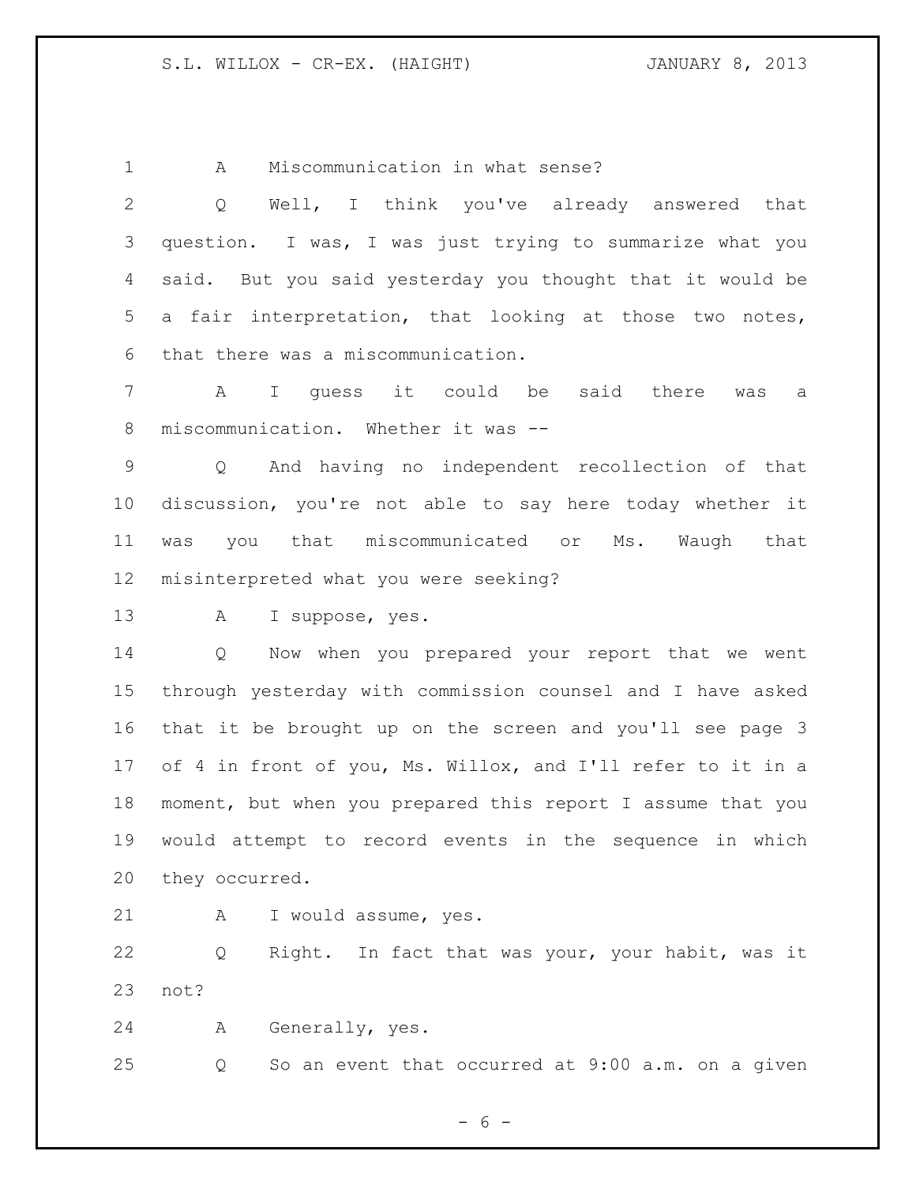A Miscommunication in what sense?

Q Well, I think you've already answered that question. I was, I was just trying to summarize what you said. But you said yesterday you thought that it would be a fair interpretation, that looking at those two notes, that there was a miscommunication.

A I guess it could be said there was a miscommunication. Whether it was --

Q And having no independent recollection of that discussion, you're not able to say here today whether it was you that miscommunicated or Ms. Waugh that misinterpreted what you were seeking?

A I suppose, yes.

Q Now when you prepared your report that we went through yesterday with commission counsel and I have asked that it be brought up on the screen and you'll see page 3 of 4 in front of you, Ms. Willox, and I'll refer to it in a moment, but when you prepared this report I assume that you would attempt to record events in the sequence in which they occurred.

A I would assume, yes.

Q Right. In fact that was your, your habit, was it not?

A Generally, yes.

Q So an event that occurred at 9:00 a.m. on a given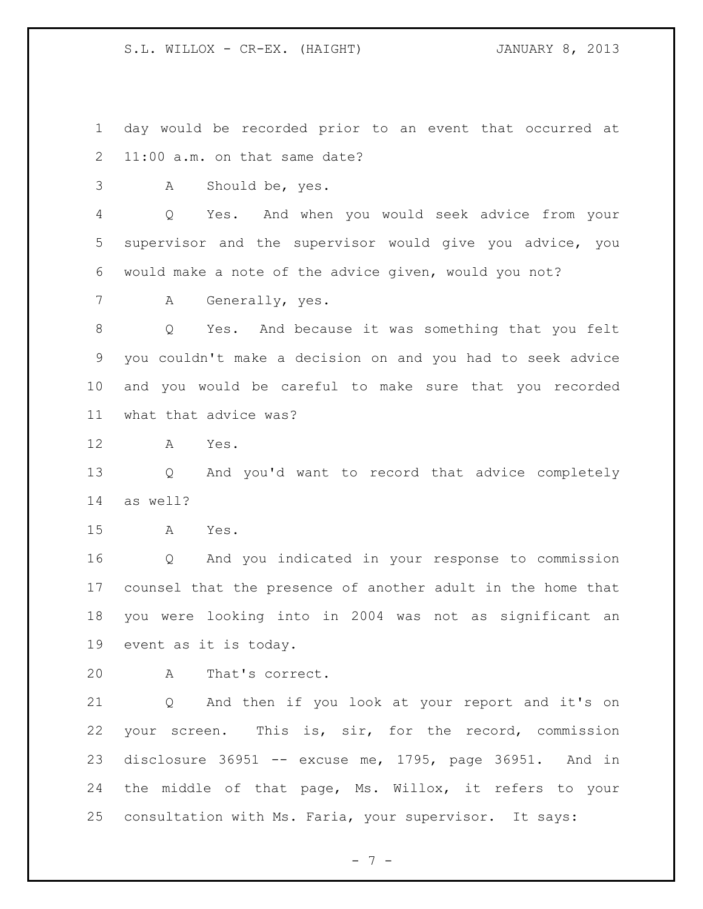day would be recorded prior to an event that occurred at 11:00 a.m. on that same date?

A Should be, yes.

Q Yes. And when you would seek advice from your supervisor and the supervisor would give you advice, you would make a note of the advice given, would you not?

A Generally, yes.

Q Yes. And because it was something that you felt you couldn't make a decision on and you had to seek advice and you would be careful to make sure that you recorded what that advice was?

A Yes.

Q And you'd want to record that advice completely as well?

A Yes.

Q And you indicated in your response to commission counsel that the presence of another adult in the home that you were looking into in 2004 was not as significant an event as it is today.

A That's correct.

Q And then if you look at your report and it's on your screen. This is, sir, for the record, commission disclosure 36951 -- excuse me, 1795, page 36951. And in the middle of that page, Ms. Willox, it refers to your consultation with Ms. Faria, your supervisor. It says: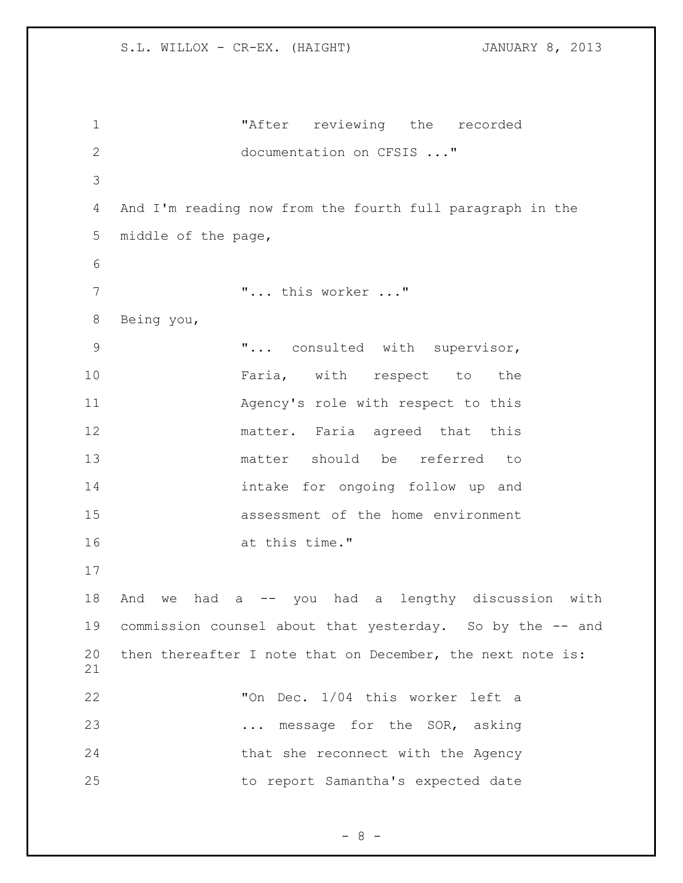"After reviewing the recorded documentation on CFSIS ..."

And I'm reading now from the fourth full paragraph in the middle of the page,

"... this worker ..."

Being you,

"... consulted with supervisor, Faria, with respect to the Agency's role with respect to this matter. Faria agreed that this matter should be referred to intake for ongoing follow up and assessment of the home environment at this time."

And we had a -- you had a lengthy discussion with commission counsel about that yesterday. So by the -- and then thereafter I note that on December, the next note is:

"On Dec. 1/04 this worker left a ... message for the SOR, asking that she reconnect with the Agency to report Samantha's expected date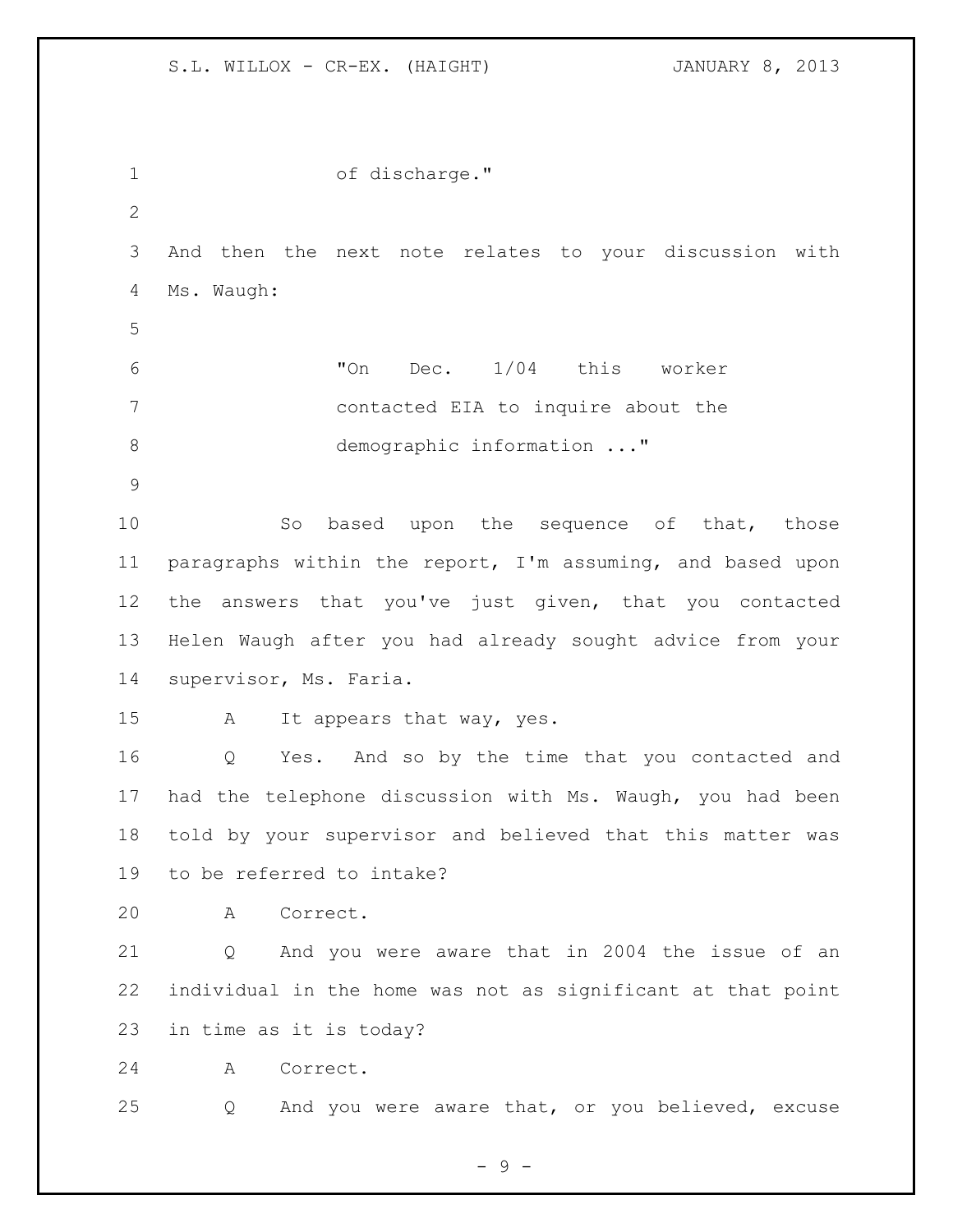of discharge."

And then the next note relates to your discussion with Ms. Waugh:

> "On Dec. 1/04 this worker contacted EIA to inquire about the demographic information ..."

So based upon the sequence of that, those paragraphs within the report, I'm assuming, and based upon the answers that you've just given, that you contacted Helen Waugh after you had already sought advice from your supervisor, Ms. Faria.

A It appears that way, yes.

Q Yes. And so by the time that you contacted and had the telephone discussion with Ms. Waugh, you had been told by your supervisor and believed that this matter was to be referred to intake?

A Correct.

Q And you were aware that in 2004 the issue of an individual in the home was not as significant at that point in time as it is today?

A Correct.

Q And you were aware that, or you believed, excuse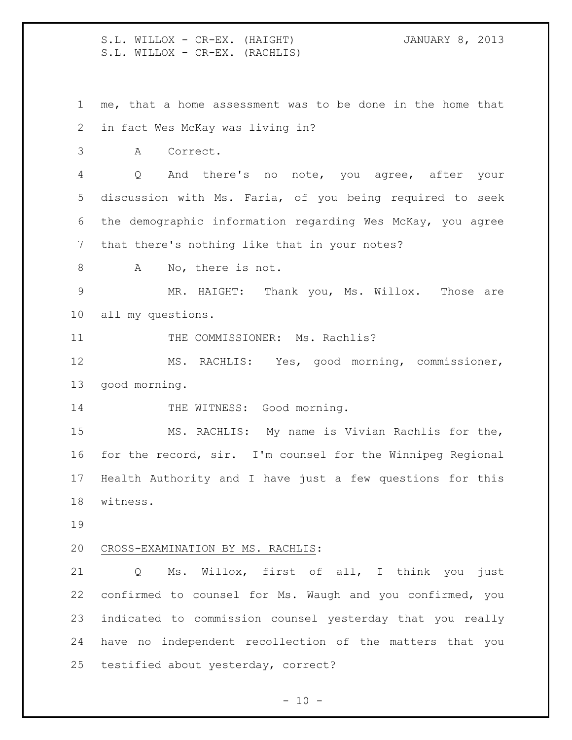me, that a home assessment was to be done in the home that in fact Wes McKay was living in?

A Correct.

Q And there's no note, you agree, after your discussion with Ms. Faria, of you being required to seek the demographic information regarding Wes McKay, you agree that there's nothing like that in your notes?

A No, there is not.

MR. HAIGHT: Thank you, Ms. Willox. Those are all my questions.

THE COMMISSIONER: Ms. Rachlis?

MS. RACHLIS: Yes, good morning, commissioner, good morning.

THE WITNESS: Good morning.

MS. RACHLIS: My name is Vivian Rachlis for the, for the record, sir. I'm counsel for the Winnipeg Regional Health Authority and I have just a few questions for this witness.

CROSS-EXAMINATION BY MS. RACHLIS:

Q Ms. Willox, first of all, I think you just confirmed to counsel for Ms. Waugh and you confirmed, you indicated to commission counsel yesterday that you really have no independent recollection of the matters that you testified about yesterday, correct?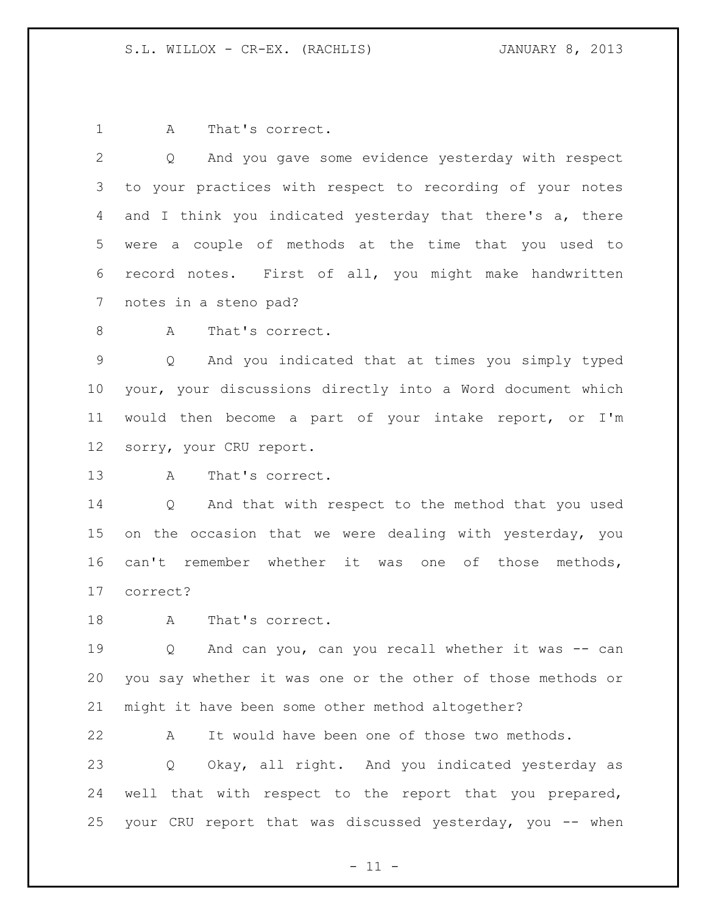A That's correct.

Q And you gave some evidence yesterday with respect to your practices with respect to recording of your notes and I think you indicated yesterday that there's a, there were a couple of methods at the time that you used to record notes. First of all, you might make handwritten notes in a steno pad?

A That's correct.

Q And you indicated that at times you simply typed your, your discussions directly into a Word document which would then become a part of your intake report, or I'm sorry, your CRU report.

A That's correct.

Q And that with respect to the method that you used on the occasion that we were dealing with yesterday, you can't remember whether it was one of those methods, correct?

A That's correct.

Q And can you, can you recall whether it was -- can you say whether it was one or the other of those methods or might it have been some other method altogether?

A It would have been one of those two methods.

Q Okay, all right. And you indicated yesterday as well that with respect to the report that you prepared, your CRU report that was discussed yesterday, you -- when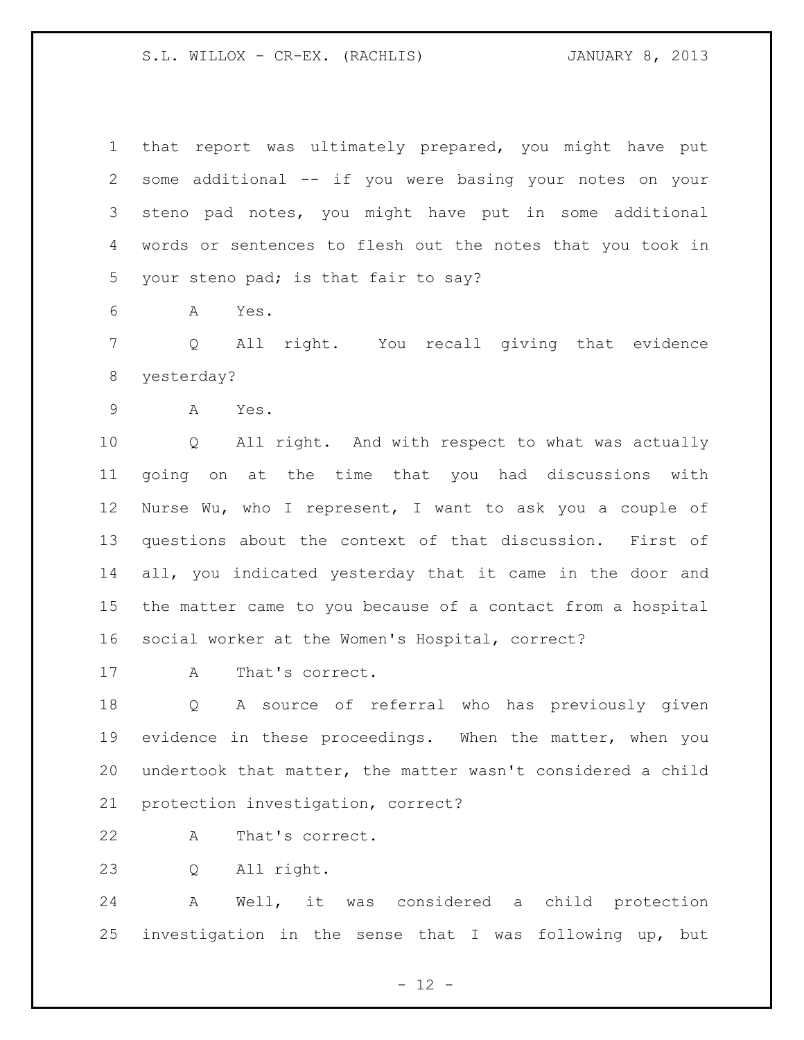that report was ultimately prepared, you might have put some additional -- if you were basing your notes on your steno pad notes, you might have put in some additional words or sentences to flesh out the notes that you took in your steno pad; is that fair to say?

A Yes.

Q All right. You recall giving that evidence yesterday?

A Yes.

Q All right. And with respect to what was actually going on at the time that you had discussions with Nurse Wu, who I represent, I want to ask you a couple of questions about the context of that discussion. First of all, you indicated yesterday that it came in the door and the matter came to you because of a contact from a hospital social worker at the Women's Hospital, correct?

A That's correct.

Q A source of referral who has previously given evidence in these proceedings. When the matter, when you undertook that matter, the matter wasn't considered a child protection investigation, correct?

A That's correct.

Q All right.

A Well, it was considered a child protection investigation in the sense that I was following up, but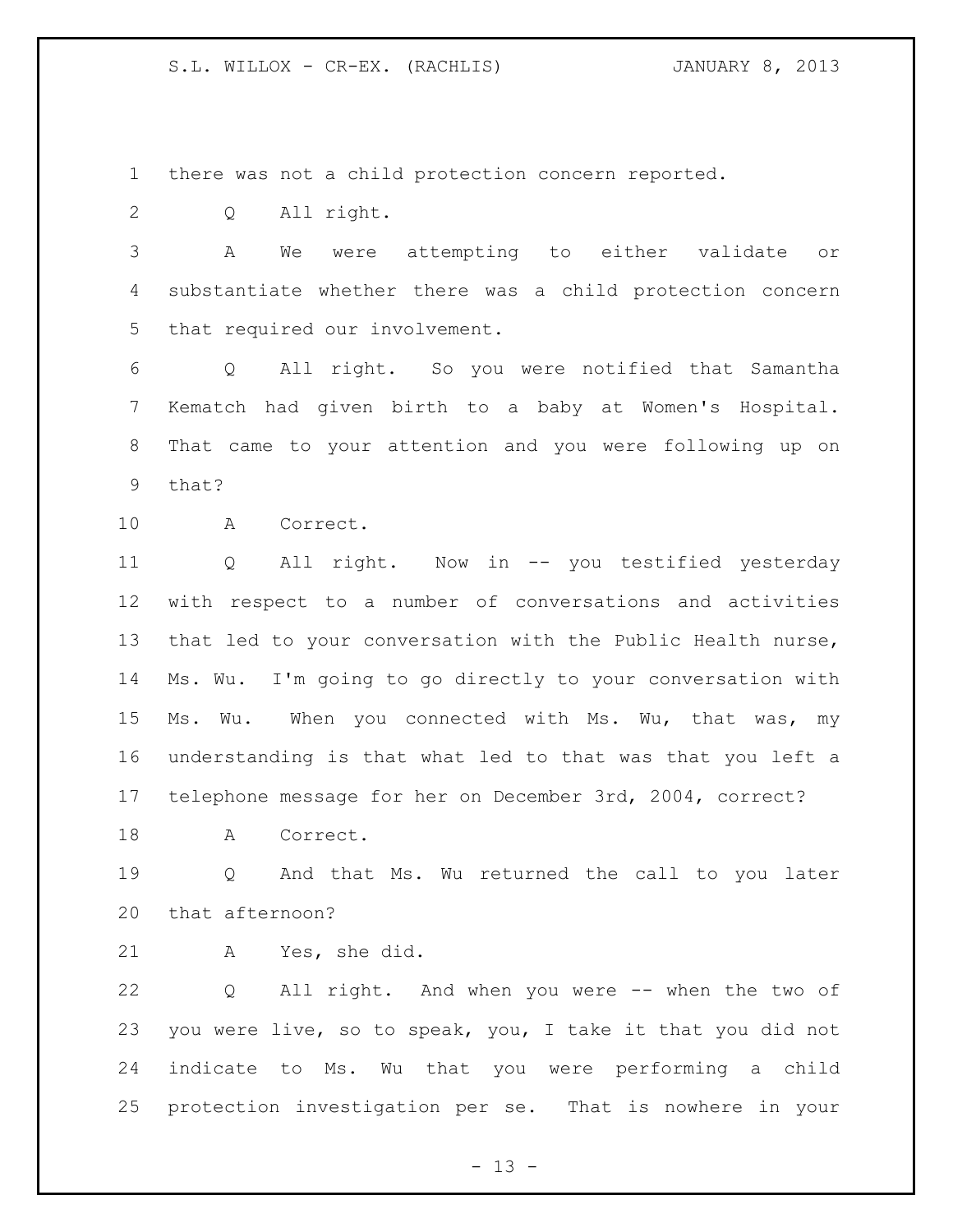there was not a child protection concern reported.

Q All right.

A We were attempting to either validate or substantiate whether there was a child protection concern that required our involvement.

Q All right. So you were notified that Samantha Kematch had given birth to a baby at Women's Hospital. That came to your attention and you were following up on that?

A Correct.

Q All right. Now in -- you testified yesterday with respect to a number of conversations and activities that led to your conversation with the Public Health nurse, Ms. Wu. I'm going to go directly to your conversation with Ms. Wu. When you connected with Ms. Wu, that was, my understanding is that what led to that was that you left a telephone message for her on December 3rd, 2004, correct?

A Correct.

Q And that Ms. Wu returned the call to you later that afternoon?

A Yes, she did.

Q All right. And when you were -- when the two of you were live, so to speak, you, I take it that you did not indicate to Ms. Wu that you were performing a child protection investigation per se. That is nowhere in your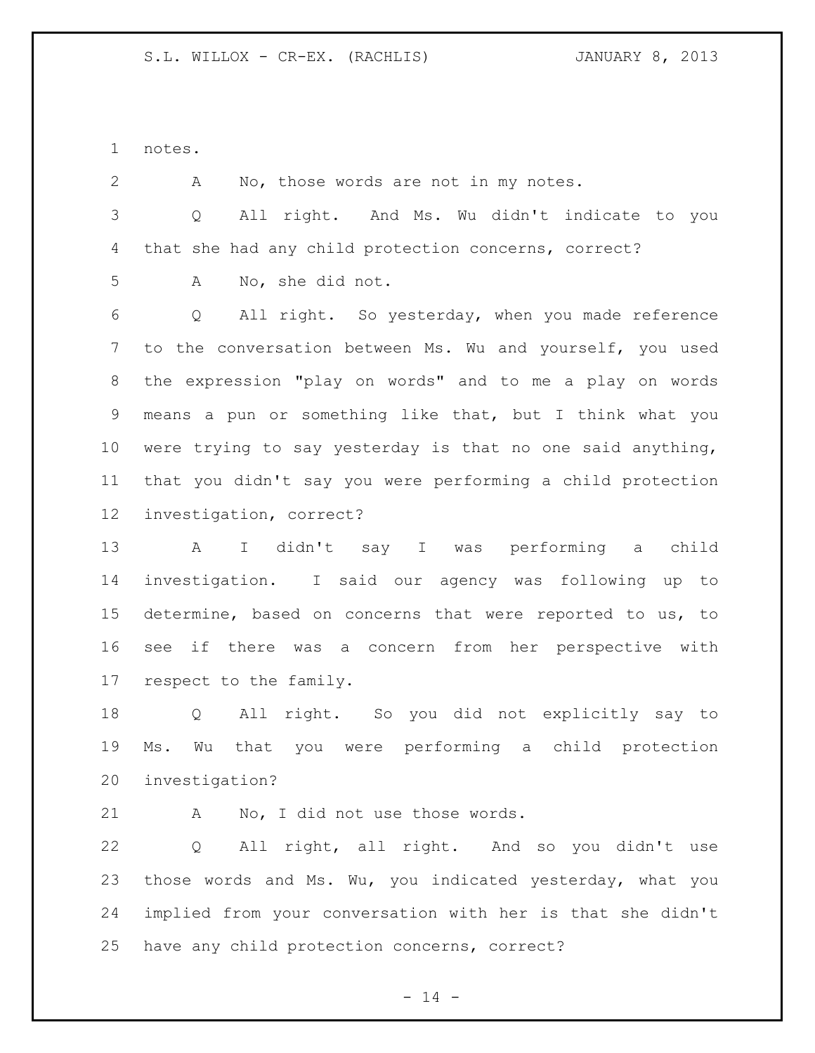notes.

A No, those words are not in my notes.

Q All right. And Ms. Wu didn't indicate to you that she had any child protection concerns, correct?

A No, she did not.

Q All right. So yesterday, when you made reference to the conversation between Ms. Wu and yourself, you used the expression "play on words" and to me a play on words means a pun or something like that, but I think what you were trying to say yesterday is that no one said anything, that you didn't say you were performing a child protection investigation, correct?

A I didn't say I was performing a child investigation. I said our agency was following up to determine, based on concerns that were reported to us, to see if there was a concern from her perspective with respect to the family.

Q All right. So you did not explicitly say to Ms. Wu that you were performing a child protection investigation?

A No, I did not use those words.

Q All right, all right. And so you didn't use those words and Ms. Wu, you indicated yesterday, what you implied from your conversation with her is that she didn't have any child protection concerns, correct?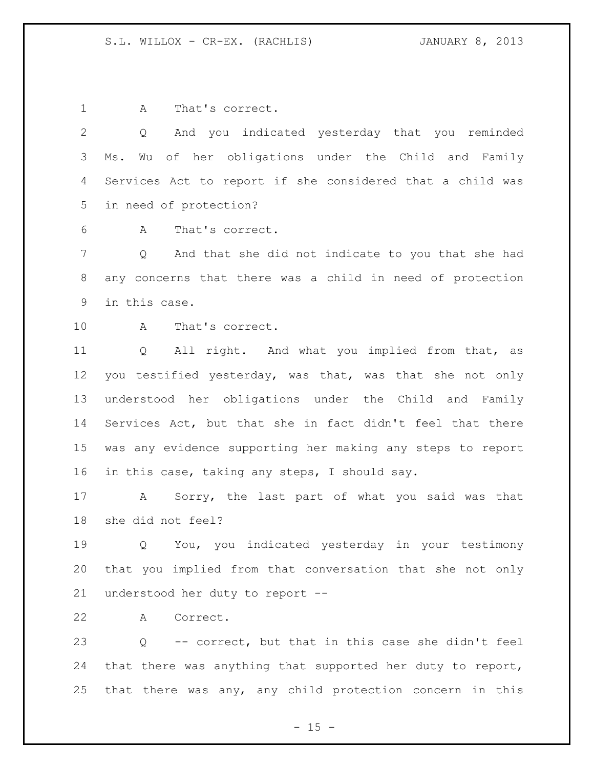A That's correct.

Q And you indicated yesterday that you reminded Ms. Wu of her obligations under the Child and Family Services Act to report if she considered that a child was in need of protection?

A That's correct.

Q And that she did not indicate to you that she had any concerns that there was a child in need of protection in this case.

A That's correct.

Q All right. And what you implied from that, as you testified yesterday, was that, was that she not only understood her obligations under the Child and Family Services Act, but that she in fact didn't feel that there was any evidence supporting her making any steps to report in this case, taking any steps, I should say.

A Sorry, the last part of what you said was that she did not feel?

Q You, you indicated yesterday in your testimony that you implied from that conversation that she not only understood her duty to report --

A Correct.

Q -- correct, but that in this case she didn't feel that there was anything that supported her duty to report, that there was any, any child protection concern in this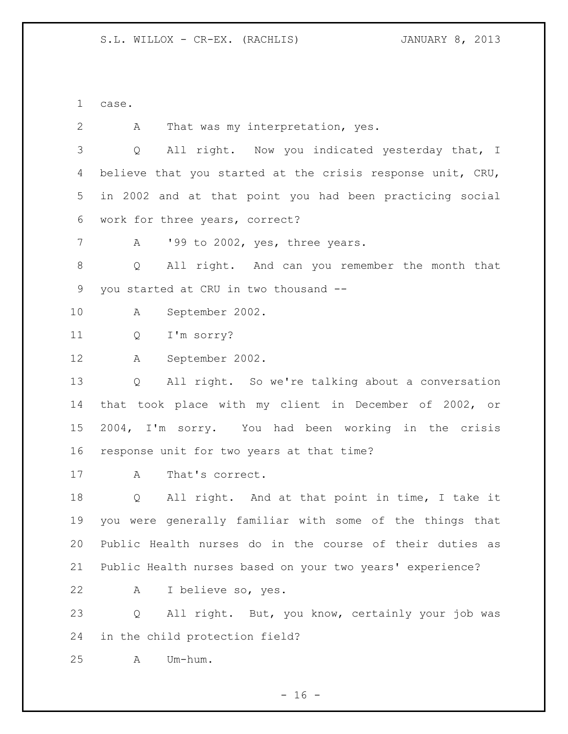case.

A That was my interpretation, yes.

Q All right. Now you indicated yesterday that, I believe that you started at the crisis response unit, CRU, in 2002 and at that point you had been practicing social work for three years, correct?

A '99 to 2002, yes, three years.

Q All right. And can you remember the month that you started at CRU in two thousand --

A September 2002.

Q I'm sorry?

A September 2002.

Q All right. So we're talking about a conversation that took place with my client in December of 2002, or 2004, I'm sorry. You had been working in the crisis response unit for two years at that time?

A That's correct.

Q All right. And at that point in time, I take it you were generally familiar with some of the things that Public Health nurses do in the course of their duties as Public Health nurses based on your two years' experience?

A I believe so, yes.

Q All right. But, you know, certainly your job was in the child protection field?

A Um-hum.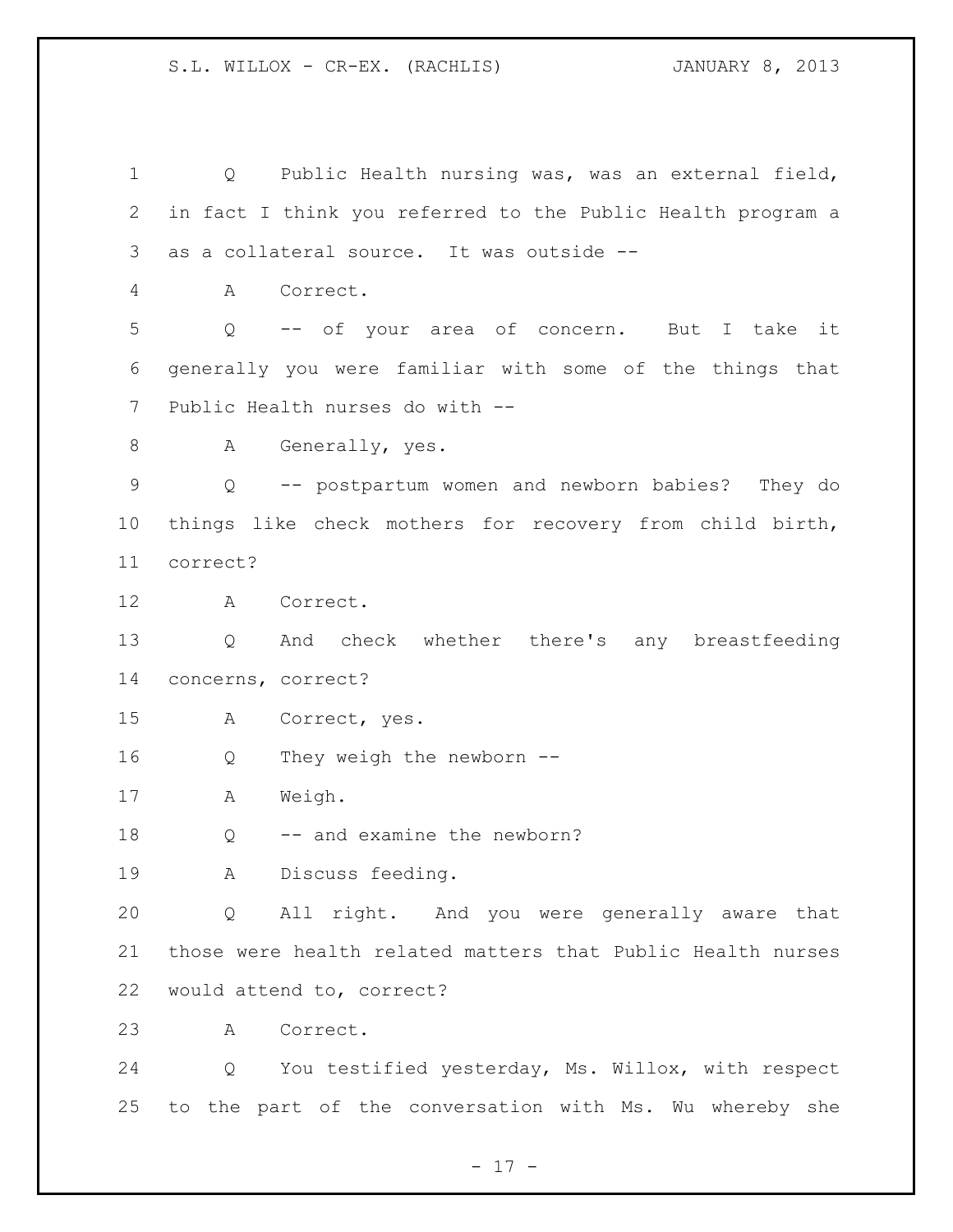Q Public Health nursing was, was an external field, in fact I think you referred to the Public Health program a as a collateral source. It was outside --

A Correct.

Q -- of your area of concern. But I take it generally you were familiar with some of the things that Public Health nurses do with --

A Generally, yes.

Q -- postpartum women and newborn babies? They do things like check mothers for recovery from child birth, correct?

A Correct.

Q And check whether there's any breastfeeding concerns, correct?

A Correct, yes.

Q They weigh the newborn --

A Weigh.

Q -- and examine the newborn?

A Discuss feeding.

Q All right. And you were generally aware that those were health related matters that Public Health nurses would attend to, correct?

A Correct.

Q You testified yesterday, Ms. Willox, with respect to the part of the conversation with Ms. Wu whereby she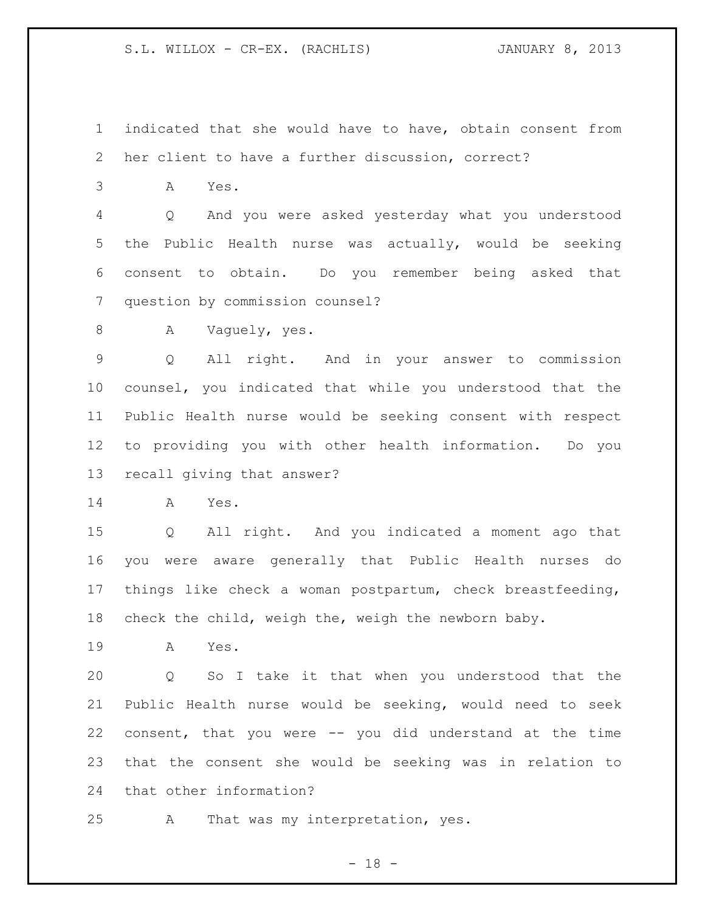indicated that she would have to have, obtain consent from her client to have a further discussion, correct?

A Yes.

Q And you were asked yesterday what you understood the Public Health nurse was actually, would be seeking consent to obtain. Do you remember being asked that question by commission counsel?

A Vaguely, yes.

Q All right. And in your answer to commission counsel, you indicated that while you understood that the Public Health nurse would be seeking consent with respect to providing you with other health information. Do you recall giving that answer?

A Yes.

Q All right. And you indicated a moment ago that you were aware generally that Public Health nurses do things like check a woman postpartum, check breastfeeding, check the child, weigh the, weigh the newborn baby.

A Yes.

Q So I take it that when you understood that the Public Health nurse would be seeking, would need to seek consent, that you were -- you did understand at the time that the consent she would be seeking was in relation to that other information?

A That was my interpretation, yes.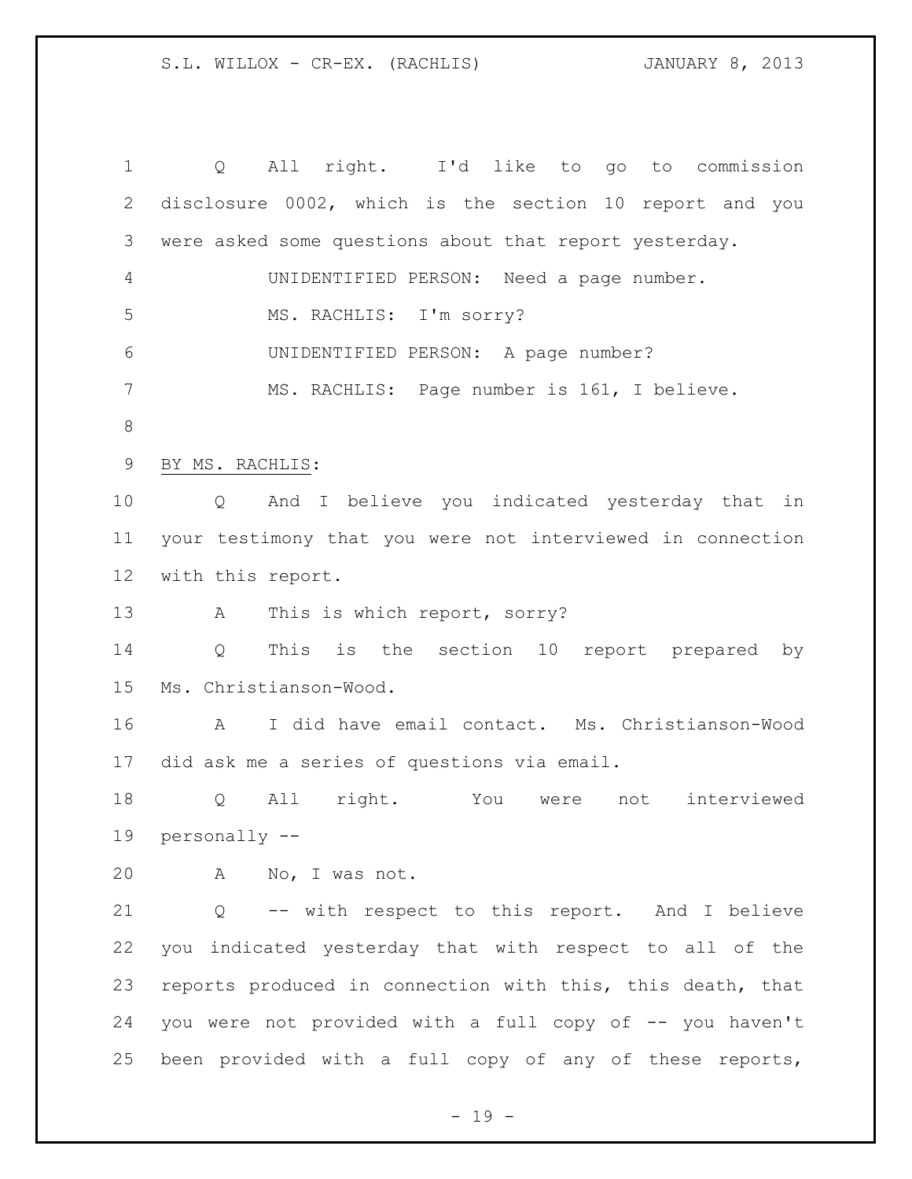Q All right. I'd like to go to commission disclosure 0002, which is the section 10 report and you were asked some questions about that report yesterday.

UNIDENTIFIED PERSON: Need a page number.

MS. RACHLIS: I'm sorry?

UNIDENTIFIED PERSON: A page number?

MS. RACHLIS: Page number is 161, I believe.

BY MS. RACHLIS:

Q And I believe you indicated yesterday that in your testimony that you were not interviewed in connection with this report.

A This is which report, sorry?

Q This is the section 10 report prepared by Ms. Christianson-Wood.

A I did have email contact. Ms. Christianson-Wood did ask me a series of questions via email.

Q All right. You were not interviewed personally --

A No, I was not.

Q -- with respect to this report. And I believe you indicated yesterday that with respect to all of the reports produced in connection with this, this death, that you were not provided with a full copy of -- you haven't been provided with a full copy of any of these reports,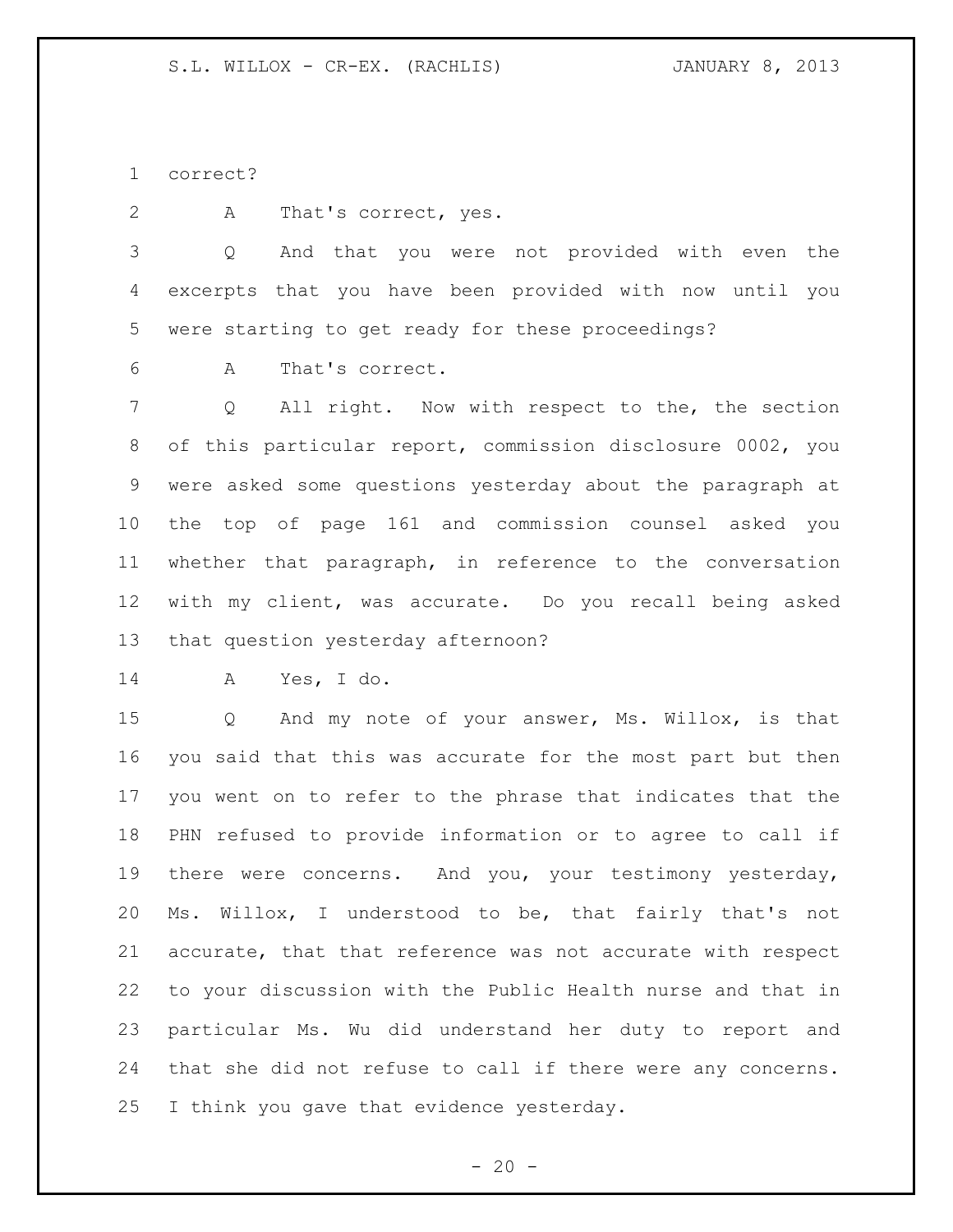correct?

A That's correct, yes.

Q And that you were not provided with even the excerpts that you have been provided with now until you were starting to get ready for these proceedings?

A That's correct.

Q All right. Now with respect to the, the section of this particular report, commission disclosure 0002, you were asked some questions yesterday about the paragraph at the top of page 161 and commission counsel asked you whether that paragraph, in reference to the conversation with my client, was accurate. Do you recall being asked that question yesterday afternoon?

A Yes, I do.

Q And my note of your answer, Ms. Willox, is that you said that this was accurate for the most part but then you went on to refer to the phrase that indicates that the PHN refused to provide information or to agree to call if there were concerns. And you, your testimony yesterday, Ms. Willox, I understood to be, that fairly that's not accurate, that that reference was not accurate with respect to your discussion with the Public Health nurse and that in particular Ms. Wu did understand her duty to report and that she did not refuse to call if there were any concerns. I think you gave that evidence yesterday.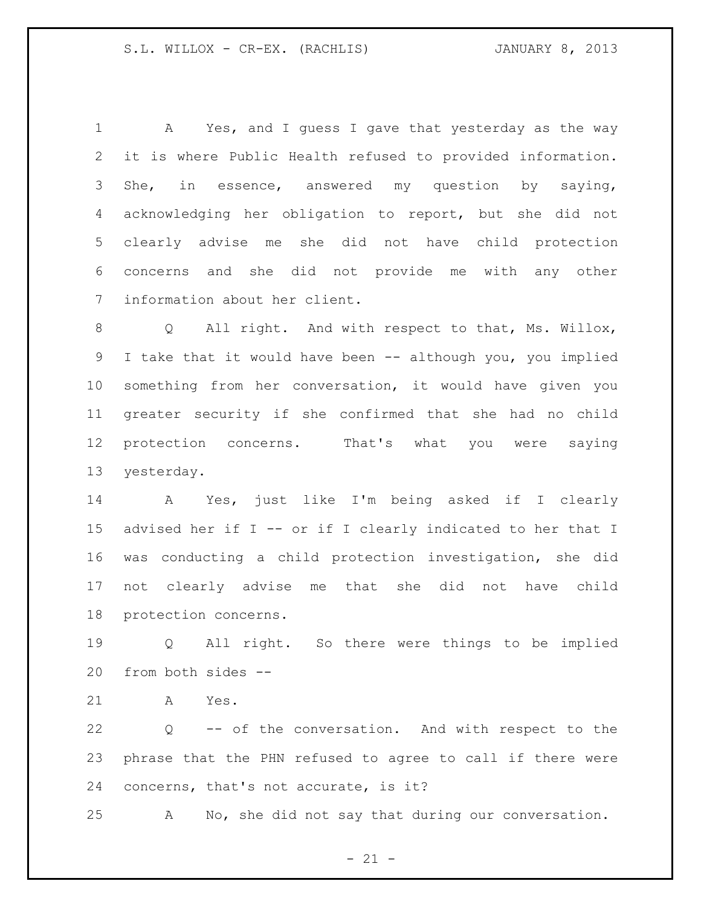A Yes, and I guess I gave that yesterday as the way it is where Public Health refused to provided information. She, in essence, answered my question by saying, acknowledging her obligation to report, but she did not clearly advise me she did not have child protection concerns and she did not provide me with any other information about her client.

Q All right. And with respect to that, Ms. Willox, I take that it would have been -- although you, you implied something from her conversation, it would have given you greater security if she confirmed that she had no child protection concerns. That's what you were saying yesterday.

A Yes, just like I'm being asked if I clearly advised her if I -- or if I clearly indicated to her that I was conducting a child protection investigation, she did not clearly advise me that she did not have child protection concerns.

Q All right. So there were things to be implied from both sides --

A Yes.

Q -- of the conversation. And with respect to the phrase that the PHN refused to agree to call if there were concerns, that's not accurate, is it?

A No, she did not say that during our conversation.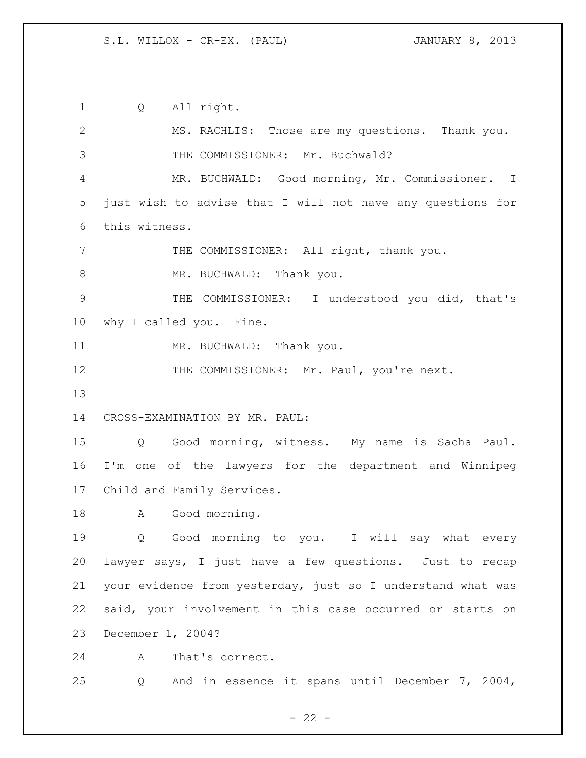Q All right.

MS. RACHLIS: Those are my questions. Thank you.

THE COMMISSIONER: Mr. Buchwald?

MR. BUCHWALD: Good morning, Mr. Commissioner. I just wish to advise that I will not have any questions for this witness.

THE COMMISSIONER: All right, thank you.

MR. BUCHWALD: Thank you.

THE COMMISSIONER: I understood you did, that's why I called you. Fine.

MR. BUCHWALD: Thank you.

THE COMMISSIONER: Mr. Paul, you're next.

CROSS-EXAMINATION BY MR. PAUL:

Q Good morning, witness. My name is Sacha Paul. I'm one of the lawyers for the department and Winnipeg Child and Family Services.

A Good morning.

Q Good morning to you. I will say what every lawyer says, I just have a few questions. Just to recap your evidence from yesterday, just so I understand what was said, your involvement in this case occurred or starts on December 1, 2004?

A That's correct.

Q And in essence it spans until December 7, 2004,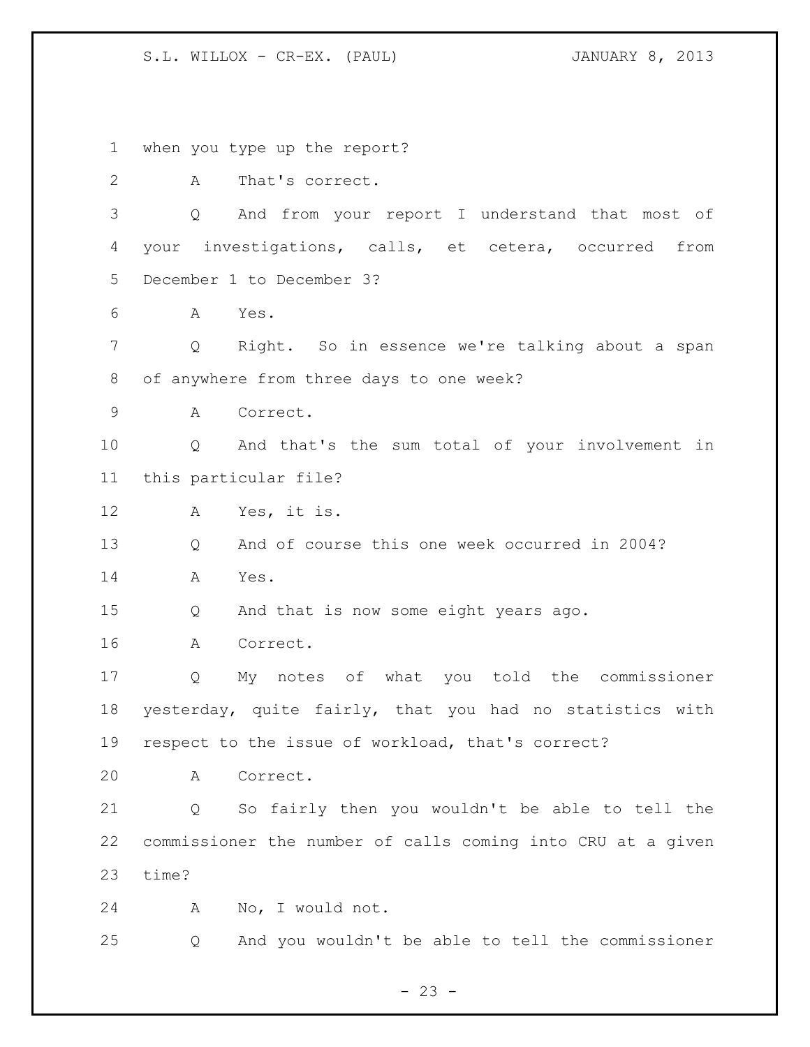when you type up the report?

A That's correct.

Q And from your report I understand that most of your investigations, calls, et cetera, occurred from December 1 to December 3?

A Yes.

Q Right. So in essence we're talking about a span of anywhere from three days to one week?

A Correct.

Q And that's the sum total of your involvement in this particular file?

A Yes, it is.

Q And of course this one week occurred in 2004?

A Yes.

Q And that is now some eight years ago.

A Correct.

Q My notes of what you told the commissioner yesterday, quite fairly, that you had no statistics with respect to the issue of workload, that's correct?

A Correct.

Q So fairly then you wouldn't be able to tell the commissioner the number of calls coming into CRU at a given time?

A No, I would not.

Q And you wouldn't be able to tell the commissioner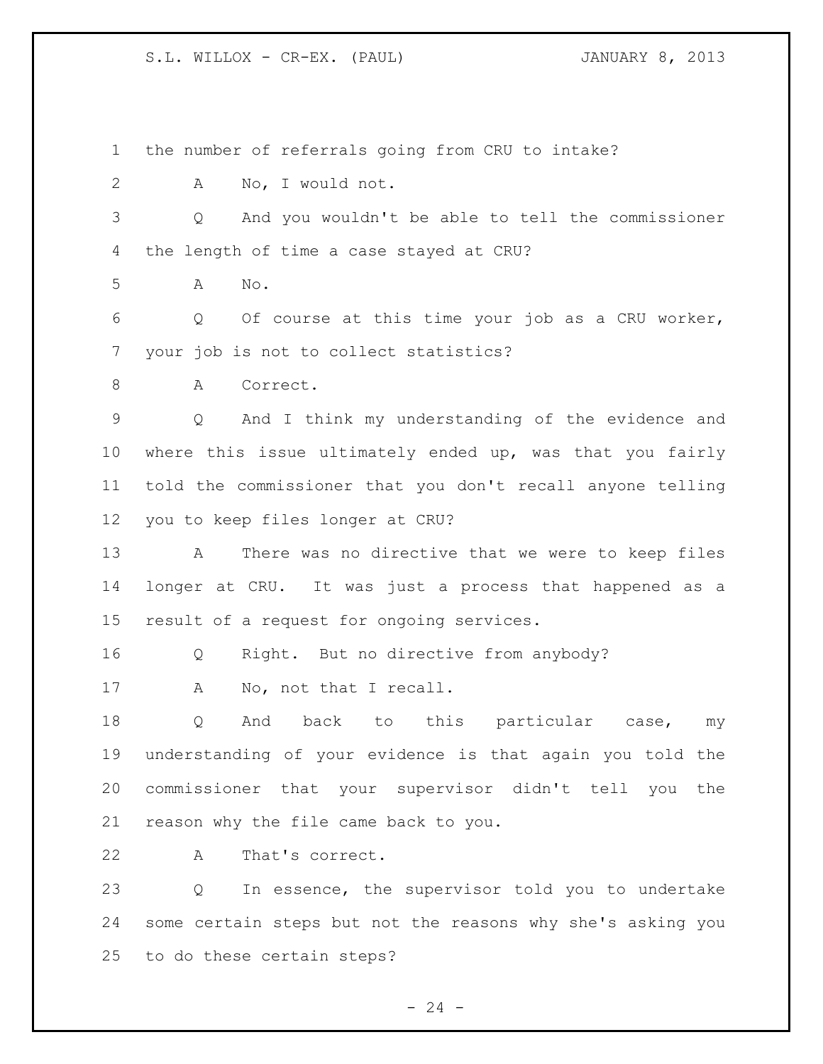the number of referrals going from CRU to intake?

A No, I would not.

Q And you wouldn't be able to tell the commissioner the length of time a case stayed at CRU?

A No.

Q Of course at this time your job as a CRU worker, your job is not to collect statistics?

A Correct.

Q And I think my understanding of the evidence and where this issue ultimately ended up, was that you fairly told the commissioner that you don't recall anyone telling you to keep files longer at CRU?

A There was no directive that we were to keep files longer at CRU. It was just a process that happened as a result of a request for ongoing services.

Q Right. But no directive from anybody?

A No, not that I recall.

Q And back to this particular case, my understanding of your evidence is that again you told the commissioner that your supervisor didn't tell you the reason why the file came back to you.

A That's correct.

Q In essence, the supervisor told you to undertake some certain steps but not the reasons why she's asking you to do these certain steps?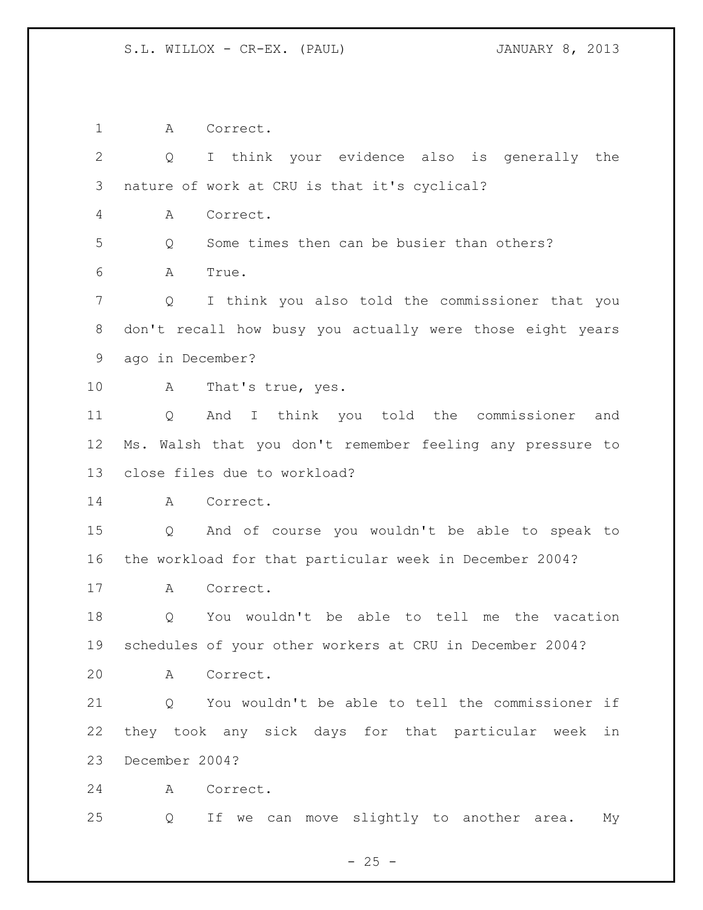A Correct.

Q I think your evidence also is generally the nature of work at CRU is that it's cyclical?

A Correct.

Q Some times then can be busier than others?

A True.

Q I think you also told the commissioner that you don't recall how busy you actually were those eight years ago in December?

A That's true, yes.

Q And I think you told the commissioner and Ms. Walsh that you don't remember feeling any pressure to close files due to workload?

A Correct.

Q And of course you wouldn't be able to speak to the workload for that particular week in December 2004?

A Correct.

Q You wouldn't be able to tell me the vacation schedules of your other workers at CRU in December 2004?

A Correct.

Q You wouldn't be able to tell the commissioner if they took any sick days for that particular week in December 2004?

A Correct.

Q If we can move slightly to another area. My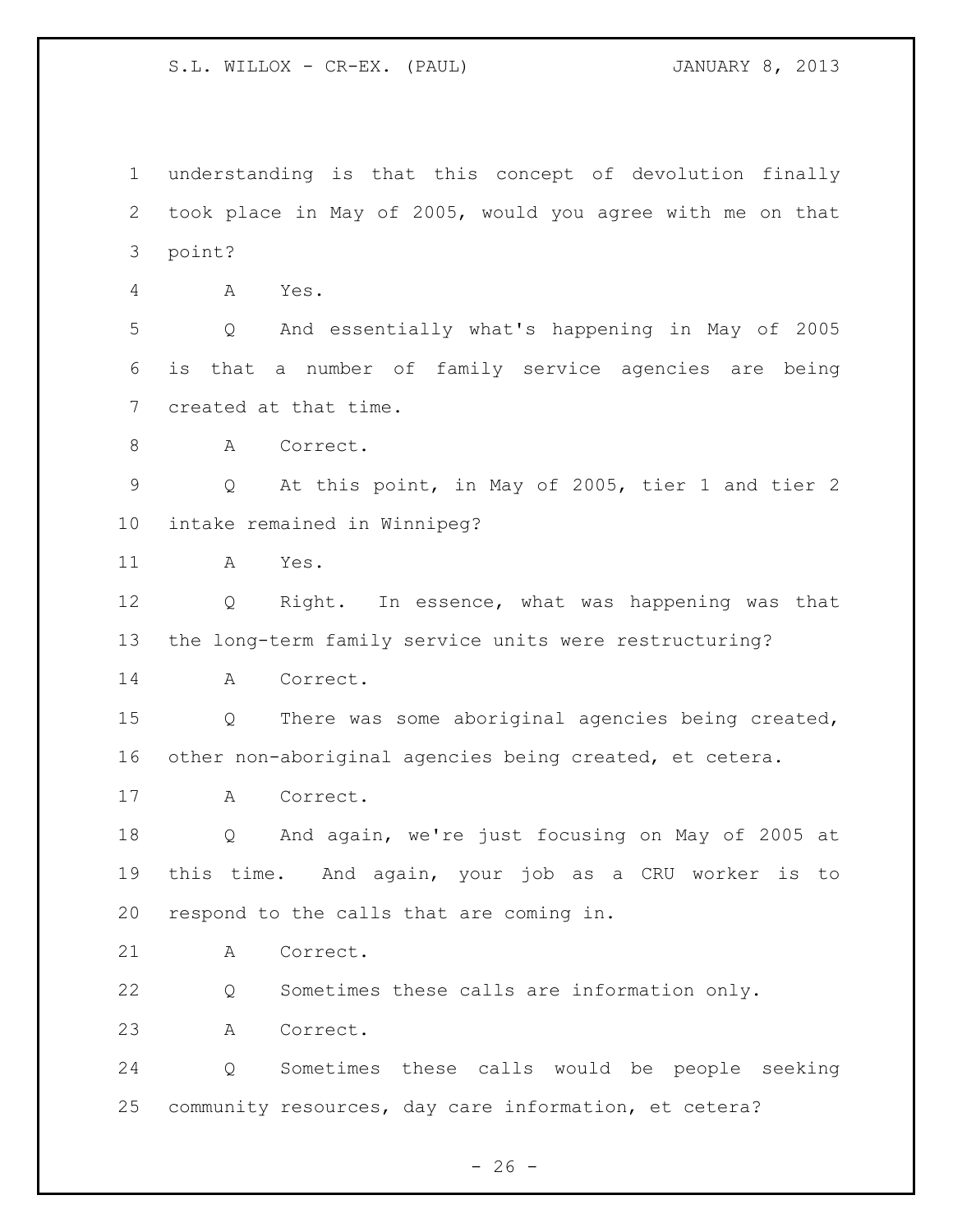understanding is that this concept of devolution finally took place in May of 2005, would you agree with me on that point?

A Yes.

Q And essentially what's happening in May of 2005 is that a number of family service agencies are being created at that time.

A Correct.

Q At this point, in May of 2005, tier 1 and tier 2 intake remained in Winnipeg?

A Yes.

Q Right. In essence, what was happening was that the long-term family service units were restructuring?

A Correct.

Q There was some aboriginal agencies being created, other non-aboriginal agencies being created, et cetera.

A Correct.

Q And again, we're just focusing on May of 2005 at this time. And again, your job as a CRU worker is to respond to the calls that are coming in.

A Correct.

Q Sometimes these calls are information only.

A Correct.

Q Sometimes these calls would be people seeking community resources, day care information, et cetera?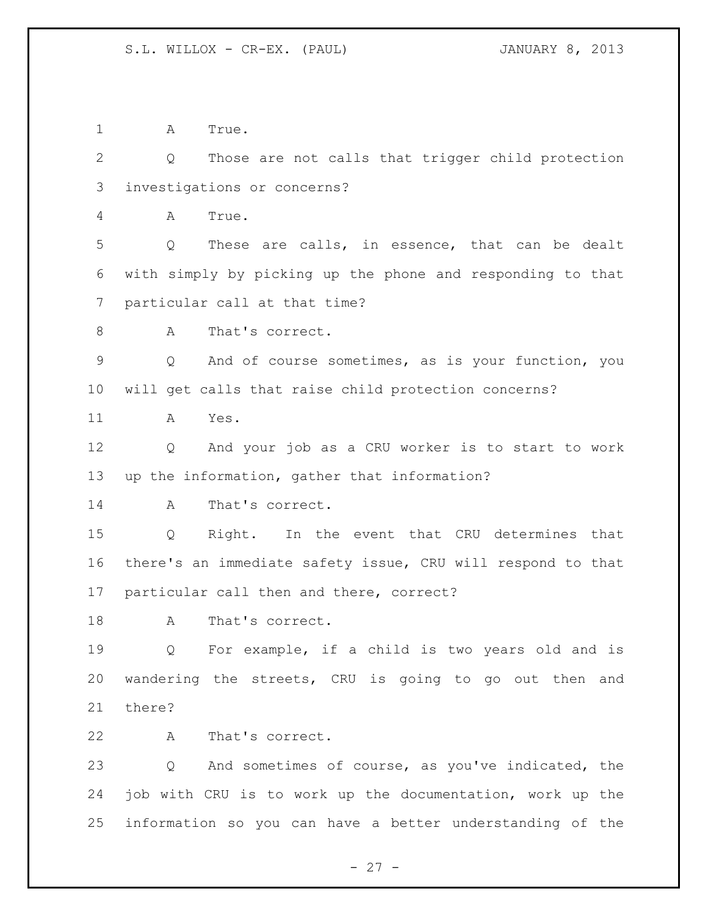A True.

Q Those are not calls that trigger child protection investigations or concerns?

A True.

Q These are calls, in essence, that can be dealt with simply by picking up the phone and responding to that particular call at that time?

A That's correct.

Q And of course sometimes, as is your function, you will get calls that raise child protection concerns?

A Yes.

Q And your job as a CRU worker is to start to work up the information, gather that information?

A That's correct.

Q Right. In the event that CRU determines that there's an immediate safety issue, CRU will respond to that particular call then and there, correct?

A That's correct.

Q For example, if a child is two years old and is wandering the streets, CRU is going to go out then and there?

A That's correct.

Q And sometimes of course, as you've indicated, the job with CRU is to work up the documentation, work up the information so you can have a better understanding of the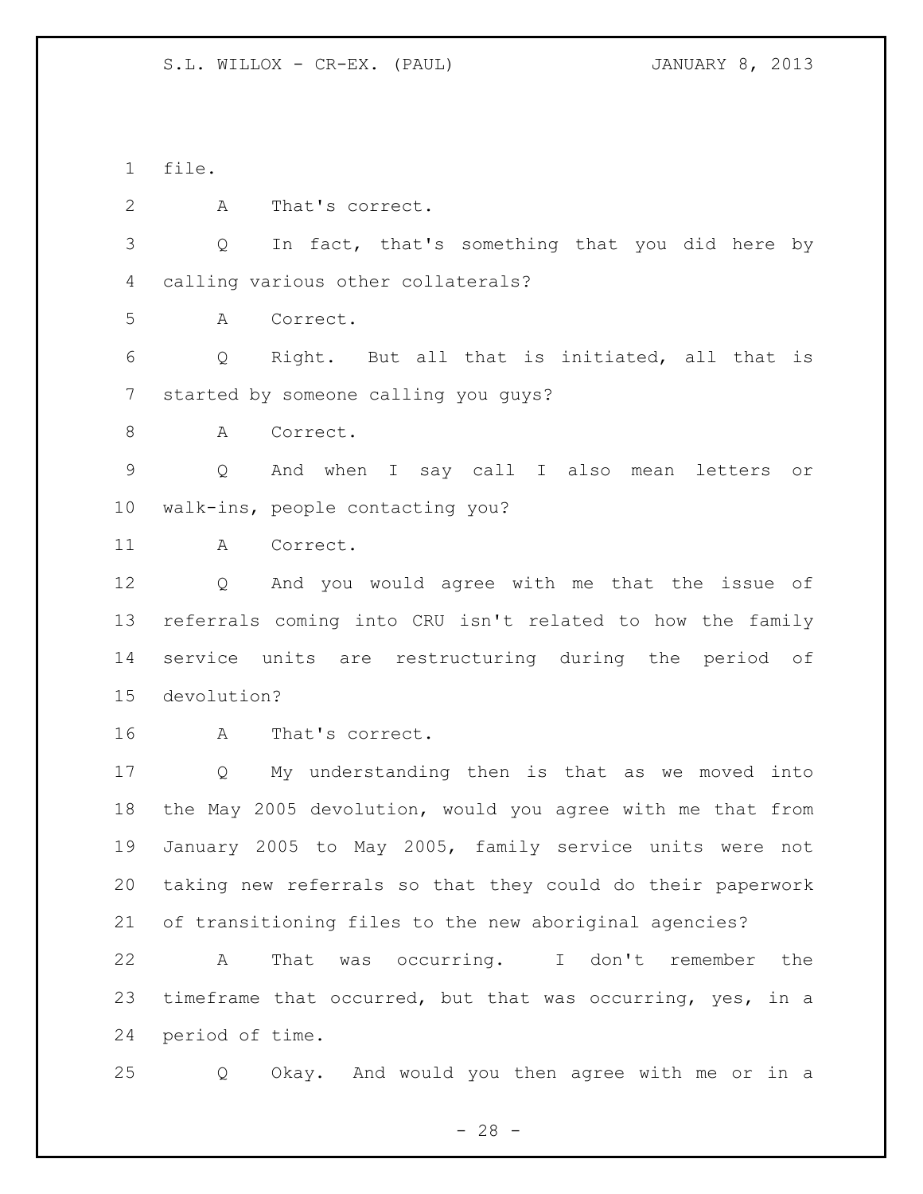file.

A That's correct.

Q In fact, that's something that you did here by calling various other collaterals?

A Correct.

Q Right. But all that is initiated, all that is started by someone calling you guys?

A Correct.

Q And when I say call I also mean letters or walk-ins, people contacting you?

A Correct.

Q And you would agree with me that the issue of referrals coming into CRU isn't related to how the family service units are restructuring during the period of devolution?

A That's correct.

Q My understanding then is that as we moved into the May 2005 devolution, would you agree with me that from January 2005 to May 2005, family service units were not taking new referrals so that they could do their paperwork of transitioning files to the new aboriginal agencies?

A That was occurring. I don't remember the timeframe that occurred, but that was occurring, yes, in a period of time.

Q Okay. And would you then agree with me or in a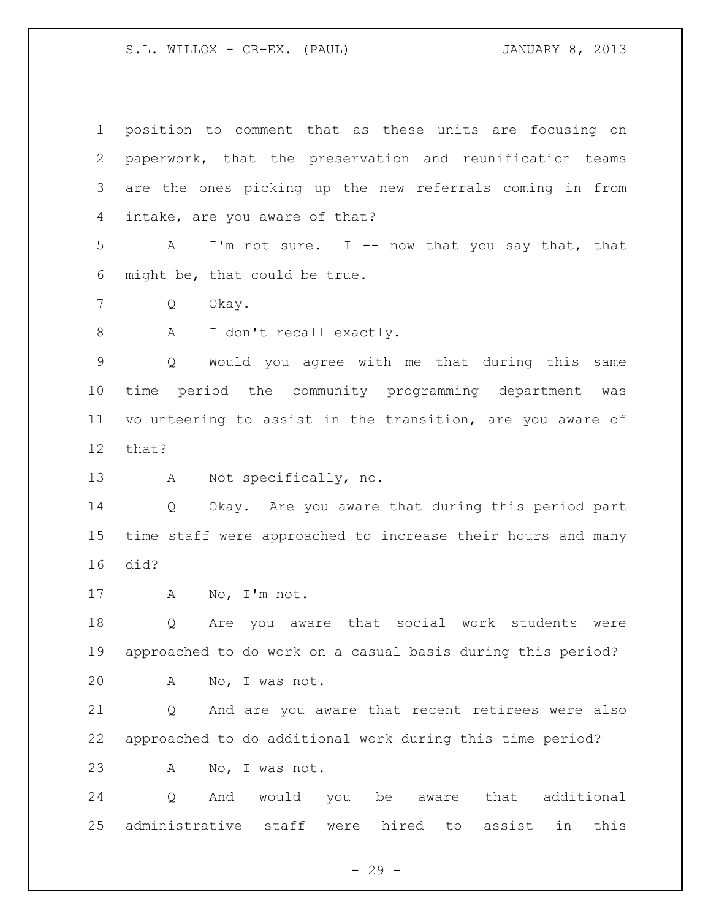position to comment that as these units are focusing on paperwork, that the preservation and reunification teams are the ones picking up the new referrals coming in from intake, are you aware of that?

A I'm not sure. I -- now that you say that, that might be, that could be true.

Q Okay.

A I don't recall exactly.

Q Would you agree with me that during this same time period the community programming department was volunteering to assist in the transition, are you aware of that?

A Not specifically, no.

Q Okay. Are you aware that during this period part time staff were approached to increase their hours and many did?

A No, I'm not.

Q Are you aware that social work students were approached to do work on a casual basis during this period?

A No, I was not.

Q And are you aware that recent retirees were also approached to do additional work during this time period?

A No, I was not.

Q And would you be aware that additional administrative staff were hired to assist in this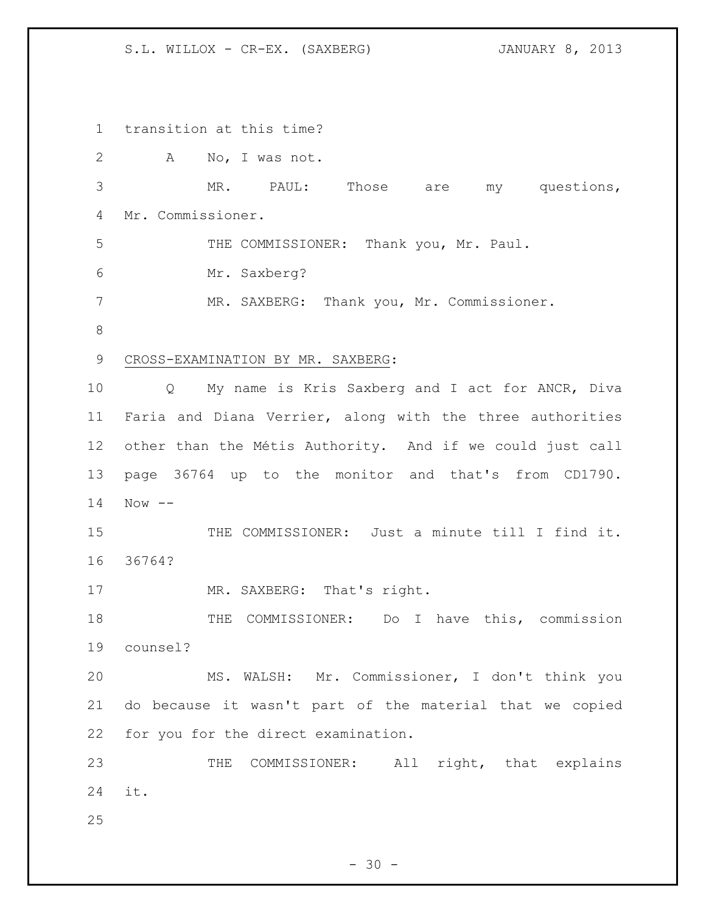transition at this time?

A No, I was not.

MR. PAUL: Those are my questions, Mr. Commissioner.

THE COMMISSIONER: Thank you, Mr. Paul.

Mr. Saxberg?

MR. SAXBERG: Thank you, Mr. Commissioner.

CROSS-EXAMINATION BY MR. SAXBERG:

Q My name is Kris Saxberg and I act for ANCR, Diva Faria and Diana Verrier, along with the three authorities other than the Métis Authority. And if we could just call page 36764 up to the monitor and that's from CD1790. Now --

THE COMMISSIONER: Just a minute till I find it. 36764?

MR. SAXBERG: That's right.

THE COMMISSIONER: Do I have this, commission counsel?

MS. WALSH: Mr. Commissioner, I don't think you do because it wasn't part of the material that we copied for you for the direct examination.

THE COMMISSIONER: All right, that explains it.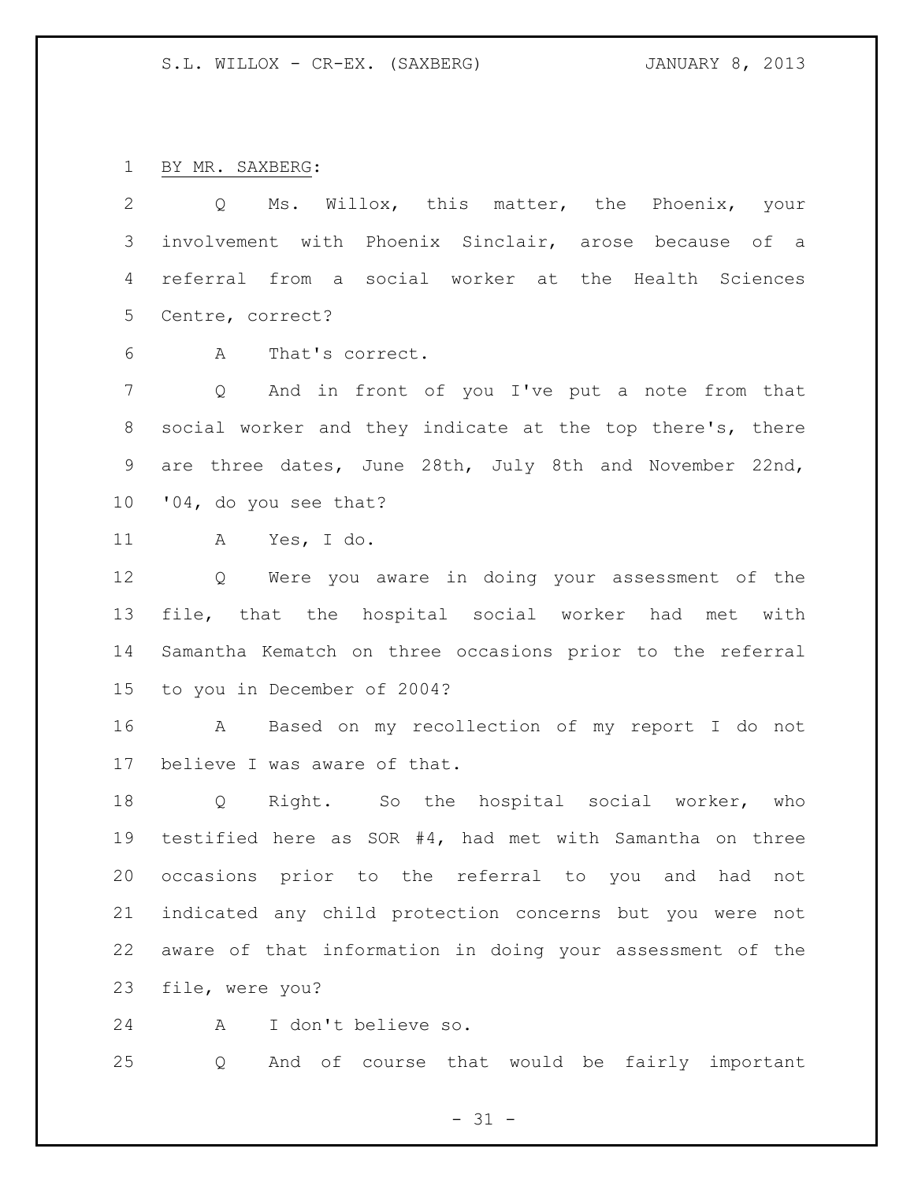BY MR. SAXBERG:

Q Ms. Willox, this matter, the Phoenix, your involvement with Phoenix Sinclair, arose because of a referral from a social worker at the Health Sciences Centre, correct?

A That's correct.

Q And in front of you I've put a note from that social worker and they indicate at the top there's, there are three dates, June 28th, July 8th and November 22nd, '04, do you see that?

A Yes, I do.

Q Were you aware in doing your assessment of the file, that the hospital social worker had met with Samantha Kematch on three occasions prior to the referral to you in December of 2004?

A Based on my recollection of my report I do not believe I was aware of that.

Q Right. So the hospital social worker, who testified here as SOR #4, had met with Samantha on three occasions prior to the referral to you and had not indicated any child protection concerns but you were not aware of that information in doing your assessment of the file, were you?

A I don't believe so.

Q And of course that would be fairly important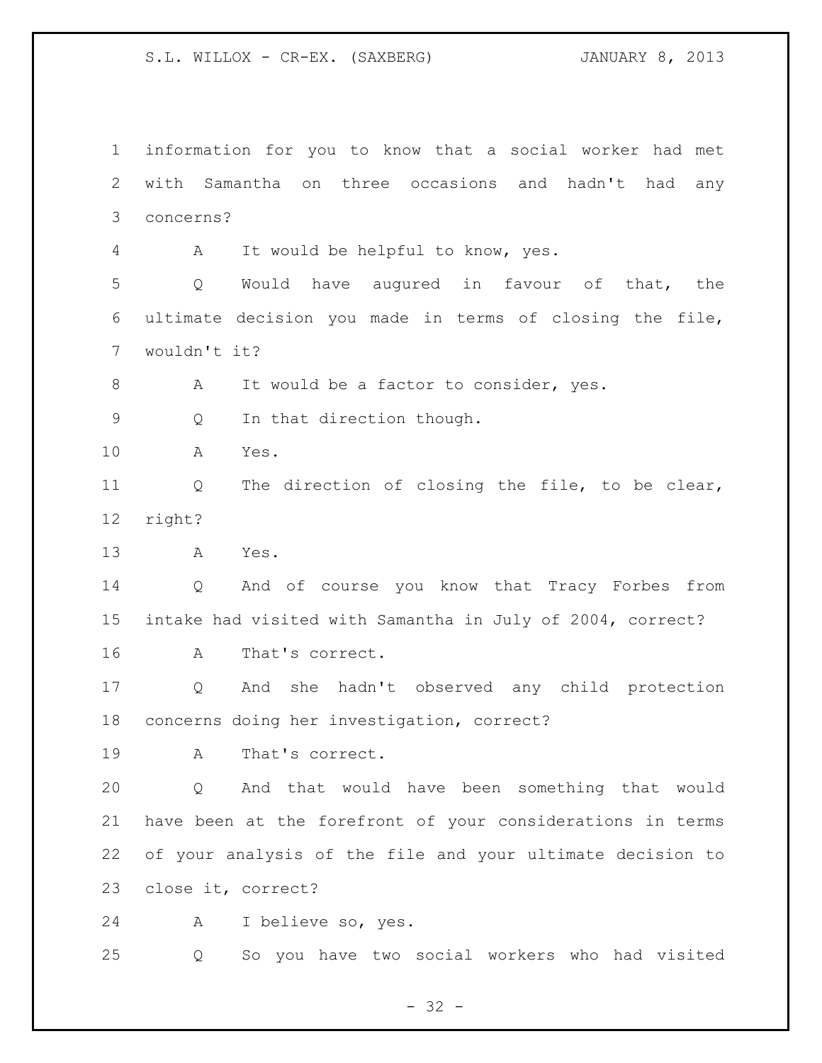information for you to know that a social worker had met with Samantha on three occasions and hadn't had any concerns?

A It would be helpful to know, yes.

Q Would have augured in favour of that, the ultimate decision you made in terms of closing the file, wouldn't it?

A It would be a factor to consider, yes.

Q In that direction though.

A Yes.

Q The direction of closing the file, to be clear, right?

A Yes.

Q And of course you know that Tracy Forbes from intake had visited with Samantha in July of 2004, correct?

A That's correct.

Q And she hadn't observed any child protection concerns doing her investigation, correct?

A That's correct.

Q And that would have been something that would have been at the forefront of your considerations in terms of your analysis of the file and your ultimate decision to close it, correct?

A I believe so, yes.

Q So you have two social workers who had visited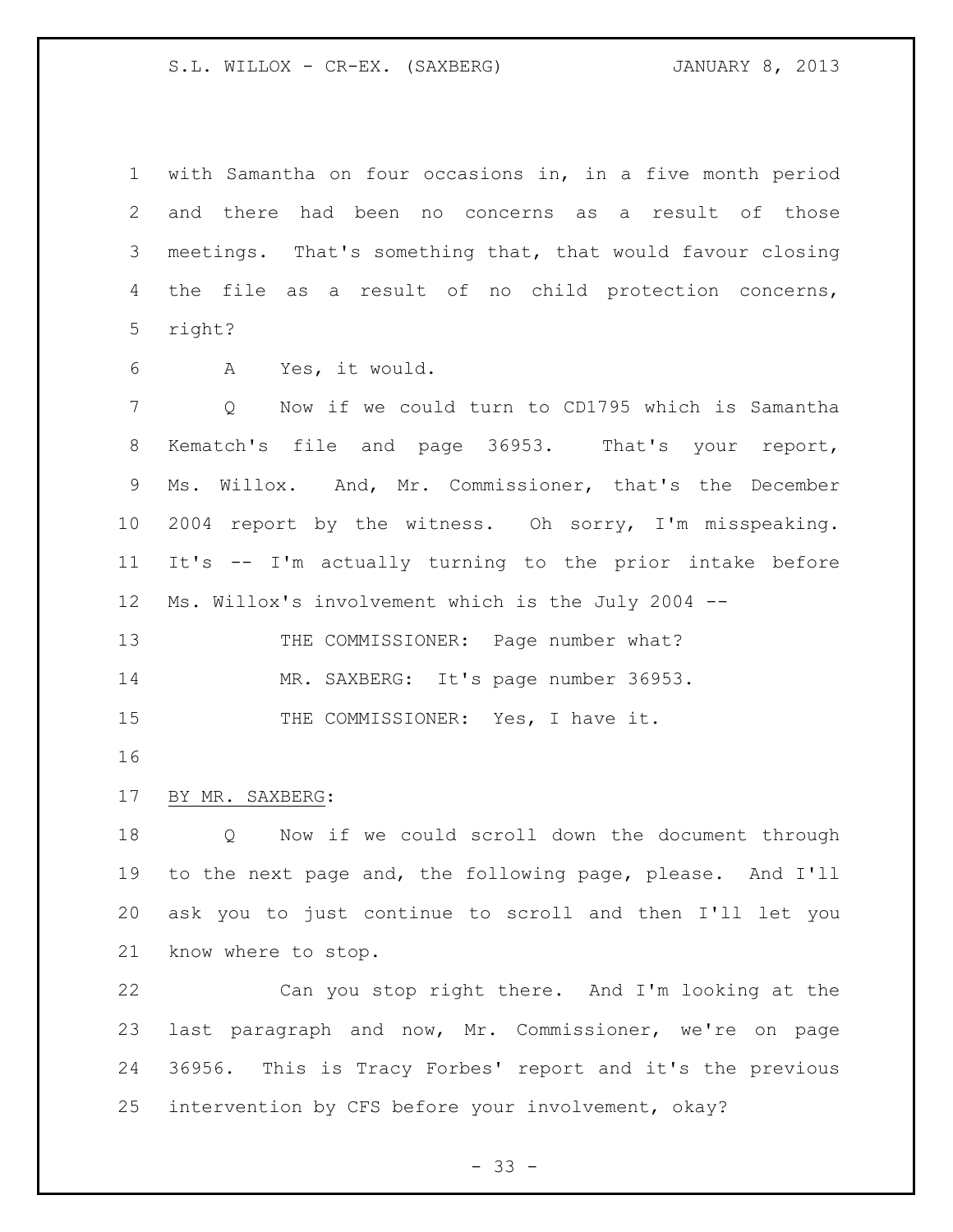with Samantha on four occasions in, in a five month period and there had been no concerns as a result of those meetings. That's something that, that would favour closing the file as a result of no child protection concerns, right?

A Yes, it would.

Q Now if we could turn to CD1795 which is Samantha Kematch's file and page 36953. That's your report, Ms. Willox. And, Mr. Commissioner, that's the December 2004 report by the witness. Oh sorry, I'm misspeaking. It's -- I'm actually turning to the prior intake before Ms. Willox's involvement which is the July 2004 --

THE COMMISSIONER: Page number what?

MR. SAXBERG: It's page number 36953.

THE COMMISSIONER: Yes, I have it.

BY MR. SAXBERG:

Q Now if we could scroll down the document through to the next page and, the following page, please. And I'll ask you to just continue to scroll and then I'll let you know where to stop.

Can you stop right there. And I'm looking at the last paragraph and now, Mr. Commissioner, we're on page 36956. This is Tracy Forbes' report and it's the previous intervention by CFS before your involvement, okay?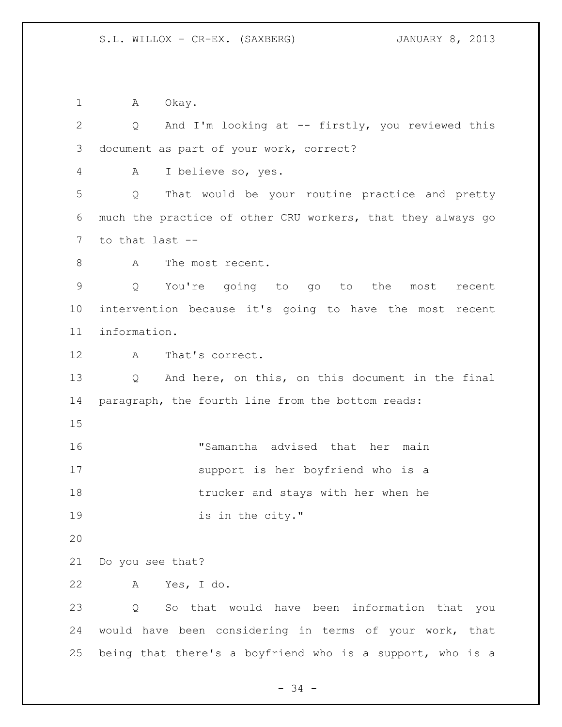A Okay.

Q And I'm looking at -- firstly, you reviewed this document as part of your work, correct?

A I believe so, yes.

Q That would be your routine practice and pretty much the practice of other CRU workers, that they always go to that last --

A The most recent.

Q You're going to go to the most recent intervention because it's going to have the most recent information.

A That's correct.

Q And here, on this, on this document in the final paragraph, the fourth line from the bottom reads:

> "Samantha advised that her main support is her boyfriend who is a trucker and stays with her when he is in the city."

Do you see that?

A Yes, I do.

Q So that would have been information that you would have been considering in terms of your work, that being that there's a boyfriend who is a support, who is a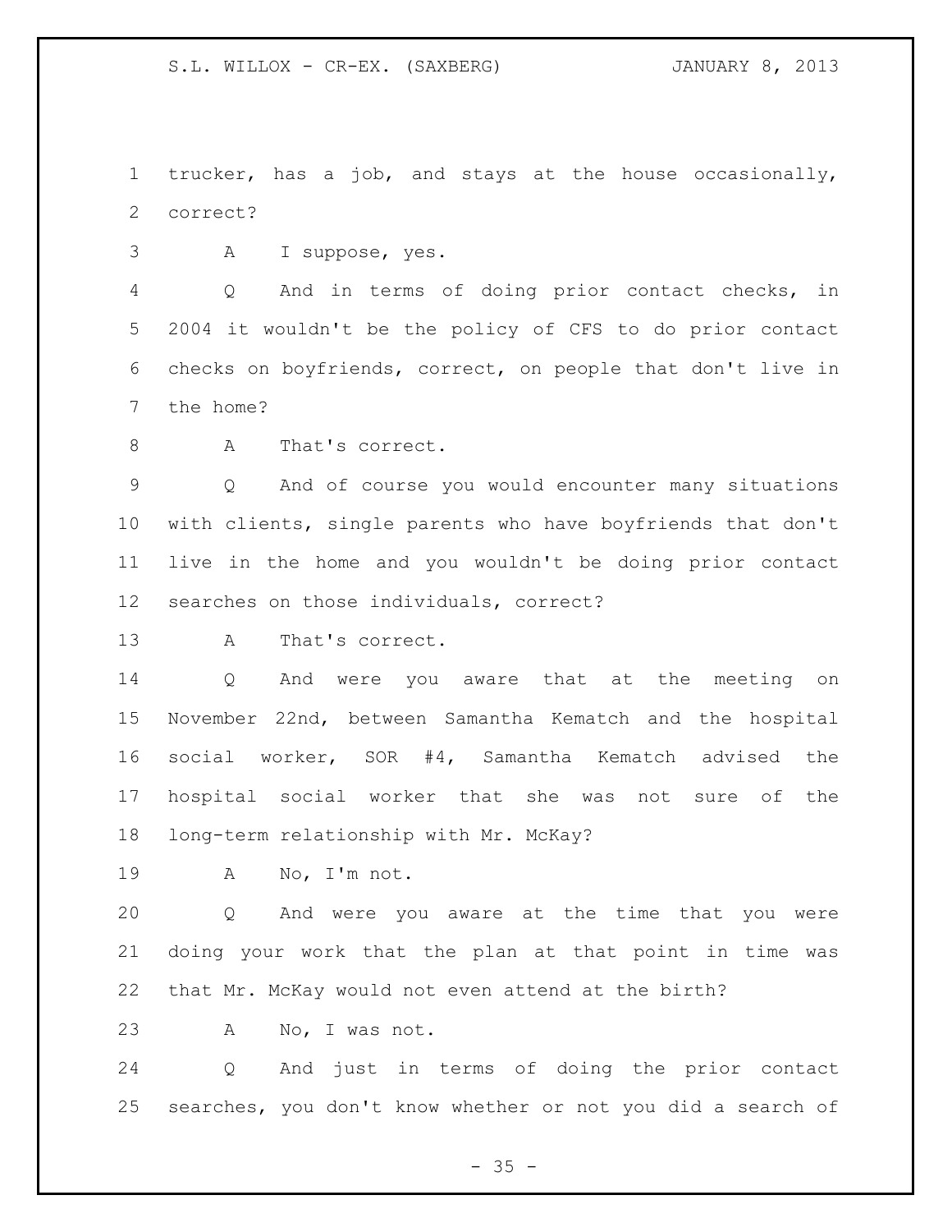trucker, has a job, and stays at the house occasionally, correct?

A I suppose, yes.

Q And in terms of doing prior contact checks, in 2004 it wouldn't be the policy of CFS to do prior contact checks on boyfriends, correct, on people that don't live in the home?

A That's correct.

Q And of course you would encounter many situations with clients, single parents who have boyfriends that don't live in the home and you wouldn't be doing prior contact searches on those individuals, correct?

A That's correct.

Q And were you aware that at the meeting on November 22nd, between Samantha Kematch and the hospital social worker, SOR #4, Samantha Kematch advised the hospital social worker that she was not sure of the long-term relationship with Mr. McKay?

A No, I'm not.

Q And were you aware at the time that you were doing your work that the plan at that point in time was that Mr. McKay would not even attend at the birth?

A No, I was not.

Q And just in terms of doing the prior contact searches, you don't know whether or not you did a search of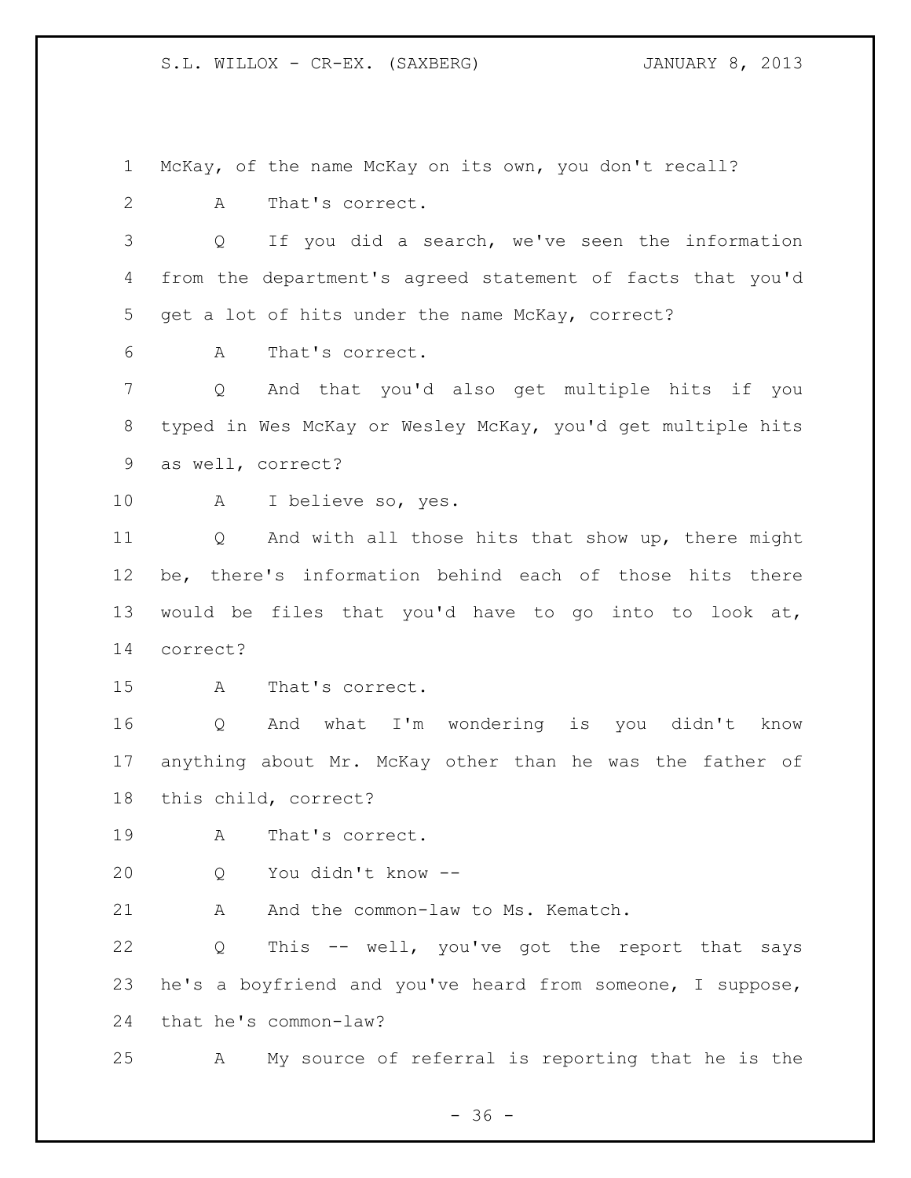McKay, of the name McKay on its own, you don't recall?

A That's correct.

Q If you did a search, we've seen the information from the department's agreed statement of facts that you'd get a lot of hits under the name McKay, correct?

A That's correct.

Q And that you'd also get multiple hits if you typed in Wes McKay or Wesley McKay, you'd get multiple hits as well, correct?

A I believe so, yes.

Q And with all those hits that show up, there might be, there's information behind each of those hits there would be files that you'd have to go into to look at, correct?

A That's correct.

Q And what I'm wondering is you didn't know anything about Mr. McKay other than he was the father of this child, correct?

A That's correct.

Q You didn't know --

A And the common-law to Ms. Kematch.

Q This -- well, you've got the report that says he's a boyfriend and you've heard from someone, I suppose, that he's common-law?

A My source of referral is reporting that he is the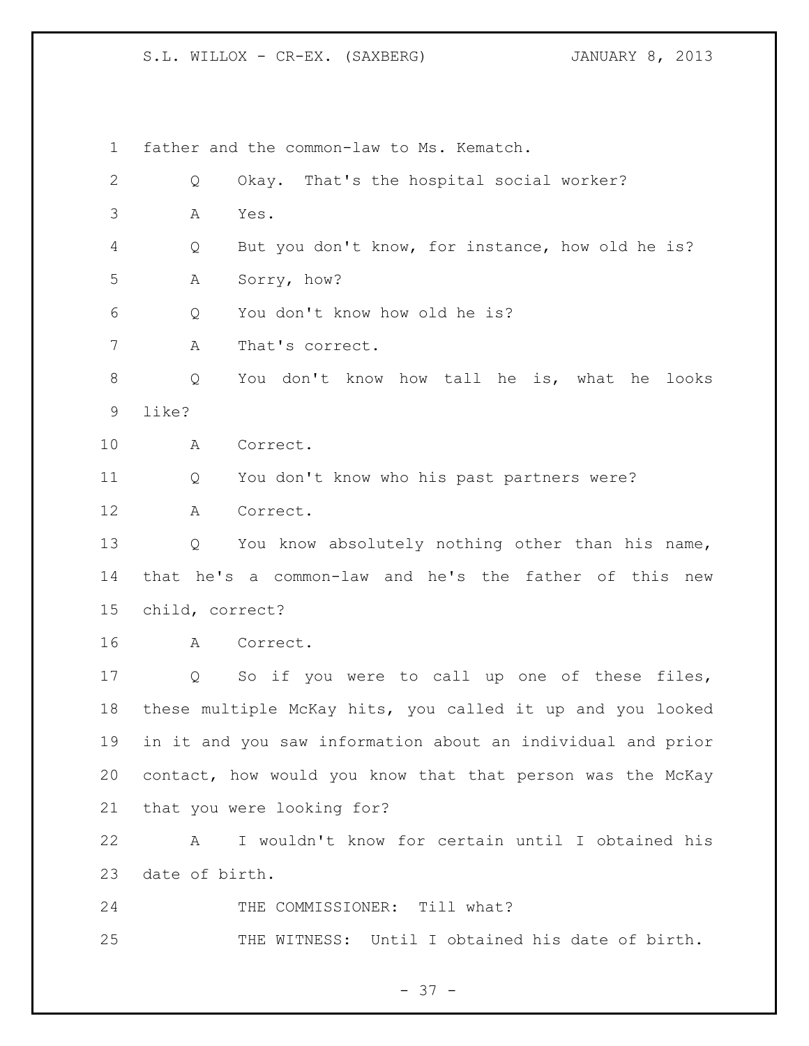father and the common-law to Ms. Kematch.

Q Okay. That's the hospital social worker?

A Yes.

Q But you don't know, for instance, how old he is?

A Sorry, how?

Q You don't know how old he is?

A That's correct.

Q You don't know how tall he is, what he looks like?

A Correct.

Q You don't know who his past partners were?

A Correct.

Q You know absolutely nothing other than his name, that he's a common-law and he's the father of this new child, correct?

A Correct.

Q So if you were to call up one of these files, these multiple McKay hits, you called it up and you looked in it and you saw information about an individual and prior contact, how would you know that that person was the McKay that you were looking for?

A I wouldn't know for certain until I obtained his date of birth.

THE COMMISSIONER: Till what?

THE WITNESS: Until I obtained his date of birth.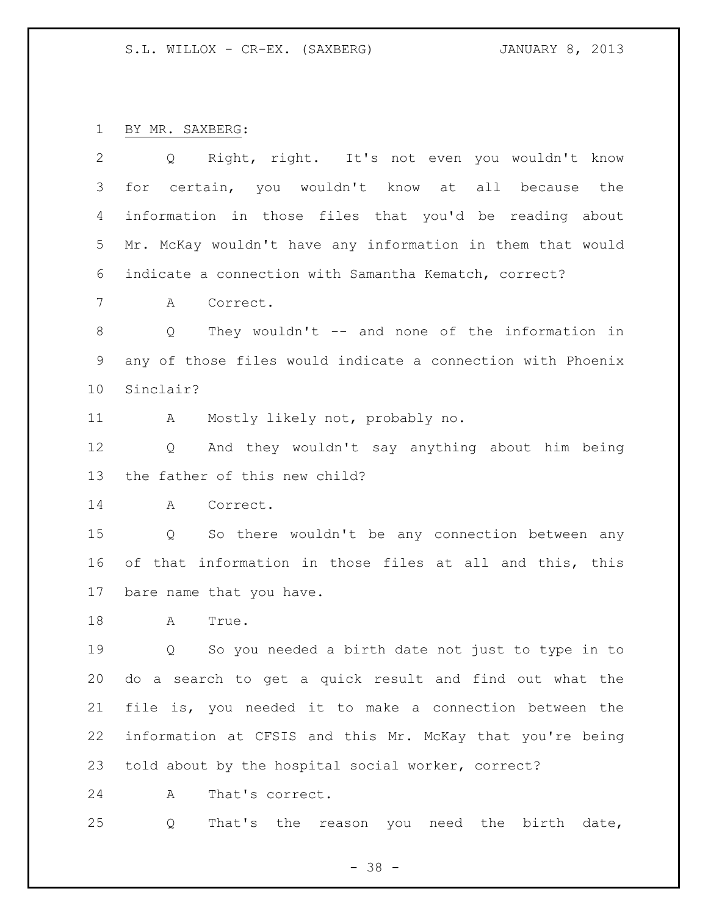BY MR. SAXBERG:

Q Right, right. It's not even you wouldn't know for certain, you wouldn't know at all because the information in those files that you'd be reading about Mr. McKay wouldn't have any information in them that would indicate a connection with Samantha Kematch, correct?

A Correct.

Q They wouldn't -- and none of the information in any of those files would indicate a connection with Phoenix Sinclair?

A Mostly likely not, probably no.

Q And they wouldn't say anything about him being the father of this new child?

A Correct.

Q So there wouldn't be any connection between any of that information in those files at all and this, this bare name that you have.

A True.

Q So you needed a birth date not just to type in to do a search to get a quick result and find out what the file is, you needed it to make a connection between the information at CFSIS and this Mr. McKay that you're being told about by the hospital social worker, correct?

A That's correct.

Q That's the reason you need the birth date,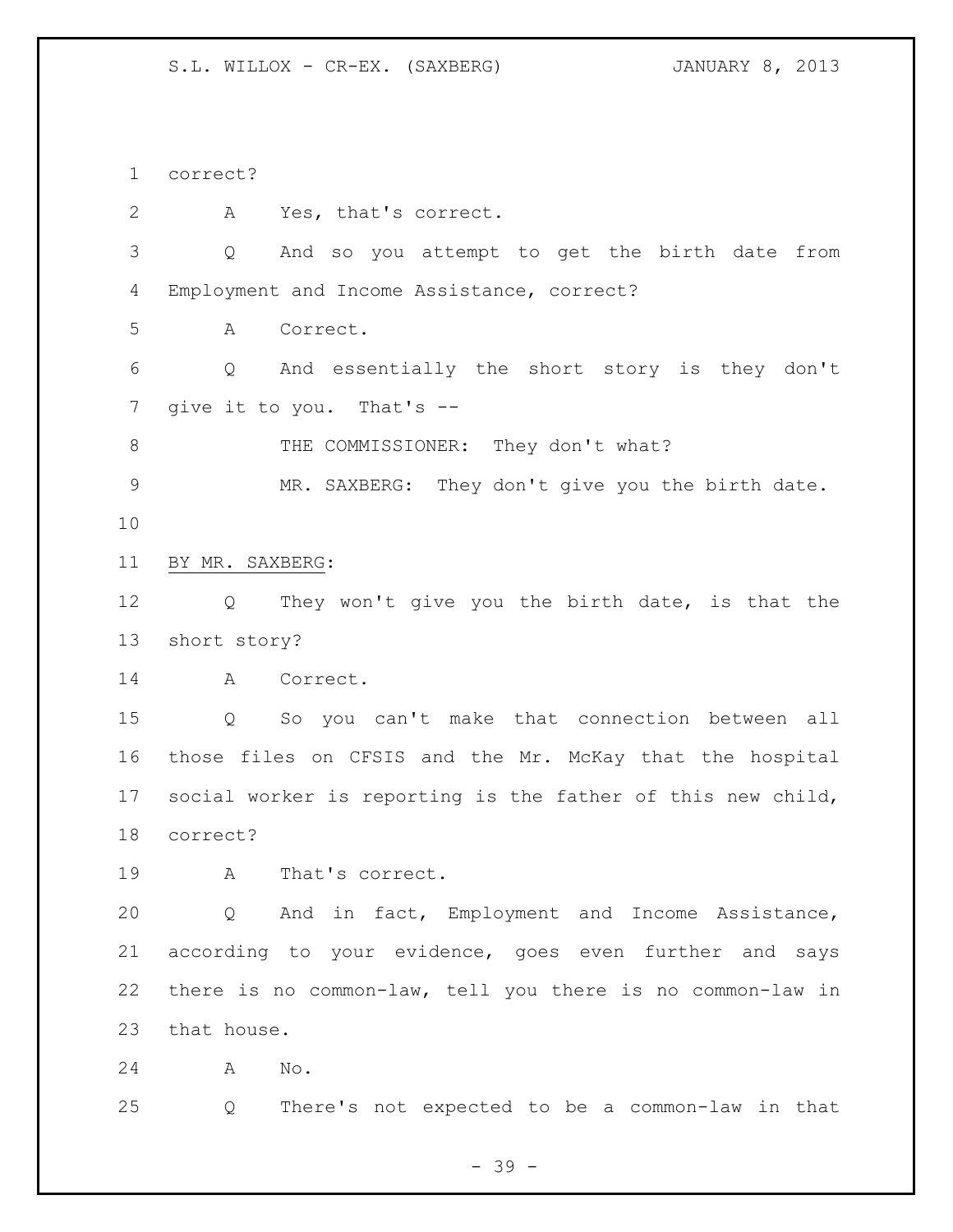correct?

A Yes, that's correct.

Q And so you attempt to get the birth date from Employment and Income Assistance, correct?

A Correct.

Q And essentially the short story is they don't give it to you. That's --

THE COMMISSIONER: They don't what?

MR. SAXBERG: They don't give you the birth date.

BY MR. SAXBERG:

Q They won't give you the birth date, is that the short story?

A Correct.

Q So you can't make that connection between all those files on CFSIS and the Mr. McKay that the hospital social worker is reporting is the father of this new child, correct?

A That's correct.

Q And in fact, Employment and Income Assistance, according to your evidence, goes even further and says there is no common-law, tell you there is no common-law in that house.

A No.

Q There's not expected to be a common-law in that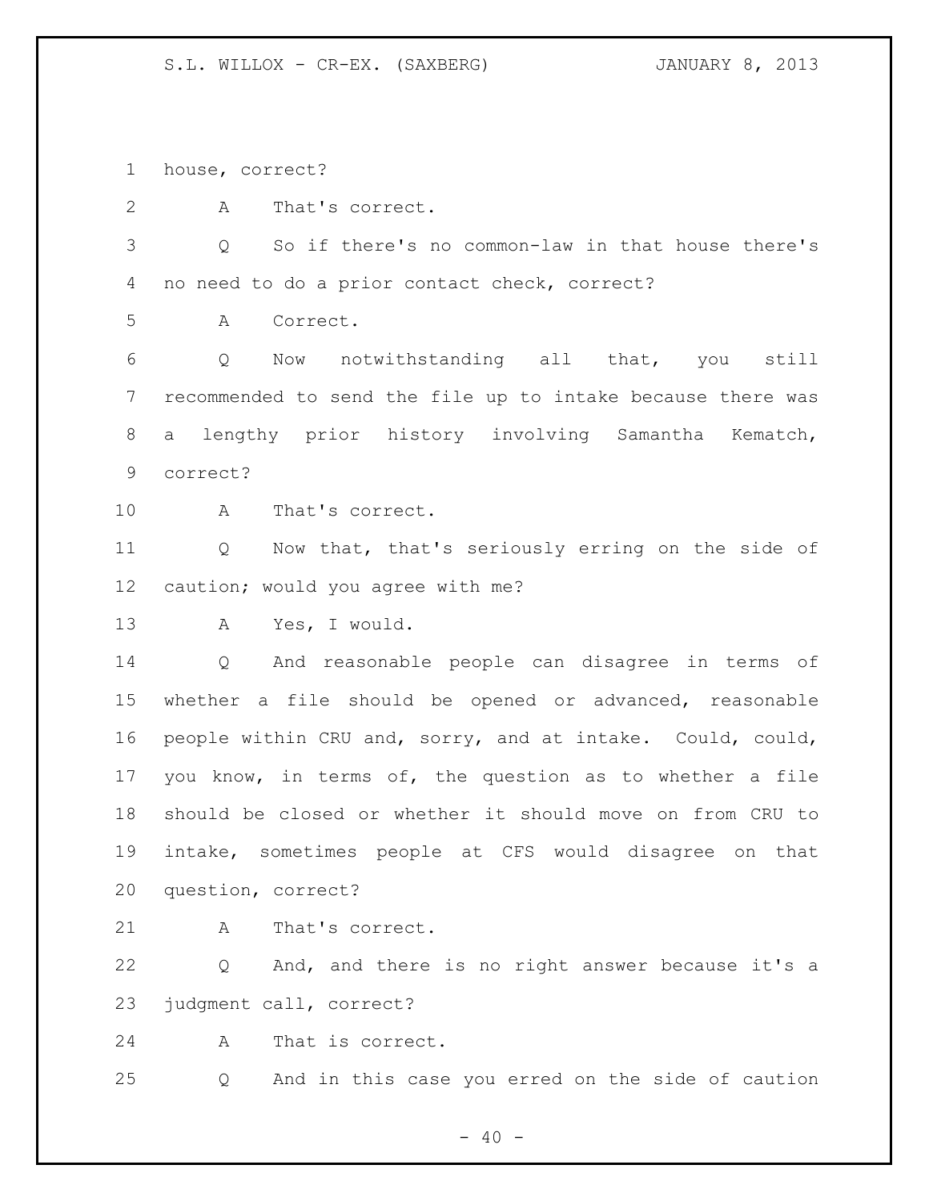house, correct?

A That's correct.

Q So if there's no common-law in that house there's no need to do a prior contact check, correct?

A Correct.

Q Now notwithstanding all that, you still recommended to send the file up to intake because there was a lengthy prior history involving Samantha Kematch, correct?

A That's correct.

Q Now that, that's seriously erring on the side of caution; would you agree with me?

A Yes, I would.

Q And reasonable people can disagree in terms of whether a file should be opened or advanced, reasonable people within CRU and, sorry, and at intake. Could, could, you know, in terms of, the question as to whether a file should be closed or whether it should move on from CRU to intake, sometimes people at CFS would disagree on that question, correct?

A That's correct.

Q And, and there is no right answer because it's a judgment call, correct?

A That is correct.

Q And in this case you erred on the side of caution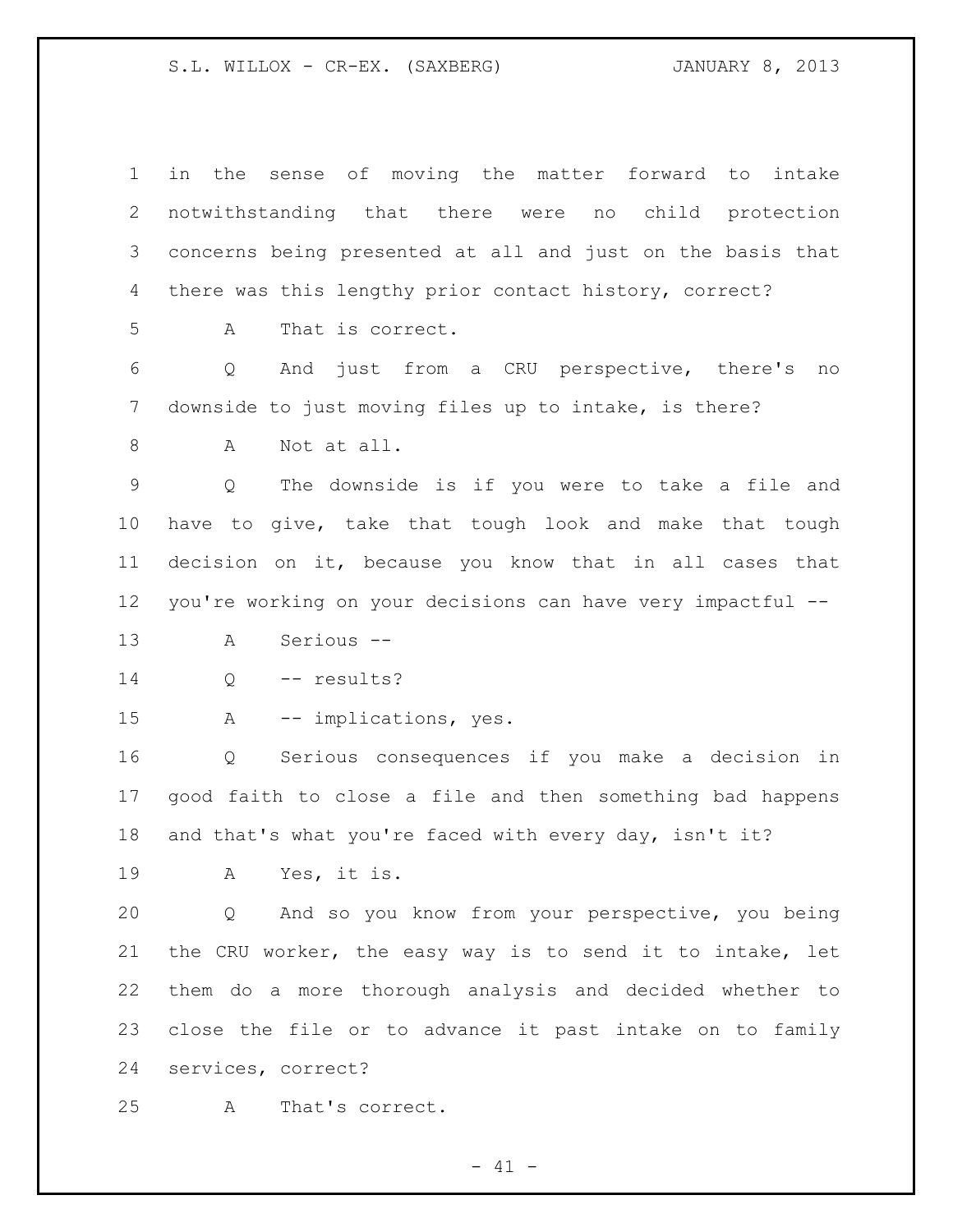in the sense of moving the matter forward to intake notwithstanding that there were no child protection concerns being presented at all and just on the basis that there was this lengthy prior contact history, correct?

A That is correct.

Q And just from a CRU perspective, there's no downside to just moving files up to intake, is there?

A Not at all.

Q The downside is if you were to take a file and have to give, take that tough look and make that tough decision on it, because you know that in all cases that you're working on your decisions can have very impactful --

A Serious --

Q -- results?

A -- implications, yes.

Q Serious consequences if you make a decision in good faith to close a file and then something bad happens and that's what you're faced with every day, isn't it?

A Yes, it is.

Q And so you know from your perspective, you being the CRU worker, the easy way is to send it to intake, let them do a more thorough analysis and decided whether to close the file or to advance it past intake on to family services, correct?

A That's correct.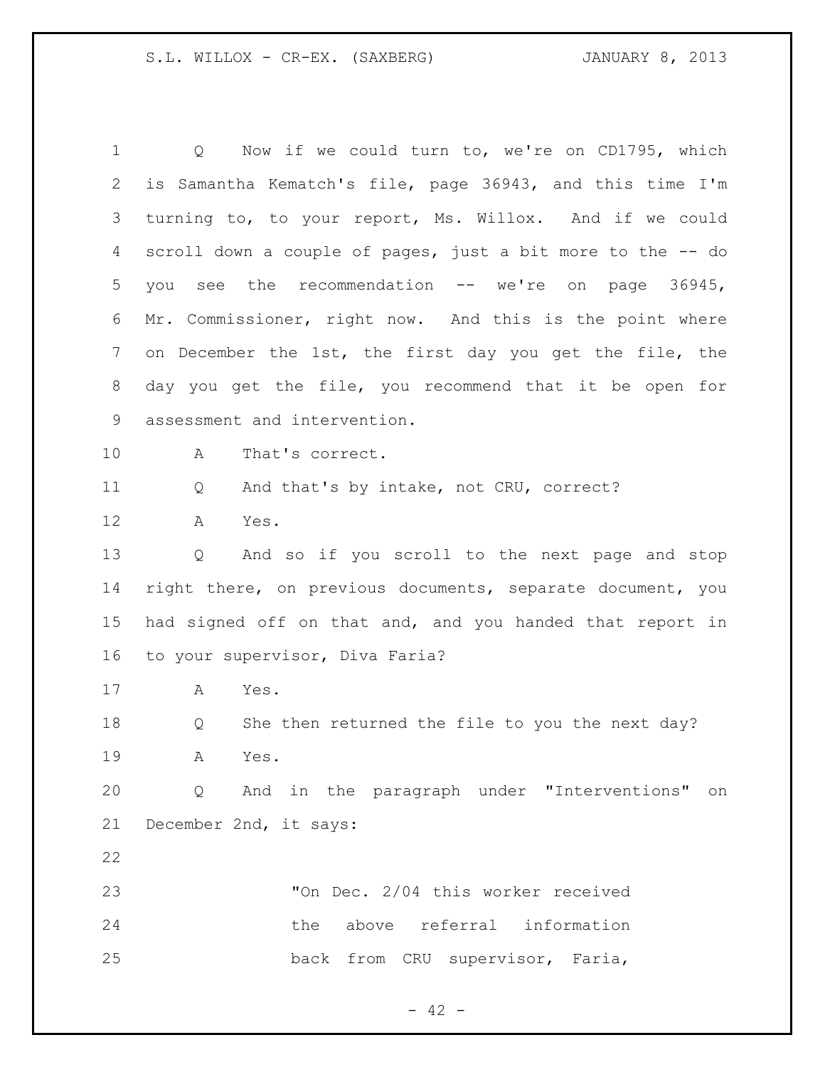Q Now if we could turn to, we're on CD1795, which is Samantha Kematch's file, page 36943, and this time I'm turning to, to your report, Ms. Willox. And if we could scroll down a couple of pages, just a bit more to the -- do you see the recommendation -- we're on page 36945, Mr. Commissioner, right now. And this is the point where on December the 1st, the first day you get the file, the day you get the file, you recommend that it be open for assessment and intervention.

A That's correct.

Q And that's by intake, not CRU, correct?

A Yes.

Q And so if you scroll to the next page and stop right there, on previous documents, separate document, you had signed off on that and, and you handed that report in to your supervisor, Diva Faria?

A Yes.

Q She then returned the file to you the next day?

A Yes.

Q And in the paragraph under "Interventions" on December 2nd, it says:

> "On Dec. 2/04 this worker received the above referral information back from CRU supervisor, Faria,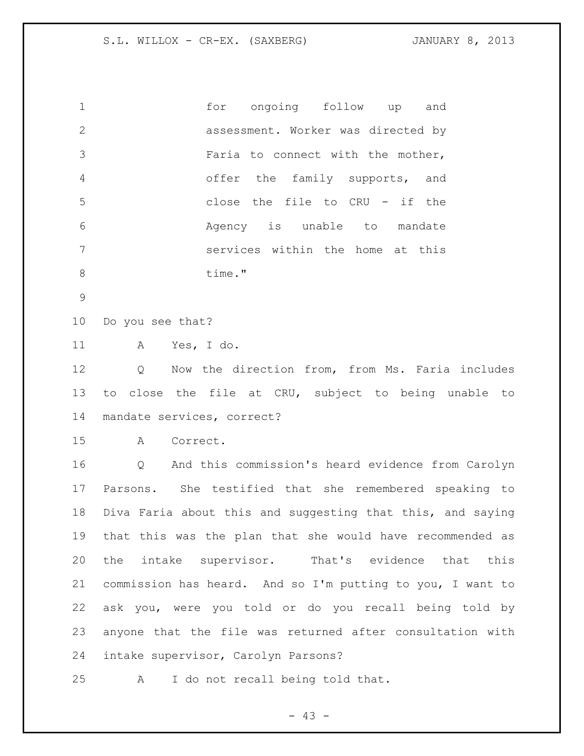for ongoing follow up and assessment. Worker was directed by Faria to connect with the mother, offer the family supports, and close the file to CRU - if the Agency is unable to mandate services within the home at this time."

Do you see that?

A Yes, I do.

Q Now the direction from, from Ms. Faria includes to close the file at CRU, subject to being unable to mandate services, correct?

A Correct.

Q And this commission's heard evidence from Carolyn Parsons. She testified that she remembered speaking to Diva Faria about this and suggesting that this, and saying that this was the plan that she would have recommended as the intake supervisor. That's evidence that this commission has heard. And so I'm putting to you, I want to ask you, were you told or do you recall being told by anyone that the file was returned after consultation with intake supervisor, Carolyn Parsons?

A I do not recall being told that.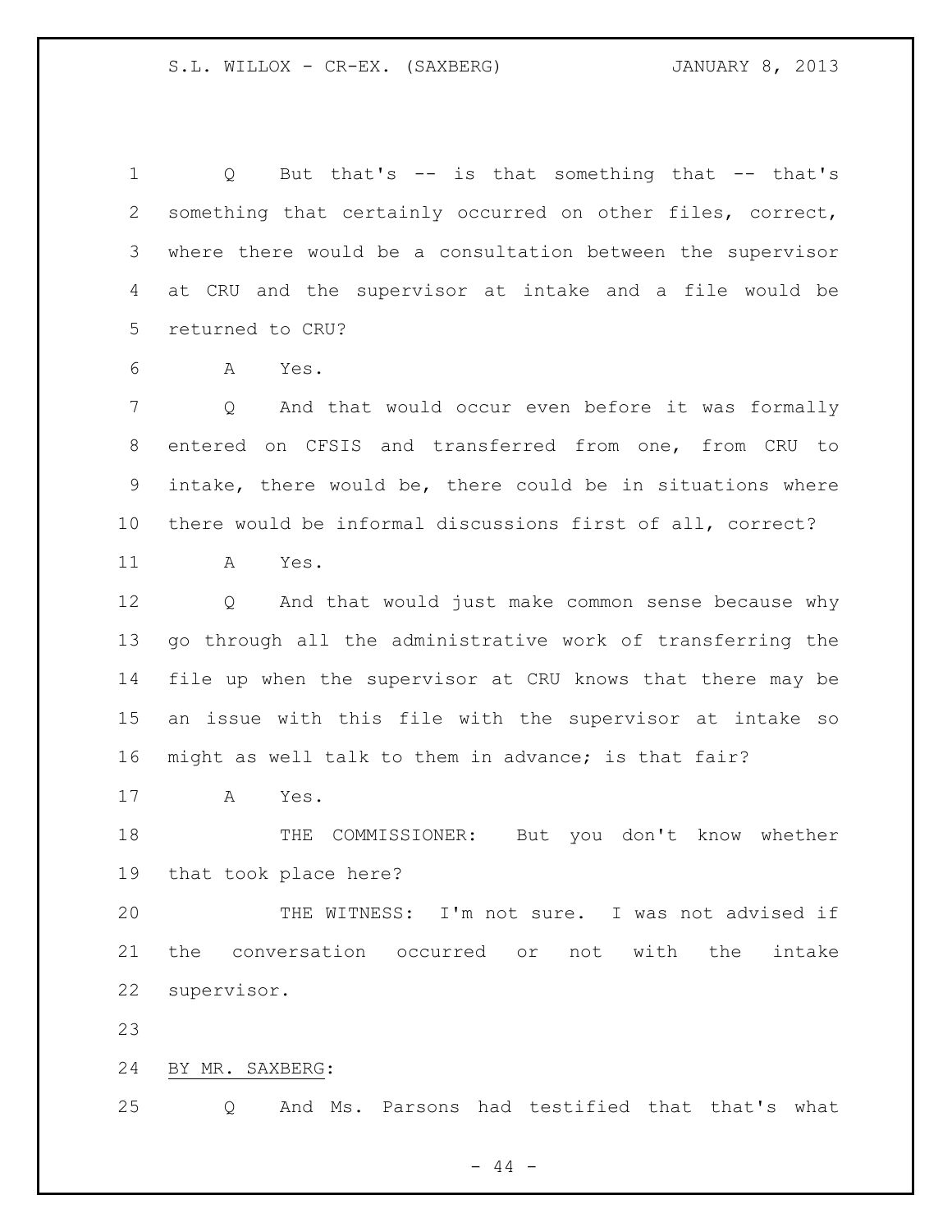Q But that's -- is that something that -- that's something that certainly occurred on other files, correct, where there would be a consultation between the supervisor at CRU and the supervisor at intake and a file would be returned to CRU?

A Yes.

Q And that would occur even before it was formally entered on CFSIS and transferred from one, from CRU to intake, there would be, there could be in situations where there would be informal discussions first of all, correct?

A Yes.

Q And that would just make common sense because why go through all the administrative work of transferring the file up when the supervisor at CRU knows that there may be an issue with this file with the supervisor at intake so might as well talk to them in advance; is that fair?

A Yes.

THE COMMISSIONER: But you don't know whether that took place here?

THE WITNESS: I'm not sure. I was not advised if the conversation occurred or not with the intake supervisor.

BY MR. SAXBERG:

Q And Ms. Parsons had testified that that's what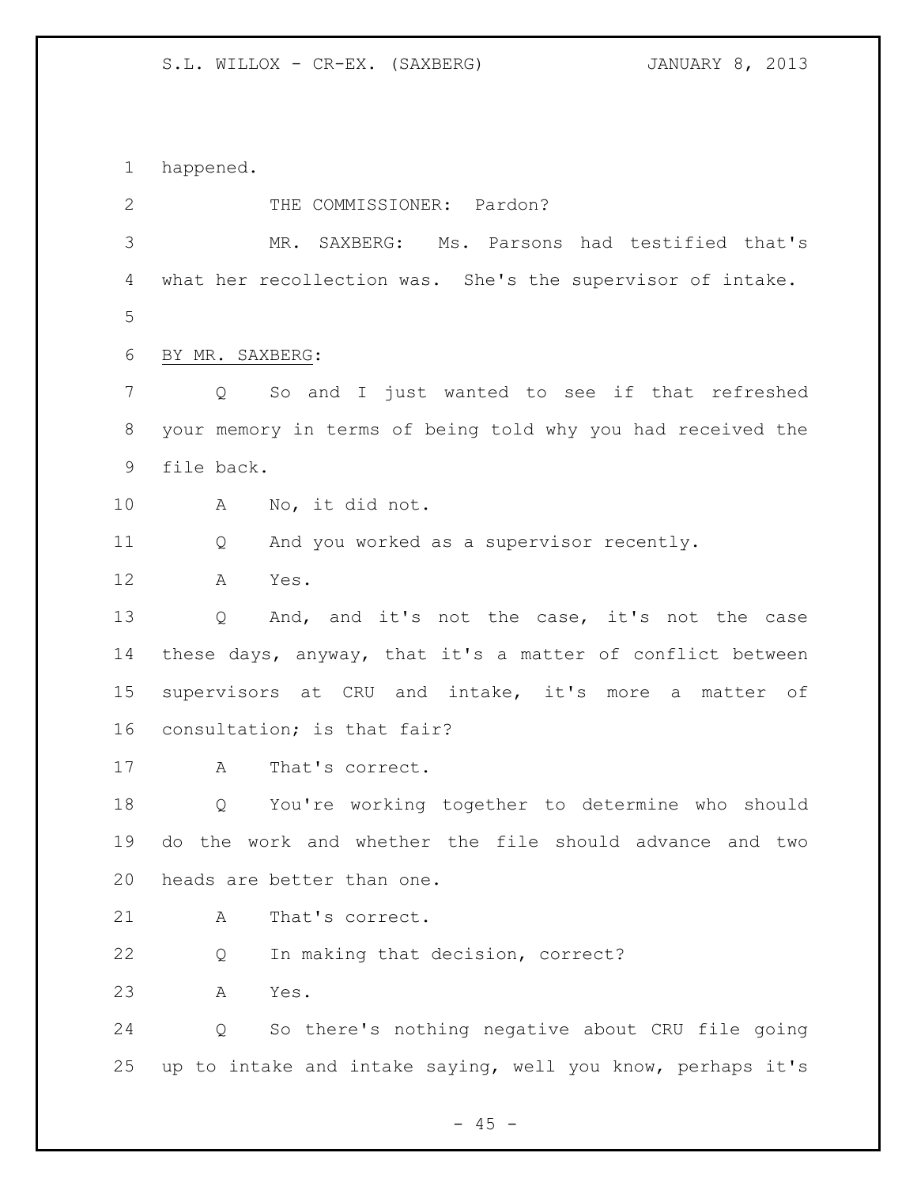happened.

THE COMMISSIONER: Pardon?

MR. SAXBERG: Ms. Parsons had testified that's what her recollection was. She's the supervisor of intake.

BY MR. SAXBERG:

Q So and I just wanted to see if that refreshed your memory in terms of being told why you had received the file back.

A No, it did not.

Q And you worked as a supervisor recently.

A Yes.

Q And, and it's not the case, it's not the case these days, anyway, that it's a matter of conflict between supervisors at CRU and intake, it's more a matter of consultation; is that fair?

A That's correct.

Q You're working together to determine who should do the work and whether the file should advance and two heads are better than one.

A That's correct.

Q In making that decision, correct?

A Yes.

Q So there's nothing negative about CRU file going up to intake and intake saying, well you know, perhaps it's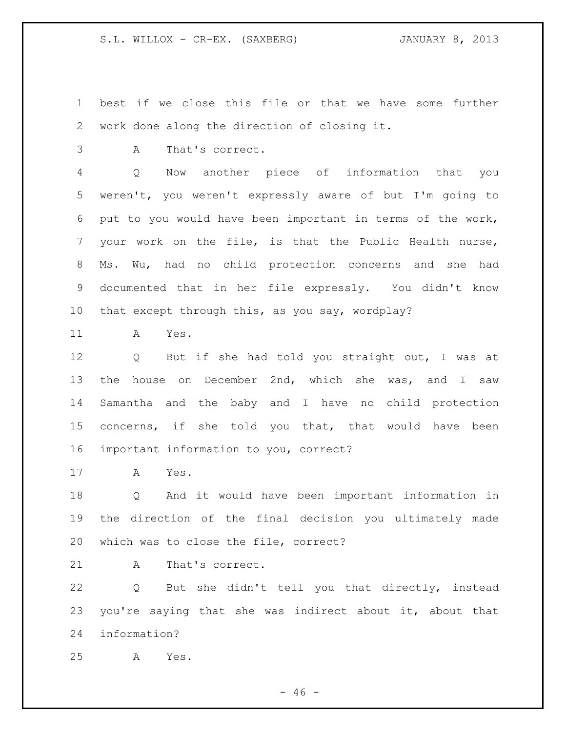best if we close this file or that we have some further work done along the direction of closing it.

A That's correct.

Q Now another piece of information that you weren't, you weren't expressly aware of but I'm going to put to you would have been important in terms of the work, your work on the file, is that the Public Health nurse, Ms. Wu, had no child protection concerns and she had documented that in her file expressly. You didn't know that except through this, as you say, wordplay?

A Yes.

Q But if she had told you straight out, I was at the house on December 2nd, which she was, and I saw Samantha and the baby and I have no child protection concerns, if she told you that, that would have been important information to you, correct?

A Yes.

Q And it would have been important information in the direction of the final decision you ultimately made which was to close the file, correct?

A That's correct.

Q But she didn't tell you that directly, instead you're saying that she was indirect about it, about that information?

A Yes.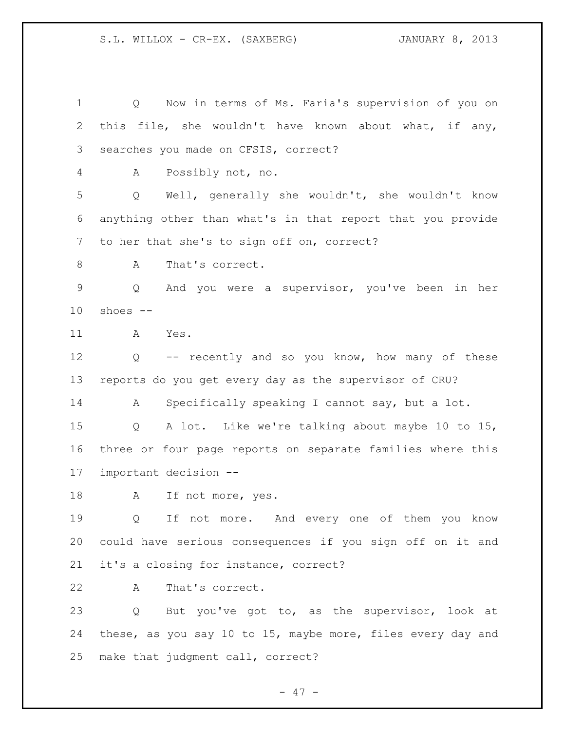Q Now in terms of Ms. Faria's supervision of you on this file, she wouldn't have known about what, if any, searches you made on CFSIS, correct?

A Possibly not, no.

Q Well, generally she wouldn't, she wouldn't know anything other than what's in that report that you provide to her that she's to sign off on, correct?

A That's correct.

Q And you were a supervisor, you've been in her shoes --

A Yes.

Q -- recently and so you know, how many of these reports do you get every day as the supervisor of CRU?

A Specifically speaking I cannot say, but a lot.

Q A lot. Like we're talking about maybe 10 to 15, three or four page reports on separate families where this important decision --

A If not more, yes.

Q If not more. And every one of them you know could have serious consequences if you sign off on it and it's a closing for instance, correct?

A That's correct.

Q But you've got to, as the supervisor, look at these, as you say 10 to 15, maybe more, files every day and make that judgment call, correct?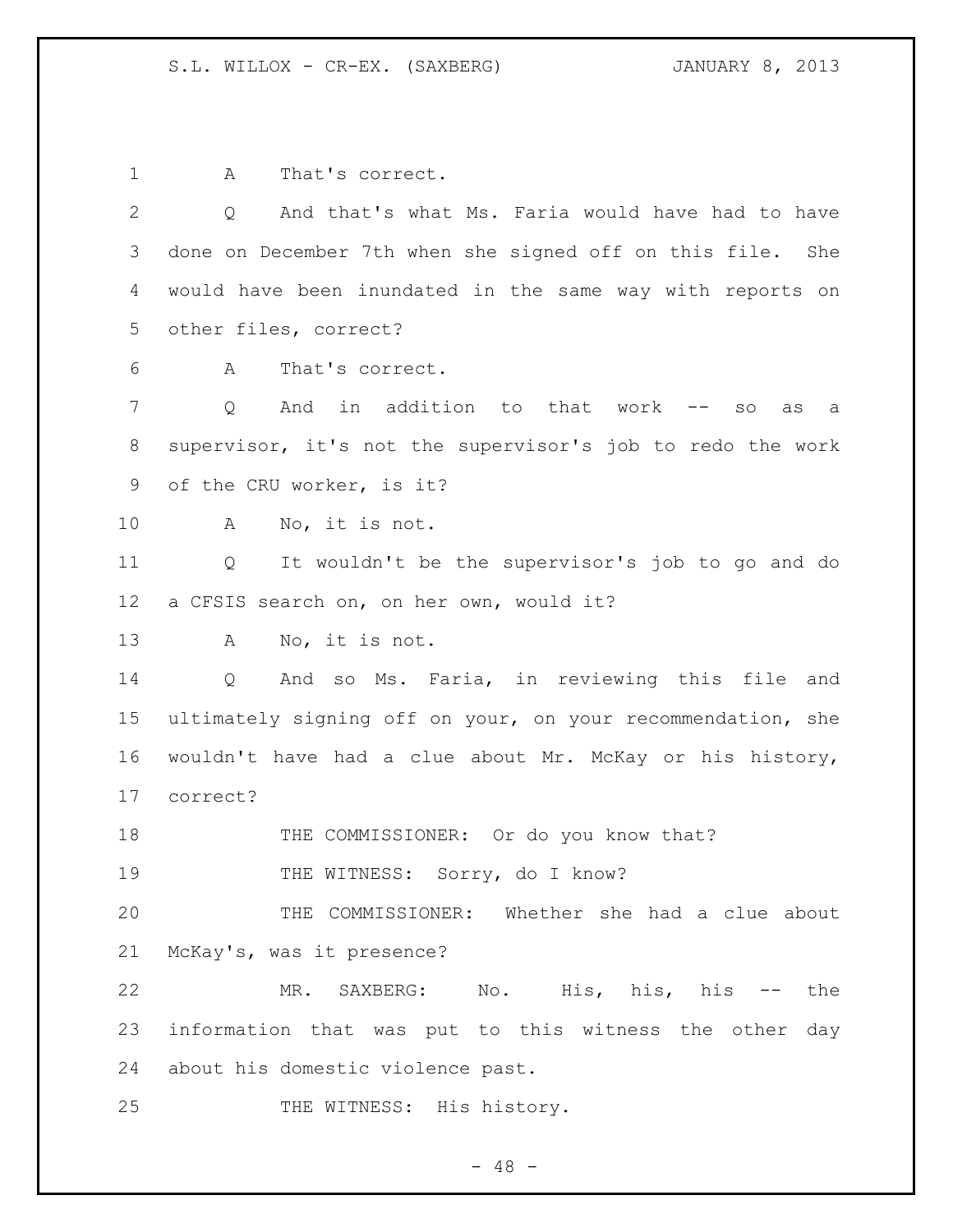A That's correct.

Q And that's what Ms. Faria would have had to have done on December 7th when she signed off on this file. She would have been inundated in the same way with reports on other files, correct?

A That's correct.

Q And in addition to that work -- so as a supervisor, it's not the supervisor's job to redo the work of the CRU worker, is it?

A No, it is not.

Q It wouldn't be the supervisor's job to go and do a CFSIS search on, on her own, would it?

A No, it is not.

Q And so Ms. Faria, in reviewing this file and ultimately signing off on your, on your recommendation, she wouldn't have had a clue about Mr. McKay or his history, correct?

THE COMMISSIONER: Or do you know that?

THE WITNESS: Sorry, do I know?

THE COMMISSIONER: Whether she had a clue about McKay's, was it presence?

MR. SAXBERG: No. His, his, his -- the information that was put to this witness the other day about his domestic violence past.

THE WITNESS: His history.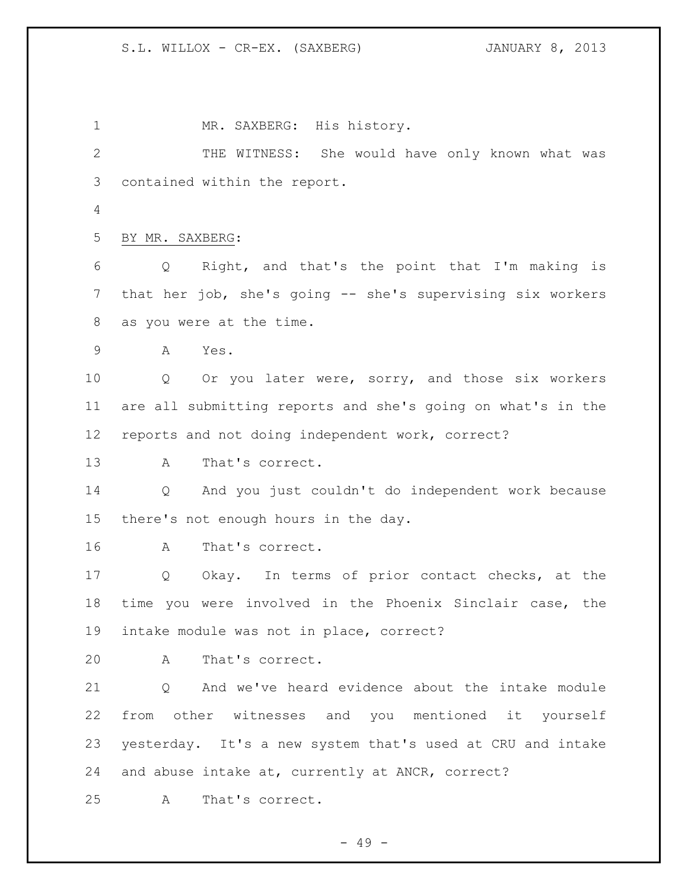MR. SAXBERG: His history.

THE WITNESS: She would have only known what was contained within the report.

BY MR. SAXBERG:

Q Right, and that's the point that I'm making is that her job, she's going -- she's supervising six workers as you were at the time.

A Yes.

Q Or you later were, sorry, and those six workers are all submitting reports and she's going on what's in the reports and not doing independent work, correct?

A That's correct.

Q And you just couldn't do independent work because there's not enough hours in the day.

A That's correct.

Q Okay. In terms of prior contact checks, at the time you were involved in the Phoenix Sinclair case, the intake module was not in place, correct?

A That's correct.

Q And we've heard evidence about the intake module from other witnesses and you mentioned it yourself yesterday. It's a new system that's used at CRU and intake and abuse intake at, currently at ANCR, correct?

A That's correct.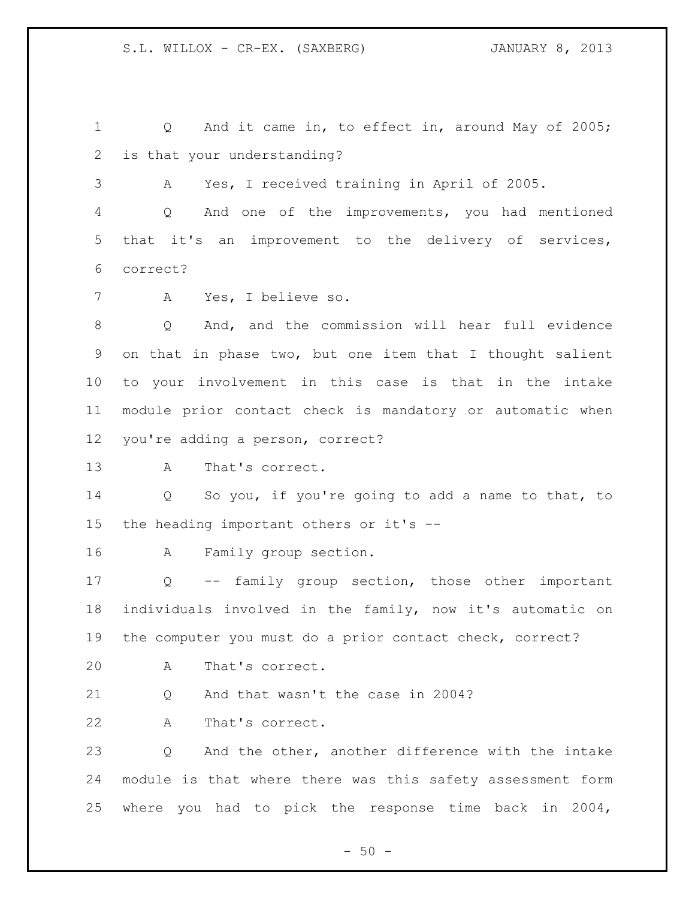Q And it came in, to effect in, around May of 2005; is that your understanding?

A Yes, I received training in April of 2005.

Q And one of the improvements, you had mentioned that it's an improvement to the delivery of services, correct?

A Yes, I believe so.

Q And, and the commission will hear full evidence on that in phase two, but one item that I thought salient to your involvement in this case is that in the intake module prior contact check is mandatory or automatic when you're adding a person, correct?

A That's correct.

Q So you, if you're going to add a name to that, to the heading important others or it's --

A Family group section.

Q -- family group section, those other important individuals involved in the family, now it's automatic on the computer you must do a prior contact check, correct?

A That's correct.

Q And that wasn't the case in 2004?

A That's correct.

Q And the other, another difference with the intake module is that where there was this safety assessment form where you had to pick the response time back in 2004,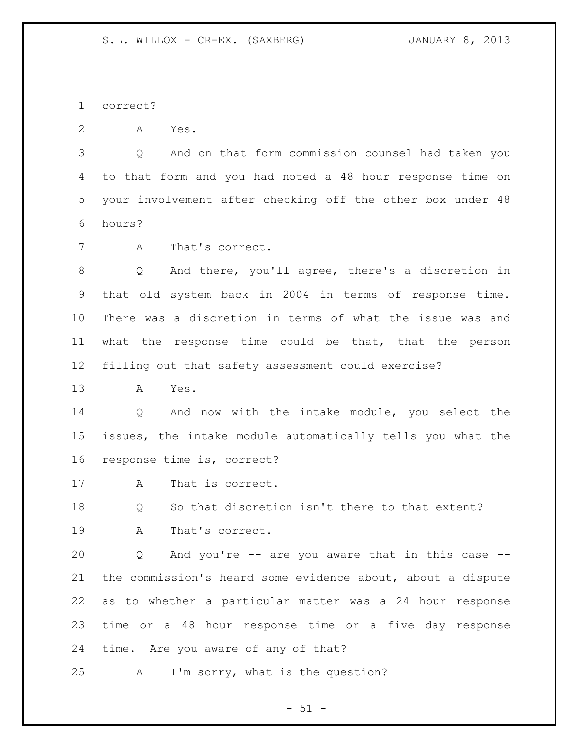correct?

A Yes.

Q And on that form commission counsel had taken you to that form and you had noted a 48 hour response time on your involvement after checking off the other box under 48 hours?

A That's correct.

Q And there, you'll agree, there's a discretion in that old system back in 2004 in terms of response time. There was a discretion in terms of what the issue was and what the response time could be that, that the person filling out that safety assessment could exercise?

A Yes.

Q And now with the intake module, you select the issues, the intake module automatically tells you what the response time is, correct?

A That is correct.

Q So that discretion isn't there to that extent?

A That's correct.

Q And you're -- are you aware that in this case -- the commission's heard some evidence about, about a dispute as to whether a particular matter was a 24 hour response time or a 48 hour response time or a five day response time. Are you aware of any of that?

A I'm sorry, what is the question?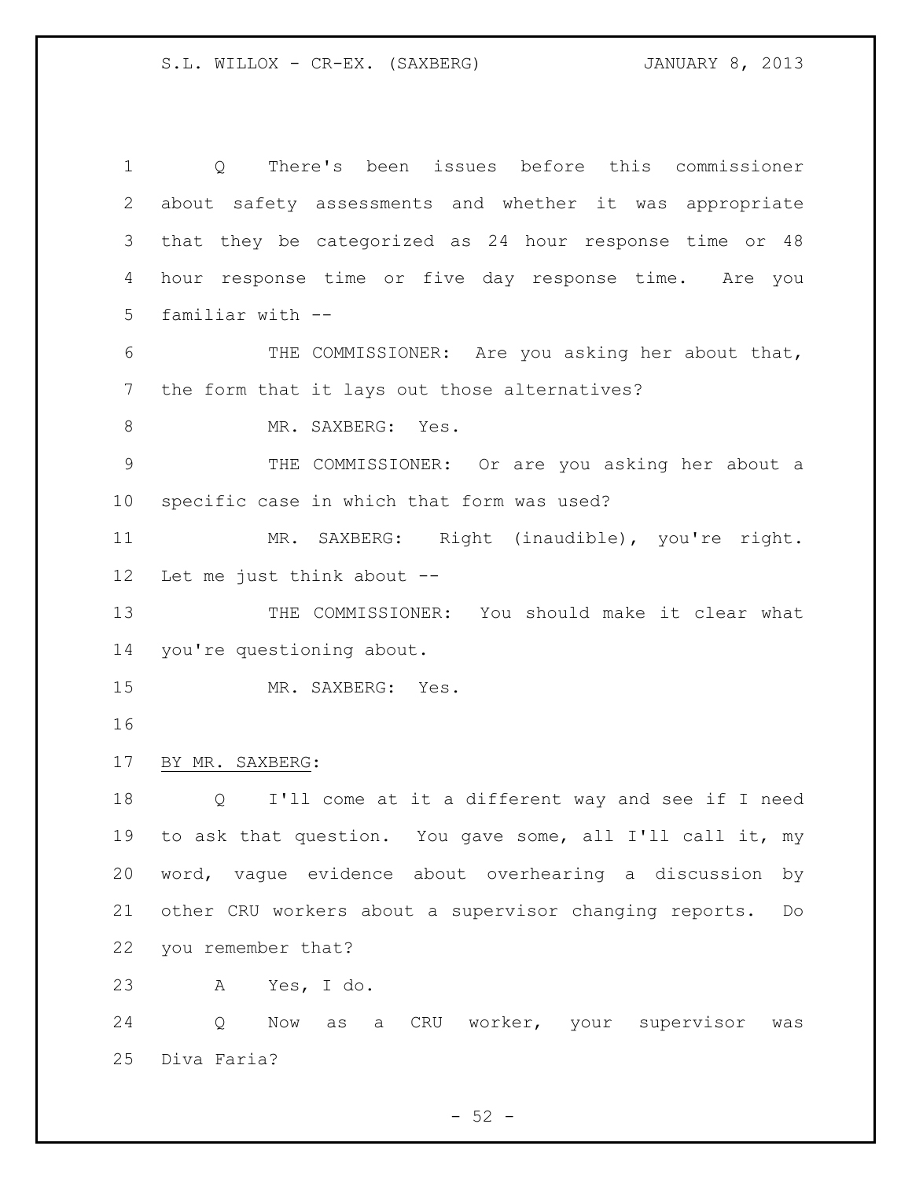Q There's been issues before this commissioner about safety assessments and whether it was appropriate that they be categorized as 24 hour response time or 48 hour response time or five day response time. Are you familiar with --

THE COMMISSIONER: Are you asking her about that, the form that it lays out those alternatives?

MR. SAXBERG: Yes.

THE COMMISSIONER: Or are you asking her about a specific case in which that form was used?

MR. SAXBERG: Right (inaudible), you're right. Let me just think about --

THE COMMISSIONER: You should make it clear what you're questioning about.

MR. SAXBERG: Yes.

BY MR. SAXBERG:

Q I'll come at it a different way and see if I need to ask that question. You gave some, all I'll call it, my word, vague evidence about overhearing a discussion by other CRU workers about a supervisor changing reports. Do you remember that?

A Yes, I do.

Q Now as a CRU worker, your supervisor was Diva Faria?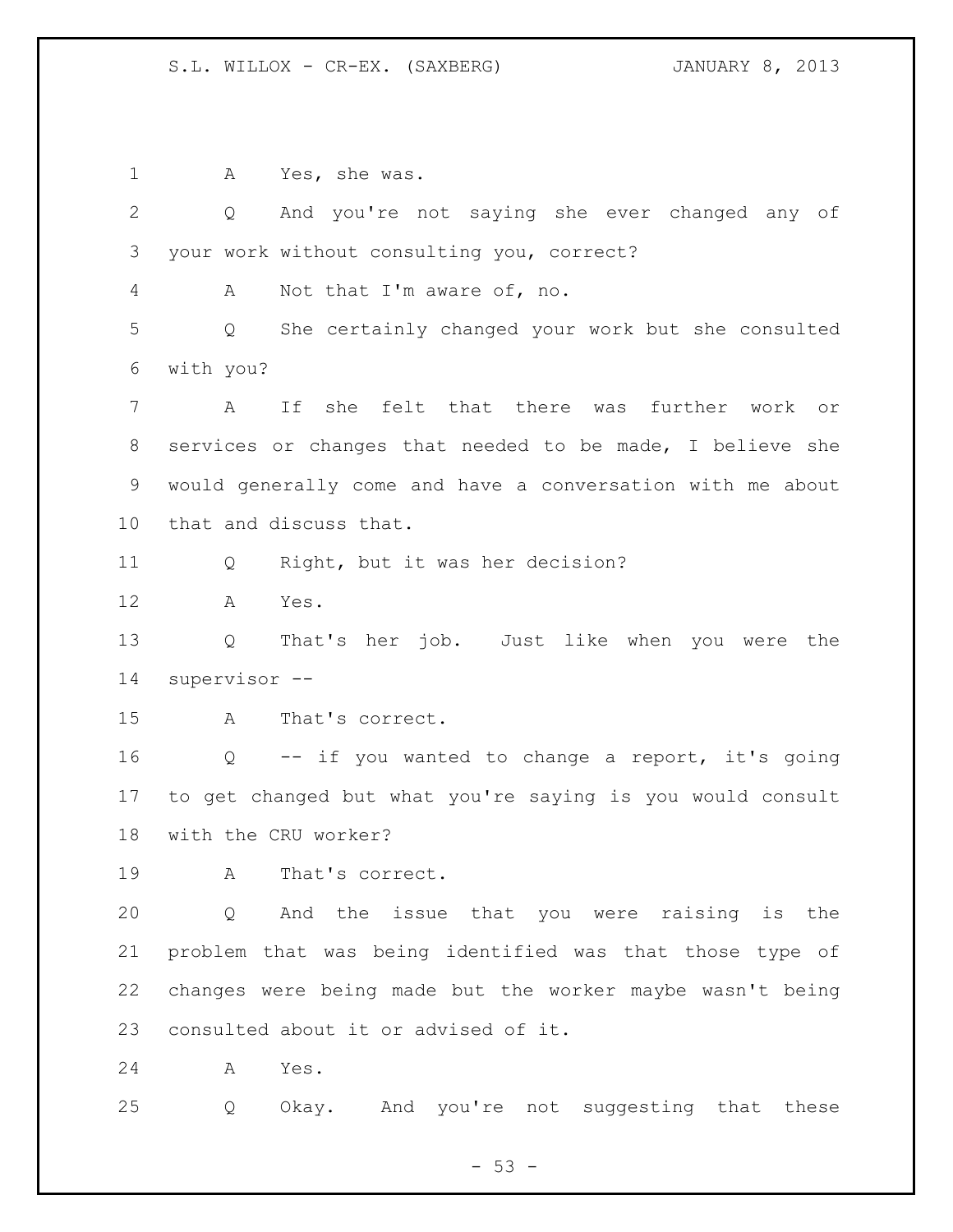A Yes, she was.

Q And you're not saying she ever changed any of your work without consulting you, correct?

A Not that I'm aware of, no.

Q She certainly changed your work but she consulted with you?

A If she felt that there was further work or services or changes that needed to be made, I believe she would generally come and have a conversation with me about that and discuss that.

Q Right, but it was her decision?

A Yes.

Q That's her job. Just like when you were the supervisor --

A That's correct.

Q -- if you wanted to change a report, it's going to get changed but what you're saying is you would consult with the CRU worker?

A That's correct.

Q And the issue that you were raising is the problem that was being identified was that those type of changes were being made but the worker maybe wasn't being consulted about it or advised of it.

A Yes.

Q Okay. And you're not suggesting that these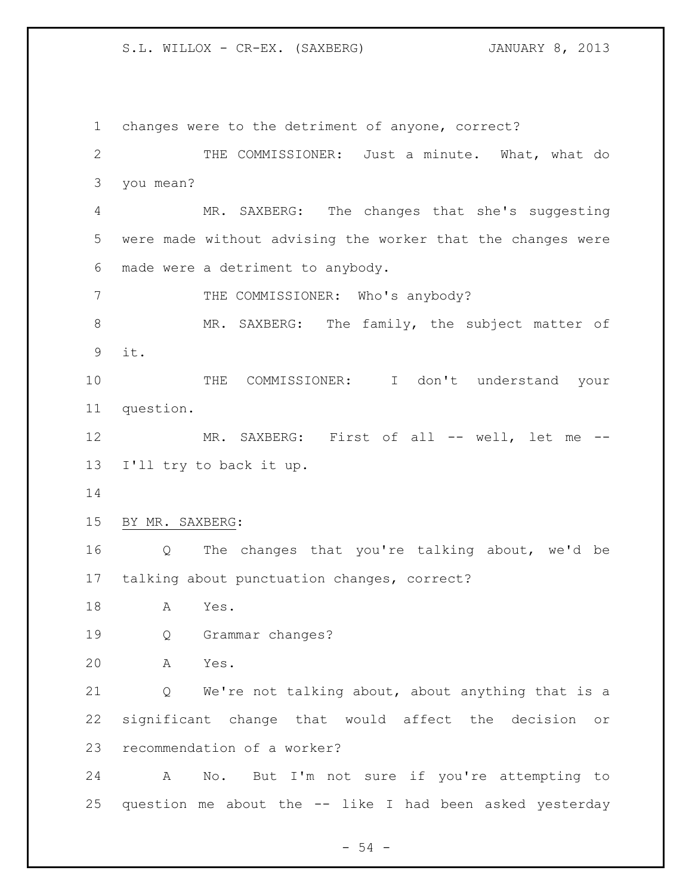changes were to the detriment of anyone, correct?

THE COMMISSIONER: Just a minute. What, what do you mean?

MR. SAXBERG: The changes that she's suggesting were made without advising the worker that the changes were made were a detriment to anybody.

THE COMMISSIONER: Who's anybody?

MR. SAXBERG: The family, the subject matter of it.

THE COMMISSIONER: I don't understand your question.

MR. SAXBERG: First of all -- well, let me -- I'll try to back it up.

BY MR. SAXBERG:

Q The changes that you're talking about, we'd be talking about punctuation changes, correct?

A Yes.

Q Grammar changes?

A Yes.

Q We're not talking about, about anything that is a significant change that would affect the decision or recommendation of a worker?

A No. But I'm not sure if you're attempting to question me about the -- like I had been asked yesterday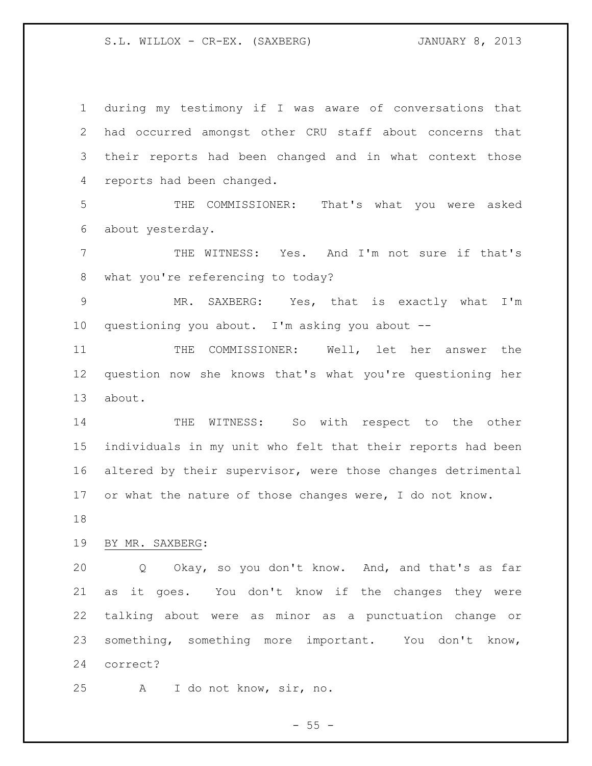during my testimony if I was aware of conversations that had occurred amongst other CRU staff about concerns that their reports had been changed and in what context those reports had been changed.

THE COMMISSIONER: That's what you were asked about yesterday.

THE WITNESS: Yes. And I'm not sure if that's what you're referencing to today?

MR. SAXBERG: Yes, that is exactly what I'm questioning you about. I'm asking you about --

THE COMMISSIONER: Well, let her answer the question now she knows that's what you're questioning her about.

THE WITNESS: So with respect to the other individuals in my unit who felt that their reports had been altered by their supervisor, were those changes detrimental or what the nature of those changes were, I do not know.

BY MR. SAXBERG:

Q Okay, so you don't know. And, and that's as far as it goes. You don't know if the changes they were talking about were as minor as a punctuation change or something, something more important. You don't know, correct?

A I do not know, sir, no.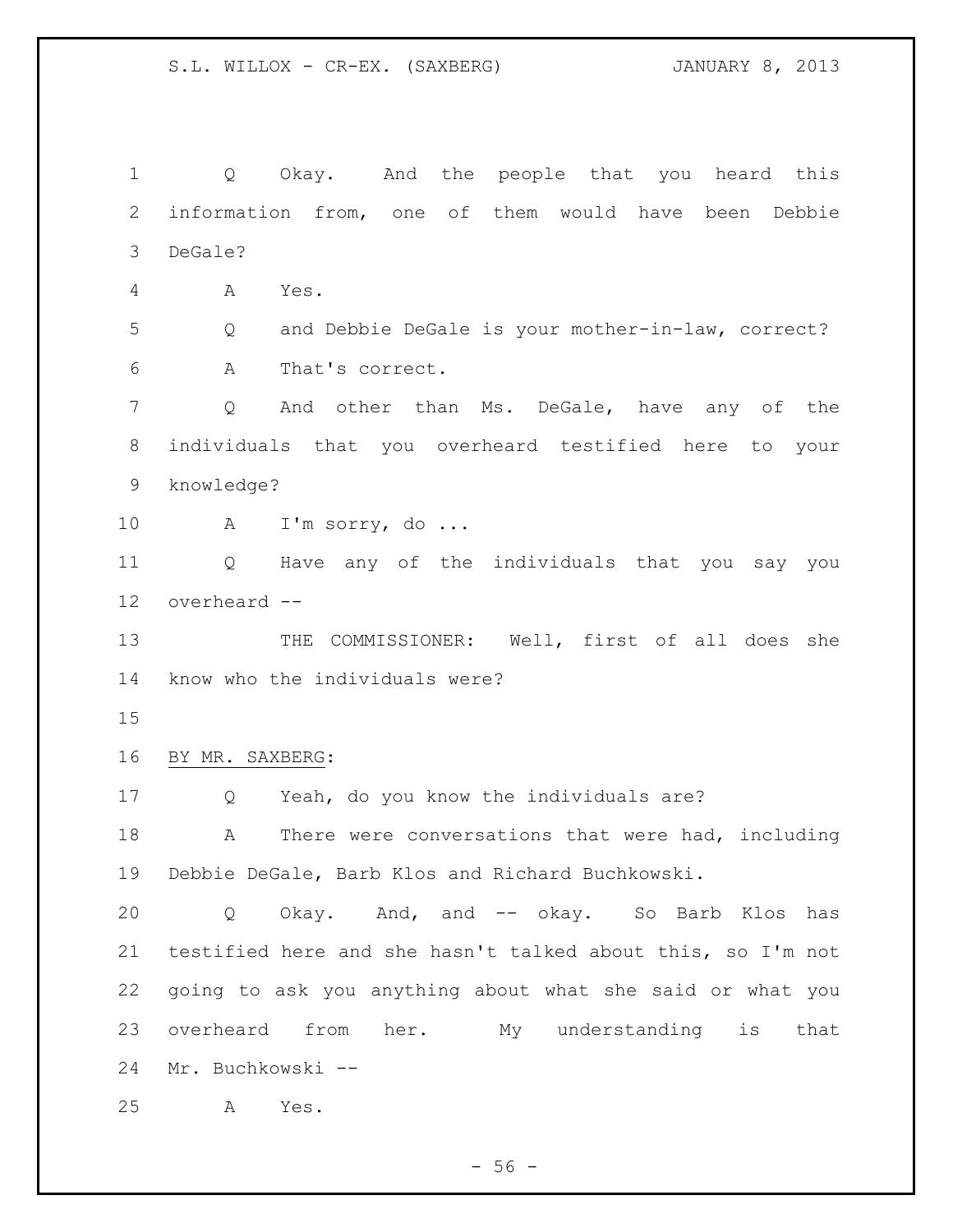Q Okay. And the people that you heard this information from, one of them would have been Debbie DeGale?

A Yes.

Q and Debbie DeGale is your mother-in-law, correct?

A That's correct.

Q And other than Ms. DeGale, have any of the individuals that you overheard testified here to your knowledge?

A I'm sorry, do ...

Q Have any of the individuals that you say you overheard --

THE COMMISSIONER: Well, first of all does she know who the individuals were?

BY MR. SAXBERG:

Q Yeah, do you know the individuals are?

A There were conversations that were had, including Debbie DeGale, Barb Klos and Richard Buchkowski.

Q Okay. And, and -- okay. So Barb Klos has testified here and she hasn't talked about this, so I'm not going to ask you anything about what she said or what you overheard from her. My understanding is that Mr. Buchkowski --

A Yes.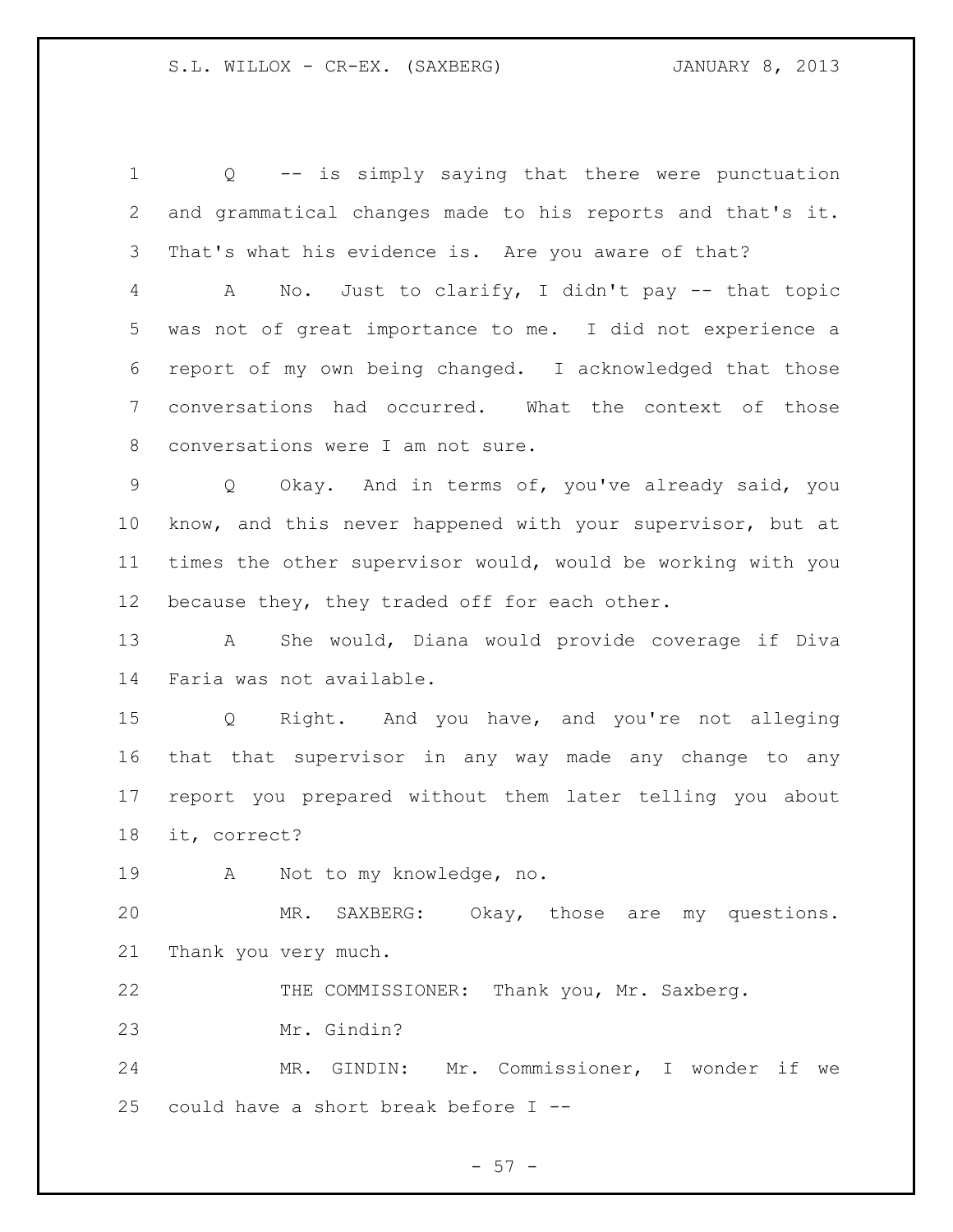Q -- is simply saying that there were punctuation and grammatical changes made to his reports and that's it. That's what his evidence is. Are you aware of that?

A No. Just to clarify, I didn't pay -- that topic was not of great importance to me. I did not experience a report of my own being changed. I acknowledged that those conversations had occurred. What the context of those conversations were I am not sure.

Q Okay. And in terms of, you've already said, you know, and this never happened with your supervisor, but at times the other supervisor would, would be working with you because they, they traded off for each other.

A She would, Diana would provide coverage if Diva Faria was not available.

Q Right. And you have, and you're not alleging that that supervisor in any way made any change to any report you prepared without them later telling you about it, correct?

A Not to my knowledge, no.

MR. SAXBERG: Okay, those are my questions. Thank you very much.

THE COMMISSIONER: Thank you, Mr. Saxberg.

Mr. Gindin?

MR. GINDIN: Mr. Commissioner, I wonder if we could have a short break before I --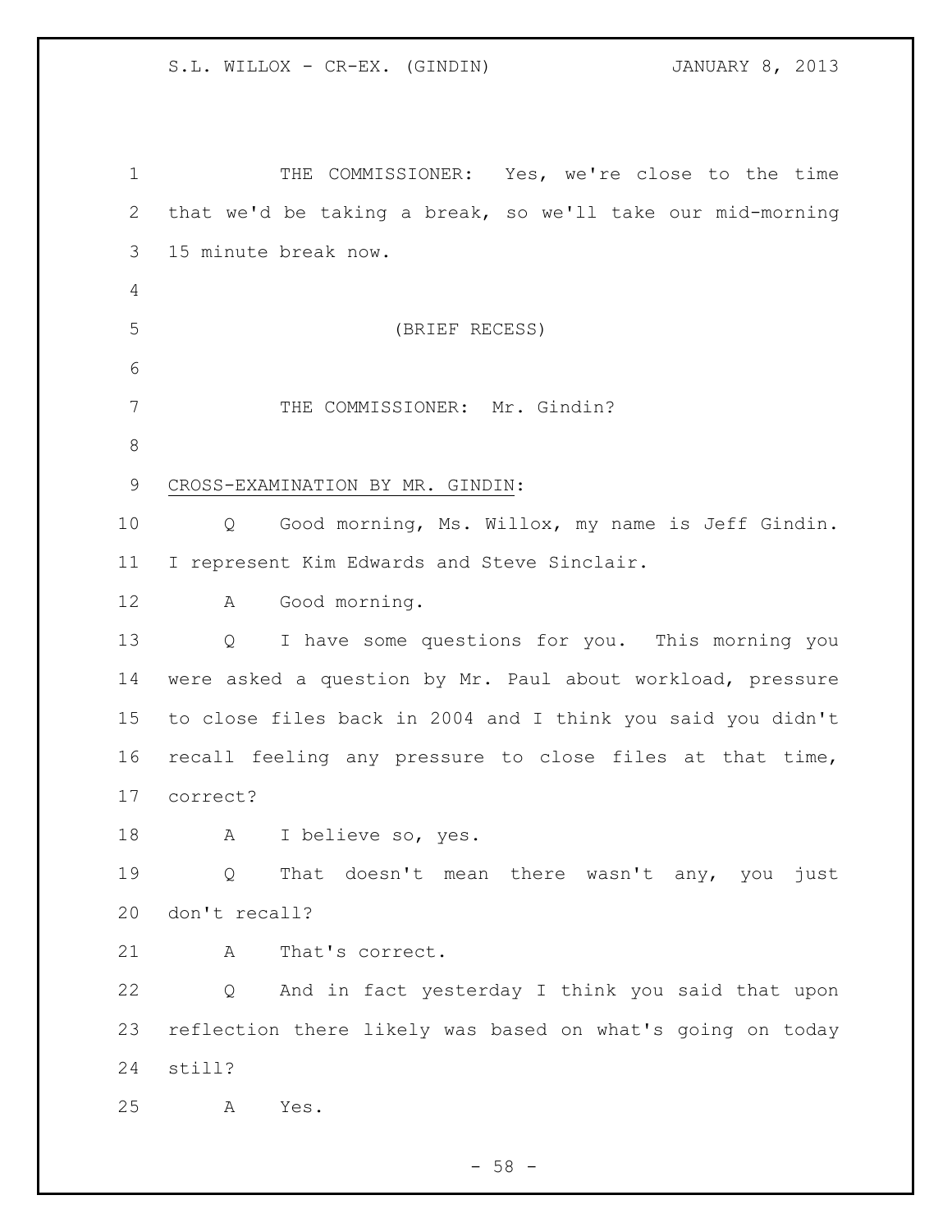THE COMMISSIONER: Yes, we're close to the time that we'd be taking a break, so we'll take our mid-morning 15 minute break now.

(BRIEF RECESS)

THE COMMISSIONER: Mr. Gindin?

CROSS-EXAMINATION BY MR. GINDIN:

Q Good morning, Ms. Willox, my name is Jeff Gindin. I represent Kim Edwards and Steve Sinclair.

A Good morning.

Q I have some questions for you. This morning you were asked a question by Mr. Paul about workload, pressure to close files back in 2004 and I think you said you didn't recall feeling any pressure to close files at that time, correct?

A I believe so, yes.

Q That doesn't mean there wasn't any, you just don't recall?

A That's correct.

Q And in fact yesterday I think you said that upon reflection there likely was based on what's going on today still?

A Yes.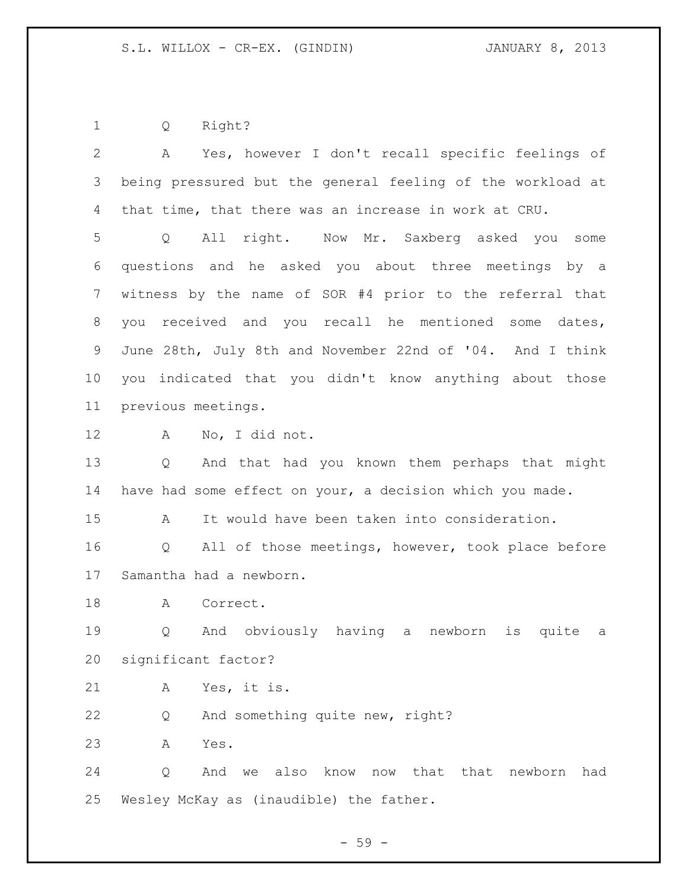Q Right?

A Yes, however I don't recall specific feelings of being pressured but the general feeling of the workload at that time, that there was an increase in work at CRU.

Q All right. Now Mr. Saxberg asked you some questions and he asked you about three meetings by a witness by the name of SOR #4 prior to the referral that you received and you recall he mentioned some dates, June 28th, July 8th and November 22nd of '04. And I think you indicated that you didn't know anything about those previous meetings.

A No, I did not.

Q And that had you known them perhaps that might have had some effect on your, a decision which you made.

A It would have been taken into consideration.

Q All of those meetings, however, took place before Samantha had a newborn.

A Correct.

Q And obviously having a newborn is quite a significant factor?

A Yes, it is.

Q And something quite new, right?

A Yes.

Q And we also know now that that newborn had Wesley McKay as (inaudible) the father.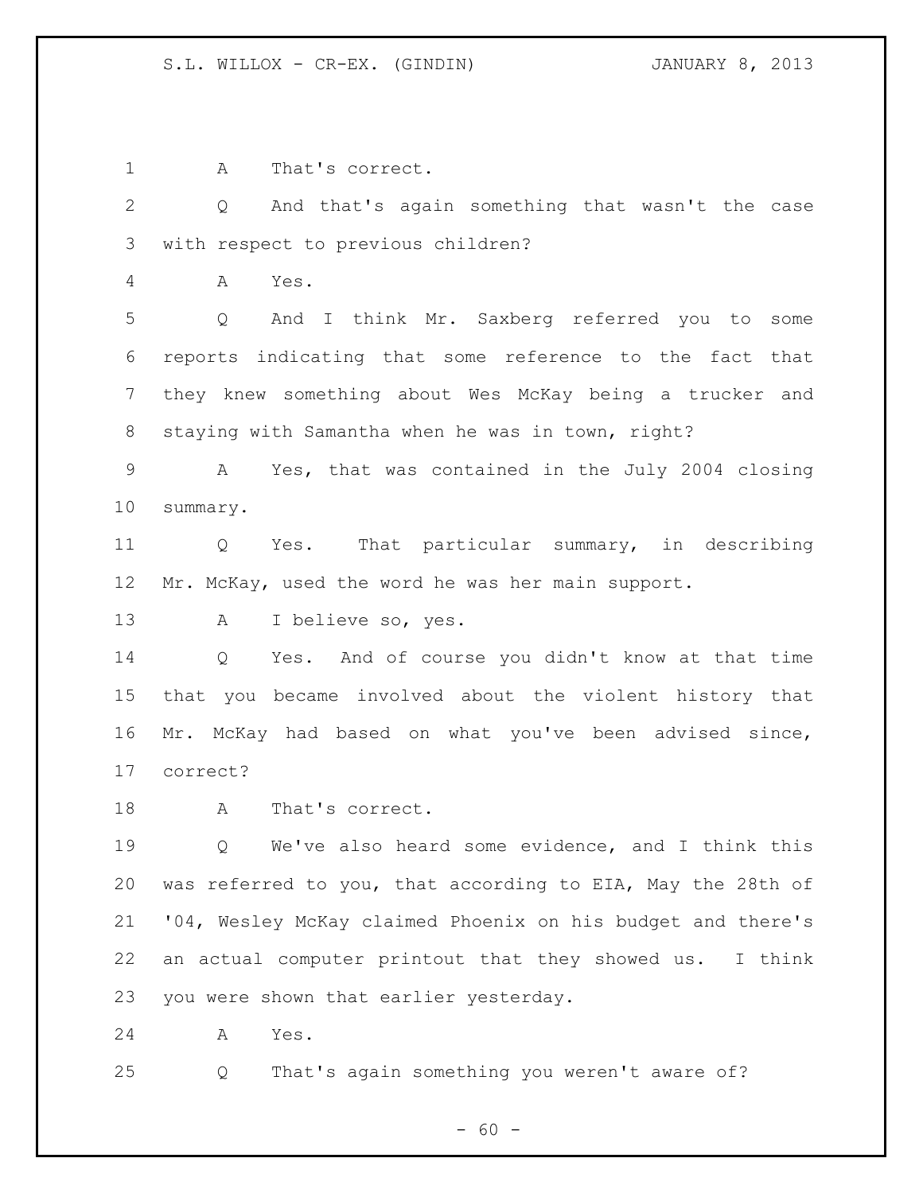A That's correct.

Q And that's again something that wasn't the case with respect to previous children?

A Yes.

Q And I think Mr. Saxberg referred you to some reports indicating that some reference to the fact that they knew something about Wes McKay being a trucker and staying with Samantha when he was in town, right?

A Yes, that was contained in the July 2004 closing summary.

Q Yes. That particular summary, in describing Mr. McKay, used the word he was her main support.

A I believe so, yes.

Q Yes. And of course you didn't know at that time that you became involved about the violent history that Mr. McKay had based on what you've been advised since, correct?

A That's correct.

Q We've also heard some evidence, and I think this was referred to you, that according to EIA, May the 28th of '04, Wesley McKay claimed Phoenix on his budget and there's an actual computer printout that they showed us. I think you were shown that earlier yesterday.

A Yes.

Q That's again something you weren't aware of?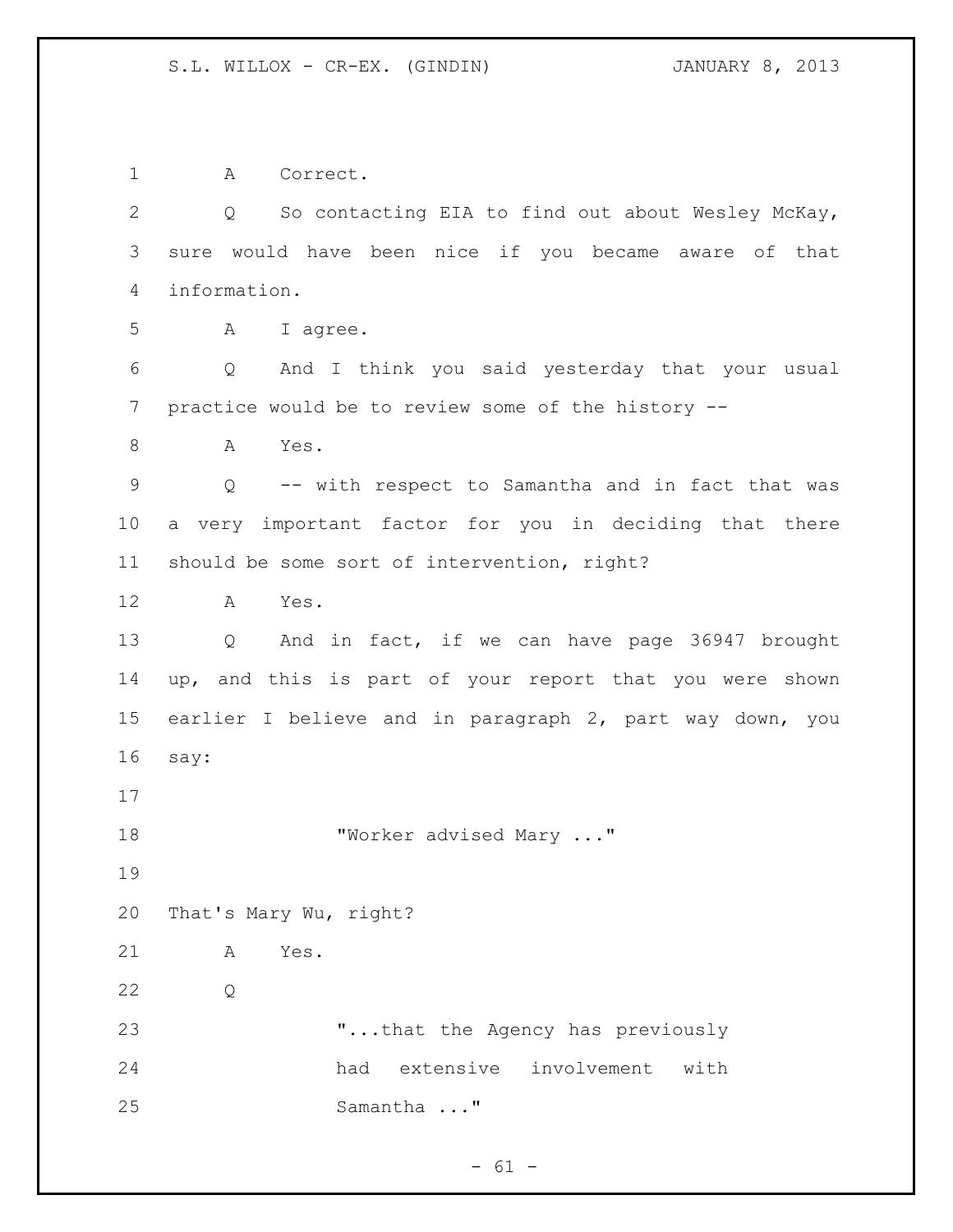A Correct.

Q So contacting EIA to find out about Wesley McKay, sure would have been nice if you became aware of that information.

A I agree.

Q And I think you said yesterday that your usual practice would be to review some of the history --

A Yes.

Q -- with respect to Samantha and in fact that was a very important factor for you in deciding that there should be some sort of intervention, right?

A Yes.

Q And in fact, if we can have page 36947 brought up, and this is part of your report that you were shown earlier I believe and in paragraph 2, part way down, you say:

> "Worker advised Mary ..."

That's Mary Wu, right?

A Yes.

Q

> "...that the Agency has previously had extensive involvement with Samantha ..."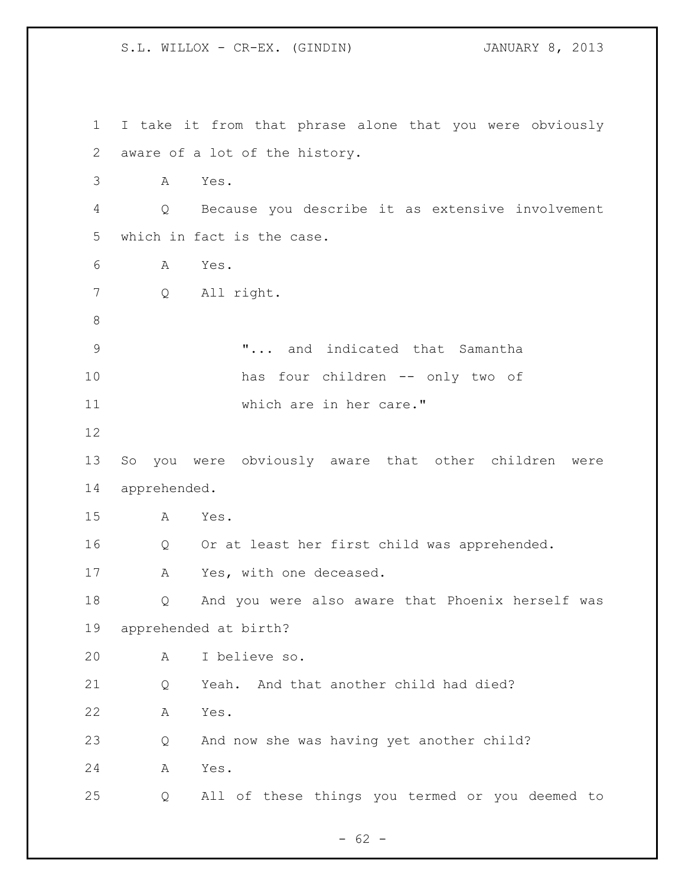I take it from that phrase alone that you were obviously aware of a lot of the history.

A Yes.

Q Because you describe it as extensive involvement which in fact is the case.

A Yes.

Q All right.

> "... and indicated that Samantha has four children -- only two of which are in her care."

So you were obviously aware that other children were apprehended.

A Yes.

Q Or at least her first child was apprehended.

A Yes, with one deceased.

Q And you were also aware that Phoenix herself was apprehended at birth?

A I believe so.

Q Yeah. And that another child had died?

A Yes.

Q And now she was having yet another child?

A Yes.

Q All of these things you termed or you deemed to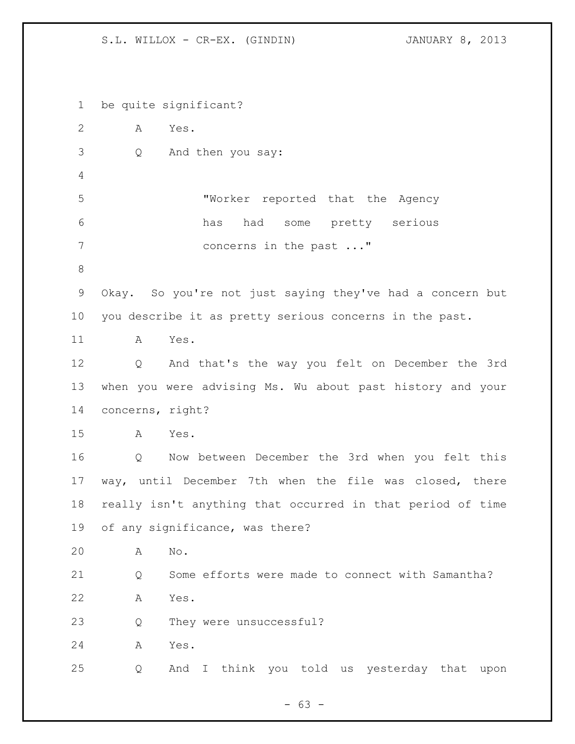be quite significant?

A Yes.

Q And then you say:

> "Worker reported that the Agency has had some pretty serious concerns in the past ..."

Okay. So you're not just saying they've had a concern but you describe it as pretty serious concerns in the past.

A Yes.

Q And that's the way you felt on December the 3rd when you were advising Ms. Wu about past history and your concerns, right?

A Yes.

Q Now between December the 3rd when you felt this way, until December 7th when the file was closed, there really isn't anything that occurred in that period of time of any significance, was there?

A No.

Q Some efforts were made to connect with Samantha?

A Yes.

Q They were unsuccessful?

A Yes.

Q And I think you told us yesterday that upon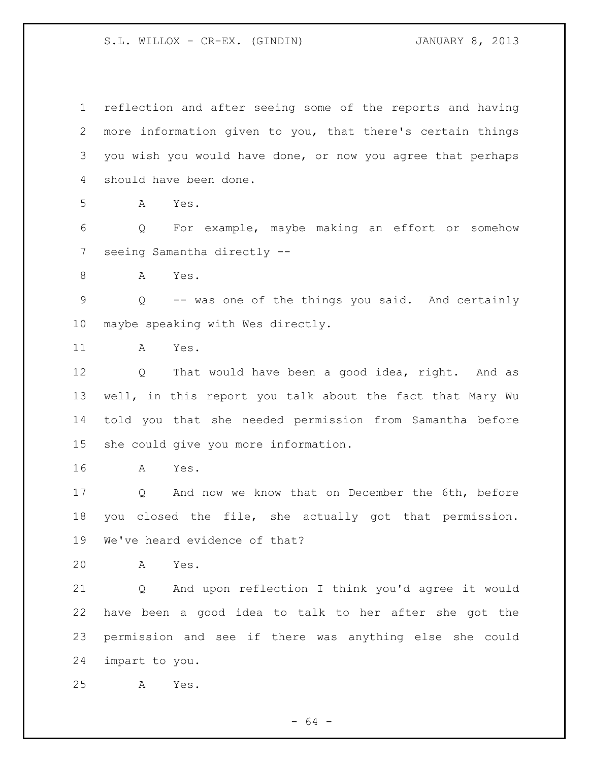reflection and after seeing some of the reports and having more information given to you, that there's certain things you wish you would have done, or now you agree that perhaps should have been done.

A Yes.

Q For example, maybe making an effort or somehow seeing Samantha directly --

A Yes.

Q -- was one of the things you said. And certainly maybe speaking with Wes directly.

A Yes.

Q That would have been a good idea, right. And as well, in this report you talk about the fact that Mary Wu told you that she needed permission from Samantha before she could give you more information.

A Yes.

Q And now we know that on December the 6th, before you closed the file, she actually got that permission. We've heard evidence of that?

A Yes.

Q And upon reflection I think you'd agree it would have been a good idea to talk to her after she got the permission and see if there was anything else she could impart to you.

A Yes.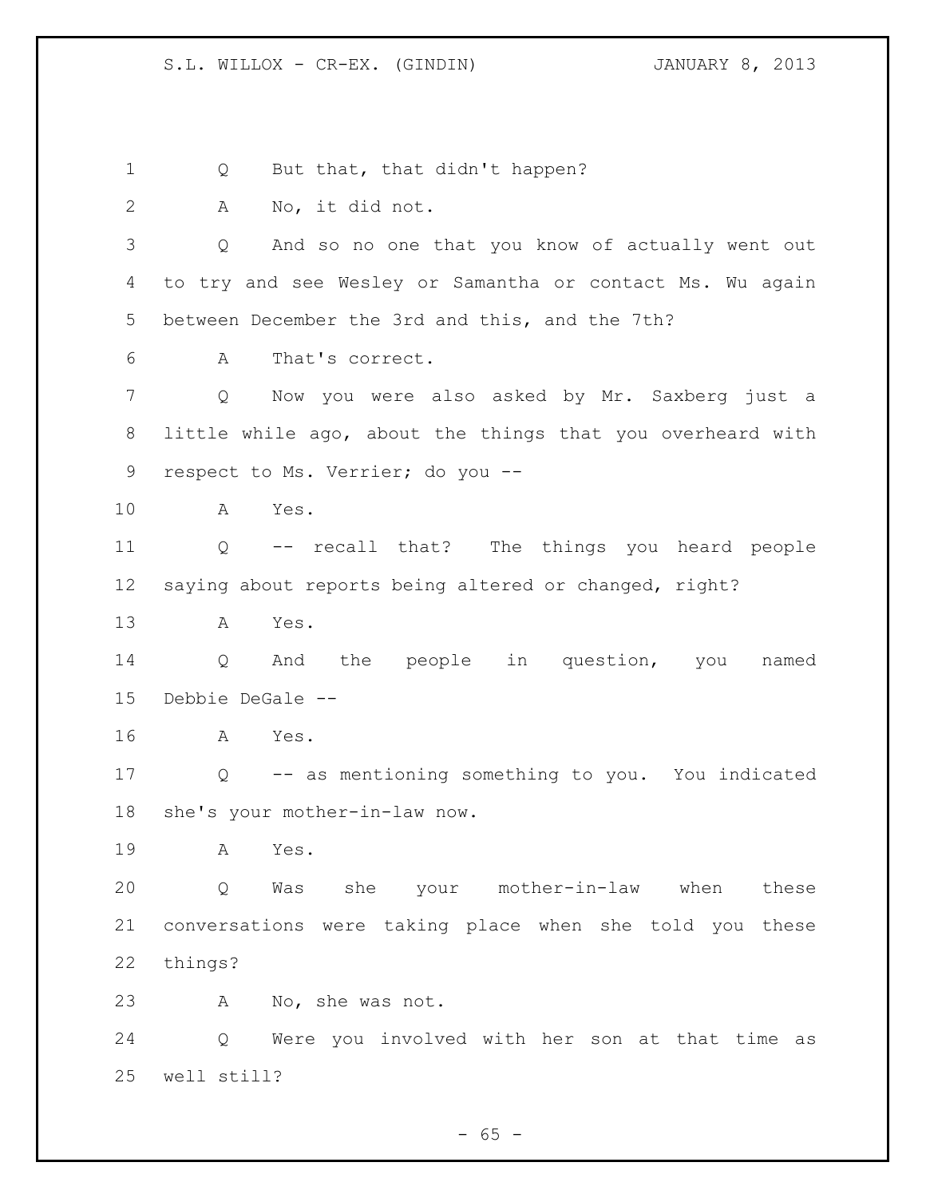1 Q But that, that didn't happen?

2 A No, it did not.

3 Q And so no one that you know of actually went out
4 to try and see Wesley or Samantha or contact Ms. Wu again
5 between December the 3rd and this, and the 7th?

6 A That's correct.

7 Q Now you were also asked by Mr. Saxberg just a
8 little while ago, about the things that you overheard with
9 respect to Ms. Verrier; do you --

10 A Yes.

11 Q -- recall that? The things you heard people
12 saying about reports being altered or changed, right?

13 A Yes.

14 Q And the people in question, you named
15 Debbie DeGale --

16 A Yes.

17 Q -- as mentioning something to you. You indicated
18 she's your mother-in-law now.

19 A Yes.

20 Q Was she your mother-in-law when these
21 conversations were taking place when she told you these
22 things?

23 A No, she was not.

24 Q Were you involved with her son at that time as
25 well still?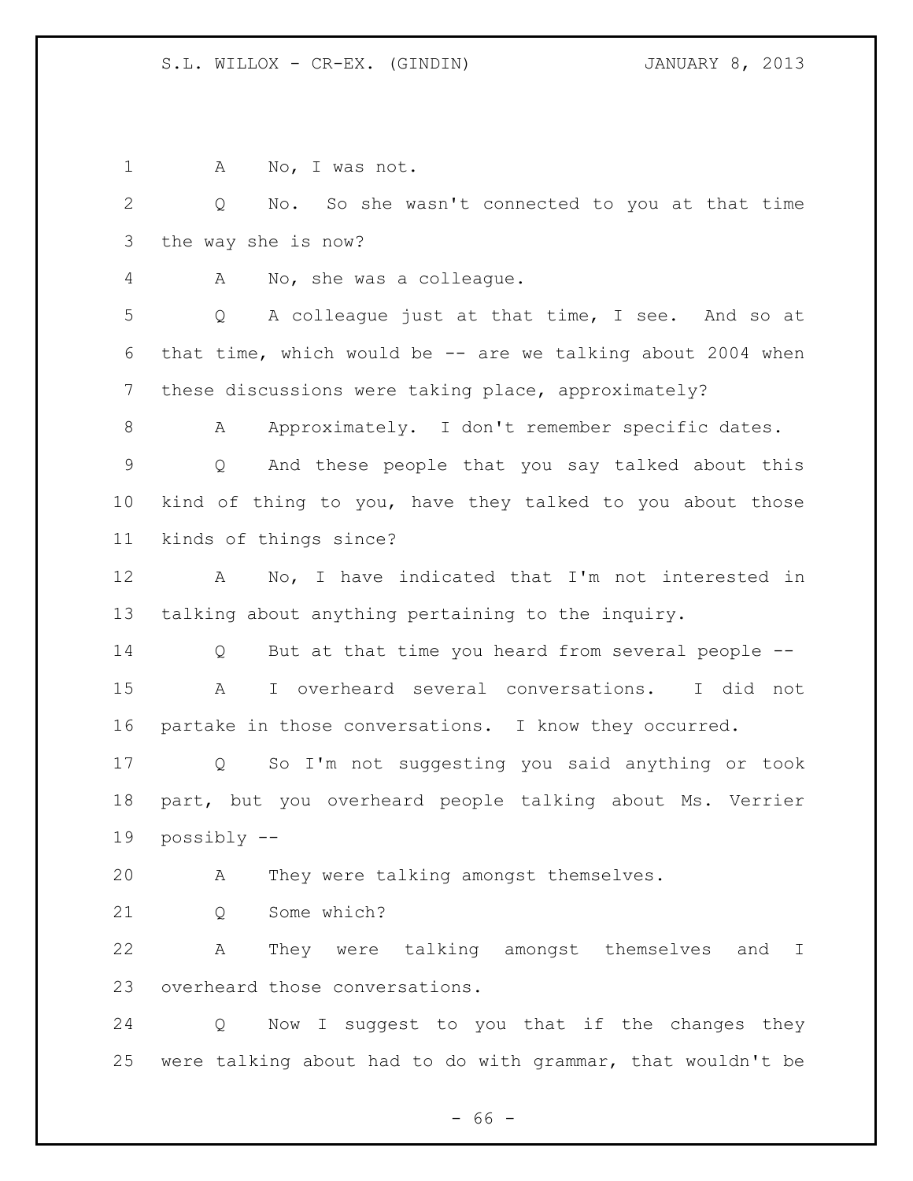A No, I was not.

Q No. So she wasn't connected to you at that time the way she is now?

A No, she was a colleague.

Q A colleague just at that time, I see. And so at that time, which would be -- are we talking about 2004 when these discussions were taking place, approximately?

A Approximately. I don't remember specific dates.

Q And these people that you say talked about this kind of thing to you, have they talked to you about those kinds of things since?

A No, I have indicated that I'm not interested in talking about anything pertaining to the inquiry.

Q But at that time you heard from several people --

A I overheard several conversations. I did not partake in those conversations. I know they occurred.

Q So I'm not suggesting you said anything or took part, but you overheard people talking about Ms. Verrier possibly --

A They were talking amongst themselves.

Q Some which?

A They were talking amongst themselves and I overheard those conversations.

Q Now I suggest to you that if the changes they were talking about had to do with grammar, that wouldn't be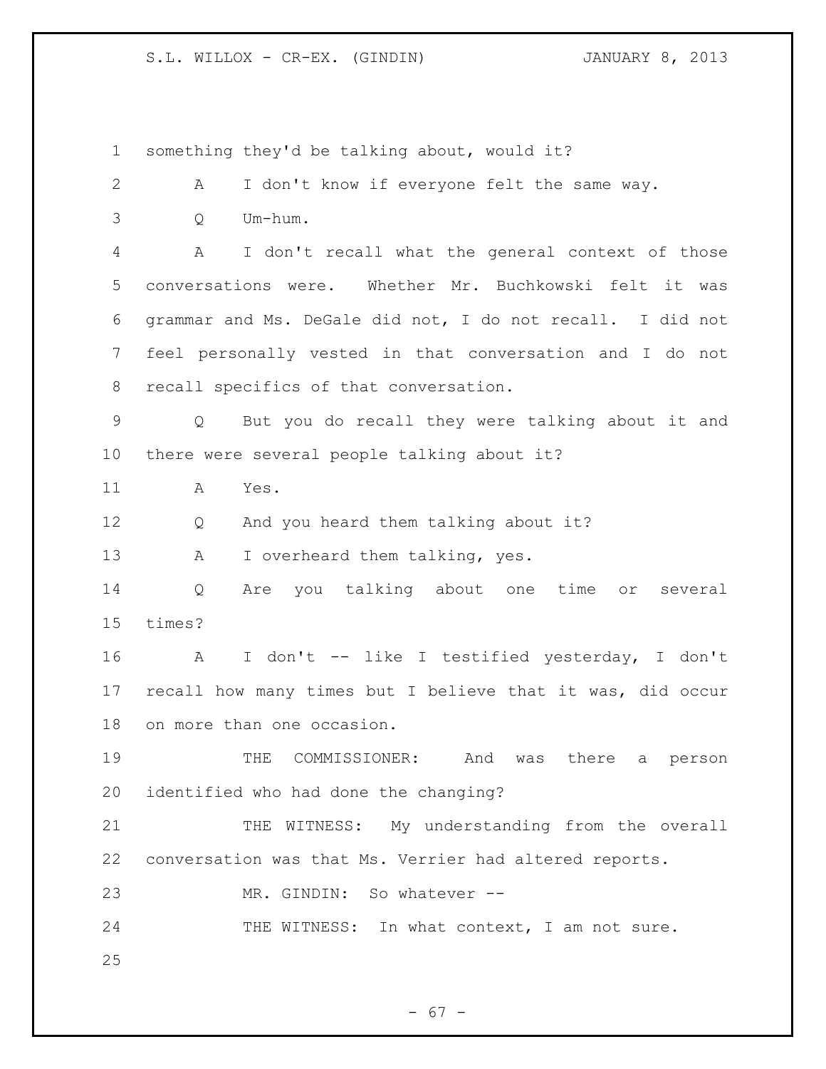something they'd be talking about, would it?

A I don't know if everyone felt the same way.

Q Um-hum.

A I don't recall what the general context of those conversations were. Whether Mr. Buchkowski felt it was grammar and Ms. DeGale did not, I do not recall. I did not feel personally vested in that conversation and I do not recall specifics of that conversation.

Q But you do recall they were talking about it and there were several people talking about it?

A Yes.

Q And you heard them talking about it?

A I overheard them talking, yes.

Q Are you talking about one time or several times?

A I don't -- like I testified yesterday, I don't recall how many times but I believe that it was, did occur on more than one occasion.

THE COMMISSIONER: And was there a person identified who had done the changing?

THE WITNESS: My understanding from the overall conversation was that Ms. Verrier had altered reports.

MR. GINDIN: So whatever --

THE WITNESS: In what context, I am not sure.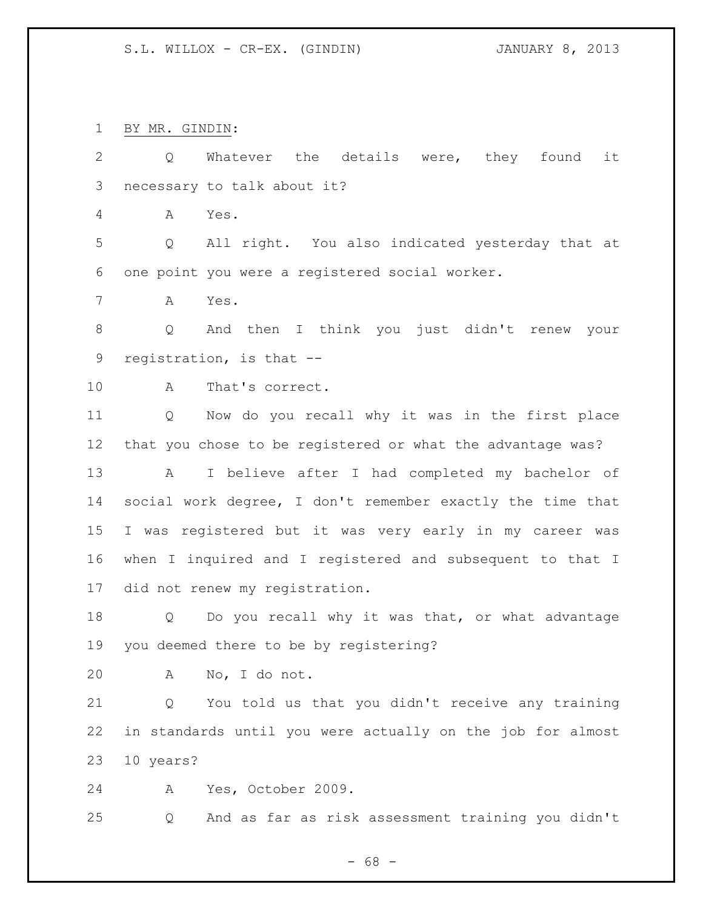BY MR. GINDIN:

Q Whatever the details were, they found it necessary to talk about it?

A Yes.

Q All right. You also indicated yesterday that at one point you were a registered social worker.

A Yes.

Q And then I think you just didn't renew your registration, is that --

A That's correct.

Q Now do you recall why it was in the first place that you chose to be registered or what the advantage was?

A I believe after I had completed my bachelor of social work degree, I don't remember exactly the time that I was registered but it was very early in my career was when I inquired and I registered and subsequent to that I did not renew my registration.

Q Do you recall why it was that, or what advantage you deemed there to be by registering?

A No, I do not.

Q You told us that you didn't receive any training in standards until you were actually on the job for almost 10 years?

A Yes, October 2009.

Q And as far as risk assessment training you didn't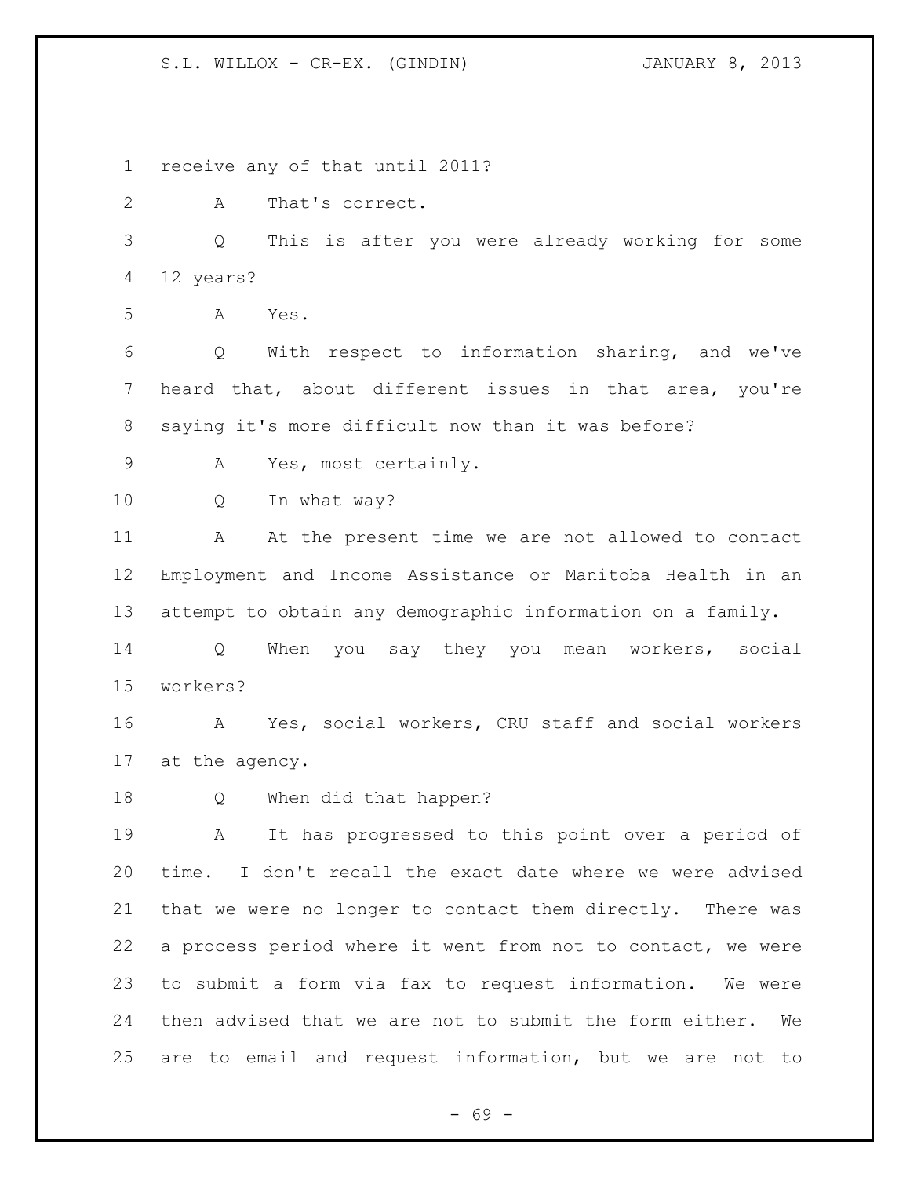receive any of that until 2011?

A That's correct.

Q This is after you were already working for some 12 years?

A Yes.

Q With respect to information sharing, and we've heard that, about different issues in that area, you're saying it's more difficult now than it was before?

A Yes, most certainly.

Q In what way?

A At the present time we are not allowed to contact Employment and Income Assistance or Manitoba Health in an attempt to obtain any demographic information on a family.

Q When you say they you mean workers, social workers?

A Yes, social workers, CRU staff and social workers at the agency.

Q When did that happen?

A It has progressed to this point over a period of time. I don't recall the exact date where we were advised that we were no longer to contact them directly. There was a process period where it went from not to contact, we were to submit a form via fax to request information. We were then advised that we are not to submit the form either. We are to email and request information, but we are not to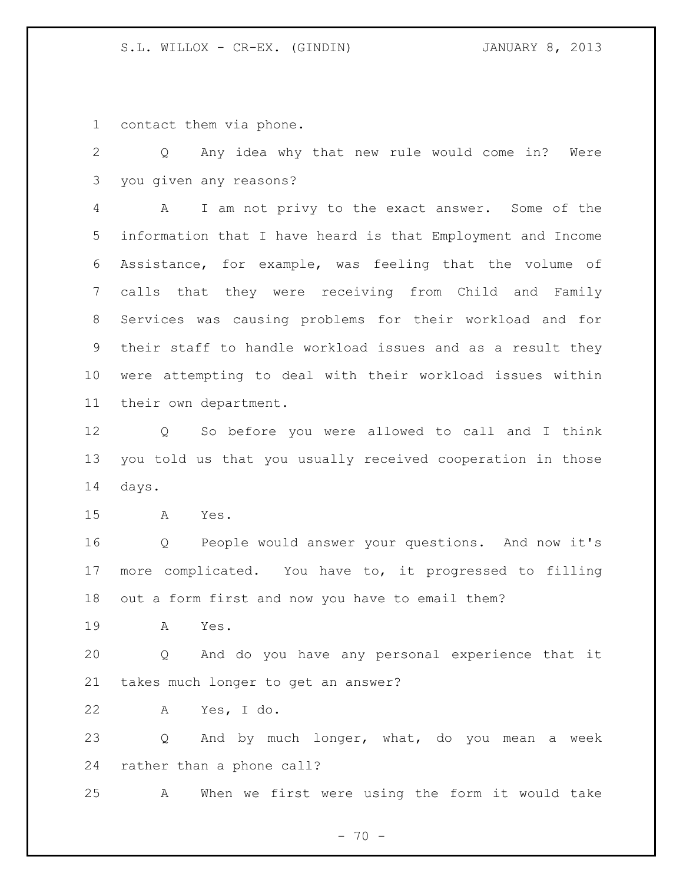contact them via phone.

Q Any idea why that new rule would come in? Were you given any reasons?

A I am not privy to the exact answer. Some of the information that I have heard is that Employment and Income Assistance, for example, was feeling that the volume of calls that they were receiving from Child and Family Services was causing problems for their workload and for their staff to handle workload issues and as a result they were attempting to deal with their workload issues within their own department.

Q So before you were allowed to call and I think you told us that you usually received cooperation in those days.

A Yes.

Q People would answer your questions. And now it's more complicated. You have to, it progressed to filling out a form first and now you have to email them?

A Yes.

Q And do you have any personal experience that it takes much longer to get an answer?

A Yes, I do.

Q And by much longer, what, do you mean a week rather than a phone call?

A When we first were using the form it would take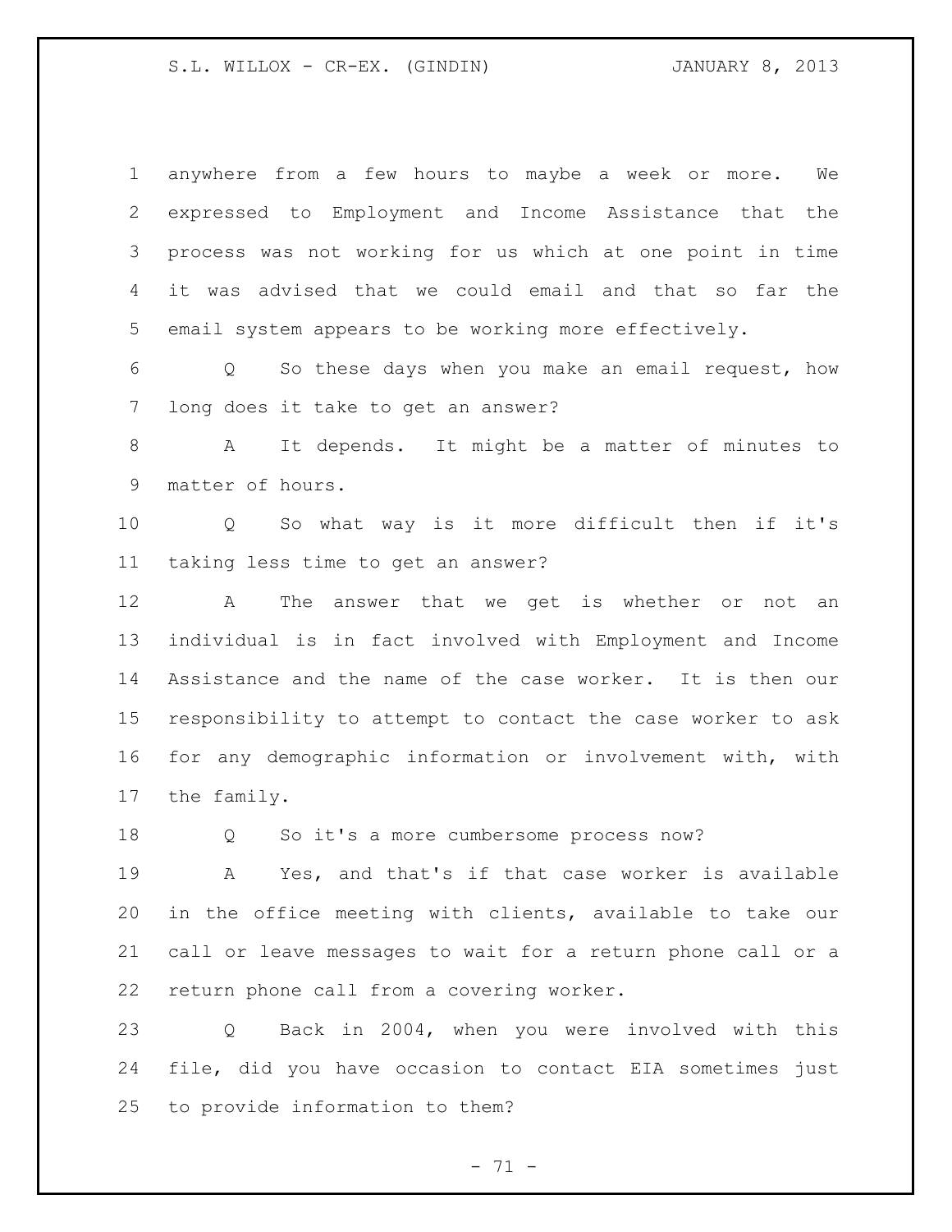anywhere from a few hours to maybe a week or more. We expressed to Employment and Income Assistance that the process was not working for us which at one point in time it was advised that we could email and that so far the email system appears to be working more effectively.

Q So these days when you make an email request, how long does it take to get an answer?

A It depends. It might be a matter of minutes to matter of hours.

Q So what way is it more difficult then if it's taking less time to get an answer?

A The answer that we get is whether or not an individual is in fact involved with Employment and Income Assistance and the name of the case worker. It is then our responsibility to attempt to contact the case worker to ask for any demographic information or involvement with, with the family.

Q So it's a more cumbersome process now?

A Yes, and that's if that case worker is available in the office meeting with clients, available to take our call or leave messages to wait for a return phone call or a return phone call from a covering worker.

Q Back in 2004, when you were involved with this file, did you have occasion to contact EIA sometimes just to provide information to them?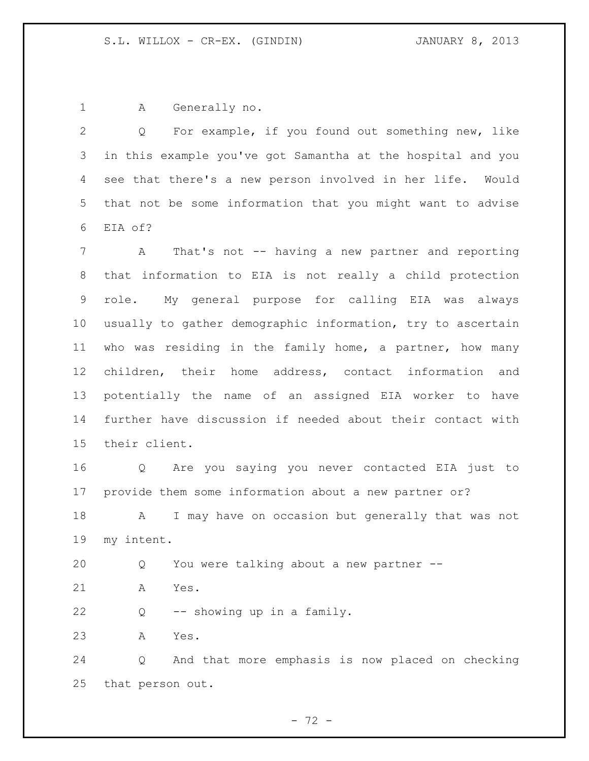A Generally no.

Q For example, if you found out something new, like in this example you've got Samantha at the hospital and you see that there's a new person involved in her life. Would that not be some information that you might want to advise EIA of?

A That's not -- having a new partner and reporting that information to EIA is not really a child protection role. My general purpose for calling EIA was always usually to gather demographic information, try to ascertain who was residing in the family home, a partner, how many children, their home address, contact information and potentially the name of an assigned EIA worker to have further have discussion if needed about their contact with their client.

Q Are you saying you never contacted EIA just to provide them some information about a new partner or?

A I may have on occasion but generally that was not my intent.

Q You were talking about a new partner --

A Yes.

Q -- showing up in a family.

A Yes.

Q And that more emphasis is now placed on checking that person out.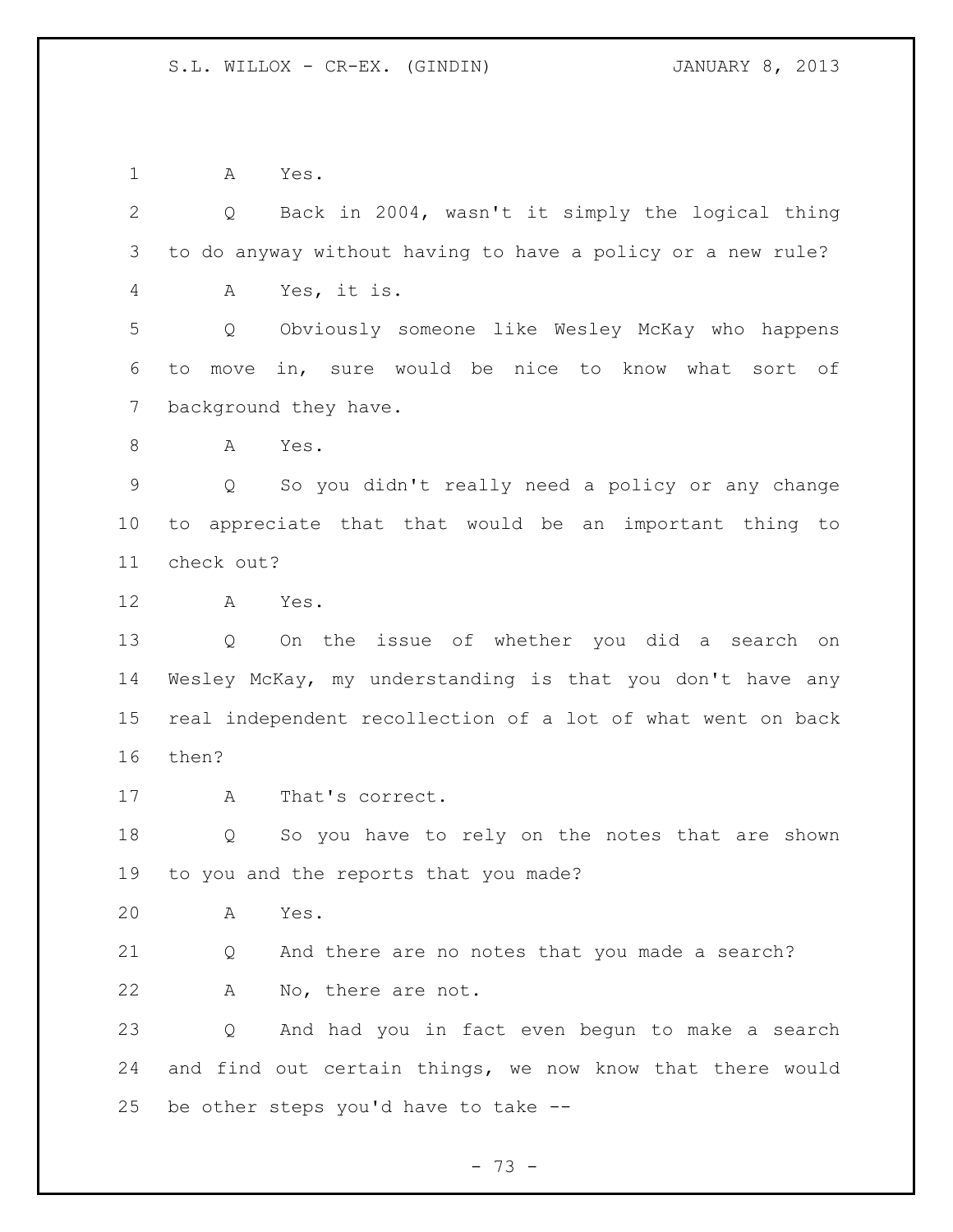A Yes.

Q Back in 2004, wasn't it simply the logical thing to do anyway without having to have a policy or a new rule?

A Yes, it is.

Q Obviously someone like Wesley McKay who happens to move in, sure would be nice to know what sort of background they have.

A Yes.

Q So you didn't really need a policy or any change to appreciate that that would be an important thing to check out?

A Yes.

Q On the issue of whether you did a search on Wesley McKay, my understanding is that you don't have any real independent recollection of a lot of what went on back then?

A That's correct.

Q So you have to rely on the notes that are shown to you and the reports that you made?

A Yes.

Q And there are no notes that you made a search?

A No, there are not.

Q And had you in fact even begun to make a search and find out certain things, we now know that there would be other steps you'd have to take --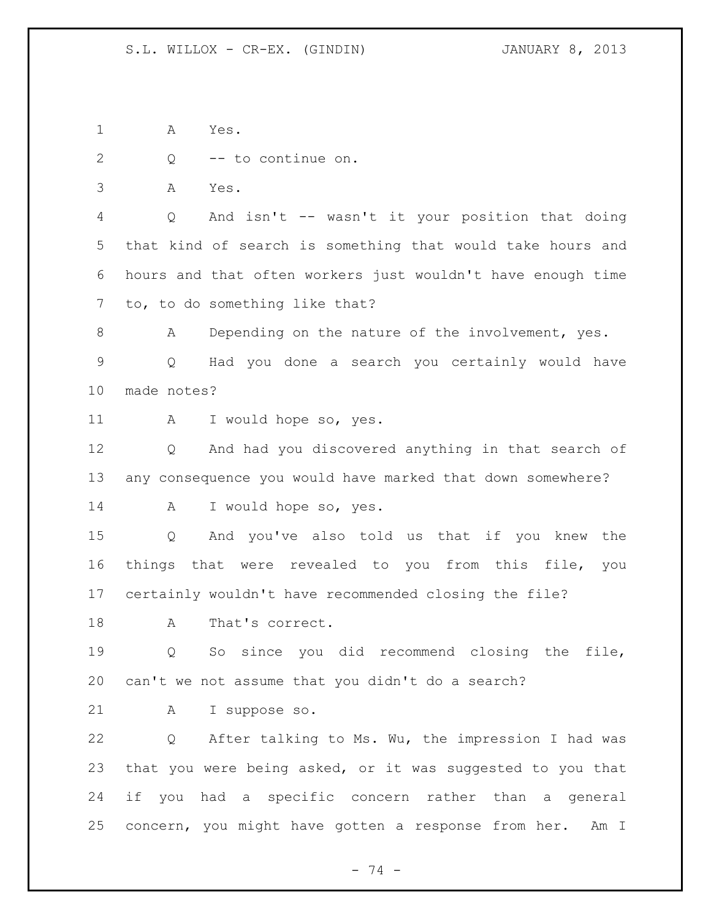A Yes.

Q -- to continue on.

A Yes.

Q And isn't -- wasn't it your position that doing that kind of search is something that would take hours and hours and that often workers just wouldn't have enough time to, to do something like that?

A Depending on the nature of the involvement, yes.

Q Had you done a search you certainly would have made notes?

A I would hope so, yes.

Q And had you discovered anything in that search of any consequence you would have marked that down somewhere?

A I would hope so, yes.

Q And you've also told us that if you knew the things that were revealed to you from this file, you certainly wouldn't have recommended closing the file?

A That's correct.

Q So since you did recommend closing the file, can't we not assume that you didn't do a search?

A I suppose so.

Q After talking to Ms. Wu, the impression I had was that you were being asked, or it was suggested to you that if you had a specific concern rather than a general concern, you might have gotten a response from her. Am I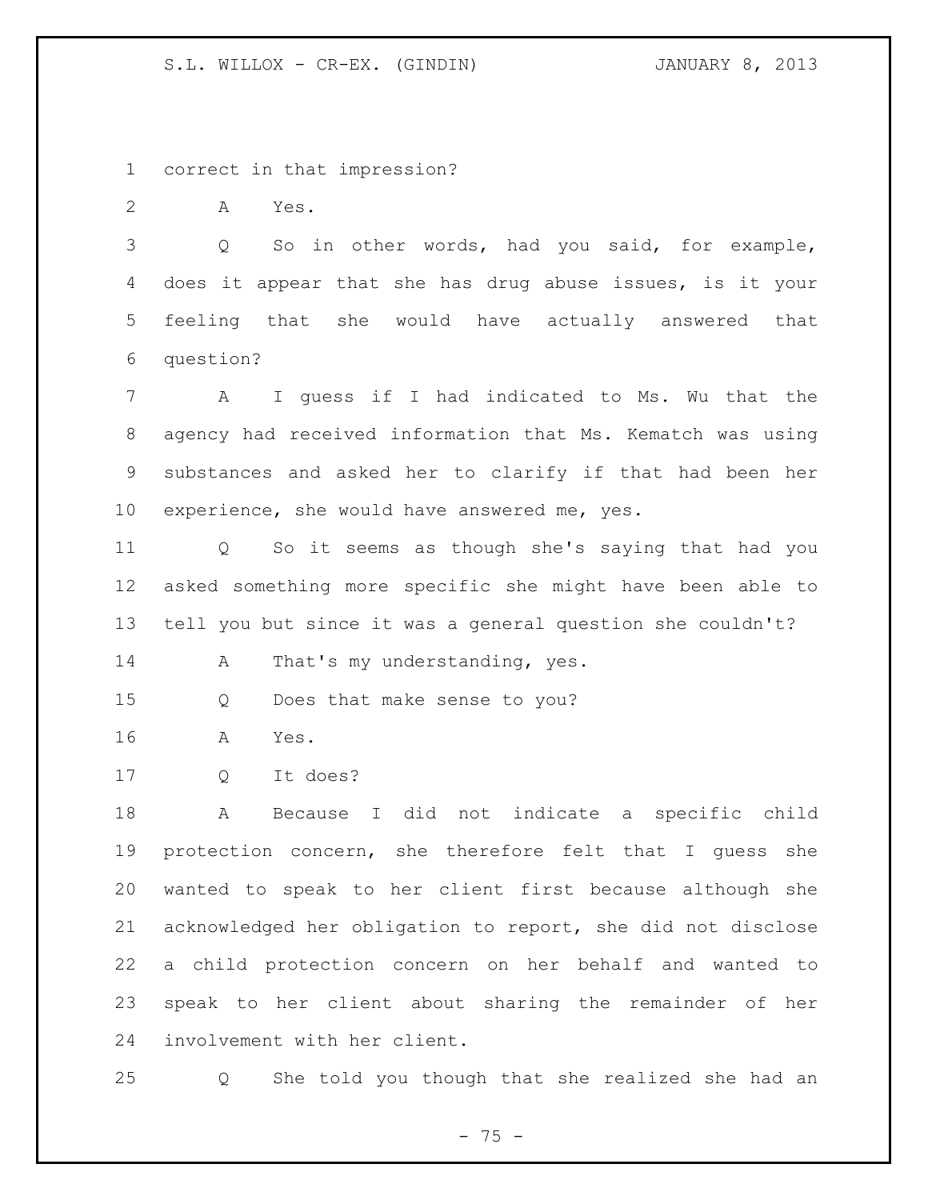correct in that impression?

A Yes.

Q So in other words, had you said, for example, does it appear that she has drug abuse issues, is it your feeling that she would have actually answered that question?

A I guess if I had indicated to Ms. Wu that the agency had received information that Ms. Kematch was using substances and asked her to clarify if that had been her experience, she would have answered me, yes.

Q So it seems as though she's saying that had you asked something more specific she might have been able to tell you but since it was a general question she couldn't?

A That's my understanding, yes.

Q Does that make sense to you?

A Yes.

Q It does?

A Because I did not indicate a specific child protection concern, she therefore felt that I guess she wanted to speak to her client first because although she acknowledged her obligation to report, she did not disclose a child protection concern on her behalf and wanted to speak to her client about sharing the remainder of her involvement with her client.

Q She told you though that she realized she had an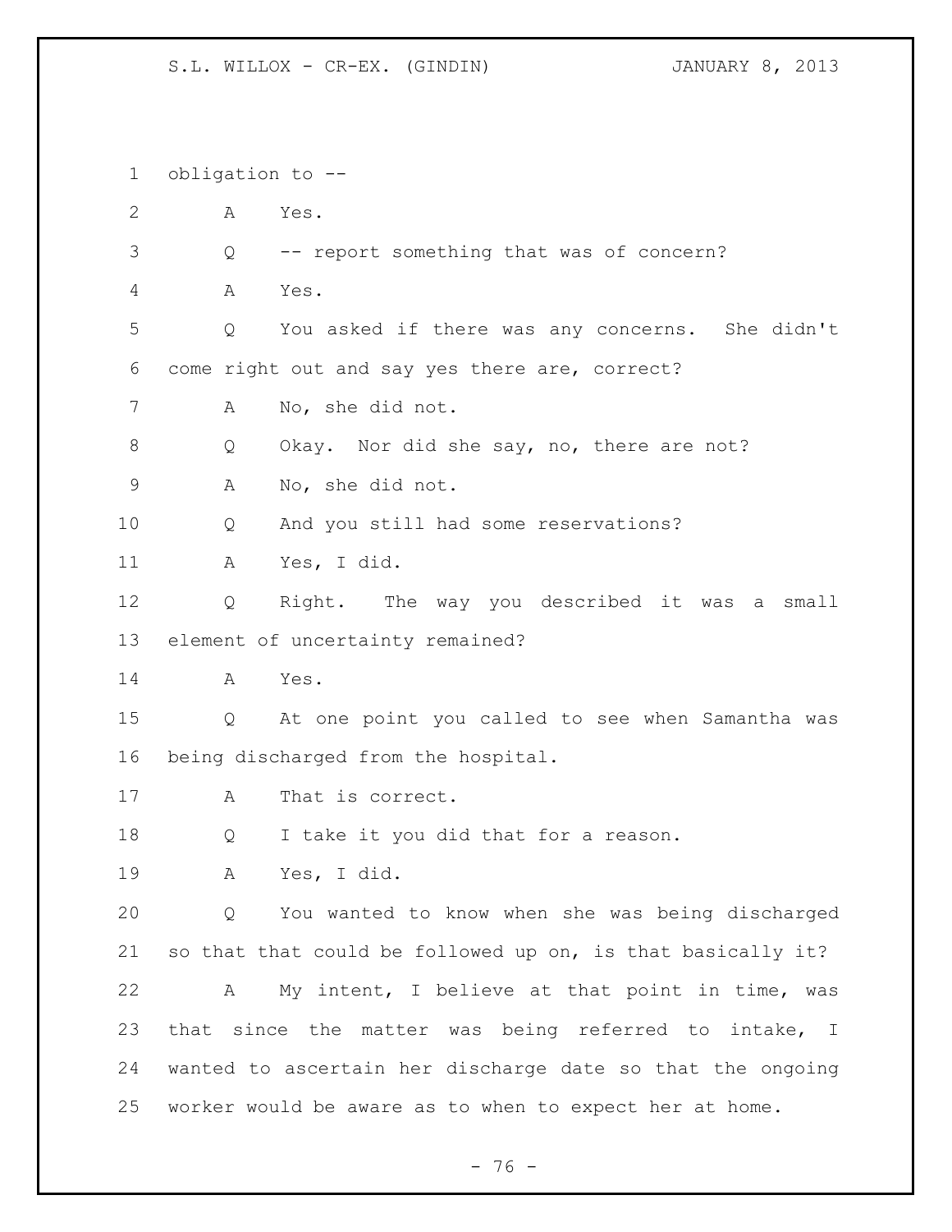obligation to --

A Yes.

Q -- report something that was of concern?

A Yes.

Q You asked if there was any concerns. She didn't come right out and say yes there are, correct?

A No, she did not.

Q Okay. Nor did she say, no, there are not?

A No, she did not.

Q And you still had some reservations?

A Yes, I did.

Q Right. The way you described it was a small element of uncertainty remained?

A Yes.

Q At one point you called to see when Samantha was being discharged from the hospital.

A That is correct.

Q I take it you did that for a reason.

A Yes, I did.

Q You wanted to know when she was being discharged so that that could be followed up on, is that basically it?

A My intent, I believe at that point in time, was that since the matter was being referred to intake, I wanted to ascertain her discharge date so that the ongoing worker would be aware as to when to expect her at home.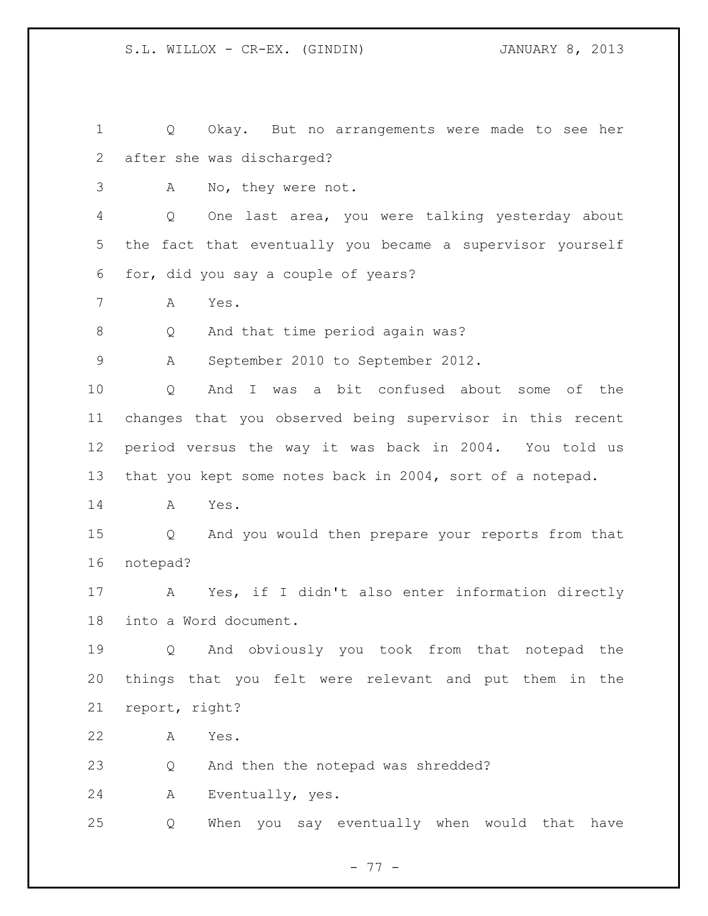Q Okay. But no arrangements were made to see her after she was discharged?

A No, they were not.

Q One last area, you were talking yesterday about the fact that eventually you became a supervisor yourself for, did you say a couple of years?

A Yes.

Q And that time period again was?

A September 2010 to September 2012.

Q And I was a bit confused about some of the changes that you observed being supervisor in this recent period versus the way it was back in 2004. You told us that you kept some notes back in 2004, sort of a notepad.

A Yes.

Q And you would then prepare your reports from that notepad?

A Yes, if I didn't also enter information directly into a Word document.

Q And obviously you took from that notepad the things that you felt were relevant and put them in the report, right?

A Yes.

Q And then the notepad was shredded?

A Eventually, yes.

Q When you say eventually when would that have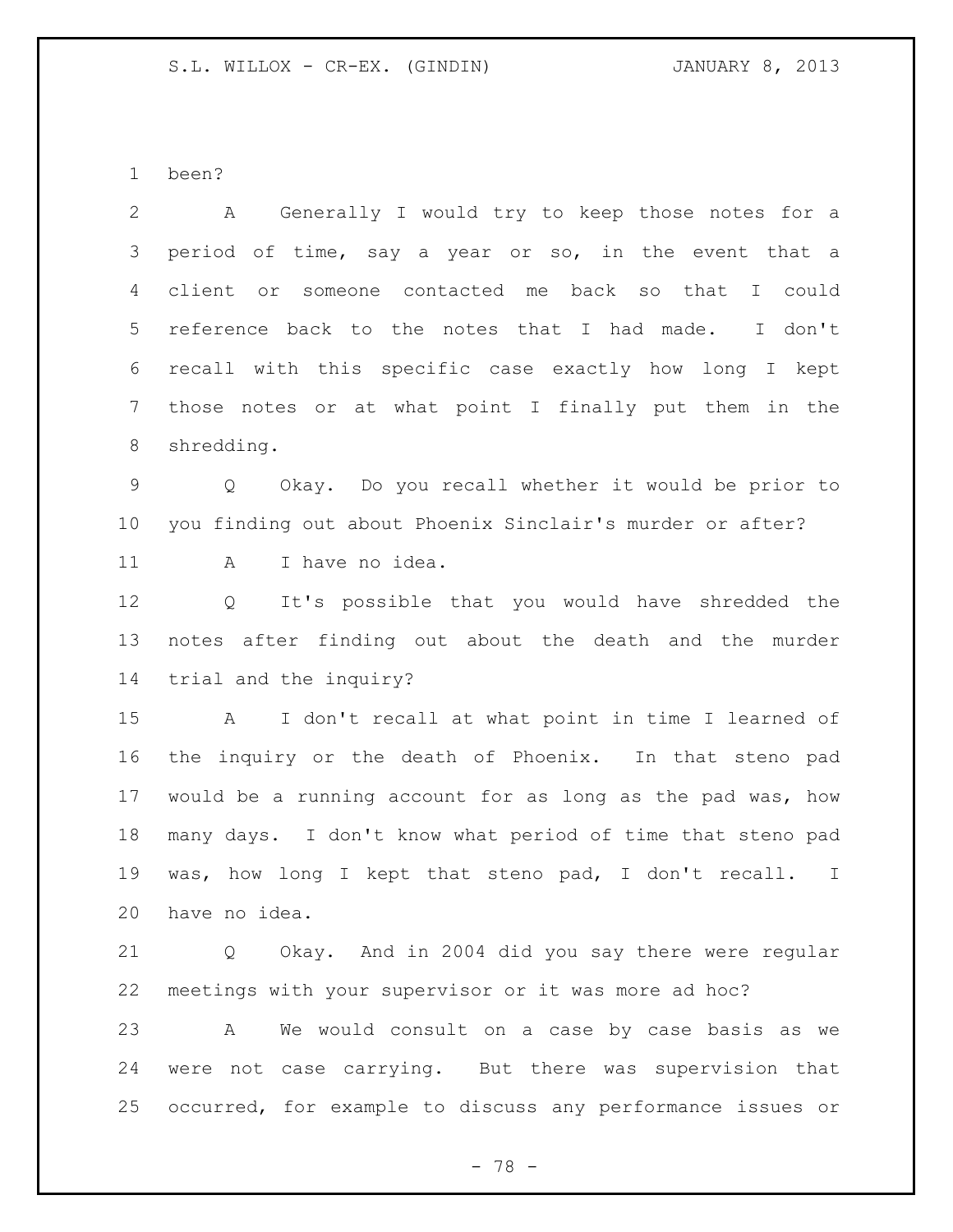been?

A Generally I would try to keep those notes for a period of time, say a year or so, in the event that a client or someone contacted me back so that I could reference back to the notes that I had made. I don't recall with this specific case exactly how long I kept those notes or at what point I finally put them in the shredding.

Q Okay. Do you recall whether it would be prior to you finding out about Phoenix Sinclair's murder or after?

A I have no idea.

Q It's possible that you would have shredded the notes after finding out about the death and the murder trial and the inquiry?

A I don't recall at what point in time I learned of the inquiry or the death of Phoenix. In that steno pad would be a running account for as long as the pad was, how many days. I don't know what period of time that steno pad was, how long I kept that steno pad, I don't recall. I have no idea.

Q Okay. And in 2004 did you say there were regular meetings with your supervisor or it was more ad hoc?

A We would consult on a case by case basis as we were not case carrying. But there was supervision that occurred, for example to discuss any performance issues or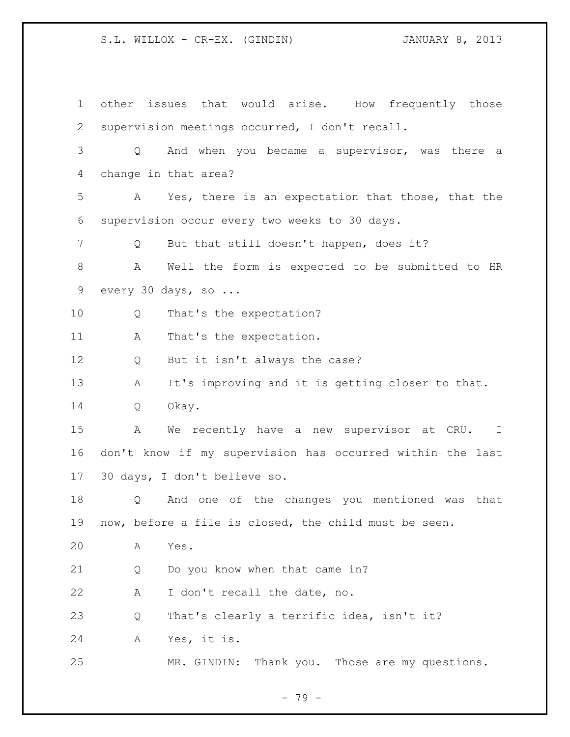other issues that would arise. How frequently those supervision meetings occurred, I don't recall.

Q And when you became a supervisor, was there a change in that area?

A Yes, there is an expectation that those, that the supervision occur every two weeks to 30 days.

Q But that still doesn't happen, does it?

A Well the form is expected to be submitted to HR every 30 days, so ...

Q That's the expectation?

A That's the expectation.

Q But it isn't always the case?

A It's improving and it is getting closer to that.

Q Okay.

A We recently have a new supervisor at CRU. I don't know if my supervision has occurred within the last 30 days, I don't believe so.

Q And one of the changes you mentioned was that now, before a file is closed, the child must be seen.

A Yes.

Q Do you know when that came in?

A I don't recall the date, no.

Q That's clearly a terrific idea, isn't it?

A Yes, it is.

MR. GINDIN: Thank you. Those are my questions.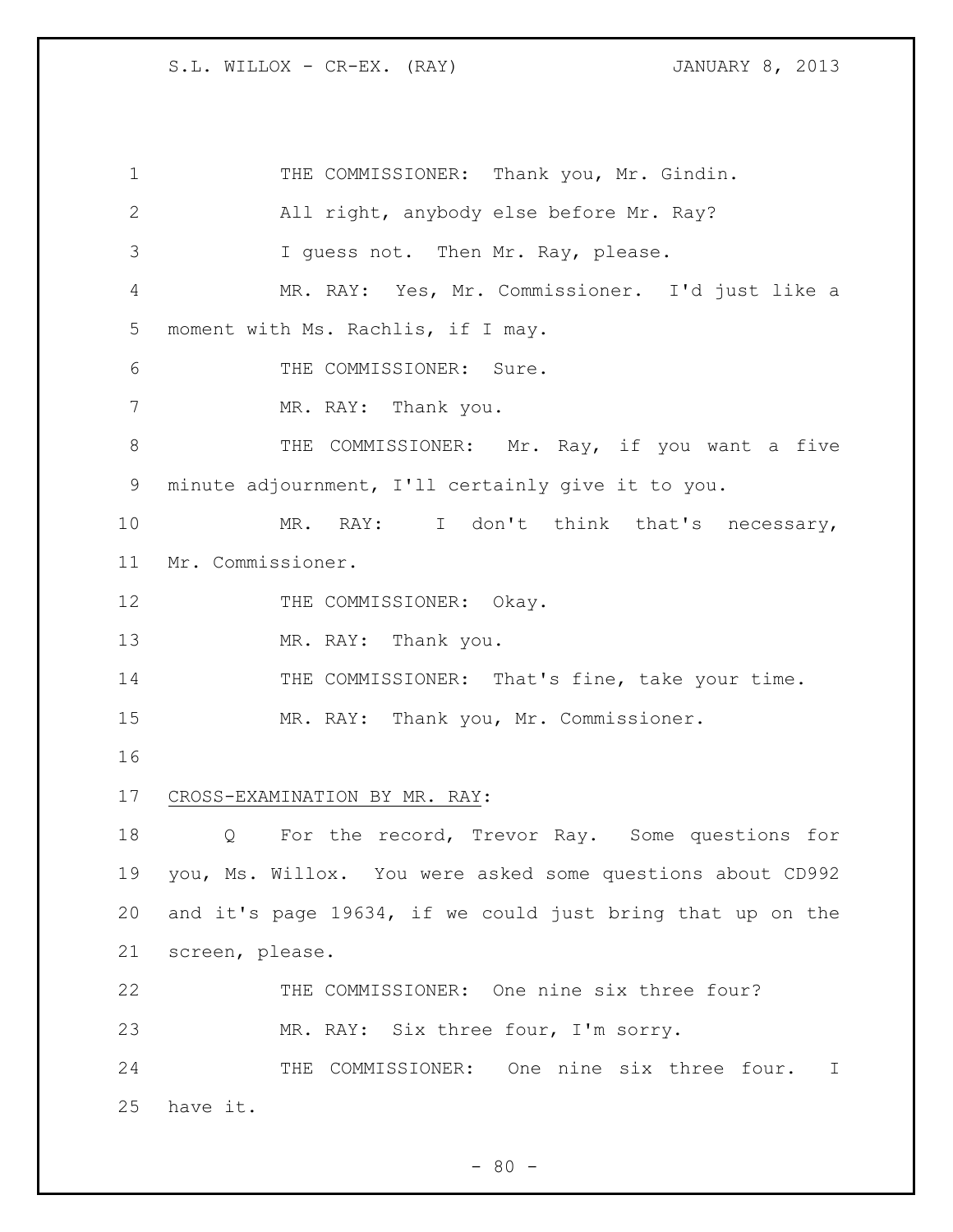THE COMMISSIONER: Thank you, Mr. Gindin.

All right, anybody else before Mr. Ray?

I guess not. Then Mr. Ray, please.

MR. RAY: Yes, Mr. Commissioner. I'd just like a moment with Ms. Rachlis, if I may.

THE COMMISSIONER: Sure.

MR. RAY: Thank you.

THE COMMISSIONER: Mr. Ray, if you want a five minute adjournment, I'll certainly give it to you.

MR. RAY: I don't think that's necessary, Mr. Commissioner.

THE COMMISSIONER: Okay.

MR. RAY: Thank you.

THE COMMISSIONER: That's fine, take your time.

MR. RAY: Thank you, Mr. Commissioner.

CROSS-EXAMINATION BY MR. RAY:

Q For the record, Trevor Ray. Some questions for you, Ms. Willox. You were asked some questions about CD992 and it's page 19634, if we could just bring that up on the screen, please.

THE COMMISSIONER: One nine six three four?

MR. RAY: Six three four, I'm sorry.

THE COMMISSIONER: One nine six three four. I have it.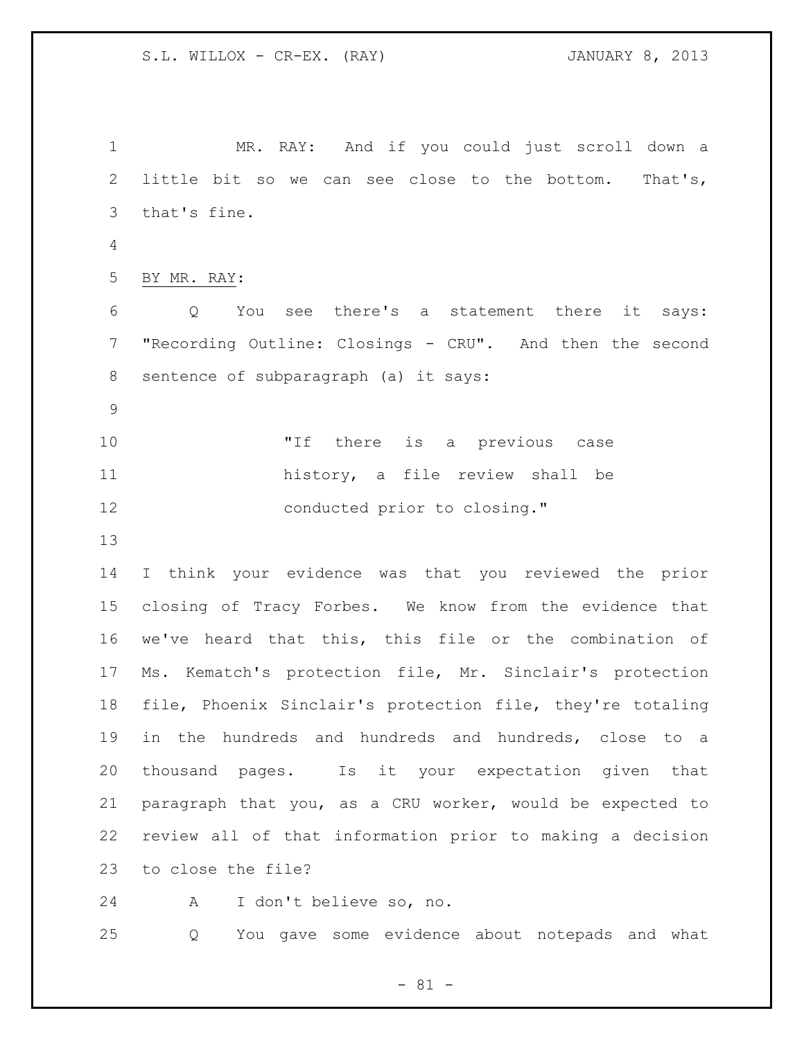MR. RAY: And if you could just scroll down a little bit so we can see close to the bottom. That's, that's fine.

BY MR. RAY:

Q You see there's a statement there it says: "Recording Outline: Closings - CRU". And then the second sentence of subparagraph (a) it says:

> "If there is a previous case history, a file review shall be conducted prior to closing."

I think your evidence was that you reviewed the prior closing of Tracy Forbes. We know from the evidence that we've heard that this, this file or the combination of Ms. Kematch's protection file, Mr. Sinclair's protection file, Phoenix Sinclair's protection file, they're totaling in the hundreds and hundreds and hundreds, close to a thousand pages. Is it your expectation given that paragraph that you, as a CRU worker, would be expected to review all of that information prior to making a decision to close the file?

A I don't believe so, no.

Q You gave some evidence about notepads and what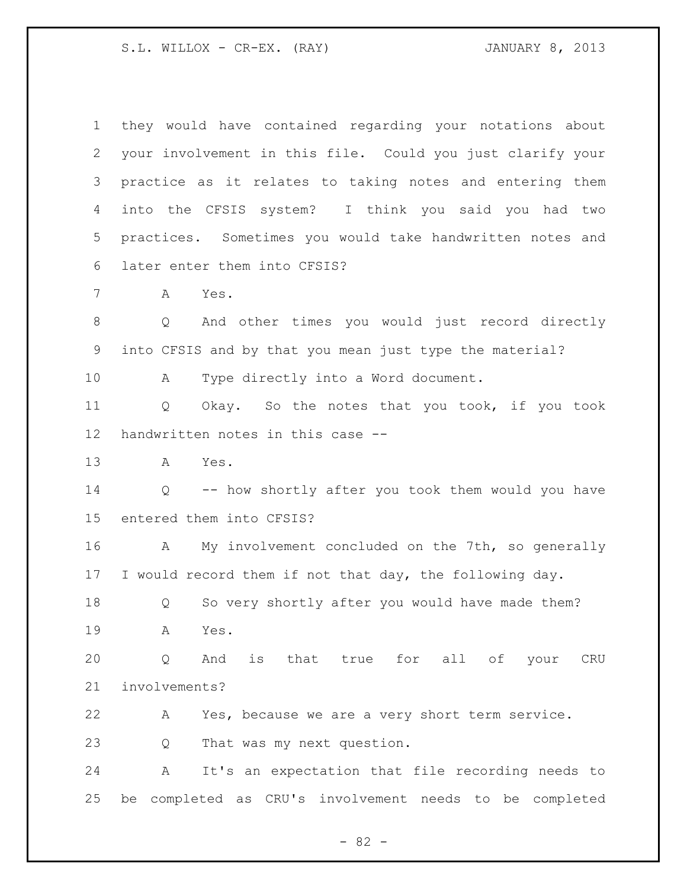they would have contained regarding your notations about your involvement in this file. Could you just clarify your practice as it relates to taking notes and entering them into the CFSIS system? I think you said you had two practices. Sometimes you would take handwritten notes and later enter them into CFSIS?

A Yes.

Q And other times you would just record directly into CFSIS and by that you mean just type the material?

A Type directly into a Word document.

Q Okay. So the notes that you took, if you took handwritten notes in this case --

A Yes.

Q -- how shortly after you took them would you have entered them into CFSIS?

A My involvement concluded on the 7th, so generally I would record them if not that day, the following day.

Q So very shortly after you would have made them?

A Yes.

Q And is that true for all of your CRU involvements?

A Yes, because we are a very short term service.

Q That was my next question.

A It's an expectation that file recording needs to be completed as CRU's involvement needs to be completed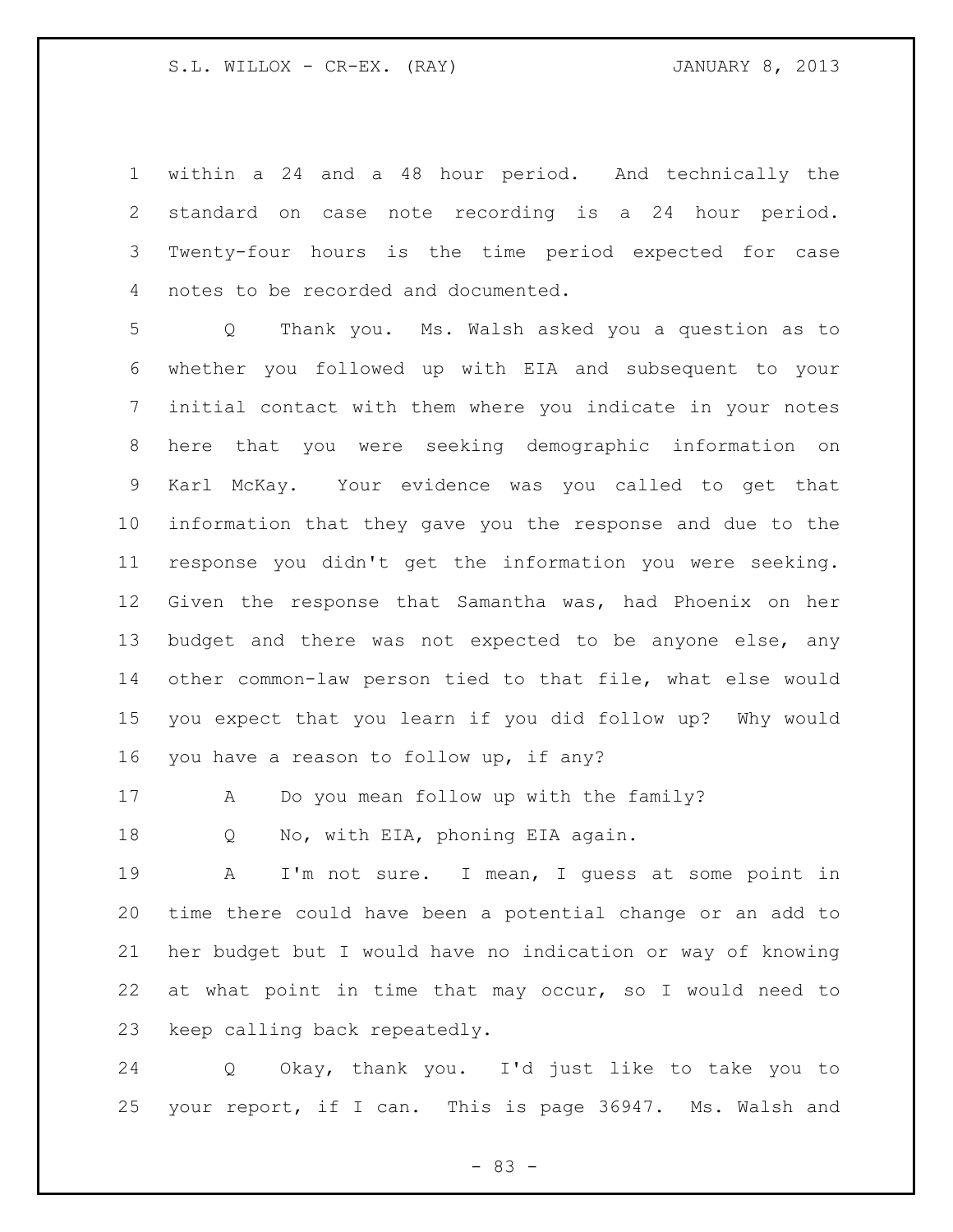within a 24 and a 48 hour period. And technically the standard on case note recording is a 24 hour period. Twenty-four hours is the time period expected for case notes to be recorded and documented.

Q Thank you. Ms. Walsh asked you a question as to whether you followed up with EIA and subsequent to your initial contact with them where you indicate in your notes here that you were seeking demographic information on Karl McKay. Your evidence was you called to get that information that they gave you the response and due to the response you didn't get the information you were seeking. Given the response that Samantha was, had Phoenix on her budget and there was not expected to be anyone else, any other common-law person tied to that file, what else would you expect that you learn if you did follow up? Why would you have a reason to follow up, if any?

A Do you mean follow up with the family?

Q No, with EIA, phoning EIA again.

A I'm not sure. I mean, I guess at some point in time there could have been a potential change or an add to her budget but I would have no indication or way of knowing at what point in time that may occur, so I would need to keep calling back repeatedly.

Q Okay, thank you. I'd just like to take you to your report, if I can. This is page 36947. Ms. Walsh and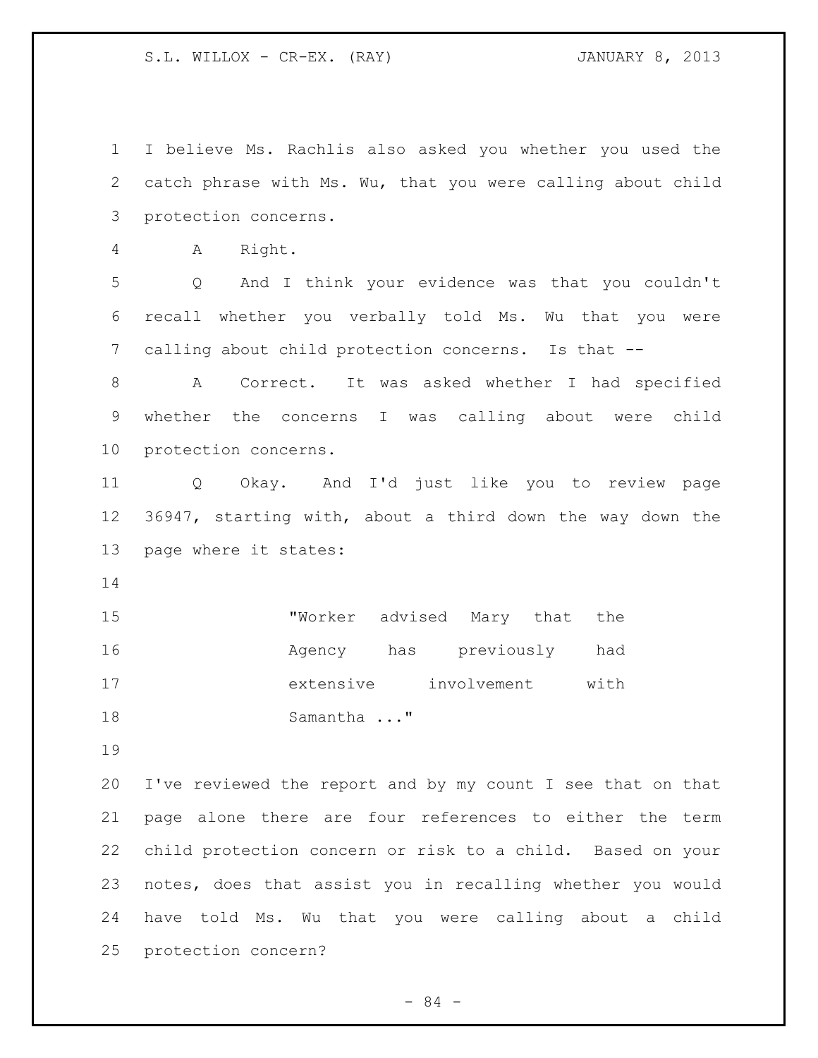I believe Ms. Rachlis also asked you whether you used the catch phrase with Ms. Wu, that you were calling about child protection concerns.

A Right.

Q And I think your evidence was that you couldn't recall whether you verbally told Ms. Wu that you were calling about child protection concerns. Is that --

A Correct. It was asked whether I had specified whether the concerns I was calling about were child protection concerns.

Q Okay. And I'd just like you to review page 36947, starting with, about a third down the way down the page where it states:

> "Worker advised Mary that the Agency has previously had extensive involvement with Samantha ..."

I've reviewed the report and by my count I see that on that page alone there are four references to either the term child protection concern or risk to a child. Based on your notes, does that assist you in recalling whether you would have told Ms. Wu that you were calling about a child protection concern?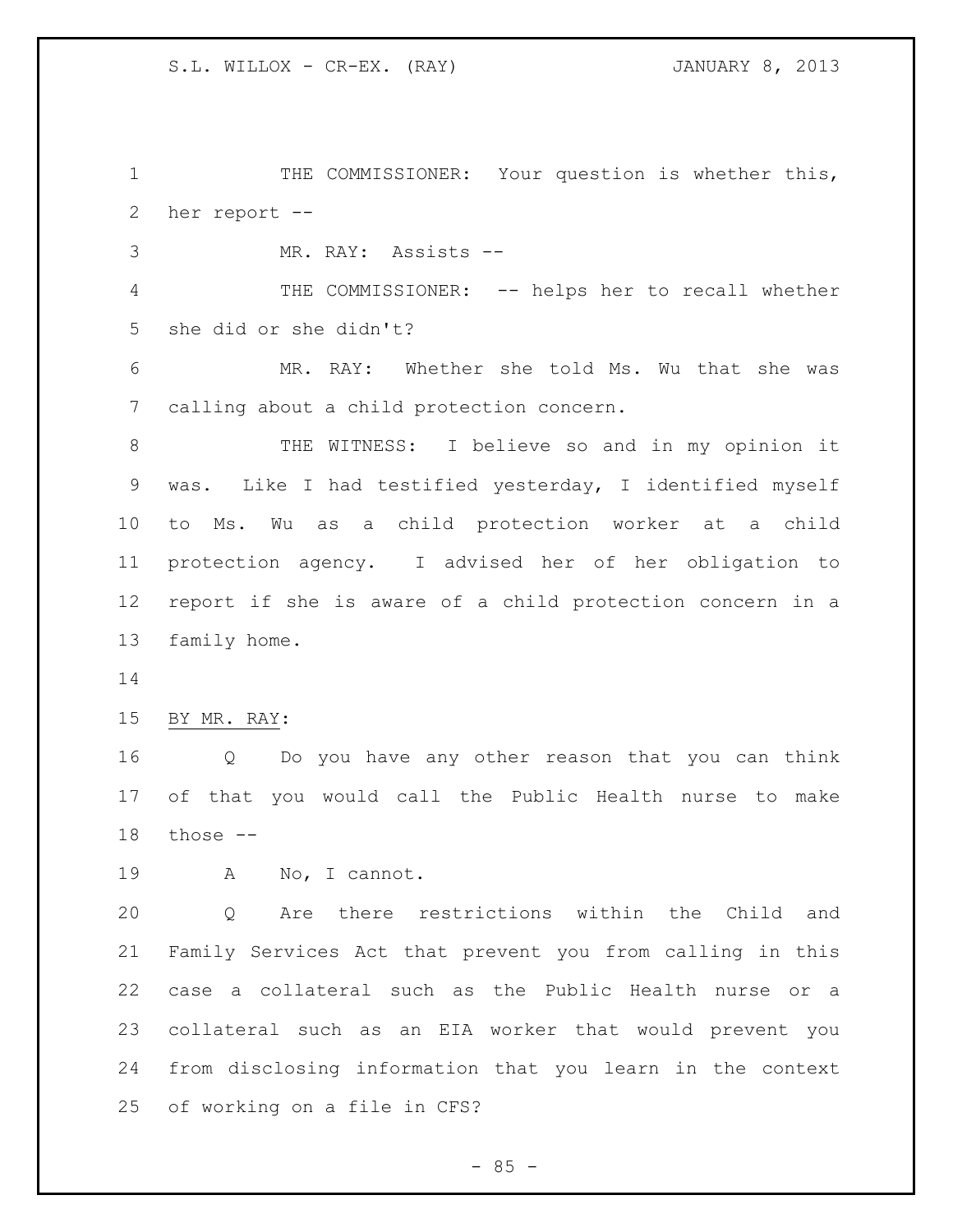THE COMMISSIONER: Your question is whether this, her report --

MR. RAY: Assists --

THE COMMISSIONER: -- helps her to recall whether she did or she didn't?

MR. RAY: Whether she told Ms. Wu that she was calling about a child protection concern.

THE WITNESS: I believe so and in my opinion it was. Like I had testified yesterday, I identified myself to Ms. Wu as a child protection worker at a child protection agency. I advised her of her obligation to report if she is aware of a child protection concern in a family home.

BY MR. RAY:

Q Do you have any other reason that you can think of that you would call the Public Health nurse to make those --

A No, I cannot.

Q Are there restrictions within the Child and Family Services Act that prevent you from calling in this case a collateral such as the Public Health nurse or a collateral such as an EIA worker that would prevent you from disclosing information that you learn in the context of working on a file in CFS?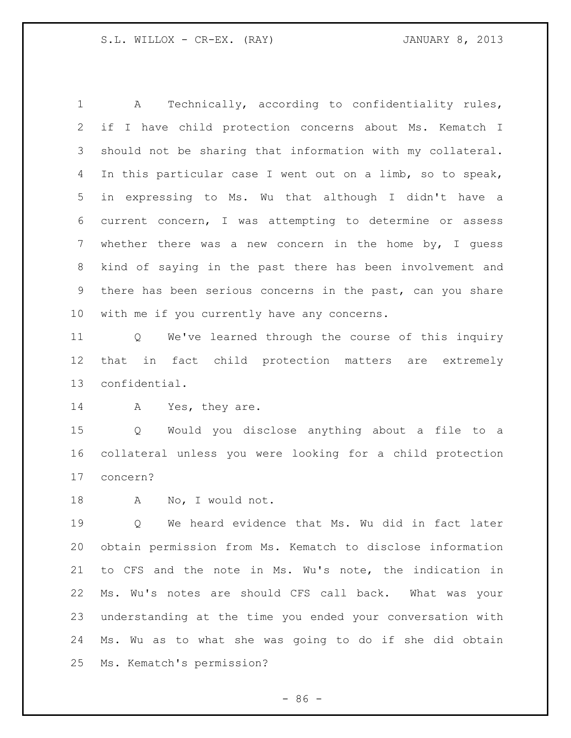A Technically, according to confidentiality rules, if I have child protection concerns about Ms. Kematch I should not be sharing that information with my collateral. In this particular case I went out on a limb, so to speak, in expressing to Ms. Wu that although I didn't have a current concern, I was attempting to determine or assess whether there was a new concern in the home by, I guess kind of saying in the past there has been involvement and there has been serious concerns in the past, can you share with me if you currently have any concerns.

Q We've learned through the course of this inquiry that in fact child protection matters are extremely confidential.

A Yes, they are.

Q Would you disclose anything about a file to a collateral unless you were looking for a child protection concern?

A No, I would not.

Q We heard evidence that Ms. Wu did in fact later obtain permission from Ms. Kematch to disclose information to CFS and the note in Ms. Wu's note, the indication in Ms. Wu's notes are should CFS call back. What was your understanding at the time you ended your conversation with Ms. Wu as to what she was going to do if she did obtain Ms. Kematch's permission?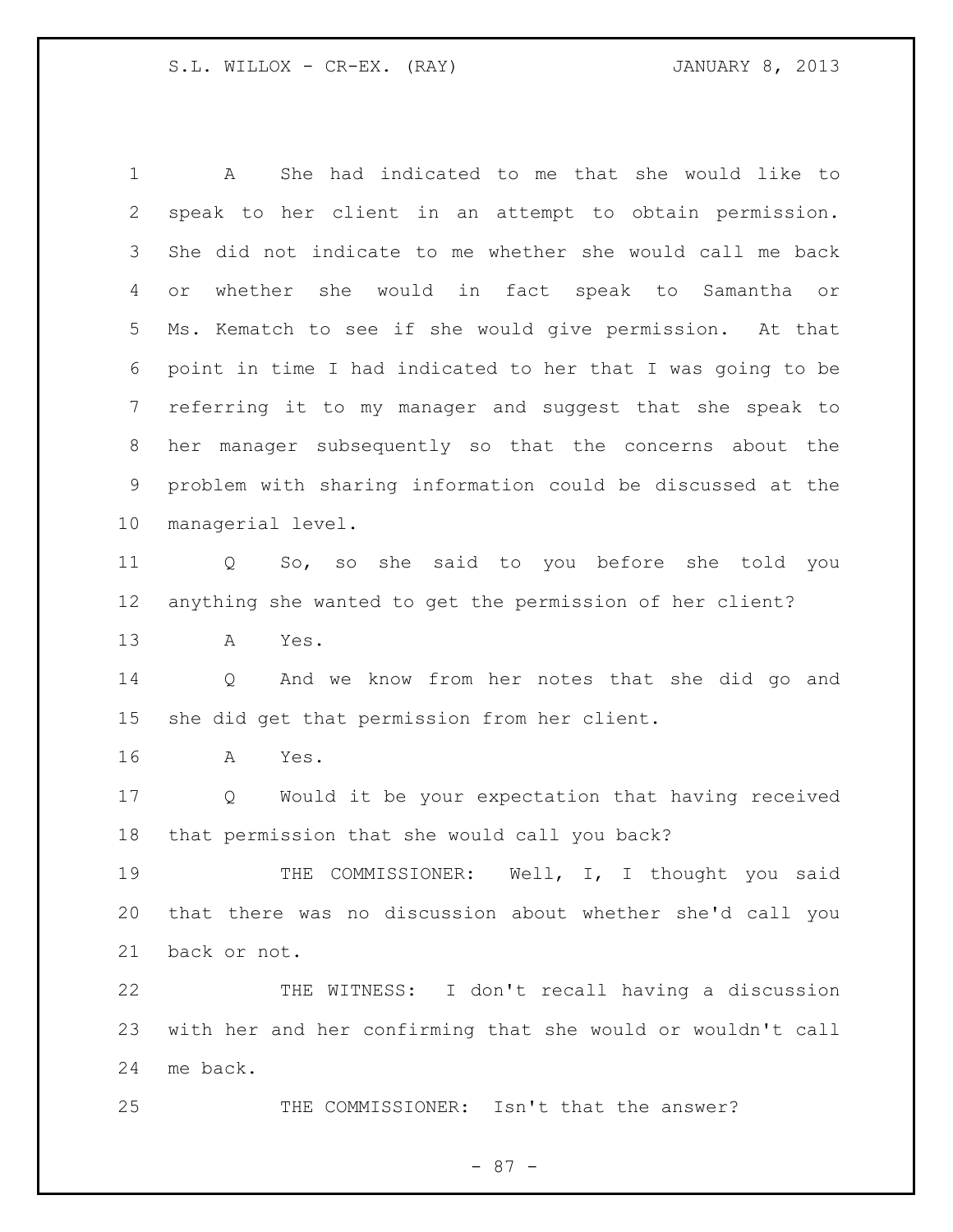A She had indicated to me that she would like to speak to her client in an attempt to obtain permission. She did not indicate to me whether she would call me back or whether she would in fact speak to Samantha or Ms. Kematch to see if she would give permission. At that point in time I had indicated to her that I was going to be referring it to my manager and suggest that she speak to her manager subsequently so that the concerns about the problem with sharing information could be discussed at the managerial level.

Q So, so she said to you before she told you anything she wanted to get the permission of her client?

A Yes.

Q And we know from her notes that she did go and she did get that permission from her client.

A Yes.

Q Would it be your expectation that having received that permission that she would call you back?

THE COMMISSIONER: Well, I, I thought you said that there was no discussion about whether she'd call you back or not.

THE WITNESS: I don't recall having a discussion with her and her confirming that she would or wouldn't call me back.

THE COMMISSIONER: Isn't that the answer?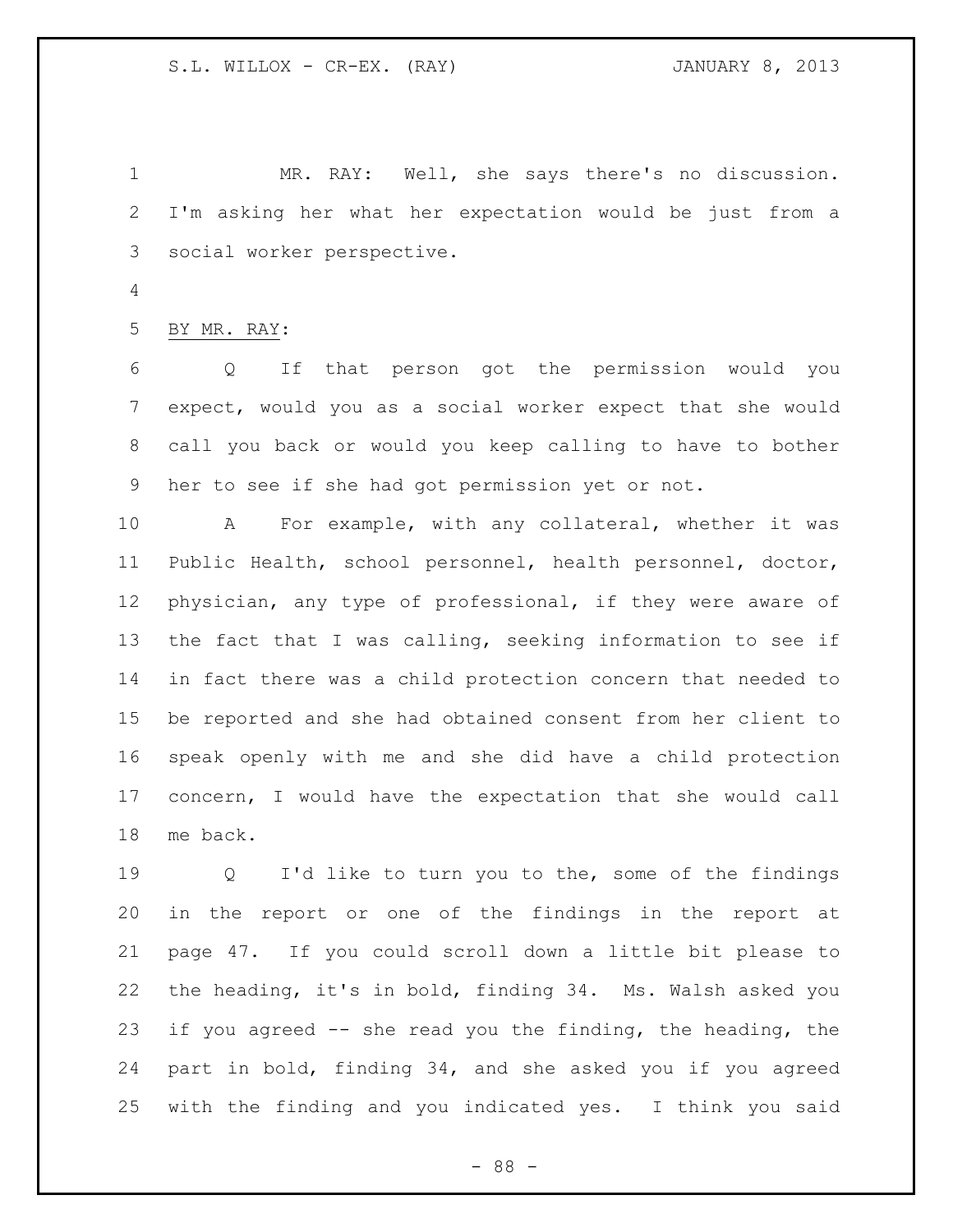MR. RAY: Well, she says there's no discussion. I'm asking her what her expectation would be just from a social worker perspective.

BY MR. RAY:

Q If that person got the permission would you expect, would you as a social worker expect that she would call you back or would you keep calling to have to bother her to see if she had got permission yet or not.

A For example, with any collateral, whether it was Public Health, school personnel, health personnel, doctor, physician, any type of professional, if they were aware of the fact that I was calling, seeking information to see if in fact there was a child protection concern that needed to be reported and she had obtained consent from her client to speak openly with me and she did have a child protection concern, I would have the expectation that she would call me back.

Q I'd like to turn you to the, some of the findings in the report or one of the findings in the report at page 47. If you could scroll down a little bit please to the heading, it's in bold, finding 34. Ms. Walsh asked you if you agreed -- she read you the finding, the heading, the part in bold, finding 34, and she asked you if you agreed with the finding and you indicated yes. I think you said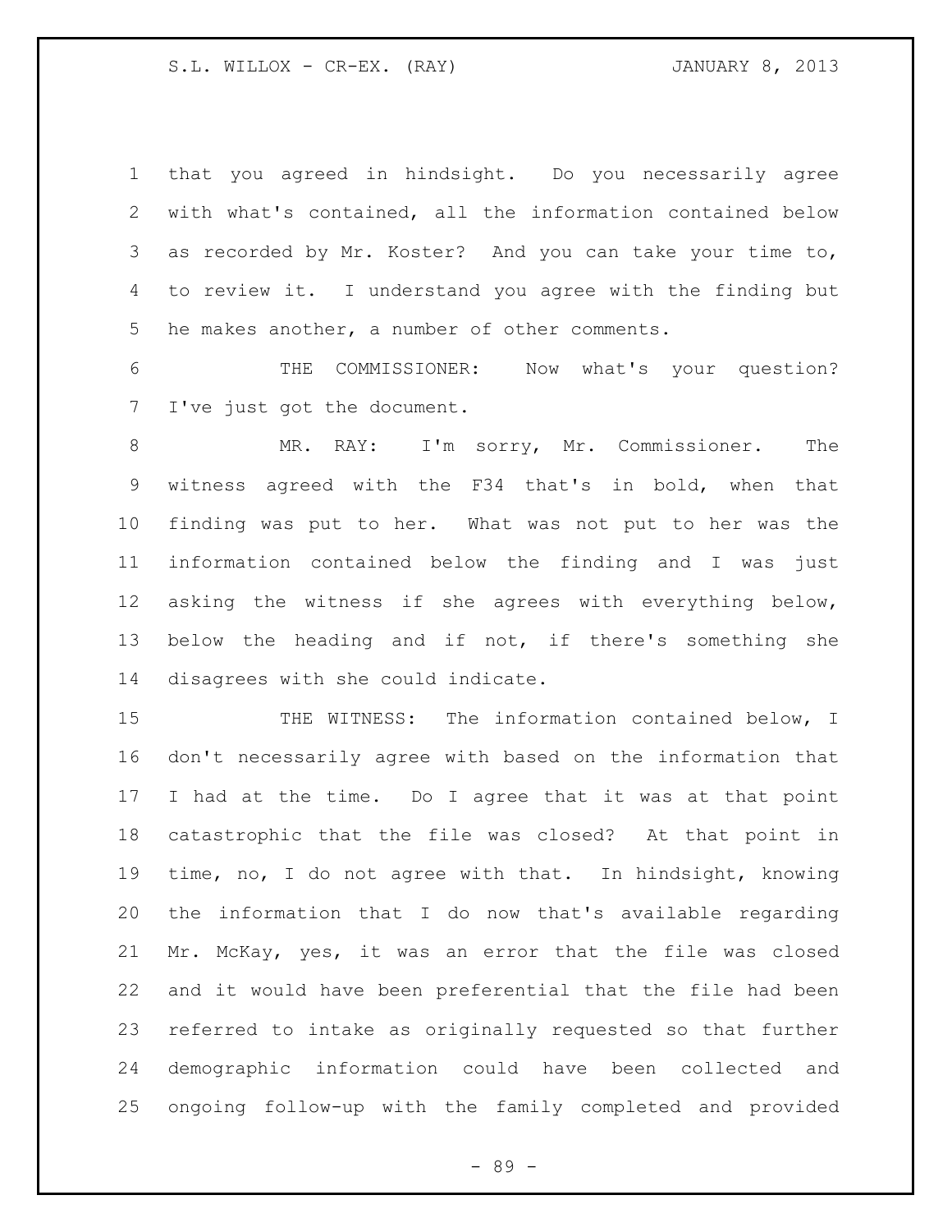that you agreed in hindsight. Do you necessarily agree with what's contained, all the information contained below as recorded by Mr. Koster? And you can take your time to, to review it. I understand you agree with the finding but he makes another, a number of other comments.

THE COMMISSIONER: Now what's your question? I've just got the document.

MR. RAY: I'm sorry, Mr. Commissioner. The witness agreed with the F34 that's in bold, when that finding was put to her. What was not put to her was the information contained below the finding and I was just asking the witness if she agrees with everything below, below the heading and if not, if there's something she disagrees with she could indicate.

THE WITNESS: The information contained below, I don't necessarily agree with based on the information that I had at the time. Do I agree that it was at that point catastrophic that the file was closed? At that point in time, no, I do not agree with that. In hindsight, knowing the information that I do now that's available regarding Mr. McKay, yes, it was an error that the file was closed and it would have been preferential that the file had been referred to intake as originally requested so that further demographic information could have been collected and ongoing follow-up with the family completed and provided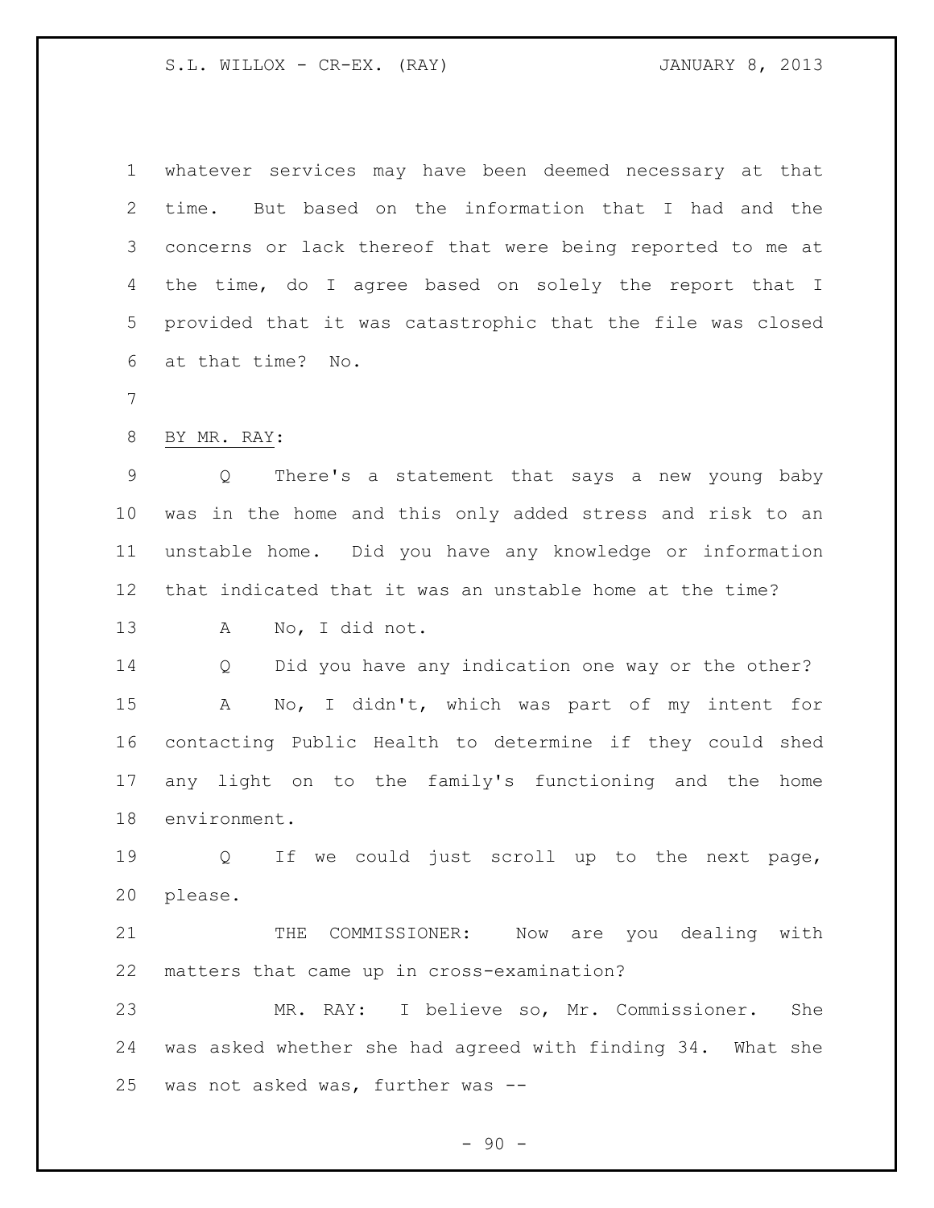whatever services may have been deemed necessary at that time. But based on the information that I had and the concerns or lack thereof that were being reported to me at the time, do I agree based on solely the report that I provided that it was catastrophic that the file was closed at that time? No.

BY MR. RAY:

Q There's a statement that says a new young baby was in the home and this only added stress and risk to an unstable home. Did you have any knowledge or information that indicated that it was an unstable home at the time?

A No, I did not.

Q Did you have any indication one way or the other?

A No, I didn't, which was part of my intent for contacting Public Health to determine if they could shed any light on to the family's functioning and the home environment.

Q If we could just scroll up to the next page, please.

THE COMMISSIONER: Now are you dealing with matters that came up in cross-examination?

MR. RAY: I believe so, Mr. Commissioner. She was asked whether she had agreed with finding 34. What she was not asked was, further was --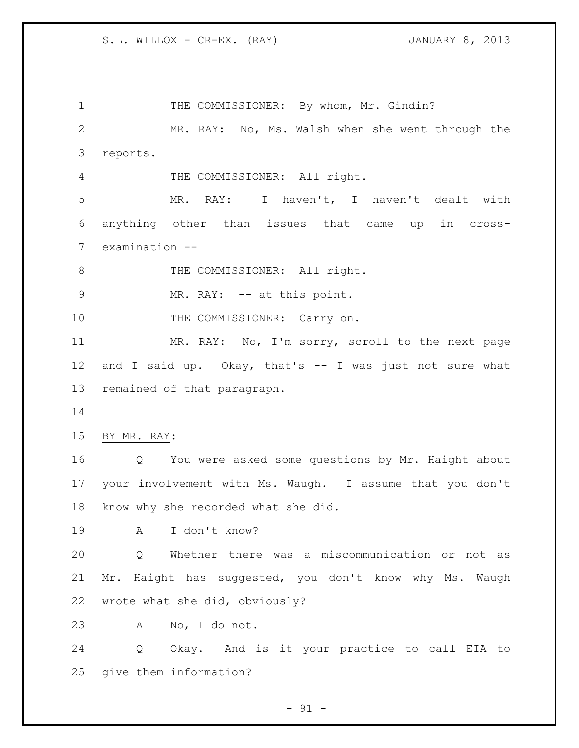THE COMMISSIONER: By whom, Mr. Gindin?

MR. RAY: No, Ms. Walsh when she went through the reports.

THE COMMISSIONER: All right.

MR. RAY: I haven't, I haven't dealt with anything other than issues that came up in cross-examination --

THE COMMISSIONER: All right.

MR. RAY: -- at this point.

THE COMMISSIONER: Carry on.

MR. RAY: No, I'm sorry, scroll to the next page and I said up. Okay, that's -- I was just not sure what remained of that paragraph.

BY MR. RAY:

Q You were asked some questions by Mr. Haight about your involvement with Ms. Waugh. I assume that you don't know why she recorded what she did.

A I don't know?

Q Whether there was a miscommunication or not as Mr. Haight has suggested, you don't know why Ms. Waugh wrote what she did, obviously?

A No, I do not.

Q Okay. And is it your practice to call EIA to give them information?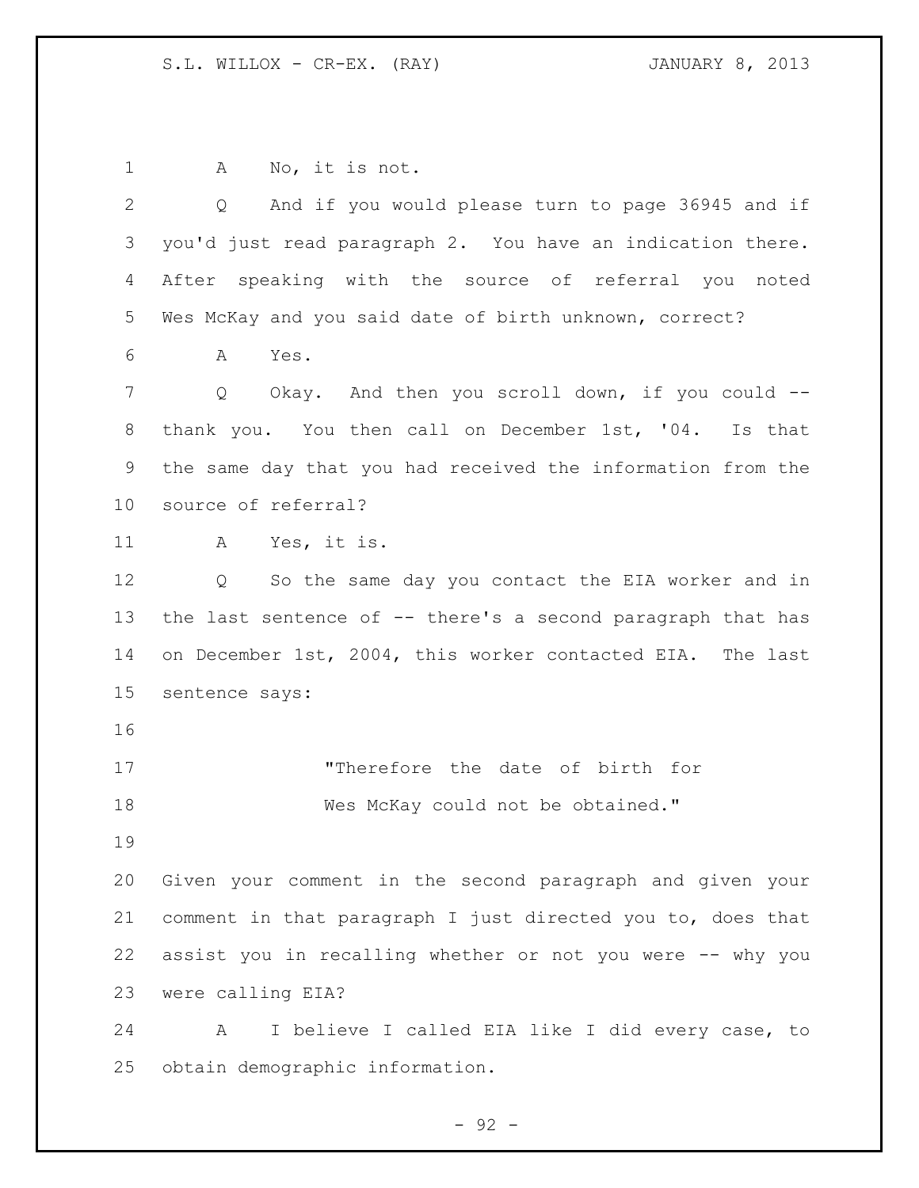A No, it is not.

Q And if you would please turn to page 36945 and if you'd just read paragraph 2. You have an indication there. After speaking with the source of referral you noted Wes McKay and you said date of birth unknown, correct?

A Yes.

Q Okay. And then you scroll down, if you could -- thank you. You then call on December 1st, '04. Is that the same day that you had received the information from the source of referral?

A Yes, it is.

Q So the same day you contact the EIA worker and in the last sentence of -- there's a second paragraph that has on December 1st, 2004, this worker contacted EIA. The last sentence says:

> "Therefore the date of birth for Wes McKay could not be obtained."

Given your comment in the second paragraph and given your comment in that paragraph I just directed you to, does that assist you in recalling whether or not you were -- why you were calling EIA?

A I believe I called EIA like I did every case, to obtain demographic information.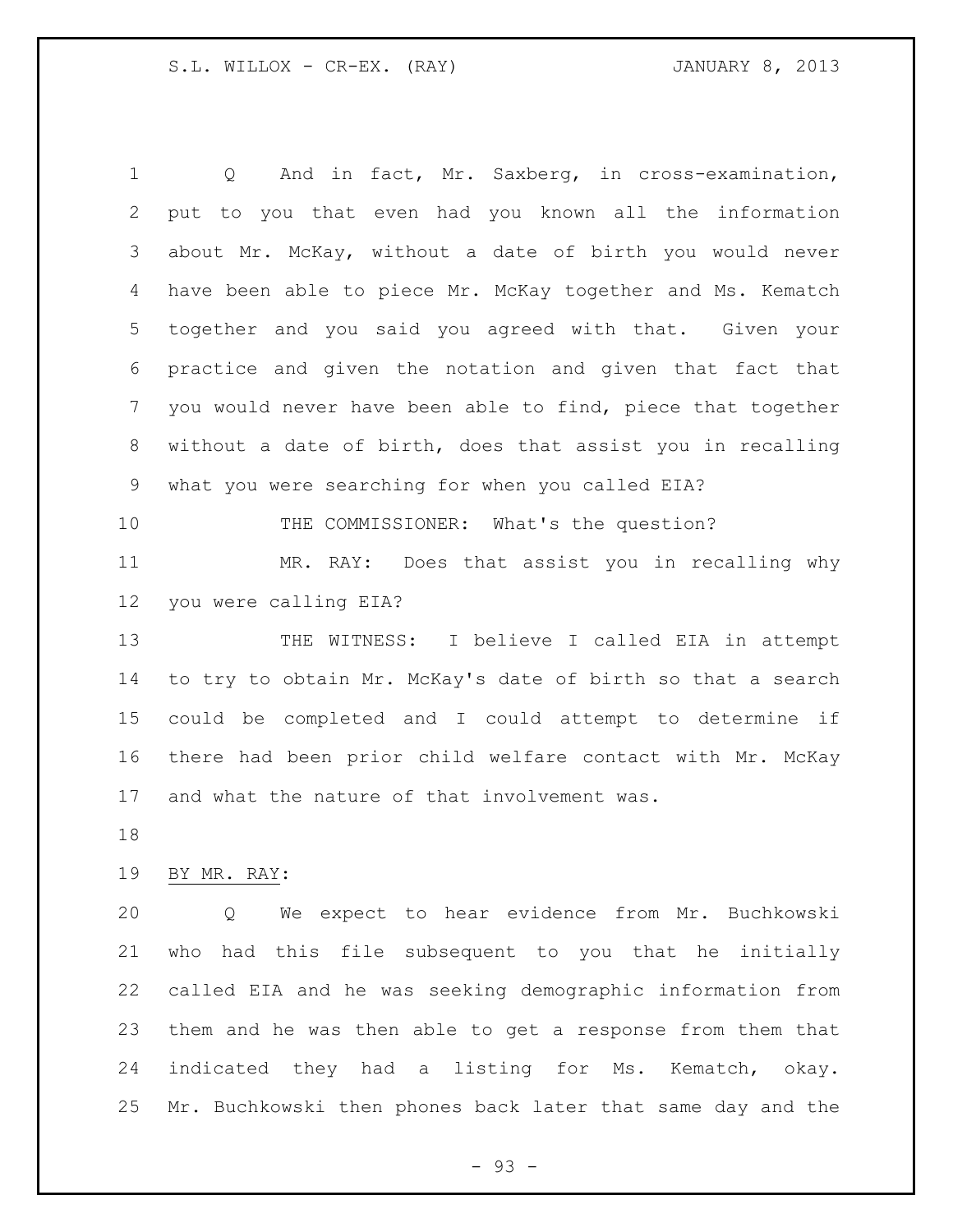Q And in fact, Mr. Saxberg, in cross-examination, put to you that even had you known all the information about Mr. McKay, without a date of birth you would never have been able to piece Mr. McKay together and Ms. Kematch together and you said you agreed with that. Given your practice and given the notation and given that fact that you would never have been able to find, piece that together without a date of birth, does that assist you in recalling what you were searching for when you called EIA?

THE COMMISSIONER: What's the question?

MR. RAY: Does that assist you in recalling why you were calling EIA?

THE WITNESS: I believe I called EIA in attempt to try to obtain Mr. McKay's date of birth so that a search could be completed and I could attempt to determine if there had been prior child welfare contact with Mr. McKay and what the nature of that involvement was.

BY MR. RAY:

Q We expect to hear evidence from Mr. Buchkowski who had this file subsequent to you that he initially called EIA and he was seeking demographic information from them and he was then able to get a response from them that indicated they had a listing for Ms. Kematch, okay. Mr. Buchkowski then phones back later that same day and the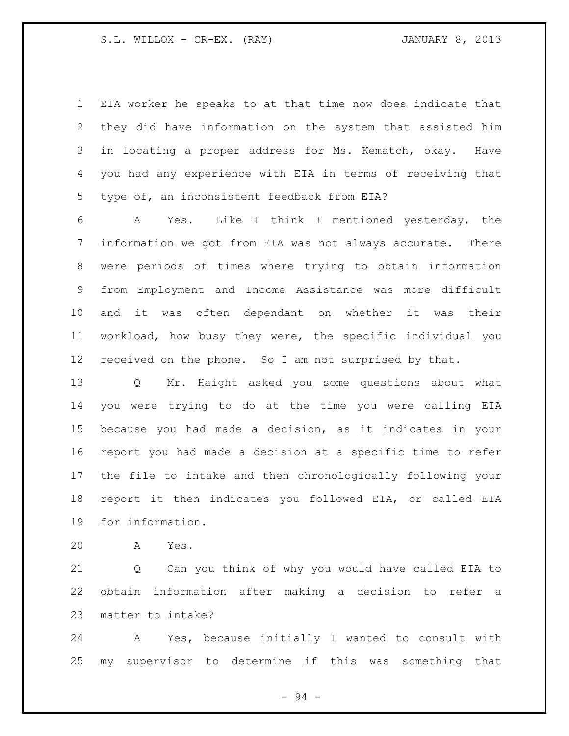EIA worker he speaks to at that time now does indicate that they did have information on the system that assisted him in locating a proper address for Ms. Kematch, okay. Have you had any experience with EIA in terms of receiving that type of, an inconsistent feedback from EIA?

A Yes. Like I think I mentioned yesterday, the information we got from EIA was not always accurate. There were periods of times where trying to obtain information from Employment and Income Assistance was more difficult and it was often dependant on whether it was their workload, how busy they were, the specific individual you received on the phone. So I am not surprised by that.

Q Mr. Haight asked you some questions about what you were trying to do at the time you were calling EIA because you had made a decision, as it indicates in your report you had made a decision at a specific time to refer the file to intake and then chronologically following your report it then indicates you followed EIA, or called EIA for information.

A Yes.

Q Can you think of why you would have called EIA to obtain information after making a decision to refer a matter to intake?

A Yes, because initially I wanted to consult with my supervisor to determine if this was something that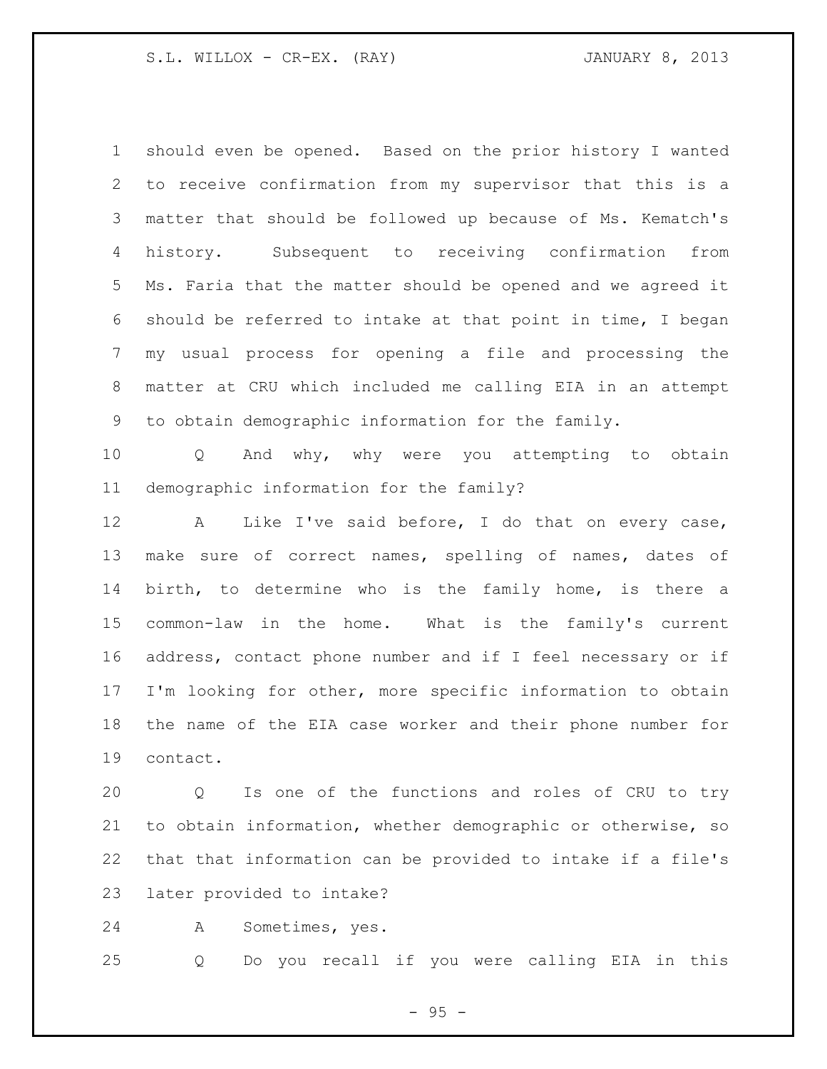should even be opened. Based on the prior history I wanted to receive confirmation from my supervisor that this is a matter that should be followed up because of Ms. Kematch's history. Subsequent to receiving confirmation from Ms. Faria that the matter should be opened and we agreed it should be referred to intake at that point in time, I began my usual process for opening a file and processing the matter at CRU which included me calling EIA in an attempt to obtain demographic information for the family.

Q And why, why were you attempting to obtain demographic information for the family?

A Like I've said before, I do that on every case, make sure of correct names, spelling of names, dates of birth, to determine who is the family home, is there a common-law in the home. What is the family's current address, contact phone number and if I feel necessary or if I'm looking for other, more specific information to obtain the name of the EIA case worker and their phone number for contact.

Q Is one of the functions and roles of CRU to try to obtain information, whether demographic or otherwise, so that that information can be provided to intake if a file's later provided to intake?

A Sometimes, yes.

Q Do you recall if you were calling EIA in this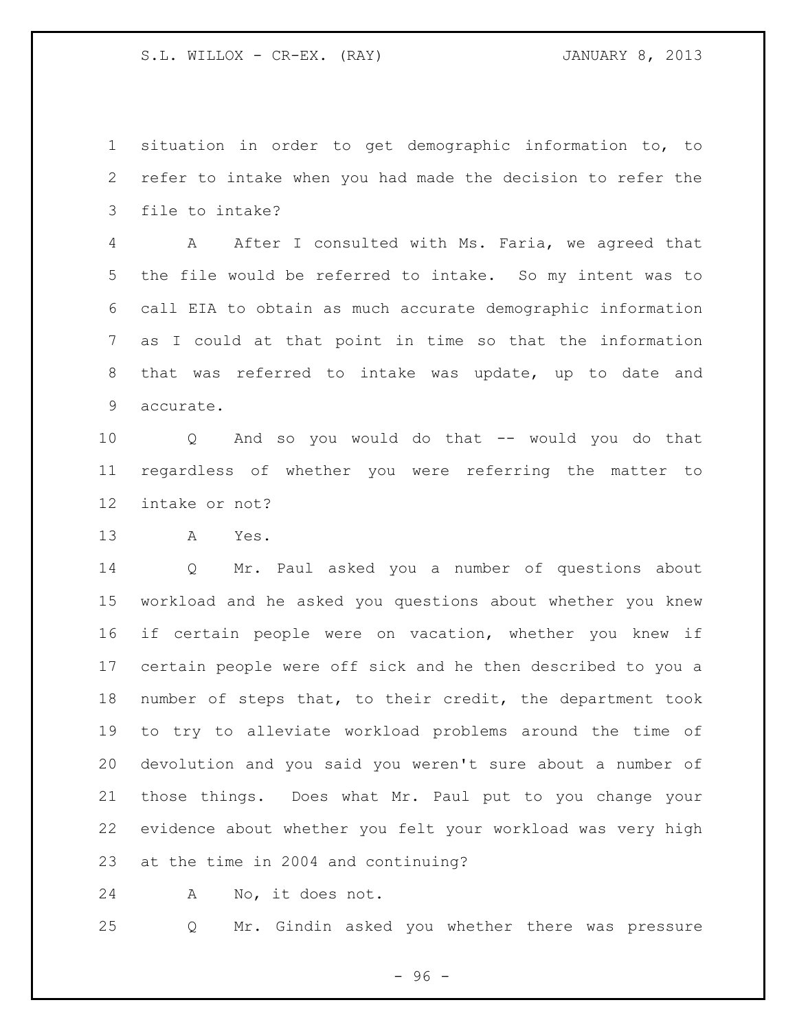situation in order to get demographic information to, to refer to intake when you had made the decision to refer the file to intake?

A After I consulted with Ms. Faria, we agreed that the file would be referred to intake. So my intent was to call EIA to obtain as much accurate demographic information as I could at that point in time so that the information that was referred to intake was update, up to date and accurate.

Q And so you would do that -- would you do that regardless of whether you were referring the matter to intake or not?

A Yes.

Q Mr. Paul asked you a number of questions about workload and he asked you questions about whether you knew if certain people were on vacation, whether you knew if certain people were off sick and he then described to you a number of steps that, to their credit, the department took to try to alleviate workload problems around the time of devolution and you said you weren't sure about a number of those things. Does what Mr. Paul put to you change your evidence about whether you felt your workload was very high at the time in 2004 and continuing?

A No, it does not.

Q Mr. Gindin asked you whether there was pressure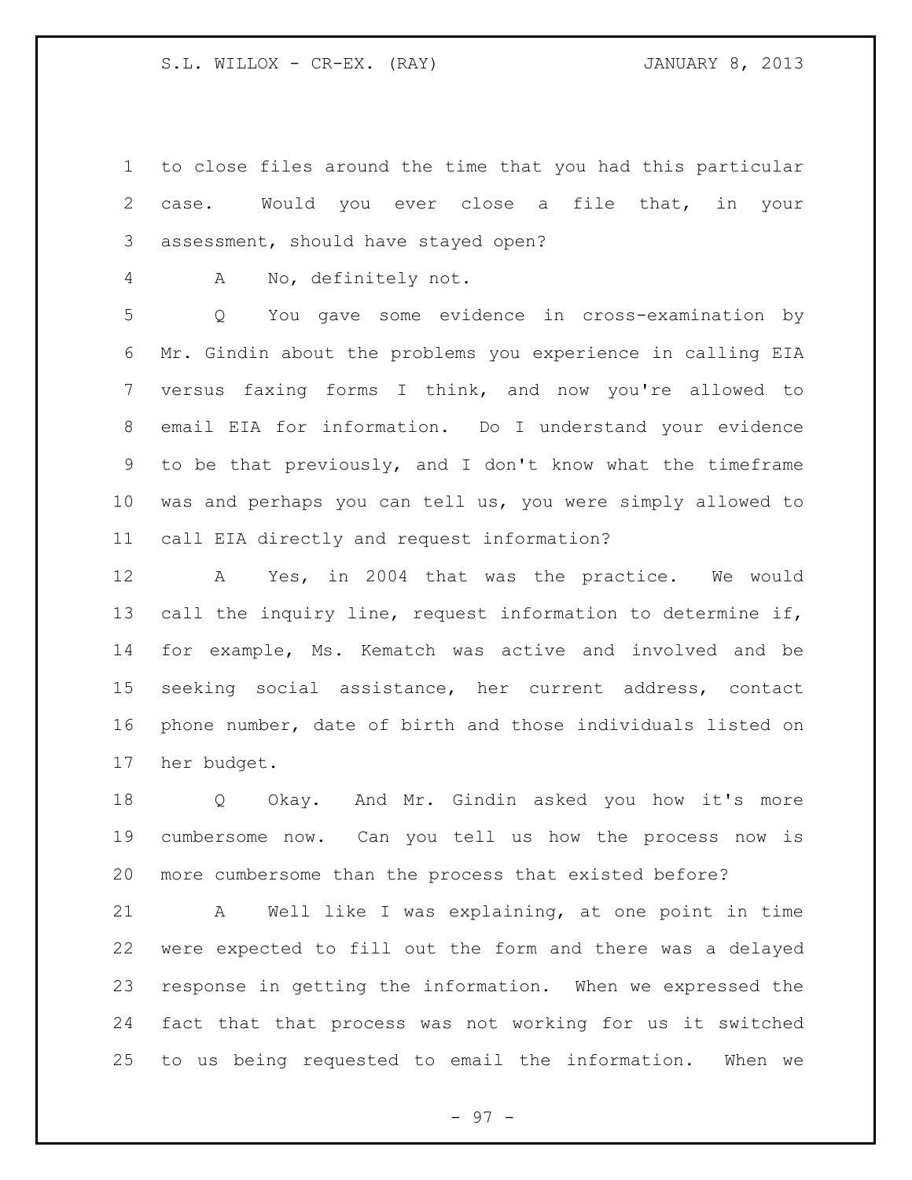to close files around the time that you had this particular case. Would you ever close a file that, in your assessment, should have stayed open?

A No, definitely not.

Q You gave some evidence in cross-examination by Mr. Gindin about the problems you experience in calling EIA versus faxing forms I think, and now you're allowed to email EIA for information. Do I understand your evidence to be that previously, and I don't know what the timeframe was and perhaps you can tell us, you were simply allowed to call EIA directly and request information?

A Yes, in 2004 that was the practice. We would call the inquiry line, request information to determine if, for example, Ms. Kematch was active and involved and be seeking social assistance, her current address, contact phone number, date of birth and those individuals listed on her budget.

Q Okay. And Mr. Gindin asked you how it's more cumbersome now. Can you tell us how the process now is more cumbersome than the process that existed before?

A Well like I was explaining, at one point in time were expected to fill out the form and there was a delayed response in getting the information. When we expressed the fact that that process was not working for us it switched to us being requested to email the information. When we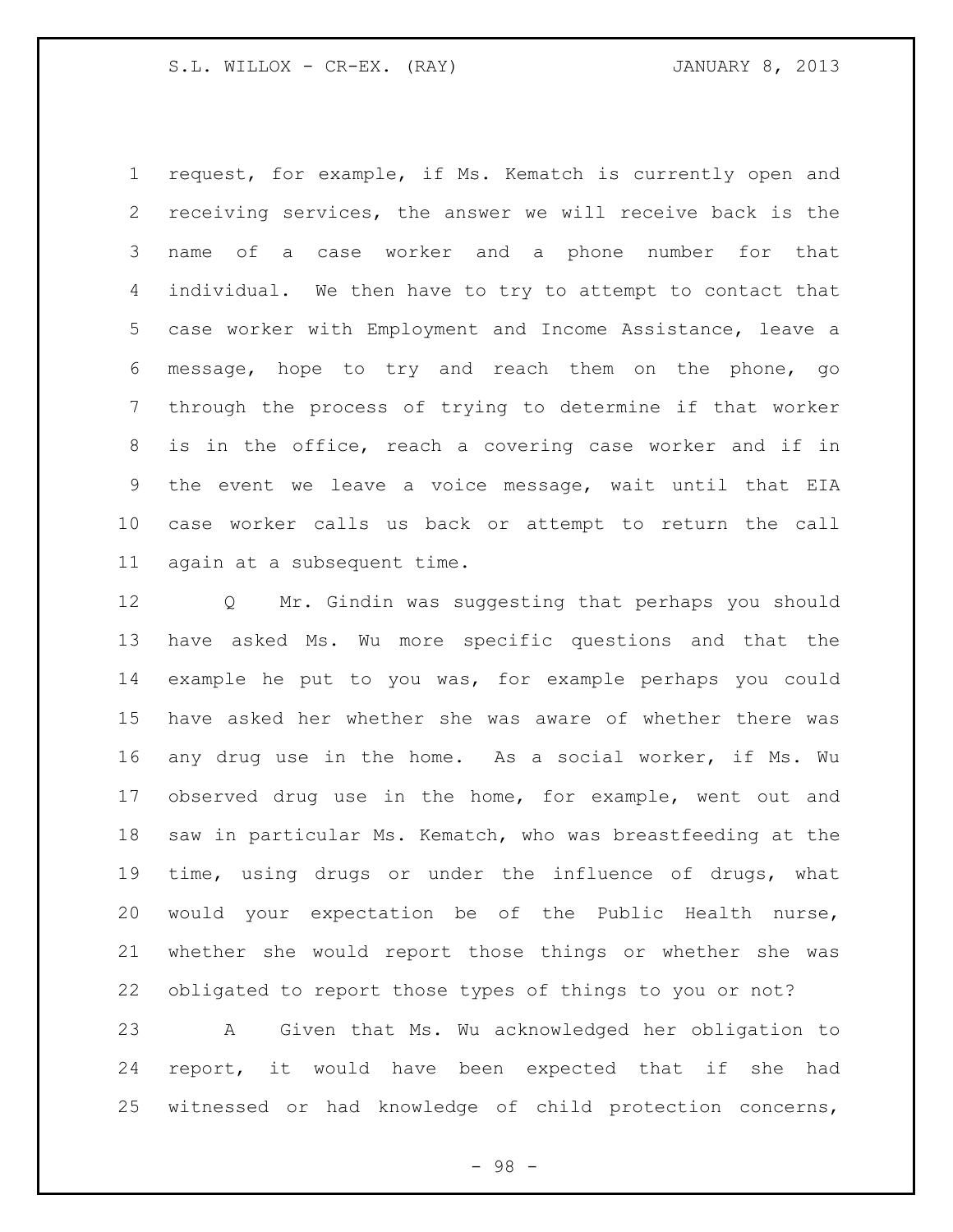request, for example, if Ms. Kematch is currently open and receiving services, the answer we will receive back is the name of a case worker and a phone number for that individual. We then have to try to attempt to contact that case worker with Employment and Income Assistance, leave a message, hope to try and reach them on the phone, go through the process of trying to determine if that worker is in the office, reach a covering case worker and if in the event we leave a voice message, wait until that EIA case worker calls us back or attempt to return the call again at a subsequent time.

Q Mr. Gindin was suggesting that perhaps you should have asked Ms. Wu more specific questions and that the example he put to you was, for example perhaps you could have asked her whether she was aware of whether there was any drug use in the home. As a social worker, if Ms. Wu observed drug use in the home, for example, went out and saw in particular Ms. Kematch, who was breastfeeding at the time, using drugs or under the influence of drugs, what would your expectation be of the Public Health nurse, whether she would report those things or whether she was obligated to report those types of things to you or not?

A Given that Ms. Wu acknowledged her obligation to report, it would have been expected that if she had witnessed or had knowledge of child protection concerns,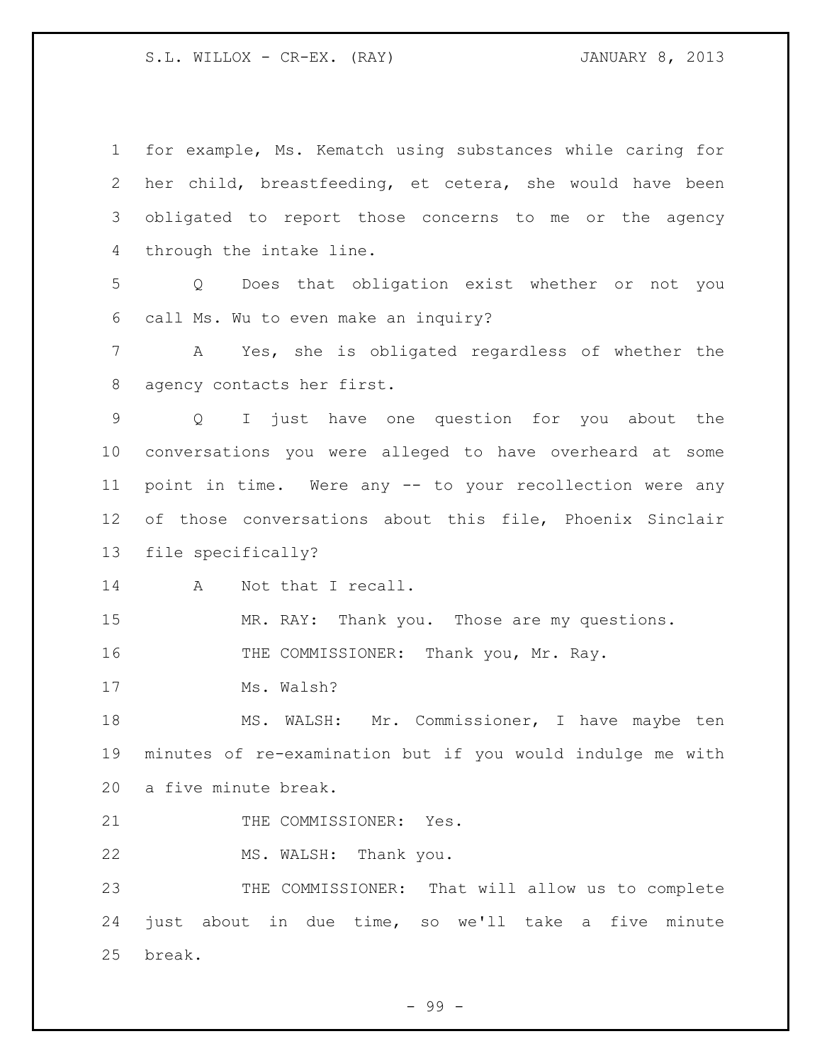for example, Ms. Kematch using substances while caring for her child, breastfeeding, et cetera, she would have been obligated to report those concerns to me or the agency through the intake line.

Q Does that obligation exist whether or not you call Ms. Wu to even make an inquiry?

A Yes, she is obligated regardless of whether the agency contacts her first.

Q I just have one question for you about the conversations you were alleged to have overheard at some point in time. Were any -- to your recollection were any of those conversations about this file, Phoenix Sinclair file specifically?

A Not that I recall.

MR. RAY: Thank you. Those are my questions.

THE COMMISSIONER: Thank you, Mr. Ray.

Ms. Walsh?

MS. WALSH: Mr. Commissioner, I have maybe ten minutes of re-examination but if you would indulge me with a five minute break.

THE COMMISSIONER: Yes.

MS. WALSH: Thank you.

THE COMMISSIONER: That will allow us to complete just about in due time, so we'll take a five minute break.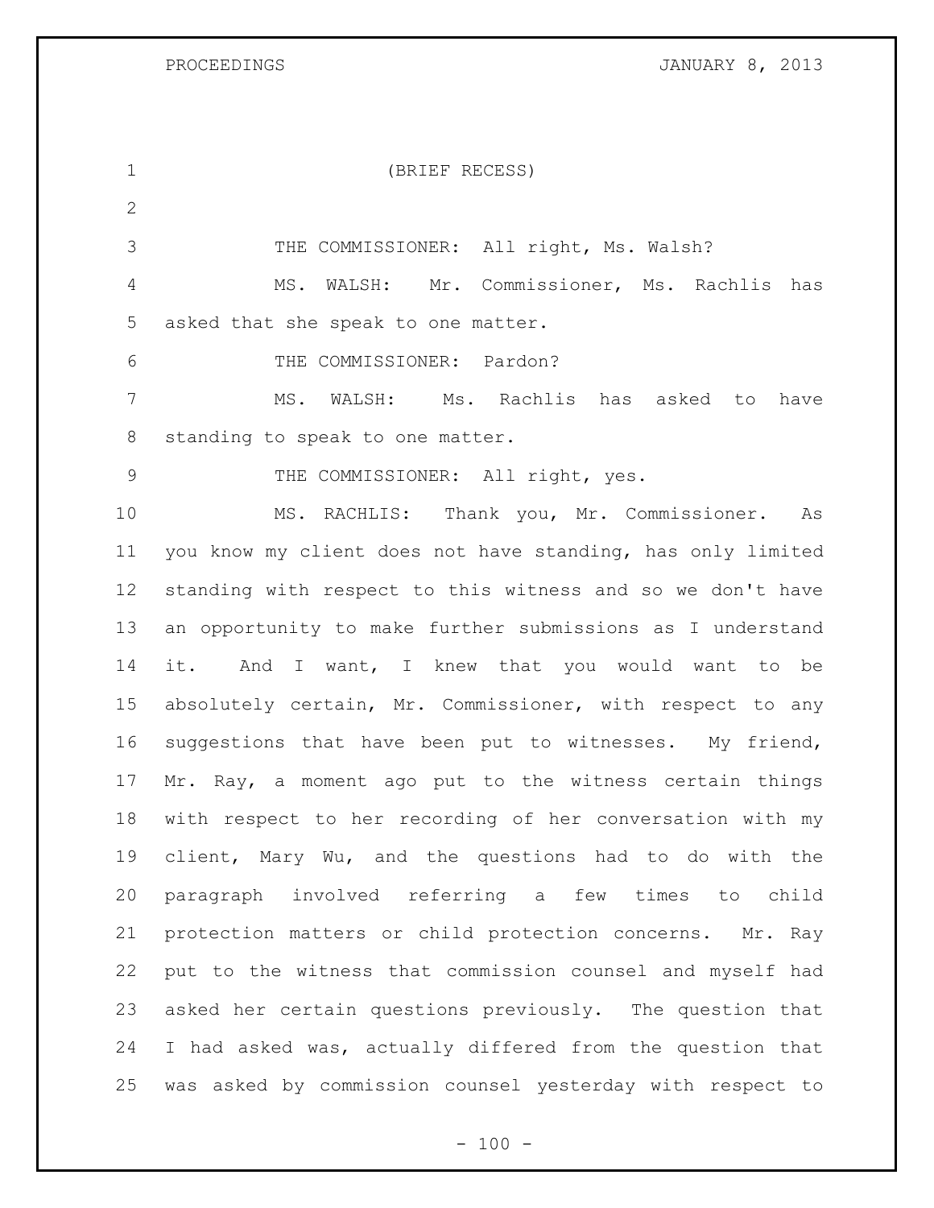(BRIEF RECESS)

THE COMMISSIONER: All right, Ms. Walsh?

MS. WALSH: Mr. Commissioner, Ms. Rachlis has asked that she speak to one matter.

THE COMMISSIONER: Pardon?

MS. WALSH: Ms. Rachlis has asked to have standing to speak to one matter.

THE COMMISSIONER: All right, yes.

MS. RACHLIS: Thank you, Mr. Commissioner. As you know my client does not have standing, has only limited standing with respect to this witness and so we don't have an opportunity to make further submissions as I understand it. And I want, I knew that you would want to be absolutely certain, Mr. Commissioner, with respect to any suggestions that have been put to witnesses. My friend, Mr. Ray, a moment ago put to the witness certain things with respect to her recording of her conversation with my client, Mary Wu, and the questions had to do with the paragraph involved referring a few times to child protection matters or child protection concerns. Mr. Ray put to the witness that commission counsel and myself had asked her certain questions previously. The question that I had asked was, actually differed from the question that was asked by commission counsel yesterday with respect to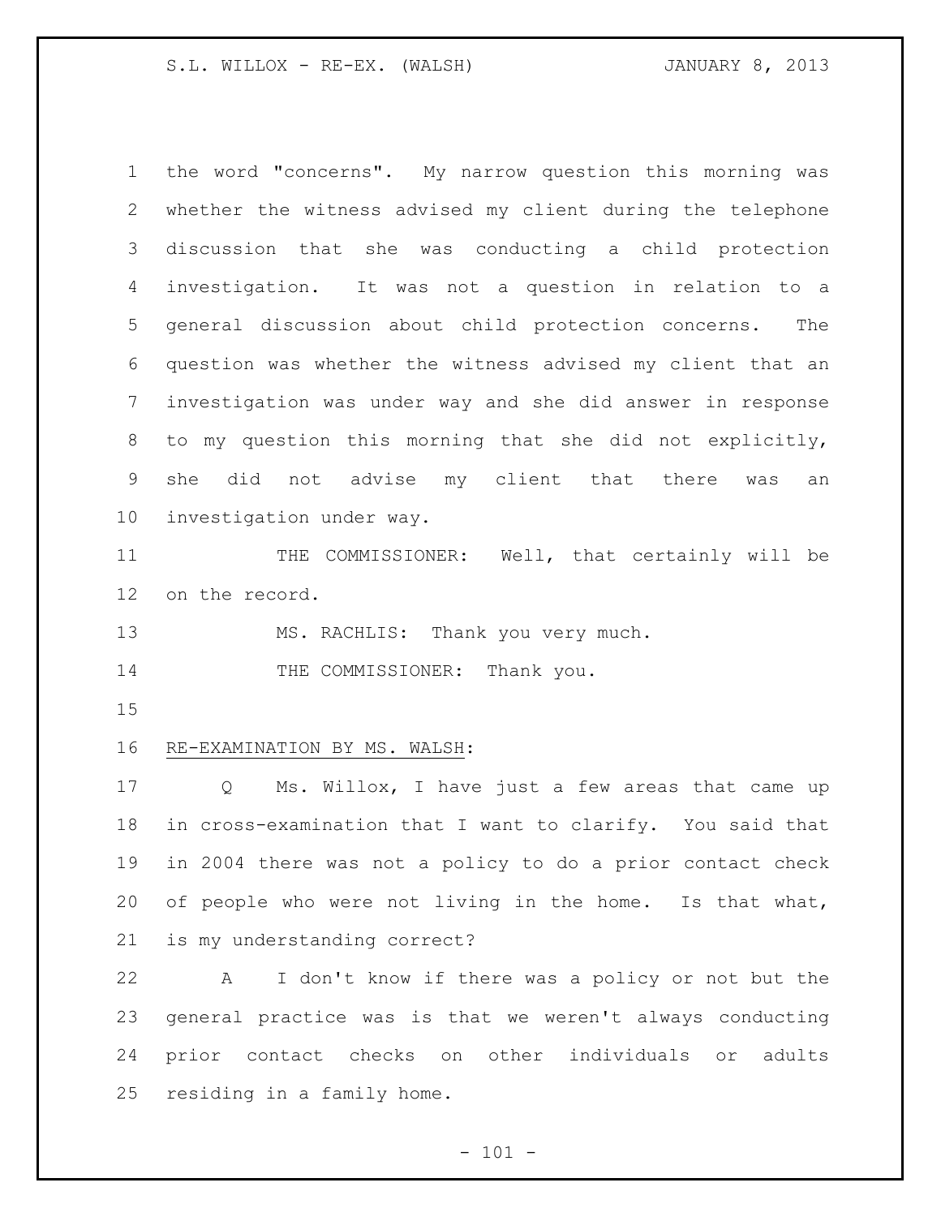the word "concerns". My narrow question this morning was whether the witness advised my client during the telephone discussion that she was conducting a child protection investigation. It was not a question in relation to a general discussion about child protection concerns. The question was whether the witness advised my client that an investigation was under way and she did answer in response to my question this morning that she did not explicitly, she did not advise my client that there was an investigation under way.

THE COMMISSIONER: Well, that certainly will be on the record.

MS. RACHLIS: Thank you very much.

THE COMMISSIONER: Thank you.

RE-EXAMINATION BY MS. WALSH:

Q Ms. Willox, I have just a few areas that came up in cross-examination that I want to clarify. You said that in 2004 there was not a policy to do a prior contact check of people who were not living in the home. Is that what, is my understanding correct?

A I don't know if there was a policy or not but the general practice was is that we weren't always conducting prior contact checks on other individuals or adults residing in a family home.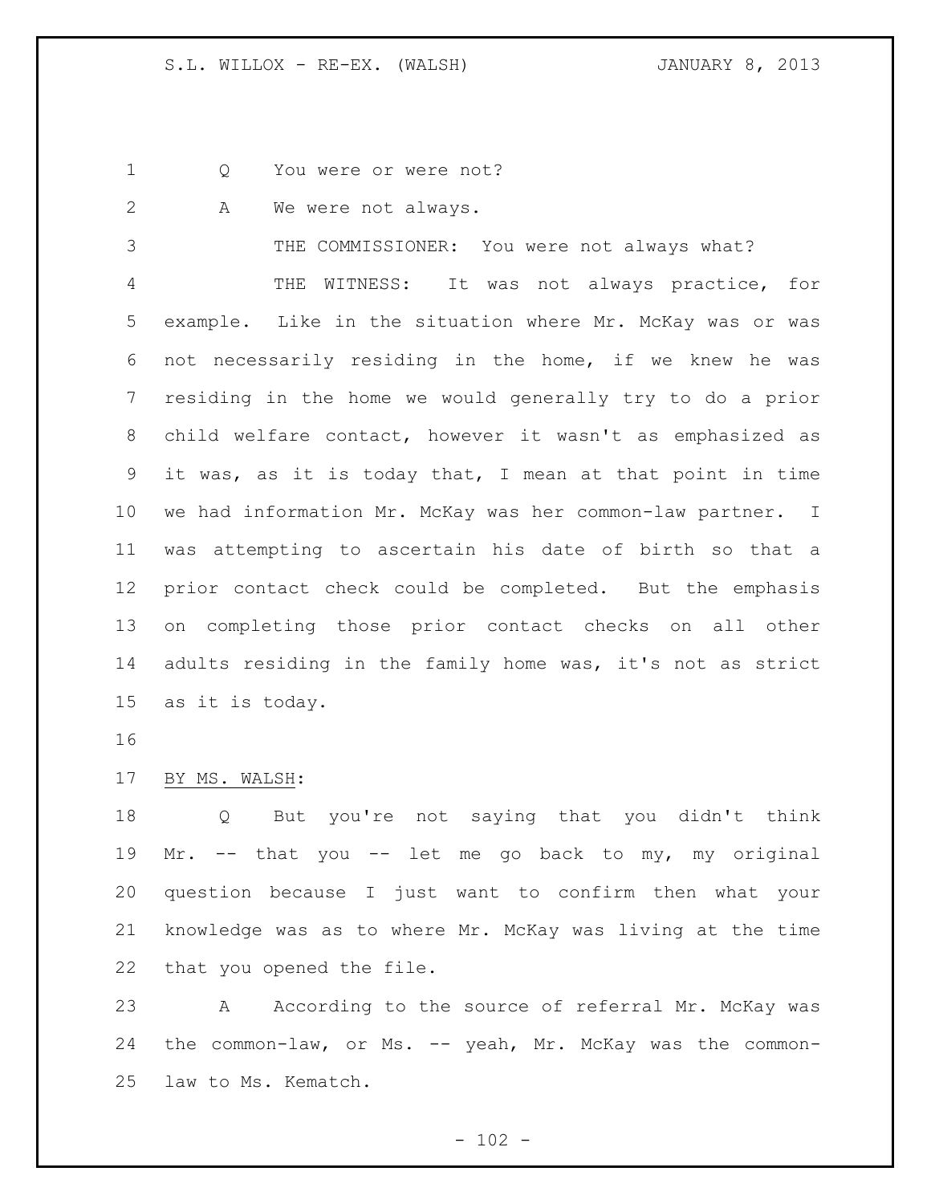Q You were or were not?

A We were not always.

THE COMMISSIONER: You were not always what?

THE WITNESS: It was not always practice, for example. Like in the situation where Mr. McKay was or was not necessarily residing in the home, if we knew he was residing in the home we would generally try to do a prior child welfare contact, however it wasn't as emphasized as it was, as it is today that, I mean at that point in time we had information Mr. McKay was her common-law partner. I was attempting to ascertain his date of birth so that a prior contact check could be completed. But the emphasis on completing those prior contact checks on all other adults residing in the family home was, it's not as strict as it is today.

BY MS. WALSH:

Q But you're not saying that you didn't think Mr. -- that you -- let me go back to my, my original question because I just want to confirm then what your knowledge was as to where Mr. McKay was living at the time that you opened the file.

A According to the source of referral Mr. McKay was the common-law, or Ms. -- yeah, Mr. McKay was the common-law to Ms. Kematch.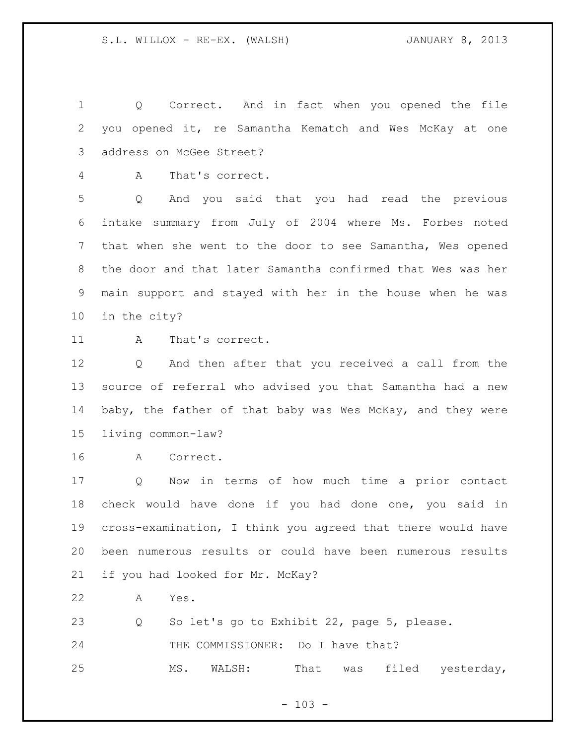Q Correct. And in fact when you opened the file you opened it, re Samantha Kematch and Wes McKay at one address on McGee Street?

A That's correct.

Q And you said that you had read the previous intake summary from July of 2004 where Ms. Forbes noted that when she went to the door to see Samantha, Wes opened the door and that later Samantha confirmed that Wes was her main support and stayed with her in the house when he was in the city?

A That's correct.

Q And then after that you received a call from the source of referral who advised you that Samantha had a new baby, the father of that baby was Wes McKay, and they were living common-law?

A Correct.

Q Now in terms of how much time a prior contact check would have done if you had done one, you said in cross-examination, I think you agreed that there would have been numerous results or could have been numerous results if you had looked for Mr. McKay?

A Yes.

Q So let's go to Exhibit 22, page 5, please.

THE COMMISSIONER: Do I have that?

MS. WALSH: That was filed yesterday,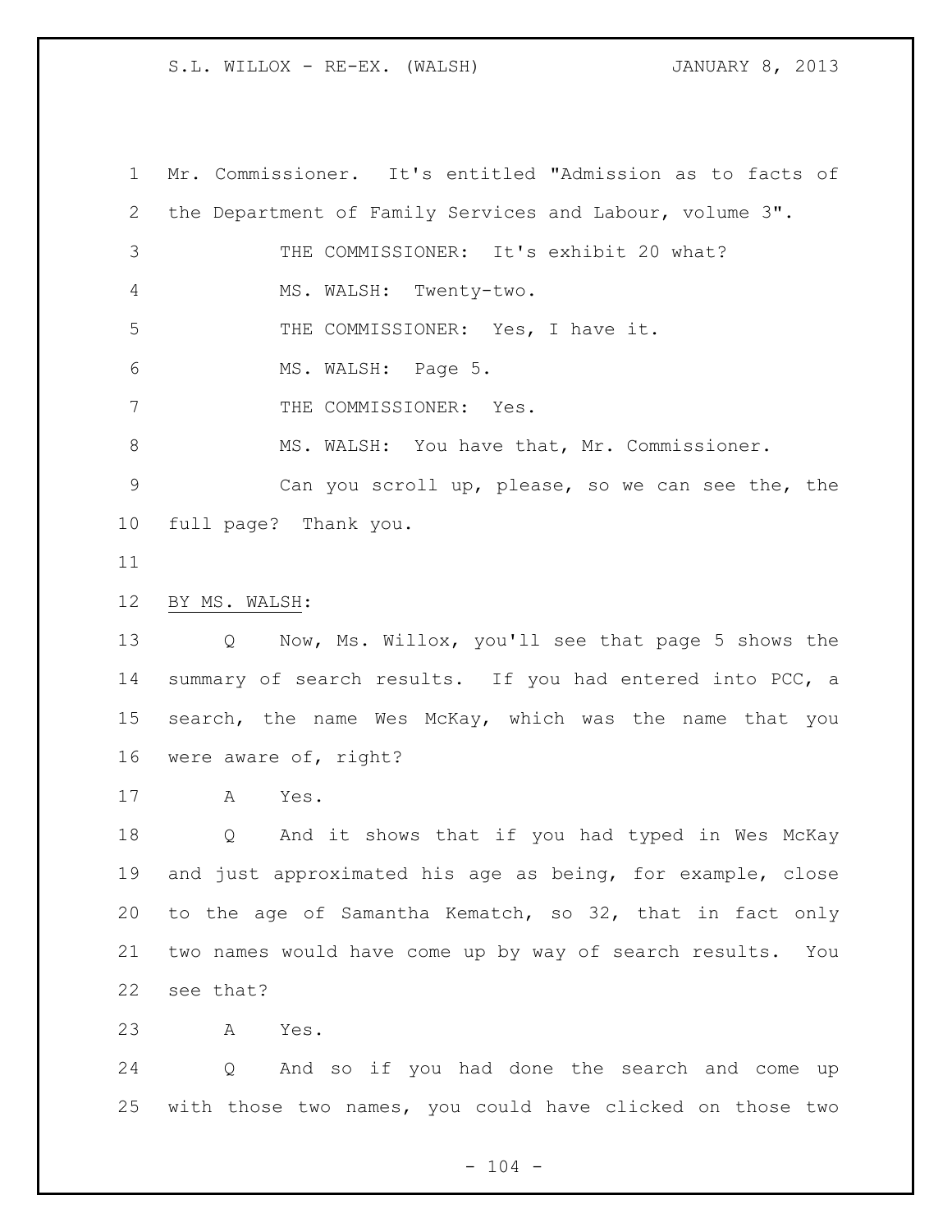Mr. Commissioner. It's entitled "Admission as to facts of the Department of Family Services and Labour, volume 3".

THE COMMISSIONER: It's exhibit 20 what?

MS. WALSH: Twenty-two.

THE COMMISSIONER: Yes, I have it.

MS. WALSH: Page 5.

THE COMMISSIONER: Yes.

MS. WALSH: You have that, Mr. Commissioner.

Can you scroll up, please, so we can see the, the full page? Thank you.

BY MS. WALSH:

Q Now, Ms. Willox, you'll see that page 5 shows the summary of search results. If you had entered into PCC, a search, the name Wes McKay, which was the name that you were aware of, right?

A Yes.

Q And it shows that if you had typed in Wes McKay and just approximated his age as being, for example, close to the age of Samantha Kematch, so 32, that in fact only two names would have come up by way of search results. You see that?

A Yes.

Q And so if you had done the search and come up with those two names, you could have clicked on those two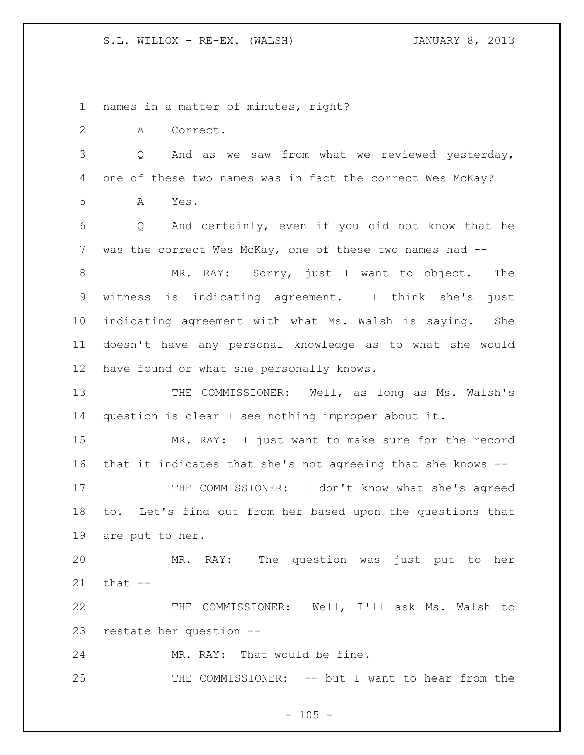names in a matter of minutes, right?

A Correct.

Q And as we saw from what we reviewed yesterday, one of these two names was in fact the correct Wes McKay?

A Yes.

Q And certainly, even if you did not know that he was the correct Wes McKay, one of these two names had --

MR. RAY: Sorry, just I want to object. The witness is indicating agreement. I think she's just indicating agreement with what Ms. Walsh is saying. She doesn't have any personal knowledge as to what she would have found or what she personally knows.

THE COMMISSIONER: Well, as long as Ms. Walsh's question is clear I see nothing improper about it.

MR. RAY: I just want to make sure for the record that it indicates that she's not agreeing that she knows --

THE COMMISSIONER: I don't know what she's agreed to. Let's find out from her based upon the questions that are put to her.

MR. RAY: The question was just put to her that --

THE COMMISSIONER: Well, I'll ask Ms. Walsh to restate her question --

MR. RAY: That would be fine.

THE COMMISSIONER: -- but I want to hear from the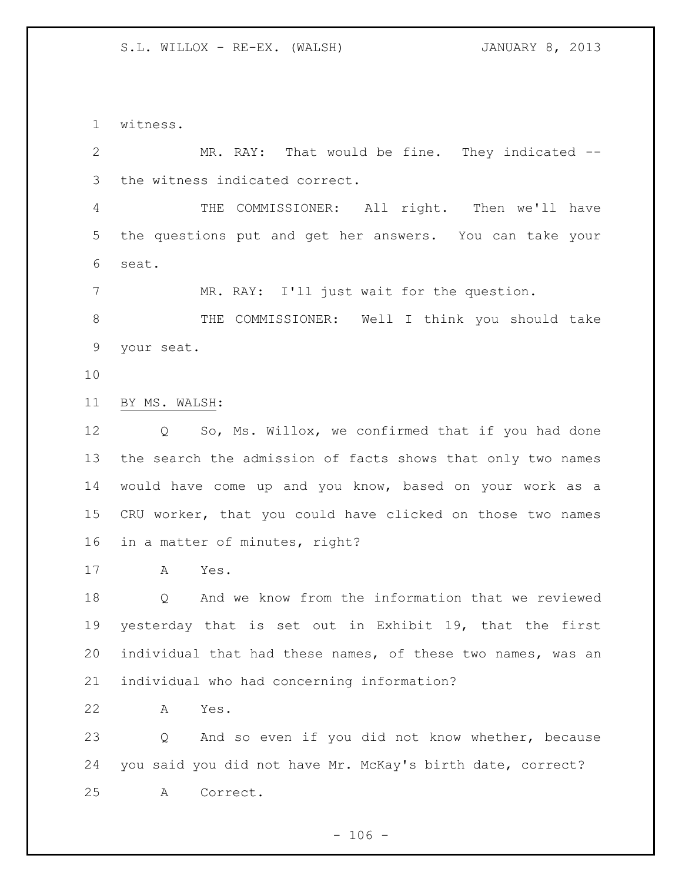witness.

MR. RAY: That would be fine. They indicated -- the witness indicated correct.

THE COMMISSIONER: All right. Then we'll have the questions put and get her answers. You can take your seat.

MR. RAY: I'll just wait for the question.

THE COMMISSIONER: Well I think you should take your seat.

BY MS. WALSH:

Q So, Ms. Willox, we confirmed that if you had done the search the admission of facts shows that only two names would have come up and you know, based on your work as a CRU worker, that you could have clicked on those two names in a matter of minutes, right?

A Yes.

Q And we know from the information that we reviewed yesterday that is set out in Exhibit 19, that the first individual that had these names, of these two names, was an individual who had concerning information?

A Yes.

Q And so even if you did not know whether, because you said you did not have Mr. McKay's birth date, correct?

A Correct.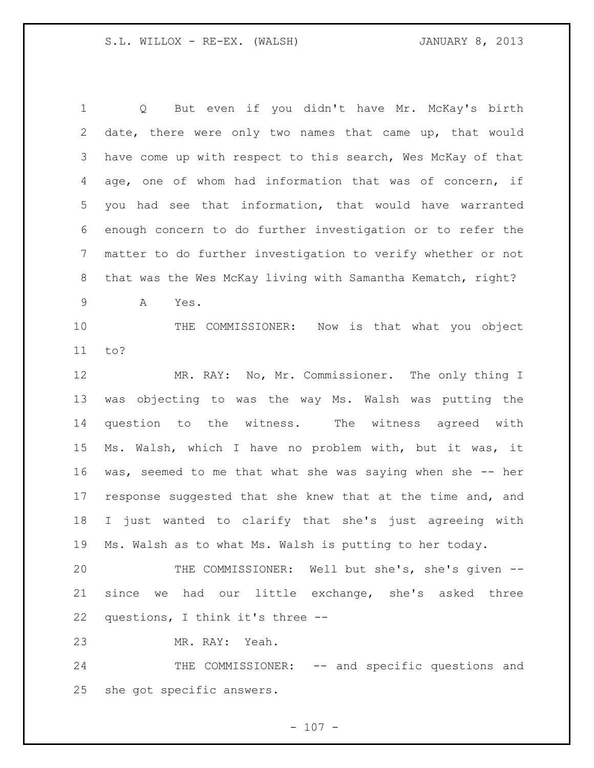Q But even if you didn't have Mr. McKay's birth date, there were only two names that came up, that would have come up with respect to this search, Wes McKay of that age, one of whom had information that was of concern, if you had see that information, that would have warranted enough concern to do further investigation or to refer the matter to do further investigation to verify whether or not that was the Wes McKay living with Samantha Kematch, right?

A Yes.

THE COMMISSIONER: Now is that what you object to?

MR. RAY: No, Mr. Commissioner. The only thing I was objecting to was the way Ms. Walsh was putting the question to the witness. The witness agreed with Ms. Walsh, which I have no problem with, but it was, it was, seemed to me that what she was saying when she -- her response suggested that she knew that at the time and, and I just wanted to clarify that she's just agreeing with Ms. Walsh as to what Ms. Walsh is putting to her today.

THE COMMISSIONER: Well but she's, she's given -- since we had our little exchange, she's asked three questions, I think it's three --

MR. RAY: Yeah.

THE COMMISSIONER: -- and specific questions and she got specific answers.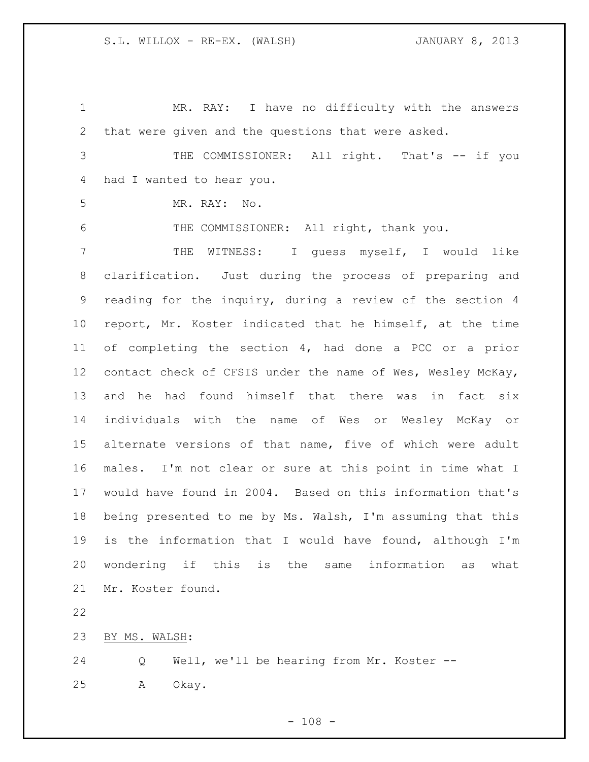MR. RAY: I have no difficulty with the answers that were given and the questions that were asked.

THE COMMISSIONER: All right. That's -- if you had I wanted to hear you.

MR. RAY: No.

THE COMMISSIONER: All right, thank you.

THE WITNESS: I guess myself, I would like clarification. Just during the process of preparing and reading for the inquiry, during a review of the section 4 report, Mr. Koster indicated that he himself, at the time of completing the section 4, had done a PCC or a prior contact check of CFSIS under the name of Wes, Wesley McKay, and he had found himself that there was in fact six individuals with the name of Wes or Wesley McKay or alternate versions of that name, five of which were adult males. I'm not clear or sure at this point in time what I would have found in 2004. Based on this information that's being presented to me by Ms. Walsh, I'm assuming that this is the information that I would have found, although I'm wondering if this is the same information as what Mr. Koster found.

BY MS. WALSH:

Q Well, we'll be hearing from Mr. Koster --

A Okay.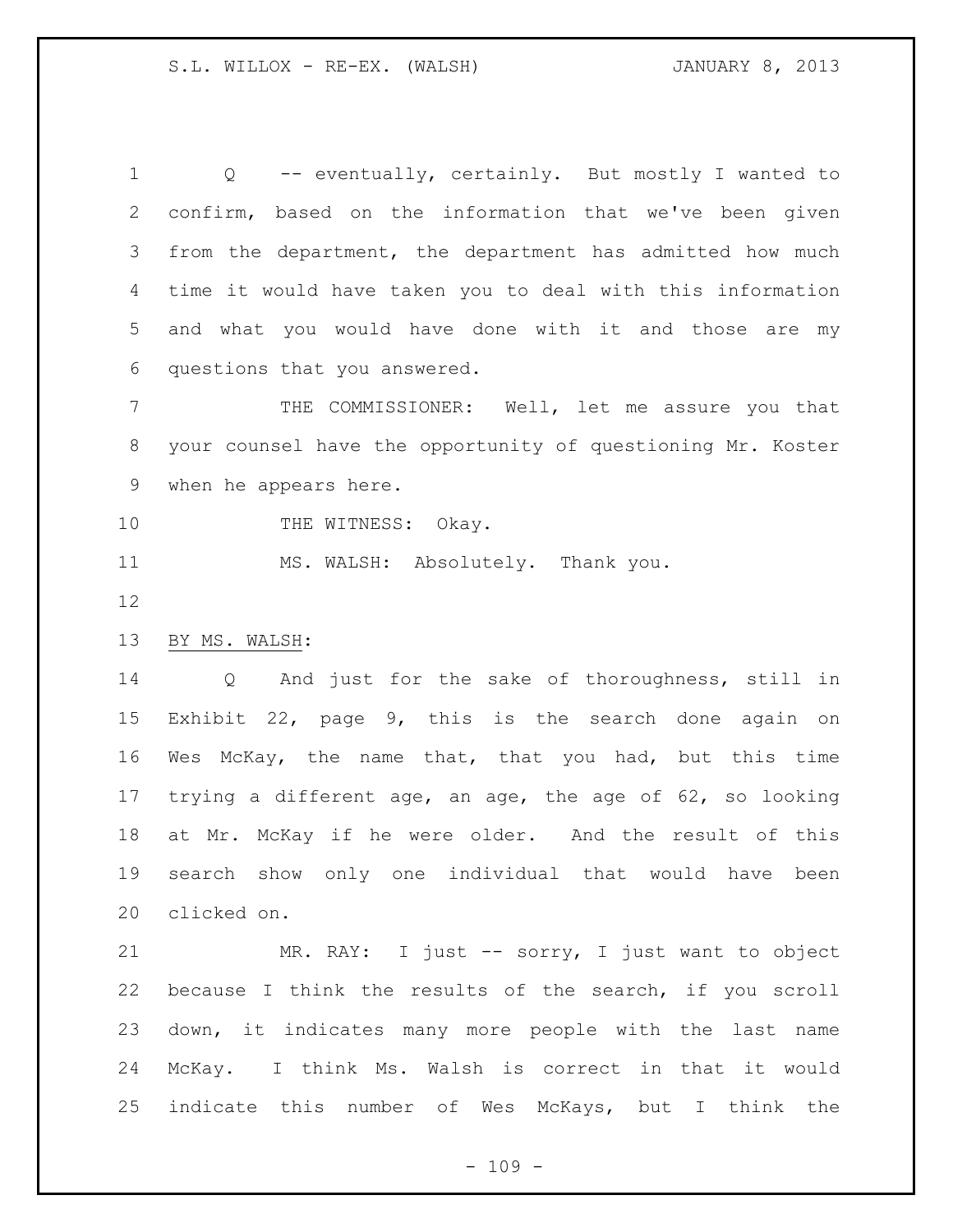Q -- eventually, certainly. But mostly I wanted to confirm, based on the information that we've been given from the department, the department has admitted how much time it would have taken you to deal with this information and what you would have done with it and those are my questions that you answered.

THE COMMISSIONER: Well, let me assure you that your counsel have the opportunity of questioning Mr. Koster when he appears here.

THE WITNESS: Okay.

MS. WALSH: Absolutely. Thank you.

BY MS. WALSH:

Q And just for the sake of thoroughness, still in Exhibit 22, page 9, this is the search done again on Wes McKay, the name that, that you had, but this time trying a different age, an age, the age of 62, so looking at Mr. McKay if he were older. And the result of this search show only one individual that would have been clicked on.

MR. RAY: I just -- sorry, I just want to object because I think the results of the search, if you scroll down, it indicates many more people with the last name McKay. I think Ms. Walsh is correct in that it would indicate this number of Wes McKays, but I think the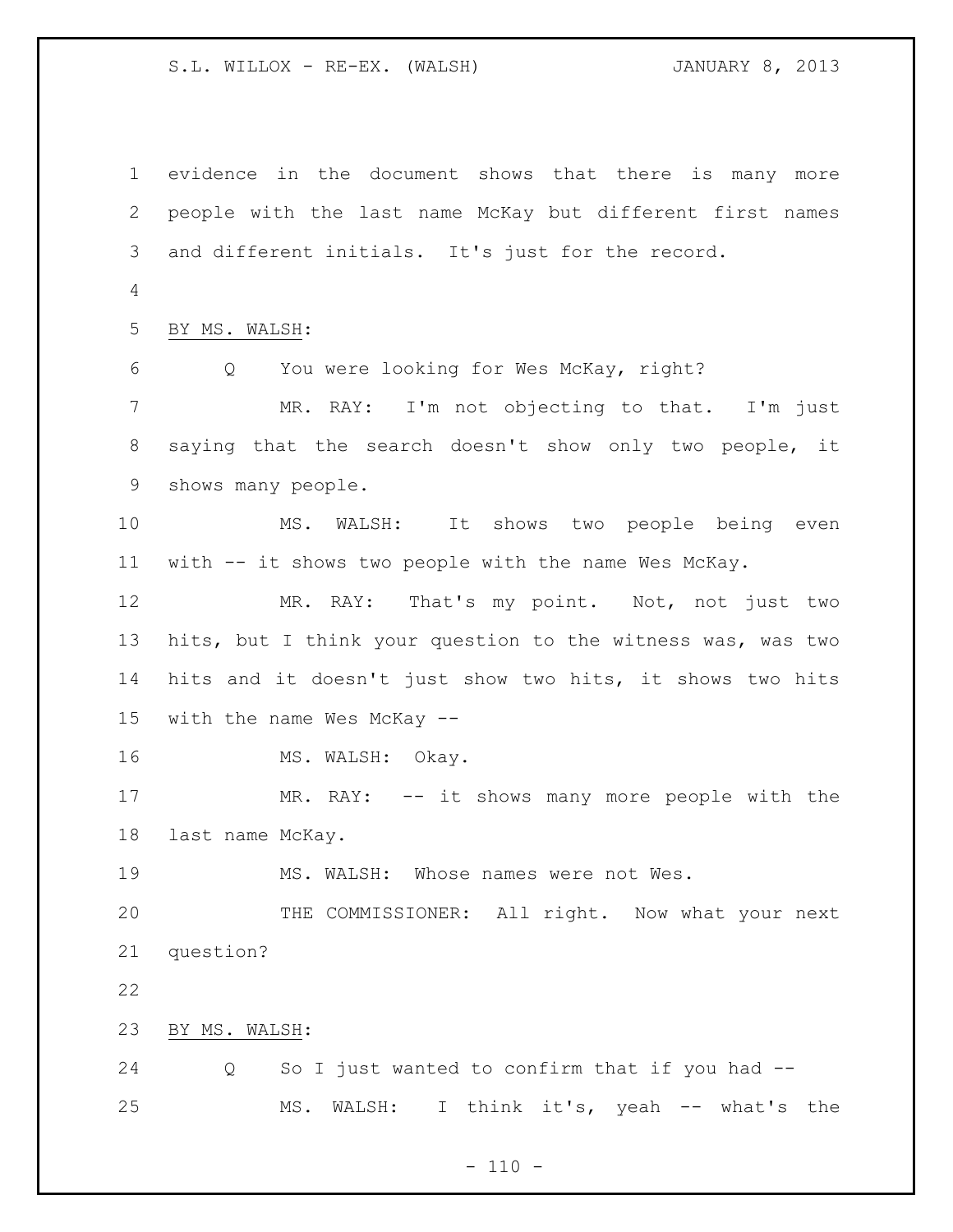evidence in the document shows that there is many more people with the last name McKay but different first names and different initials. It's just for the record.

BY MS. WALSH:

Q You were looking for Wes McKay, right?

MR. RAY: I'm not objecting to that. I'm just saying that the search doesn't show only two people, it shows many people.

MS. WALSH: It shows two people being even with -- it shows two people with the name Wes McKay.

MR. RAY: That's my point. Not, not just two hits, but I think your question to the witness was, was two hits and it doesn't just show two hits, it shows two hits with the name Wes McKay --

MS. WALSH: Okay.

MR. RAY: -- it shows many more people with the last name McKay.

MS. WALSH: Whose names were not Wes.

THE COMMISSIONER: All right. Now what your next question?

BY MS. WALSH:

Q So I just wanted to confirm that if you had --

MS. WALSH: I think it's, yeah -- what's the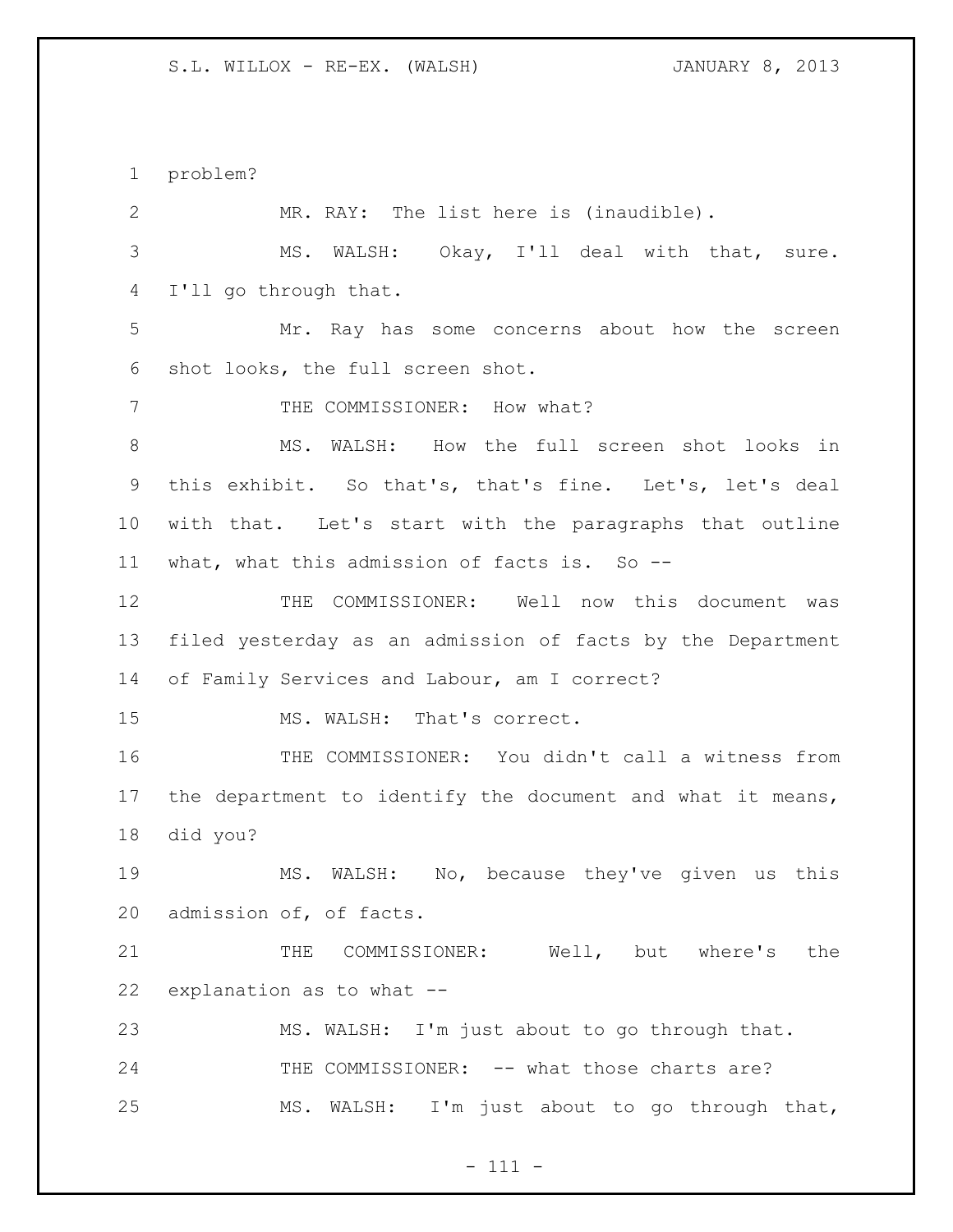problem?

MR. RAY: The list here is (inaudible).

MS. WALSH: Okay, I'll deal with that, sure. I'll go through that.

Mr. Ray has some concerns about how the screen shot looks, the full screen shot.

THE COMMISSIONER: How what?

MS. WALSH: How the full screen shot looks in this exhibit. So that's, that's fine. Let's, let's deal with that. Let's start with the paragraphs that outline what, what this admission of facts is. So --

THE COMMISSIONER: Well now this document was filed yesterday as an admission of facts by the Department of Family Services and Labour, am I correct?

MS. WALSH: That's correct.

THE COMMISSIONER: You didn't call a witness from the department to identify the document and what it means, did you?

MS. WALSH: No, because they've given us this admission of, of facts.

THE COMMISSIONER: Well, but where's the explanation as to what --

MS. WALSH: I'm just about to go through that.

THE COMMISSIONER: -- what those charts are?

MS. WALSH: I'm just about to go through that,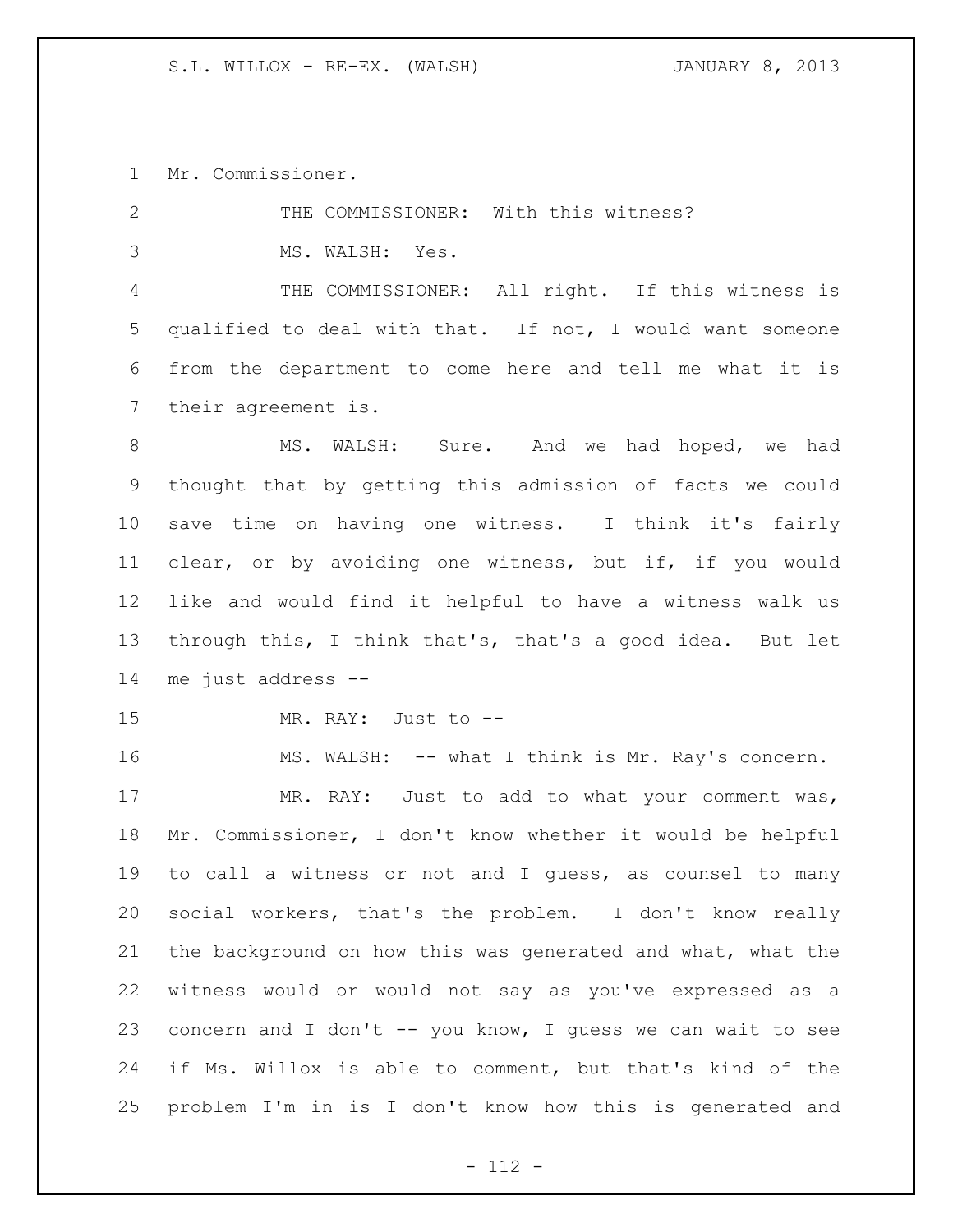Mr. Commissioner.

THE COMMISSIONER: With this witness?

MS. WALSH: Yes.

THE COMMISSIONER: All right. If this witness is qualified to deal with that. If not, I would want someone from the department to come here and tell me what it is their agreement is.

MS. WALSH: Sure. And we had hoped, we had thought that by getting this admission of facts we could save time on having one witness. I think it's fairly clear, or by avoiding one witness, but if, if you would like and would find it helpful to have a witness walk us through this, I think that's, that's a good idea. But let me just address --

MR. RAY: Just to --

MS. WALSH: -- what I think is Mr. Ray's concern.

MR. RAY: Just to add to what your comment was, Mr. Commissioner, I don't know whether it would be helpful to call a witness or not and I guess, as counsel to many social workers, that's the problem. I don't know really the background on how this was generated and what, what the witness would or would not say as you've expressed as a concern and I don't -- you know, I guess we can wait to see if Ms. Willox is able to comment, but that's kind of the problem I'm in is I don't know how this is generated and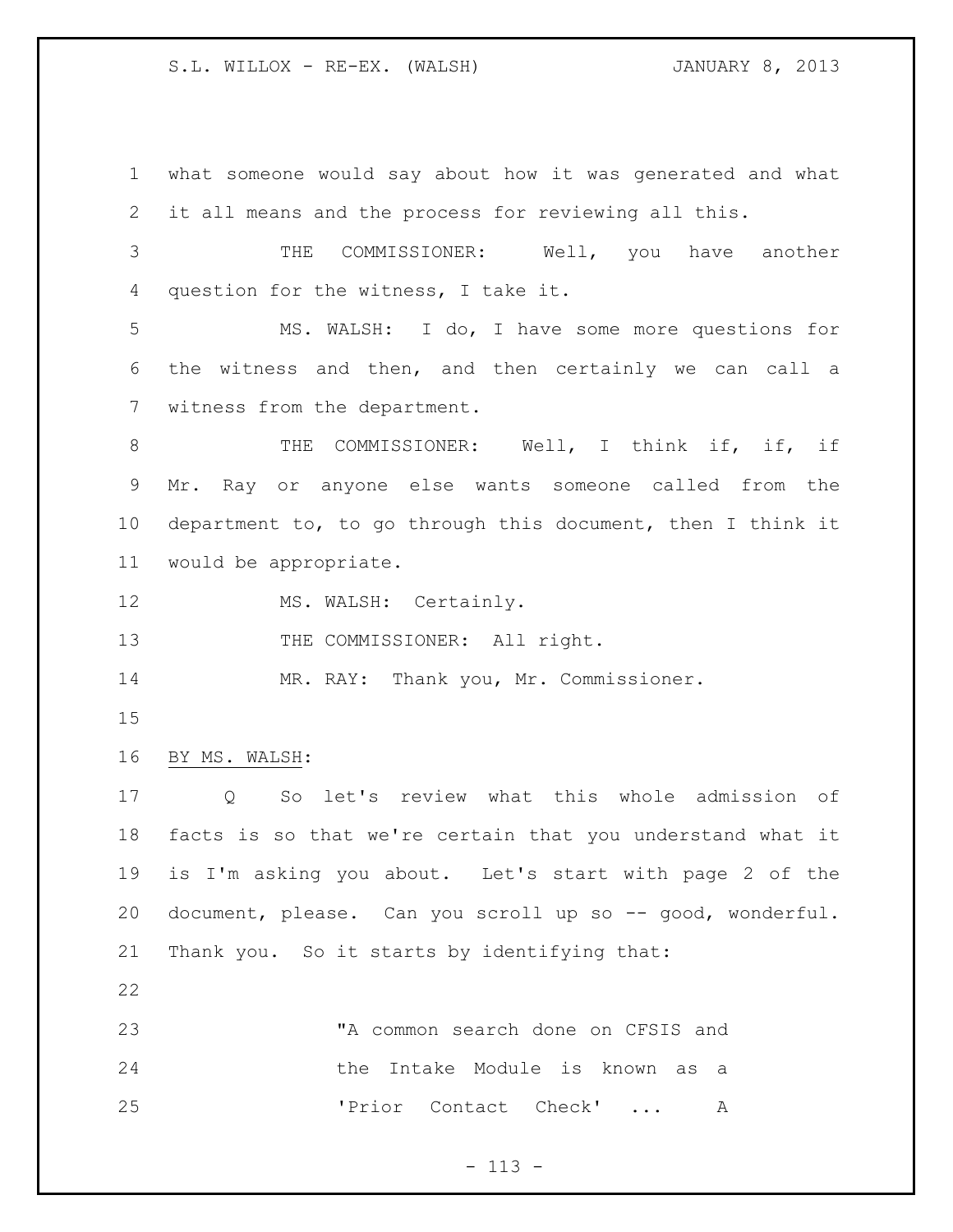what someone would say about how it was generated and what it all means and the process for reviewing all this.

THE COMMISSIONER: Well, you have another question for the witness, I take it.

MS. WALSH: I do, I have some more questions for the witness and then, and then certainly we can call a witness from the department.

THE COMMISSIONER: Well, I think if, if, if Mr. Ray or anyone else wants someone called from the department to, to go through this document, then I think it would be appropriate.

MS. WALSH: Certainly.

THE COMMISSIONER: All right.

MR. RAY: Thank you, Mr. Commissioner.

BY MS. WALSH:

Q So let's review what this whole admission of facts is so that we're certain that you understand what it is I'm asking you about. Let's start with page 2 of the document, please. Can you scroll up so -- good, wonderful. Thank you. So it starts by identifying that:

> "A common search done on CFSIS and the Intake Module is known as a 'Prior Contact Check' ... A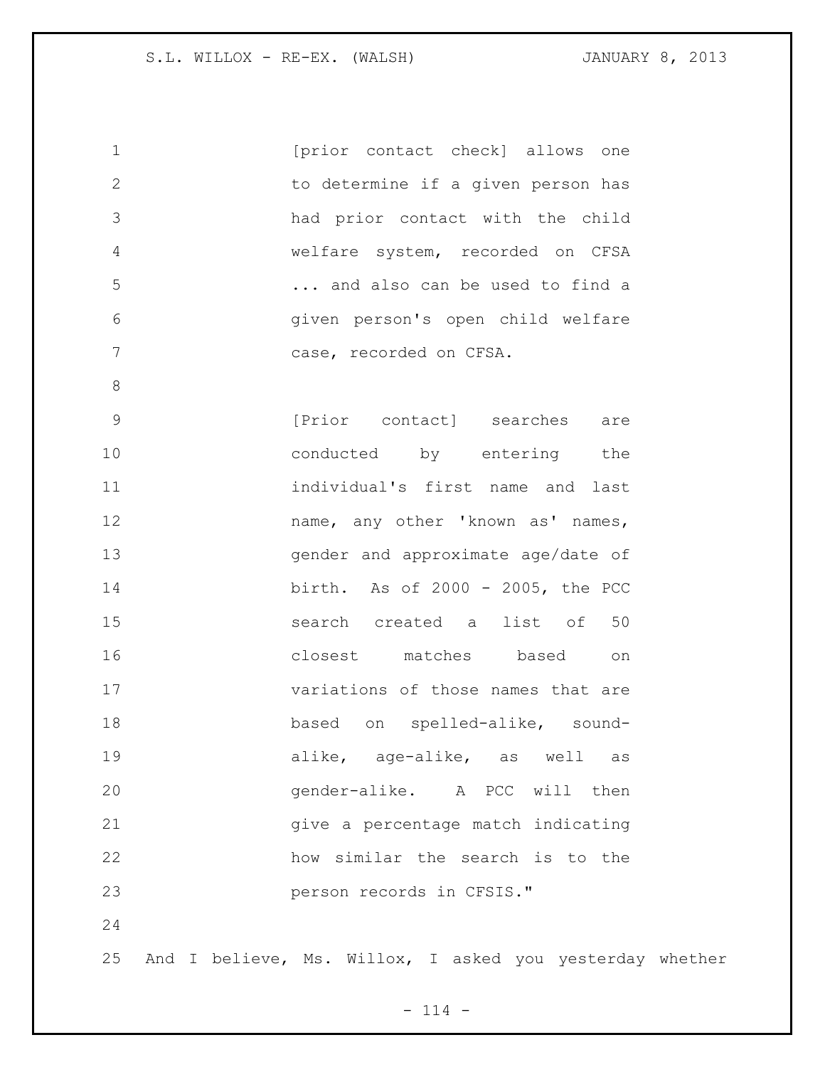[prior contact check] allows one to determine if a given person has had prior contact with the child welfare system, recorded on CFSA ... and also can be used to find a given person's open child welfare case, recorded on CFSA.

[Prior contact] searches are conducted by entering the individual's first name and last name, any other 'known as' names, gender and approximate age/date of birth. As of 2000 - 2005, the PCC search created a list of 50 closest matches based on variations of those names that are based on spelled-alike, sound-alike, age-alike, as well as gender-alike. A PCC will then give a percentage match indicating how similar the search is to the person records in CFSIS."

And I believe, Ms. Willox, I asked you yesterday whether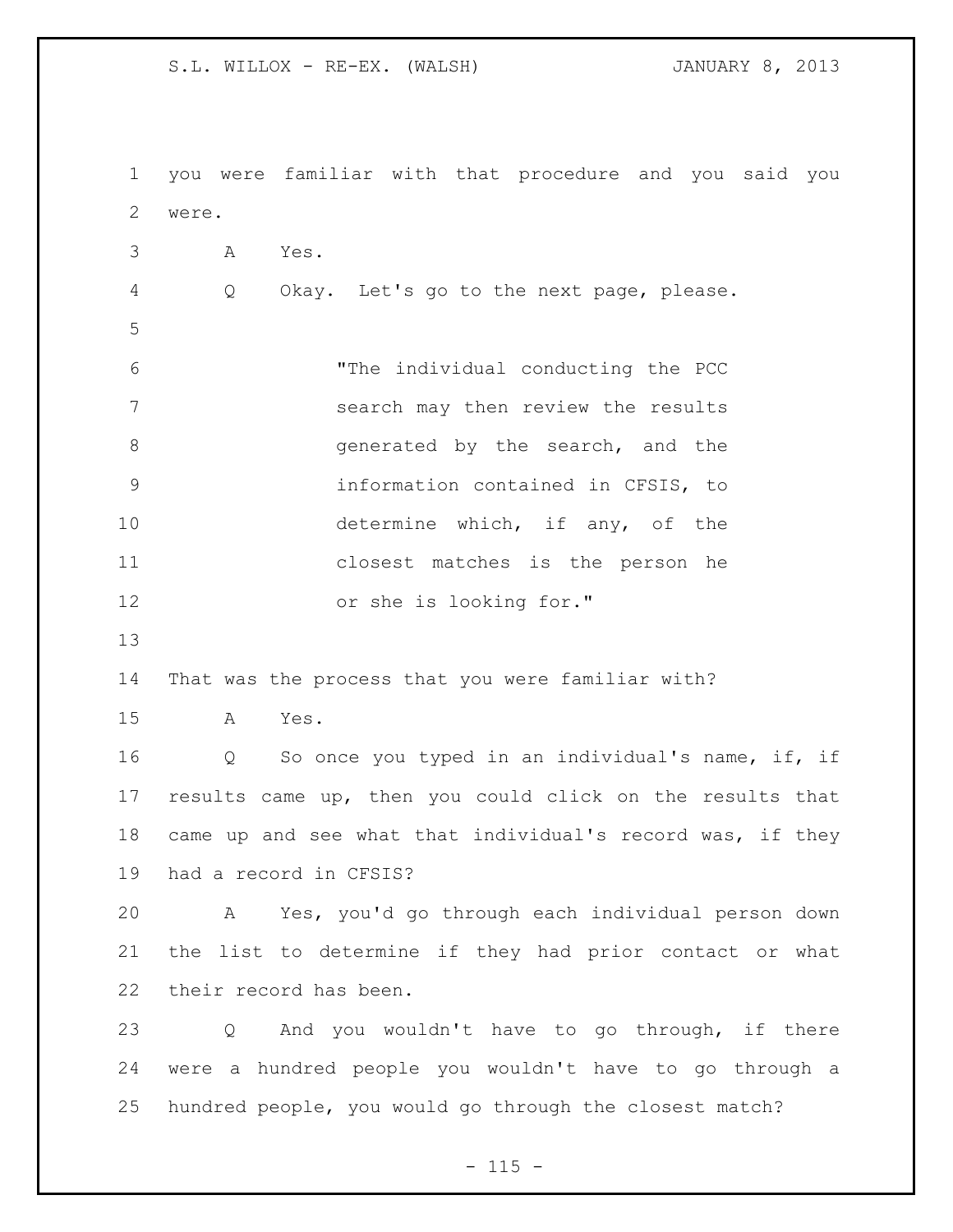you were familiar with that procedure and you said you were.

A Yes.

Q Okay. Let's go to the next page, please.

> "The individual conducting the PCC search may then review the results generated by the search, and the information contained in CFSIS, to determine which, if any, of the closest matches is the person he or she is looking for."

That was the process that you were familiar with?

A Yes.

Q So once you typed in an individual's name, if, if results came up, then you could click on the results that came up and see what that individual's record was, if they had a record in CFSIS?

A Yes, you'd go through each individual person down the list to determine if they had prior contact or what their record has been.

Q And you wouldn't have to go through, if there were a hundred people you wouldn't have to go through a hundred people, you would go through the closest match?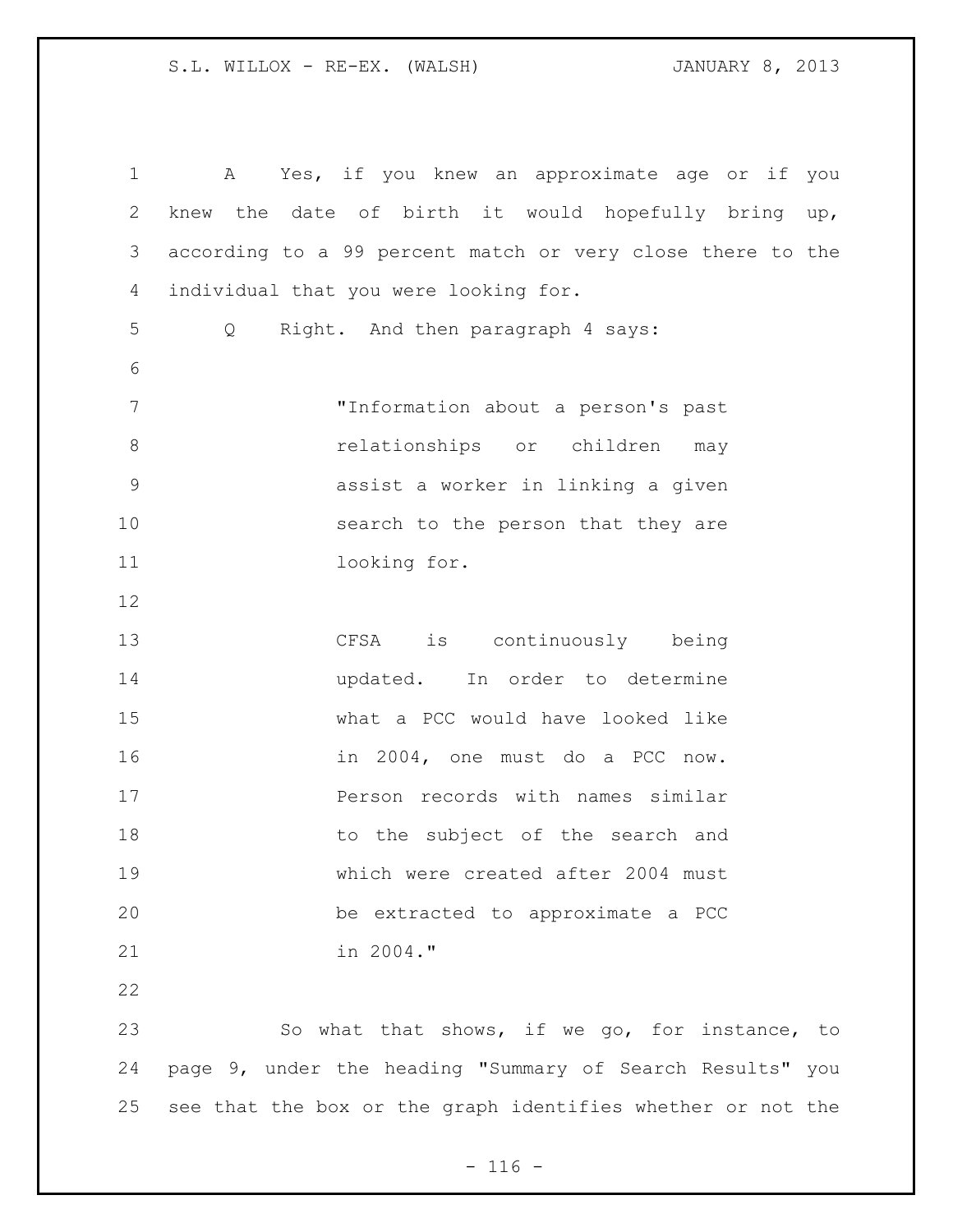A Yes, if you knew an approximate age or if you knew the date of birth it would hopefully bring up, according to a 99 percent match or very close there to the individual that you were looking for.

Q Right. And then paragraph 4 says:

> "Information about a person's past relationships or children may assist a worker in linking a given search to the person that they are looking for.
>
> CFSA is continuously being updated. In order to determine what a PCC would have looked like in 2004, one must do a PCC now. Person records with names similar to the subject of the search and which were created after 2004 must be extracted to approximate a PCC in 2004."

So what that shows, if we go, for instance, to page 9, under the heading "Summary of Search Results" you see that the box or the graph identifies whether or not the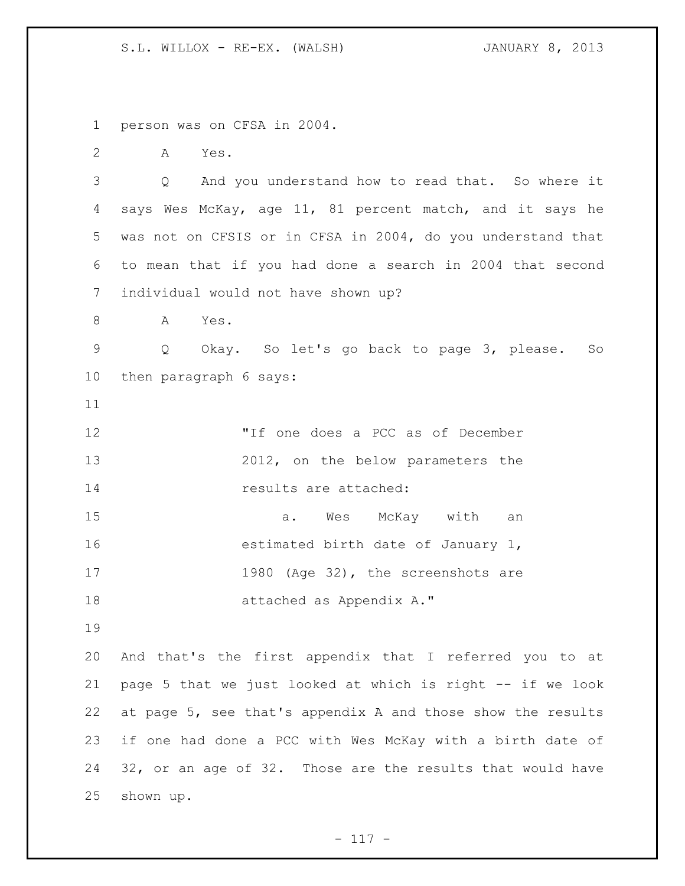person was on CFSA in 2004.

A Yes.

Q And you understand how to read that. So where it says Wes McKay, age 11, 81 percent match, and it says he was not on CFSIS or in CFSA in 2004, do you understand that to mean that if you had done a search in 2004 that second individual would not have shown up?

A Yes.

Q Okay. So let's go back to page 3, please. So then paragraph 6 says:

> "If one does a PCC as of December 2012, on the below parameters the results are attached:
>
> a. Wes McKay with an estimated birth date of January 1, 1980 (Age 32), the screenshots are attached as Appendix A."

And that's the first appendix that I referred you to at page 5 that we just looked at which is right -- if we look at page 5, see that's appendix A and those show the results if one had done a PCC with Wes McKay with a birth date of 32, or an age of 32. Those are the results that would have shown up.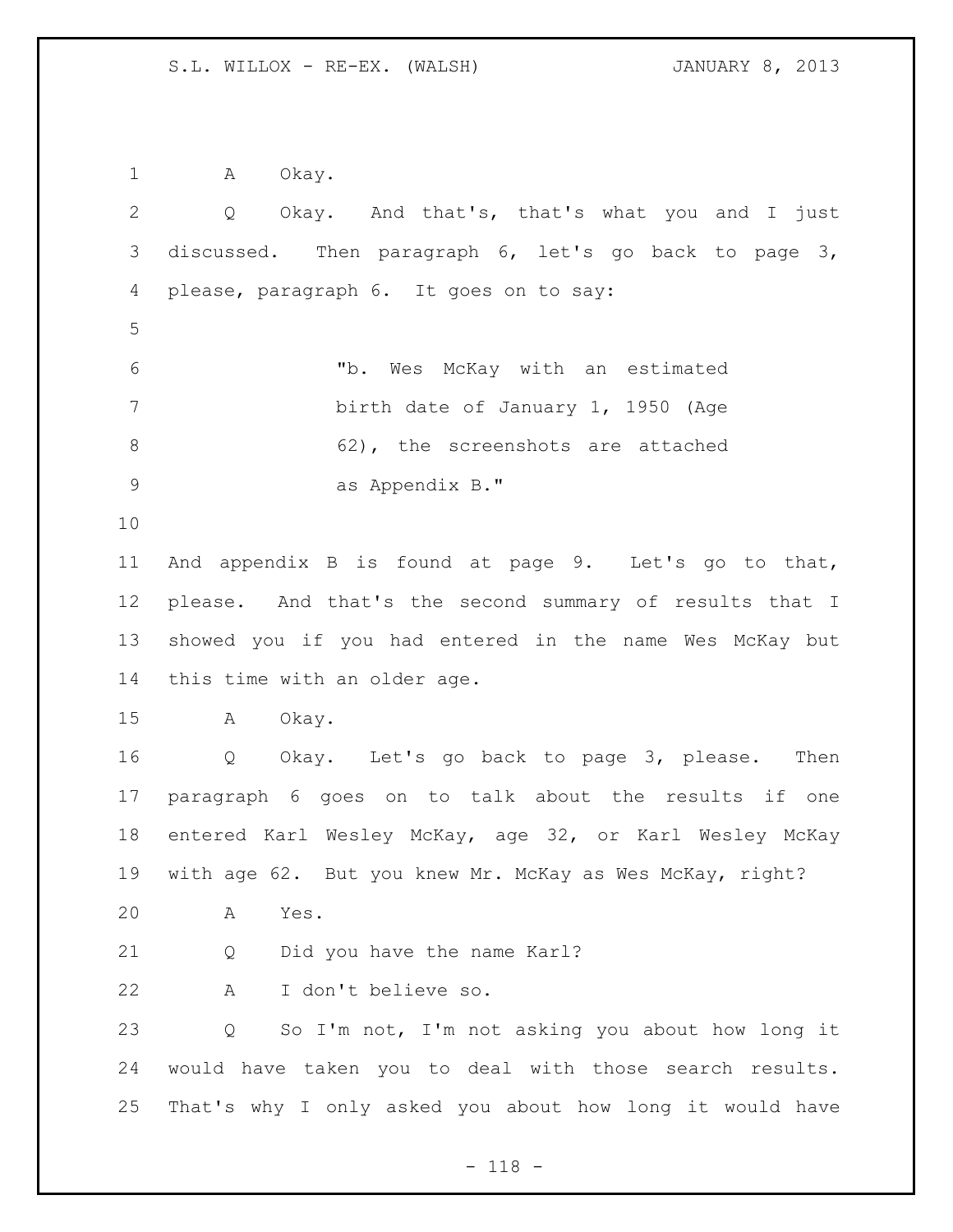A Okay.

Q Okay. And that's, that's what you and I just discussed. Then paragraph 6, let's go back to page 3, please, paragraph 6. It goes on to say:

> "b. Wes McKay with an estimated birth date of January 1, 1950 (Age 62), the screenshots are attached as Appendix B."

And appendix B is found at page 9. Let's go to that, please. And that's the second summary of results that I showed you if you had entered in the name Wes McKay but this time with an older age.

A Okay.

Q Okay. Let's go back to page 3, please. Then paragraph 6 goes on to talk about the results if one entered Karl Wesley McKay, age 32, or Karl Wesley McKay with age 62. But you knew Mr. McKay as Wes McKay, right?

A Yes.

Q Did you have the name Karl?

A I don't believe so.

Q So I'm not, I'm not asking you about how long it would have taken you to deal with those search results. That's why I only asked you about how long it would have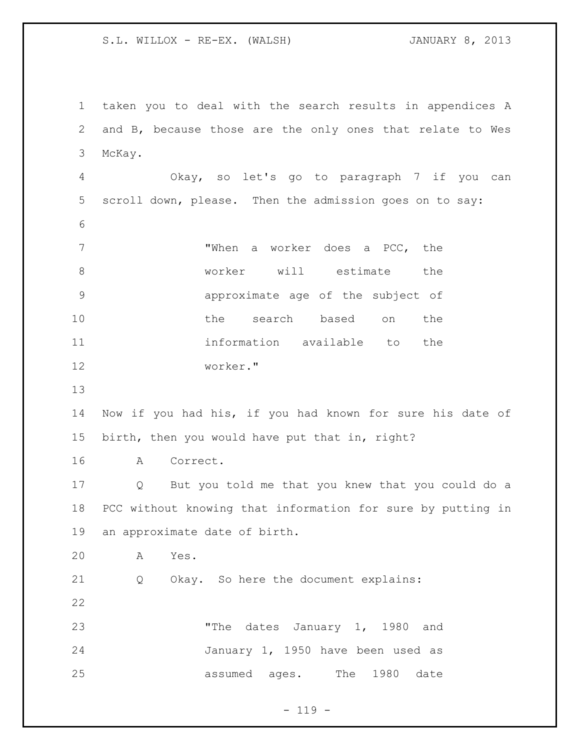taken you to deal with the search results in appendices A and B, because those are the only ones that relate to Wes McKay.

Okay, so let's go to paragraph 7 if you can scroll down, please. Then the admission goes on to say:

> "When a worker does a PCC, the worker will estimate the approximate age of the subject of the search based on the information available to the worker."

Now if you had his, if you had known for sure his date of birth, then you would have put that in, right?

A Correct.

Q But you told me that you knew that you could do a PCC without knowing that information for sure by putting in an approximate date of birth.

A Yes.

Q Okay. So here the document explains:

> "The dates January 1, 1980 and January 1, 1950 have been used as assumed ages. The 1980 date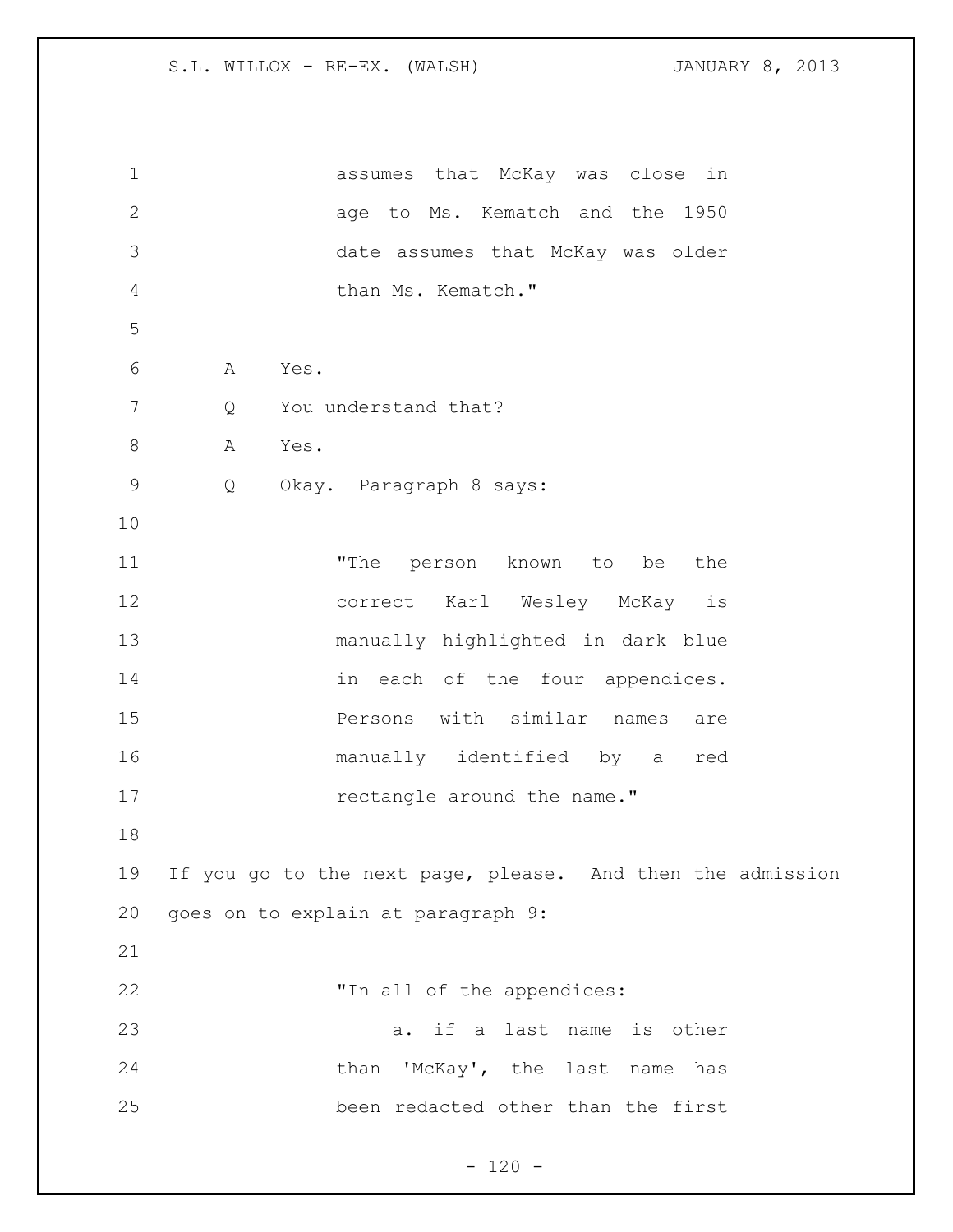assumes that McKay was close in age to Ms. Kematch and the 1950 date assumes that McKay was older than Ms. Kematch."

A Yes.

Q You understand that?

A Yes.

Q Okay. Paragraph 8 says:

> "The person known to be the correct Karl Wesley McKay is manually highlighted in dark blue in each of the four appendices. Persons with similar names are manually identified by a red rectangle around the name."

If you go to the next page, please. And then the admission goes on to explain at paragraph 9:

> "In all of the appendices:
>
> a. if a last name is other than 'McKay', the last name has been redacted other than the first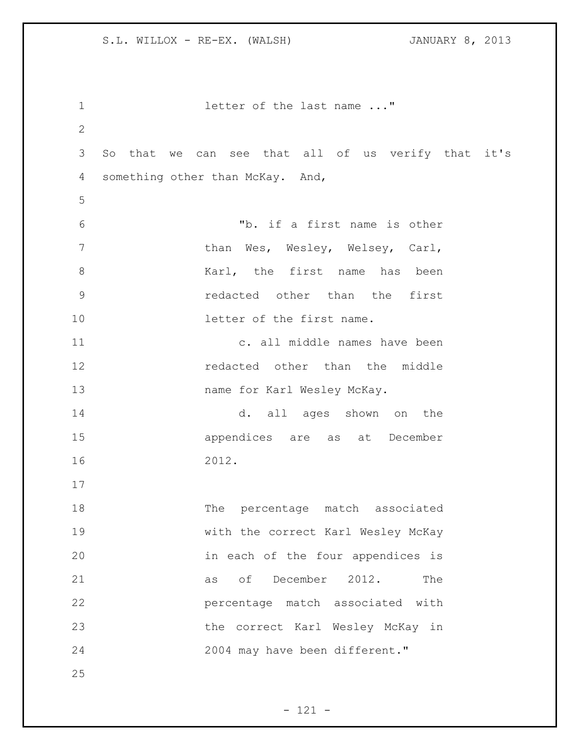letter of the last name ..."

So that we can see that all of us verify that it's something other than McKay. And,

> "b. if a first name is other than Wes, Wesley, Welsey, Carl, Karl, the first name has been redacted other than the first letter of the first name.
>
> c. all middle names have been redacted other than the middle name for Karl Wesley McKay.
>
> d. all ages shown on the appendices are as at December 2012.
>
> The percentage match associated with the correct Karl Wesley McKay in each of the four appendices is as of December 2012. The percentage match associated with the correct Karl Wesley McKay in 2004 may have been different."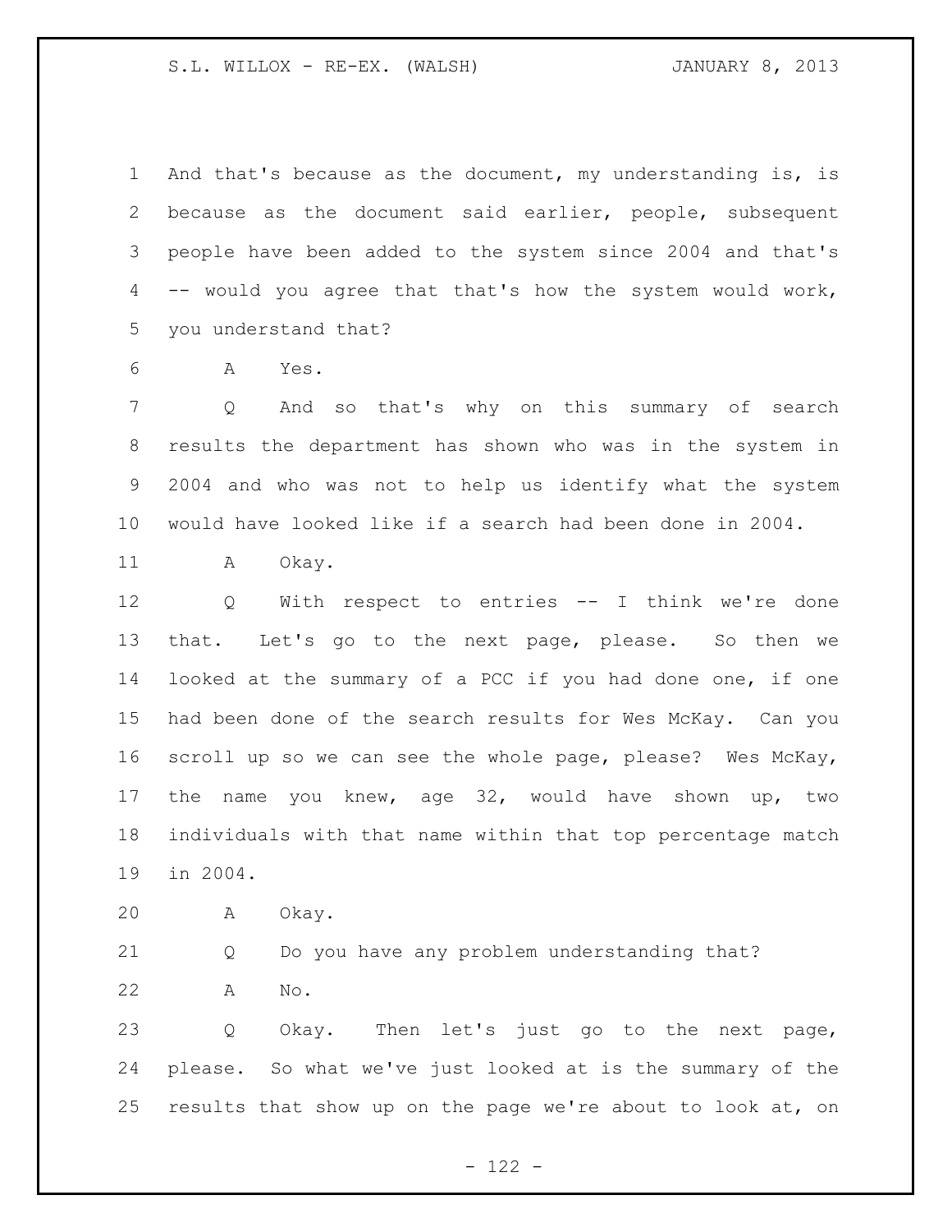And that's because as the document, my understanding is, is because as the document said earlier, people, subsequent people have been added to the system since 2004 and that's -- would you agree that that's how the system would work, you understand that?

A Yes.

Q And so that's why on this summary of search results the department has shown who was in the system in 2004 and who was not to help us identify what the system would have looked like if a search had been done in 2004.

A Okay.

Q With respect to entries -- I think we're done that. Let's go to the next page, please. So then we looked at the summary of a PCC if you had done one, if one had been done of the search results for Wes McKay. Can you scroll up so we can see the whole page, please? Wes McKay, the name you knew, age 32, would have shown up, two individuals with that name within that top percentage match in 2004.

A Okay.

Q Do you have any problem understanding that?

A No.

Q Okay. Then let's just go to the next page, please. So what we've just looked at is the summary of the results that show up on the page we're about to look at, on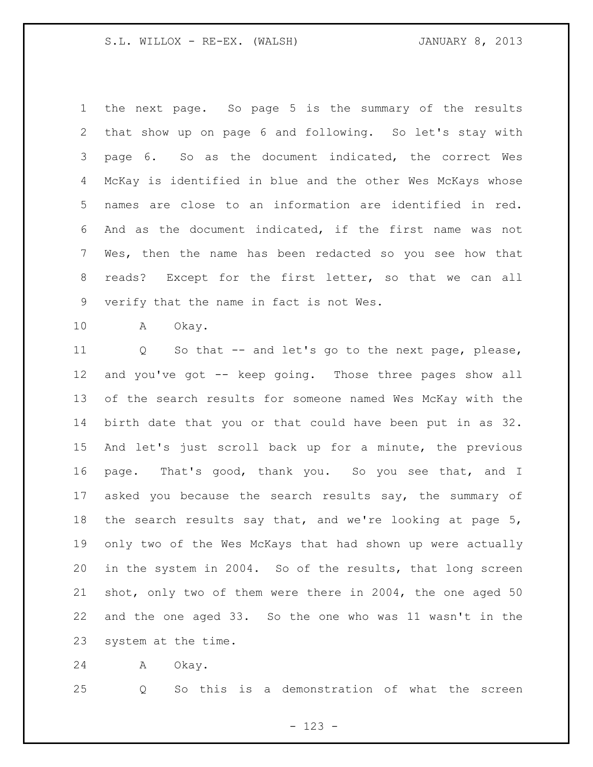the next page. So page 5 is the summary of the results that show up on page 6 and following. So let's stay with page 6. So as the document indicated, the correct Wes McKay is identified in blue and the other Wes McKays whose names are close to an information are identified in red. And as the document indicated, if the first name was not Wes, then the name has been redacted so you see how that reads? Except for the first letter, so that we can all verify that the name in fact is not Wes.

A Okay.

Q So that -- and let's go to the next page, please, and you've got -- keep going. Those three pages show all of the search results for someone named Wes McKay with the birth date that you or that could have been put in as 32. And let's just scroll back up for a minute, the previous page. That's good, thank you. So you see that, and I asked you because the search results say, the summary of the search results say that, and we're looking at page 5, only two of the Wes McKays that had shown up were actually in the system in 2004. So of the results, that long screen shot, only two of them were there in 2004, the one aged 50 and the one aged 33. So the one who was 11 wasn't in the system at the time.

A Okay.

Q So this is a demonstration of what the screen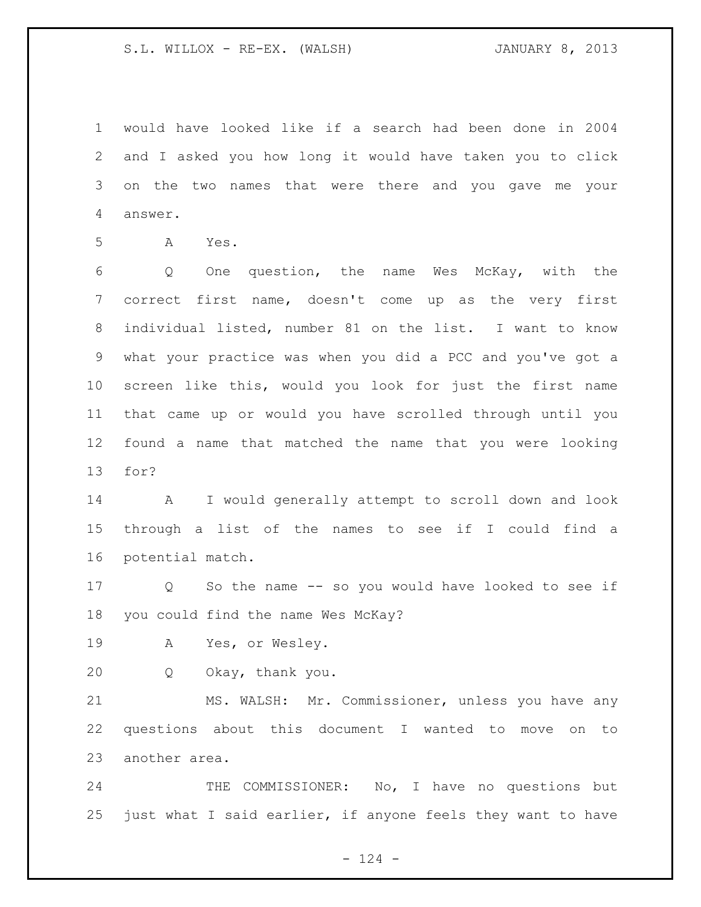would have looked like if a search had been done in 2004 and I asked you how long it would have taken you to click on the two names that were there and you gave me your answer.

A Yes.

Q One question, the name Wes McKay, with the correct first name, doesn't come up as the very first individual listed, number 81 on the list. I want to know what your practice was when you did a PCC and you've got a screen like this, would you look for just the first name that came up or would you have scrolled through until you found a name that matched the name that you were looking for?

A I would generally attempt to scroll down and look through a list of the names to see if I could find a potential match.

Q So the name -- so you would have looked to see if you could find the name Wes McKay?

A Yes, or Wesley.

Q Okay, thank you.

MS. WALSH: Mr. Commissioner, unless you have any questions about this document I wanted to move on to another area.

THE COMMISSIONER: No, I have no questions but just what I said earlier, if anyone feels they want to have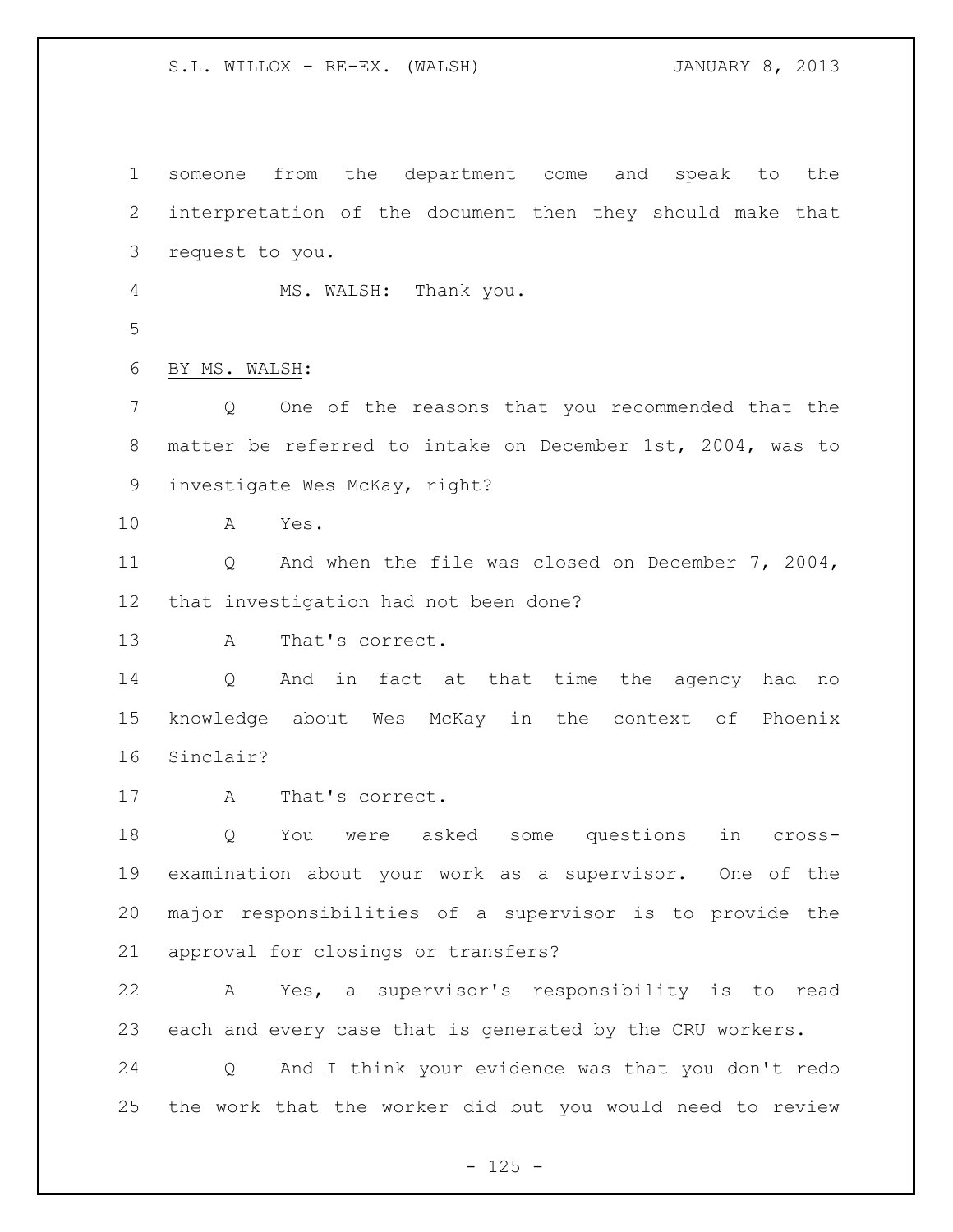someone from the department come and speak to the interpretation of the document then they should make that request to you.

MS. WALSH: Thank you.

BY MS. WALSH:

Q One of the reasons that you recommended that the matter be referred to intake on December 1st, 2004, was to investigate Wes McKay, right?

A Yes.

Q And when the file was closed on December 7, 2004, that investigation had not been done?

A That's correct.

Q And in fact at that time the agency had no knowledge about Wes McKay in the context of Phoenix Sinclair?

A That's correct.

Q You were asked some questions in cross-examination about your work as a supervisor. One of the major responsibilities of a supervisor is to provide the approval for closings or transfers?

A Yes, a supervisor's responsibility is to read each and every case that is generated by the CRU workers.

Q And I think your evidence was that you don't redo the work that the worker did but you would need to review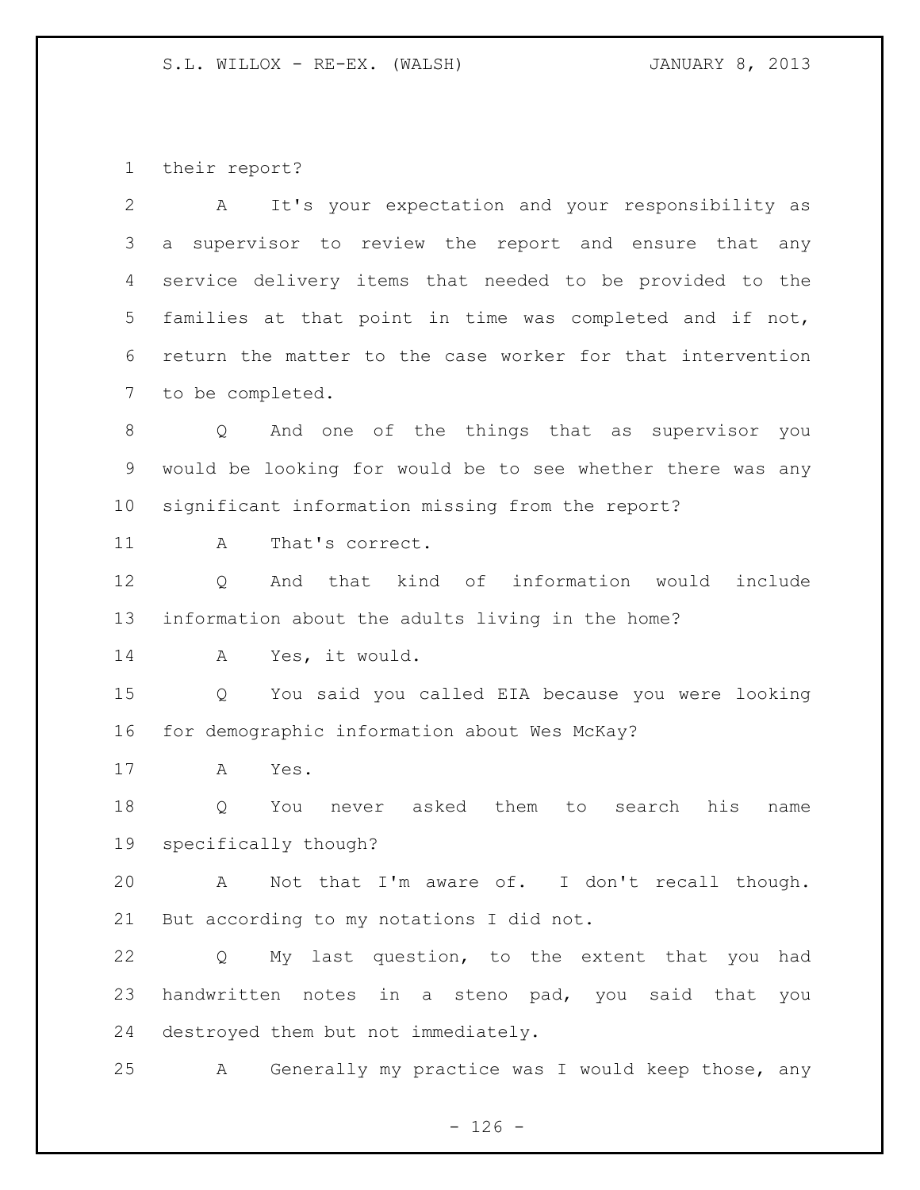their report?

A It's your expectation and your responsibility as a supervisor to review the report and ensure that any service delivery items that needed to be provided to the families at that point in time was completed and if not, return the matter to the case worker for that intervention to be completed.

Q And one of the things that as supervisor you would be looking for would be to see whether there was any significant information missing from the report?

A That's correct.

Q And that kind of information would include information about the adults living in the home?

A Yes, it would.

Q You said you called EIA because you were looking for demographic information about Wes McKay?

A Yes.

Q You never asked them to search his name specifically though?

A Not that I'm aware of. I don't recall though. But according to my notations I did not.

Q My last question, to the extent that you had handwritten notes in a steno pad, you said that you destroyed them but not immediately.

A Generally my practice was I would keep those, any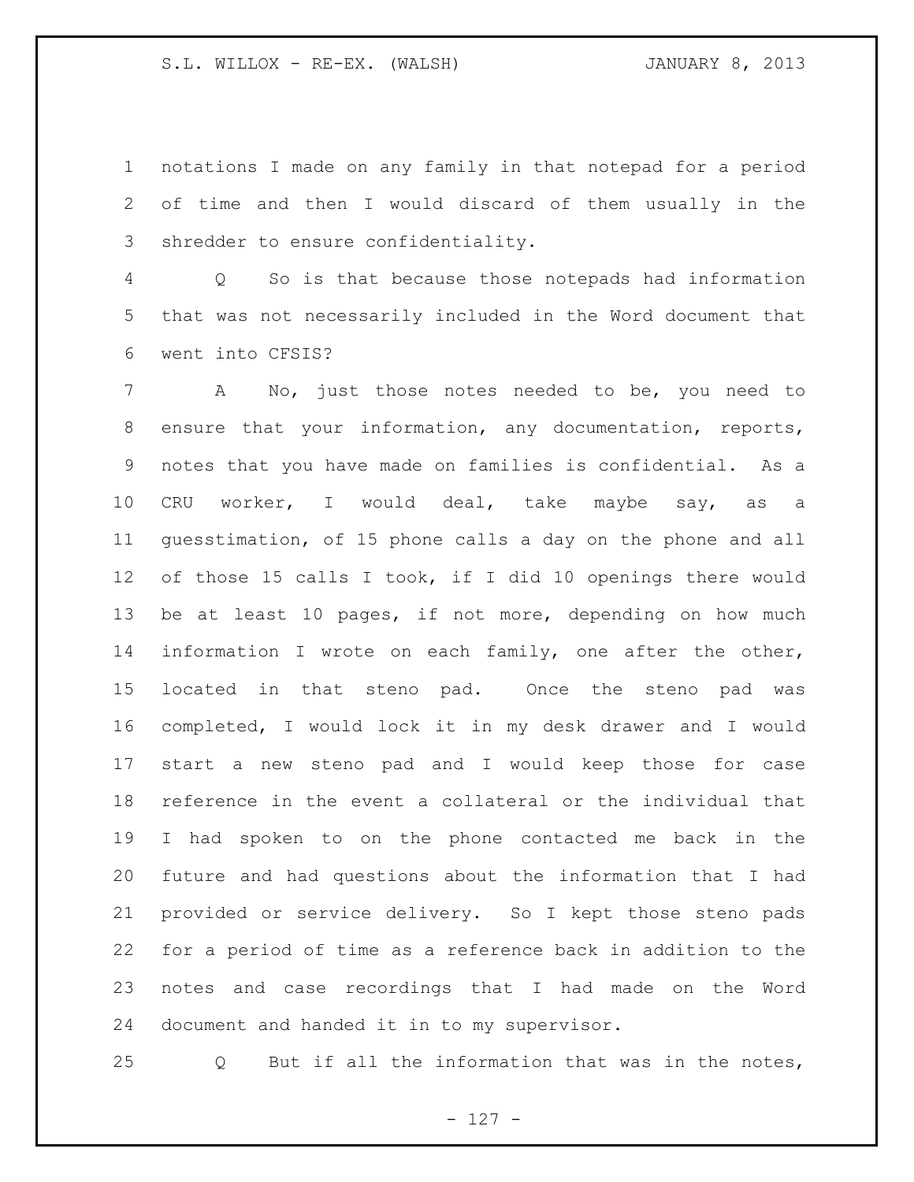notations I made on any family in that notepad for a period of time and then I would discard of them usually in the shredder to ensure confidentiality.

Q So is that because those notepads had information that was not necessarily included in the Word document that went into CFSIS?

A No, just those notes needed to be, you need to ensure that your information, any documentation, reports, notes that you have made on families is confidential. As a CRU worker, I would deal, take maybe say, as a guesstimation, of 15 phone calls a day on the phone and all of those 15 calls I took, if I did 10 openings there would be at least 10 pages, if not more, depending on how much information I wrote on each family, one after the other, located in that steno pad. Once the steno pad was completed, I would lock it in my desk drawer and I would start a new steno pad and I would keep those for case reference in the event a collateral or the individual that I had spoken to on the phone contacted me back in the future and had questions about the information that I had provided or service delivery. So I kept those steno pads for a period of time as a reference back in addition to the notes and case recordings that I had made on the Word document and handed it in to my supervisor.

Q But if all the information that was in the notes,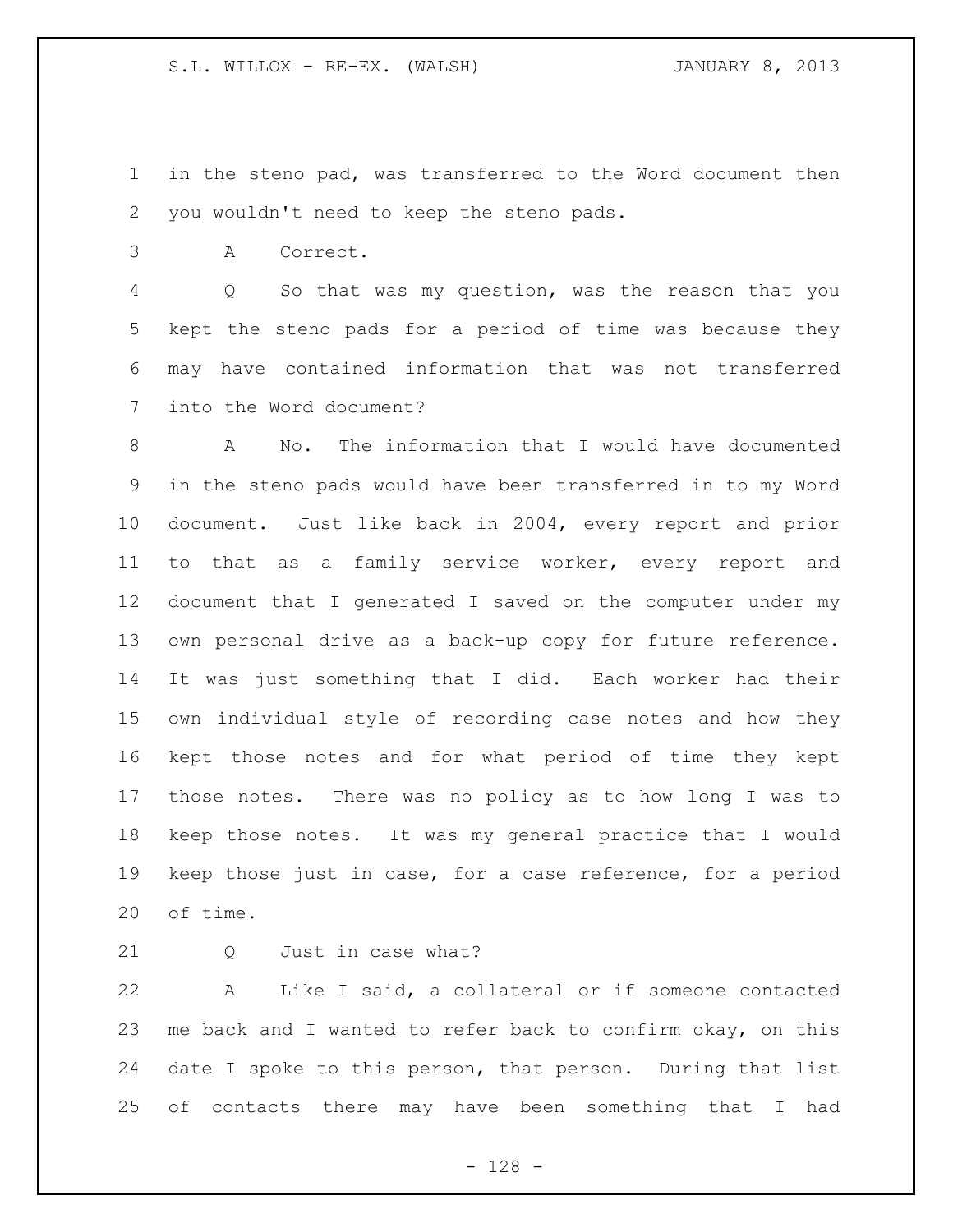in the steno pad, was transferred to the Word document then you wouldn't need to keep the steno pads.

A Correct.

Q So that was my question, was the reason that you kept the steno pads for a period of time was because they may have contained information that was not transferred into the Word document?

A No. The information that I would have documented in the steno pads would have been transferred in to my Word document. Just like back in 2004, every report and prior to that as a family service worker, every report and document that I generated I saved on the computer under my own personal drive as a back-up copy for future reference. It was just something that I did. Each worker had their own individual style of recording case notes and how they kept those notes and for what period of time they kept those notes. There was no policy as to how long I was to keep those notes. It was my general practice that I would keep those just in case, for a case reference, for a period of time.

Q Just in case what?

A Like I said, a collateral or if someone contacted me back and I wanted to refer back to confirm okay, on this date I spoke to this person, that person. During that list of contacts there may have been something that I had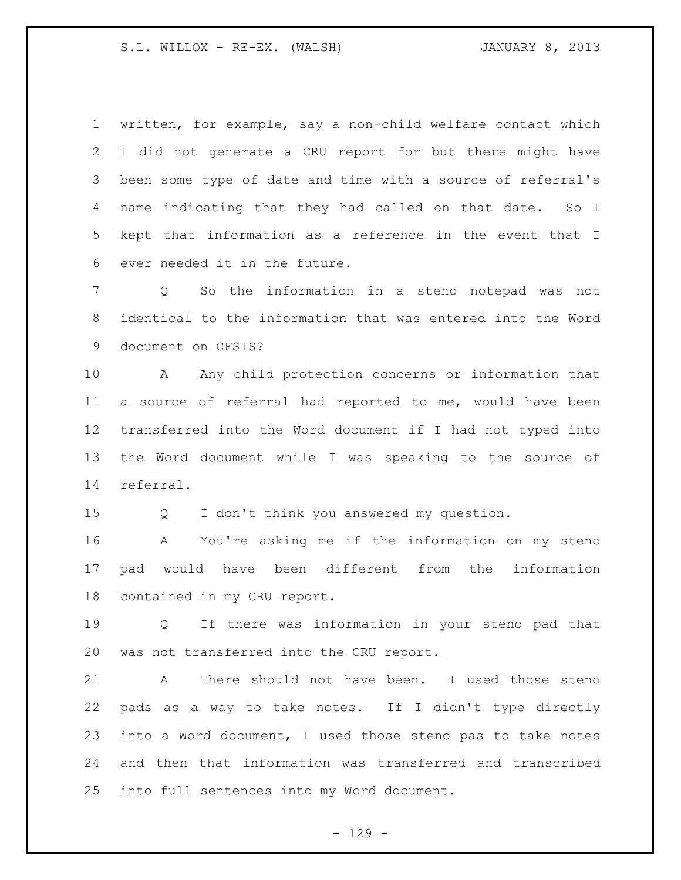written, for example, say a non-child welfare contact which I did not generate a CRU report for but there might have been some type of date and time with a source of referral's name indicating that they had called on that date. So I kept that information as a reference in the event that I ever needed it in the future.

Q So the information in a steno notepad was not identical to the information that was entered into the Word document on CFSIS?

A Any child protection concerns or information that a source of referral had reported to me, would have been transferred into the Word document if I had not typed into the Word document while I was speaking to the source of referral.

Q I don't think you answered my question.

A You're asking me if the information on my steno pad would have been different from the information contained in my CRU report.

Q If there was information in your steno pad that was not transferred into the CRU report.

A There should not have been. I used those steno pads as a way to take notes. If I didn't type directly into a Word document, I used those steno pas to take notes and then that information was transferred and transcribed into full sentences into my Word document.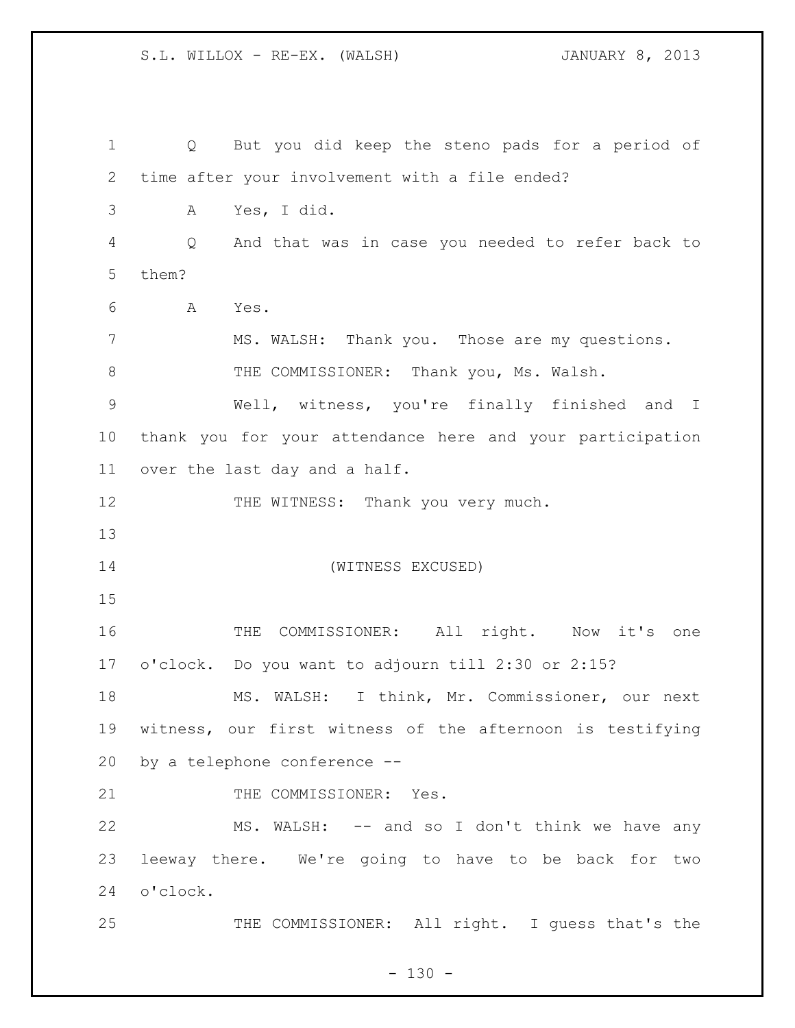Q But you did keep the steno pads for a period of time after your involvement with a file ended?

A Yes, I did.

Q And that was in case you needed to refer back to them?

A Yes.

MS. WALSH: Thank you. Those are my questions.

THE COMMISSIONER: Thank you, Ms. Walsh.

Well, witness, you're finally finished and I thank you for your attendance here and your participation over the last day and a half.

THE WITNESS: Thank you very much.

(WITNESS EXCUSED)

THE COMMISSIONER: All right. Now it's one o'clock. Do you want to adjourn till 2:30 or 2:15?

MS. WALSH: I think, Mr. Commissioner, our next witness, our first witness of the afternoon is testifying by a telephone conference --

THE COMMISSIONER: Yes.

MS. WALSH: -- and so I don't think we have any leeway there. We're going to have to be back for two o'clock.

THE COMMISSIONER: All right. I guess that's the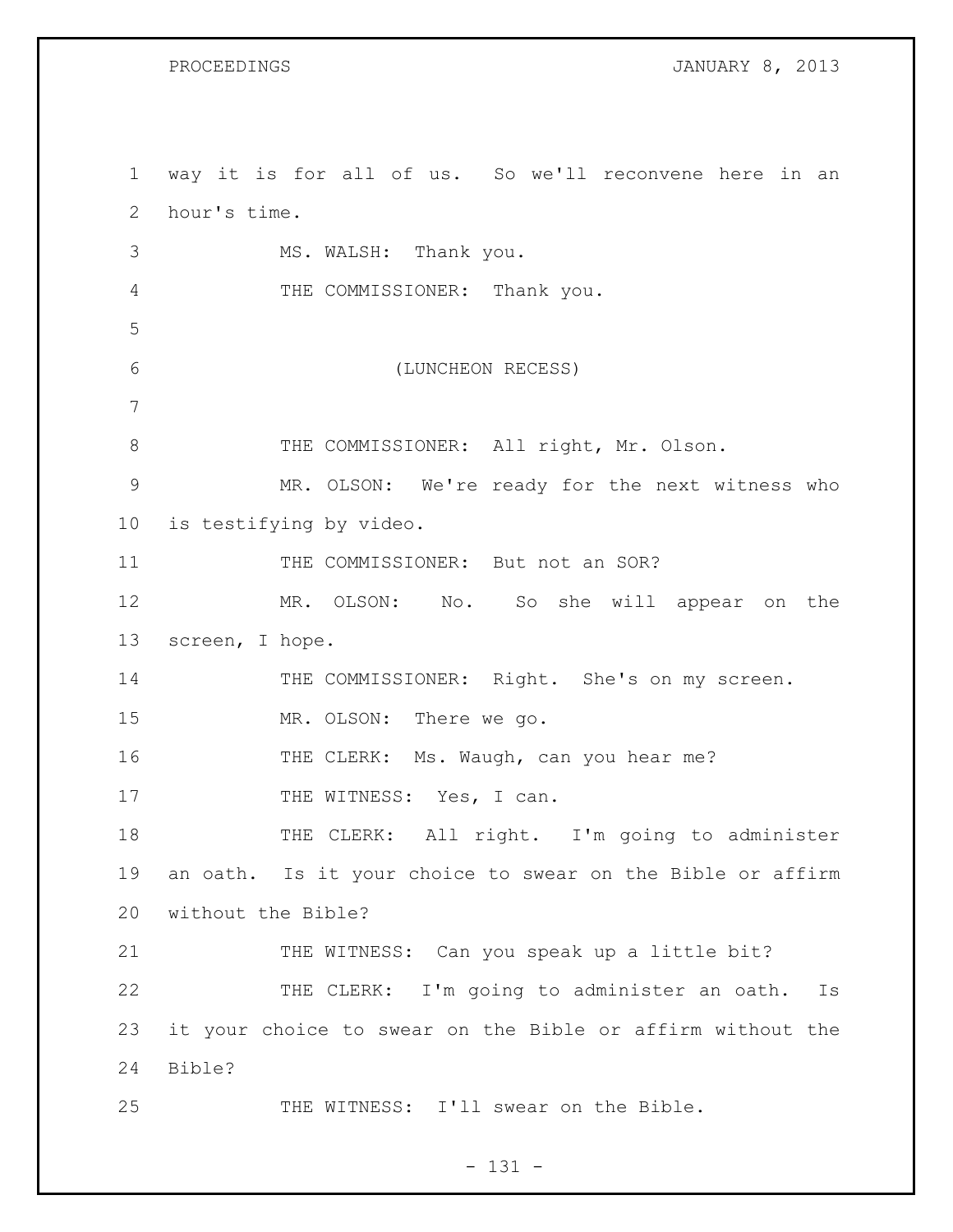way it is for all of us. So we'll reconvene here in an hour's time.

MS. WALSH: Thank you.

THE COMMISSIONER: Thank you.

(LUNCHEON RECESS)

THE COMMISSIONER: All right, Mr. Olson.

MR. OLSON: We're ready for the next witness who is testifying by video.

THE COMMISSIONER: But not an SOR?

MR. OLSON: No. So she will appear on the screen, I hope.

THE COMMISSIONER: Right. She's on my screen.

MR. OLSON: There we go.

THE CLERK: Ms. Waugh, can you hear me?

THE WITNESS: Yes, I can.

THE CLERK: All right. I'm going to administer an oath. Is it your choice to swear on the Bible or affirm without the Bible?

THE WITNESS: Can you speak up a little bit?

THE CLERK: I'm going to administer an oath. Is it your choice to swear on the Bible or affirm without the Bible?

THE WITNESS: I'll swear on the Bible.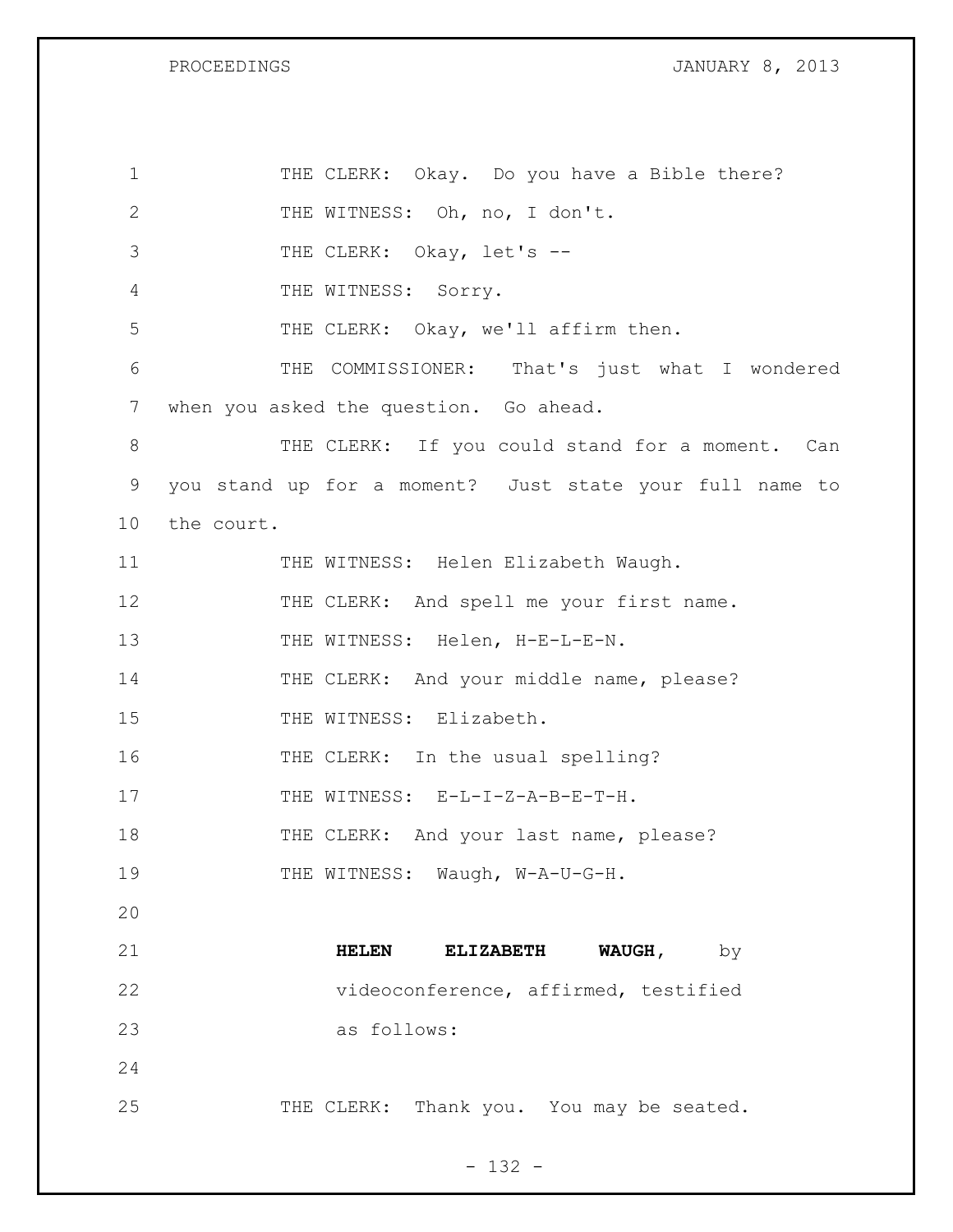THE CLERK: Okay. Do you have a Bible there?

THE WITNESS: Oh, no, I don't.

THE CLERK: Okay, let's --

THE WITNESS: Sorry.

THE CLERK: Okay, we'll affirm then.

THE COMMISSIONER: That's just what I wondered when you asked the question. Go ahead.

THE CLERK: If you could stand for a moment. Can you stand up for a moment? Just state your full name to the court.

THE WITNESS: Helen Elizabeth Waugh.

THE CLERK: And spell me your first name.

THE WITNESS: Helen, H-E-L-E-N.

THE CLERK: And your middle name, please?

THE WITNESS: Elizabeth.

THE CLERK: In the usual spelling?

THE WITNESS: E-L-I-Z-A-B-E-T-H.

THE CLERK: And your last name, please?

THE WITNESS: Waugh, W-A-U-G-H.

**HELEN ELIZABETH WAUGH,** by videoconference, affirmed, testified as follows:

THE CLERK: Thank you. You may be seated.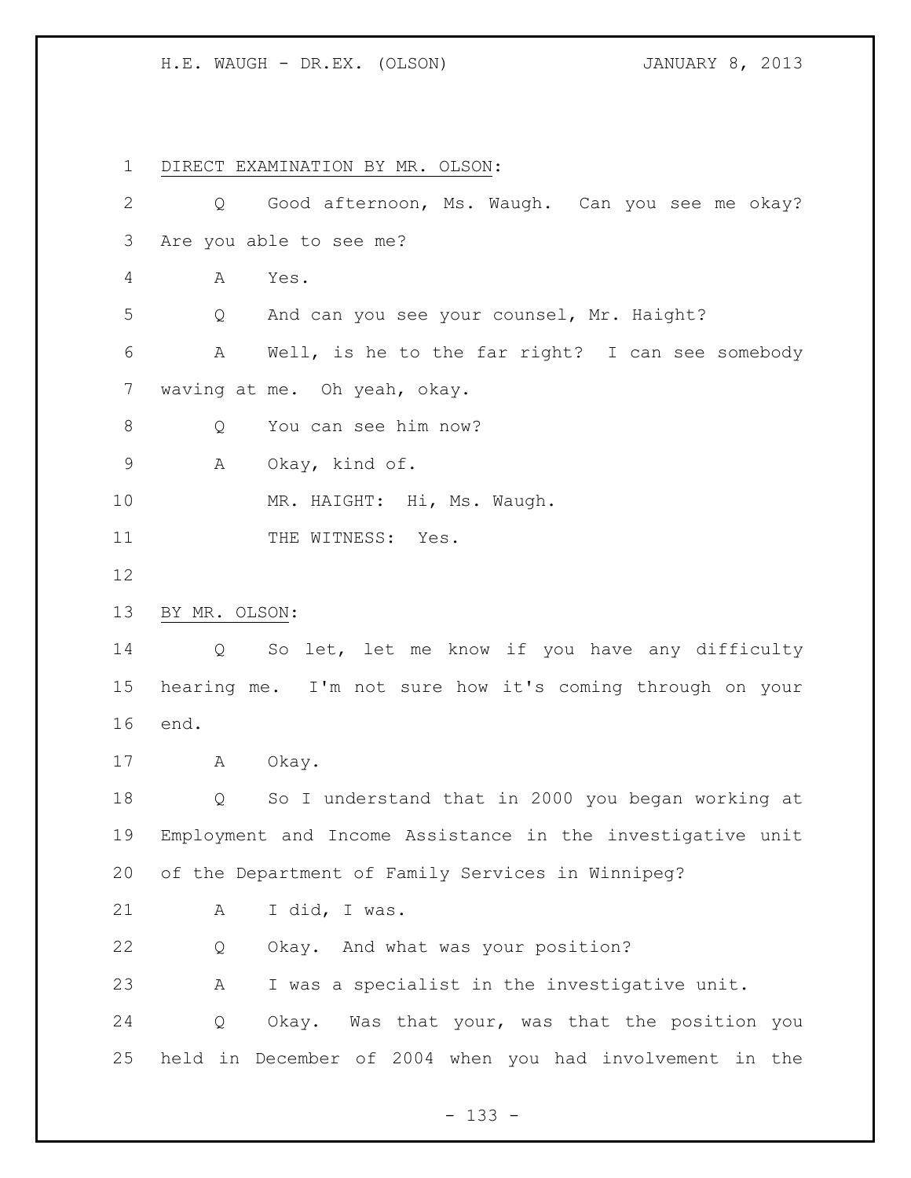DIRECT EXAMINATION BY MR. OLSON:

Q Good afternoon, Ms. Waugh. Can you see me okay? Are you able to see me?

A Yes.

Q And can you see your counsel, Mr. Haight?

A Well, is he to the far right? I can see somebody waving at me. Oh yeah, okay.

Q You can see him now?

A Okay, kind of.

MR. HAIGHT: Hi, Ms. Waugh.

THE WITNESS: Yes.

BY MR. OLSON:

Q So let, let me know if you have any difficulty hearing me. I'm not sure how it's coming through on your end.

A Okay.

Q So I understand that in 2000 you began working at Employment and Income Assistance in the investigative unit of the Department of Family Services in Winnipeg?

A I did, I was.

Q Okay. And what was your position?

A I was a specialist in the investigative unit.

Q Okay. Was that your, was that the position you held in December of 2004 when you had involvement in the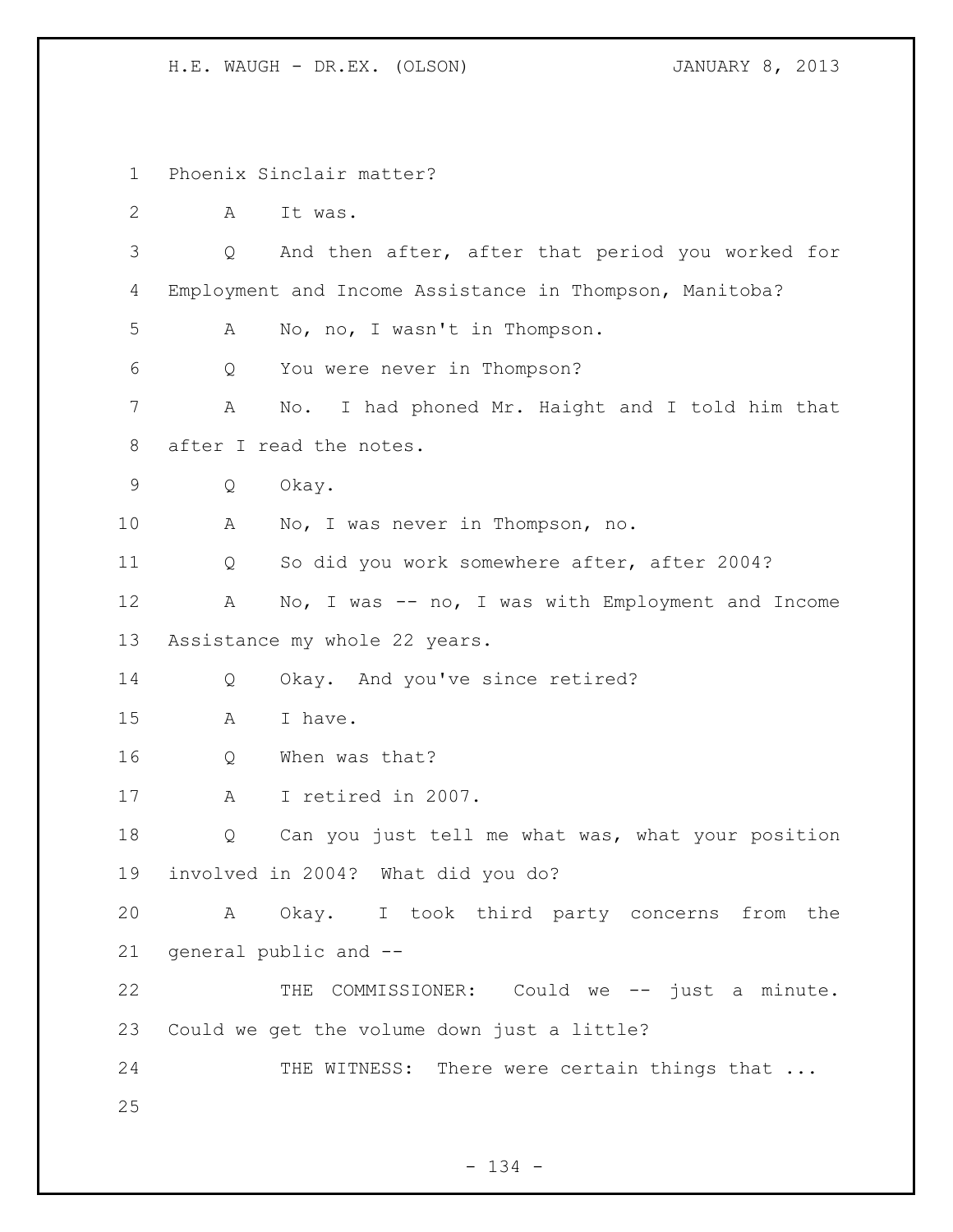Phoenix Sinclair matter?

A It was.

Q And then after, after that period you worked for Employment and Income Assistance in Thompson, Manitoba?

A No, no, I wasn't in Thompson.

Q You were never in Thompson?

A No. I had phoned Mr. Haight and I told him that after I read the notes.

Q Okay.

A No, I was never in Thompson, no.

Q So did you work somewhere after, after 2004?

A No, I was -- no, I was with Employment and Income Assistance my whole 22 years.

Q Okay. And you've since retired?

A I have.

Q When was that?

A I retired in 2007.

Q Can you just tell me what was, what your position involved in 2004? What did you do?

A Okay. I took third party concerns from the general public and --

THE COMMISSIONER: Could we -- just a minute. Could we get the volume down just a little?

THE WITNESS: There were certain things that ...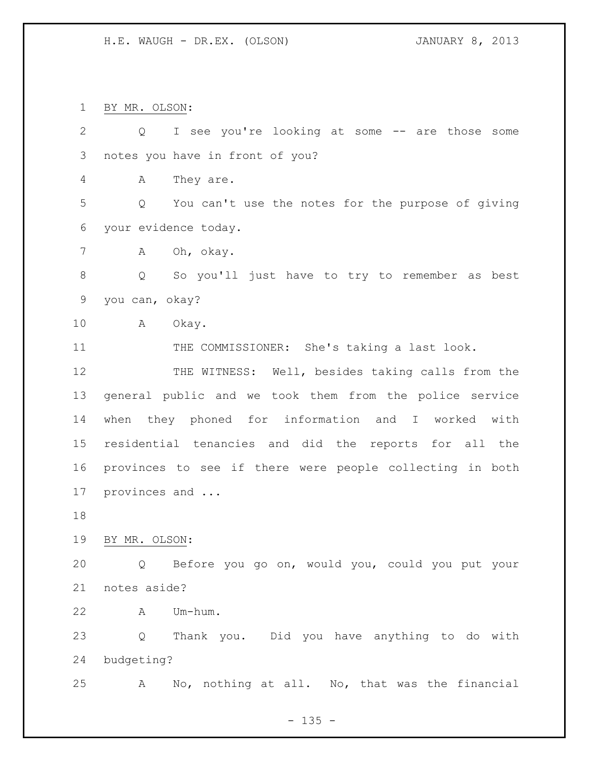BY MR. OLSON:

Q I see you're looking at some -- are those some notes you have in front of you?

A They are.

Q You can't use the notes for the purpose of giving your evidence today.

A Oh, okay.

Q So you'll just have to try to remember as best you can, okay?

A Okay.

THE COMMISSIONER: She's taking a last look.

THE WITNESS: Well, besides taking calls from the general public and we took them from the police service when they phoned for information and I worked with residential tenancies and did the reports for all the provinces to see if there were people collecting in both provinces and ...

BY MR. OLSON:

Q Before you go on, would you, could you put your notes aside?

A Um-hum.

Q Thank you. Did you have anything to do with budgeting?

A No, nothing at all. No, that was the financial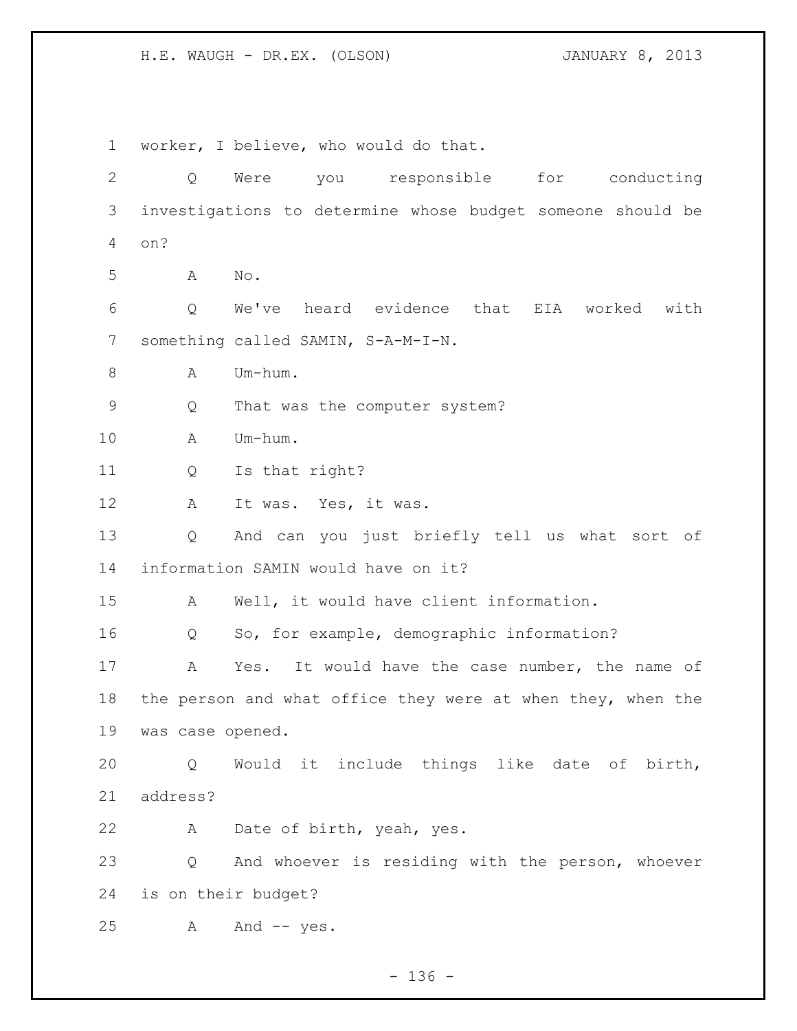worker, I believe, who would do that.

Q Were you responsible for conducting investigations to determine whose budget someone should be on?

A No.

Q We've heard evidence that EIA worked with something called SAMIN, S-A-M-I-N.

A Um-hum.

Q That was the computer system?

A Um-hum.

Q Is that right?

A It was. Yes, it was.

Q And can you just briefly tell us what sort of information SAMIN would have on it?

A Well, it would have client information.

Q So, for example, demographic information?

A Yes. It would have the case number, the name of the person and what office they were at when they, when the was case opened.

Q Would it include things like date of birth, address?

A Date of birth, yeah, yes.

Q And whoever is residing with the person, whoever is on their budget?

A And -- yes.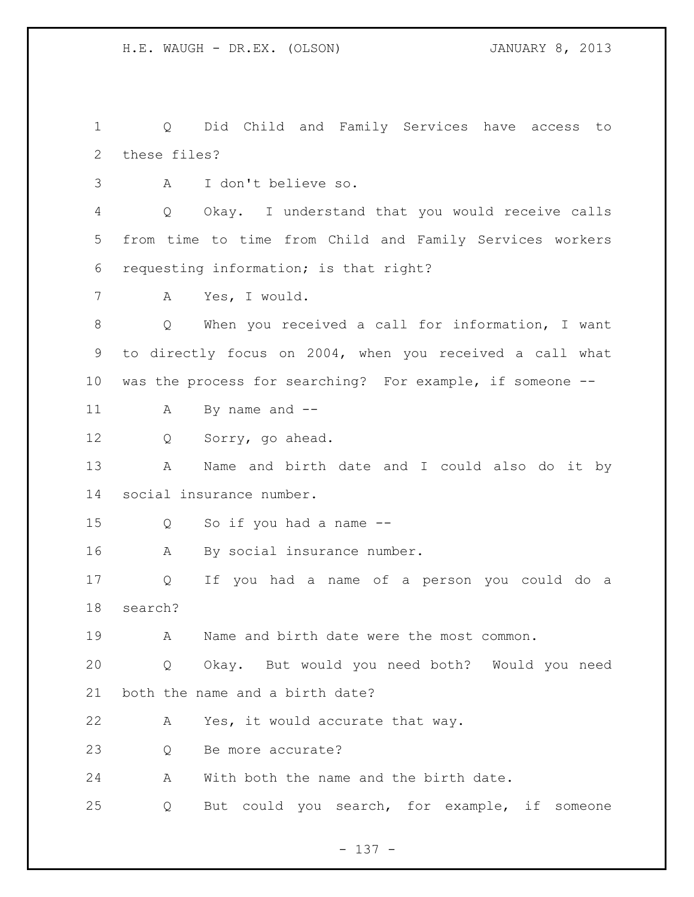Q Did Child and Family Services have access to these files?

A I don't believe so.

Q Okay. I understand that you would receive calls from time to time from Child and Family Services workers requesting information; is that right?

A Yes, I would.

Q When you received a call for information, I want to directly focus on 2004, when you received a call what was the process for searching? For example, if someone --

A By name and --

Q Sorry, go ahead.

A Name and birth date and I could also do it by social insurance number.

Q So if you had a name --

A By social insurance number.

Q If you had a name of a person you could do a search?

A Name and birth date were the most common.

Q Okay. But would you need both? Would you need both the name and a birth date?

A Yes, it would accurate that way.

Q Be more accurate?

A With both the name and the birth date.

Q But could you search, for example, if someone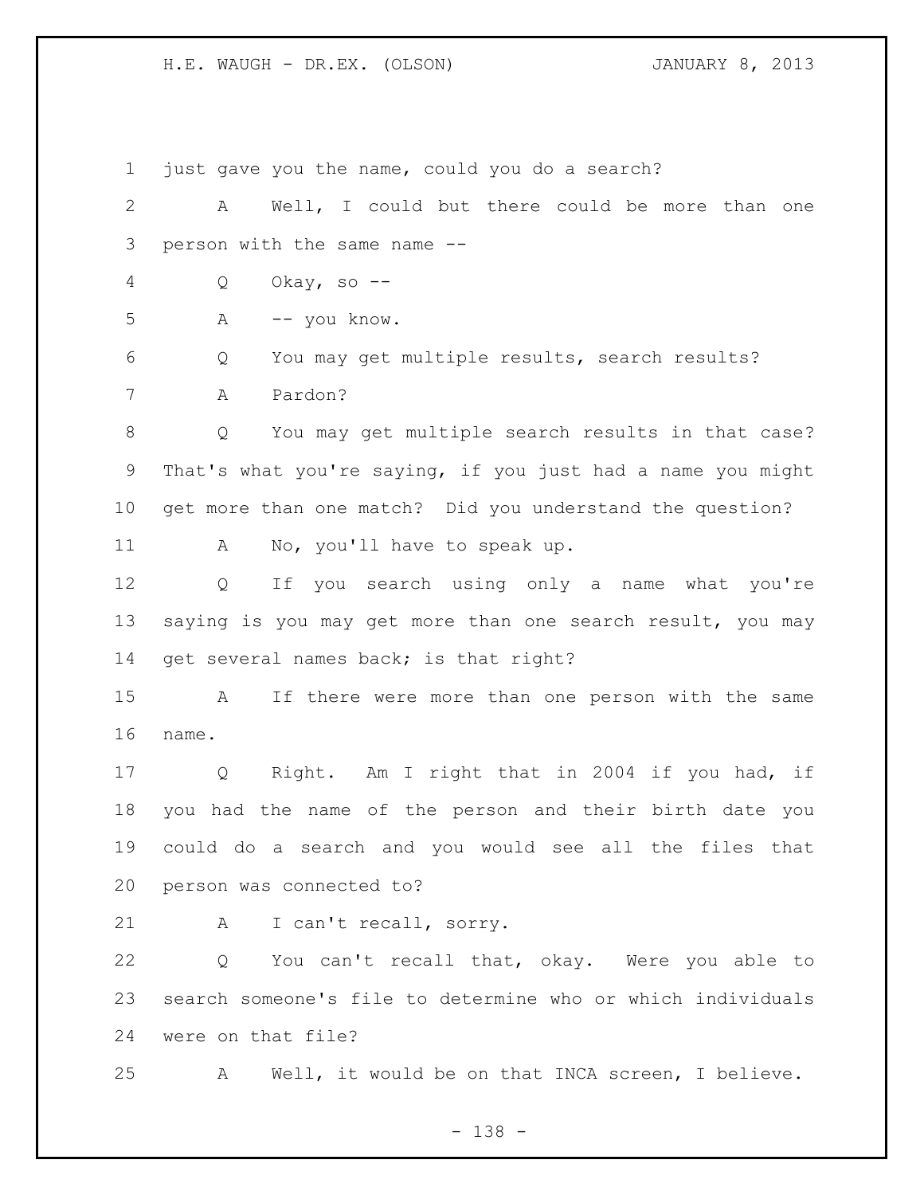just gave you the name, could you do a search?

A Well, I could but there could be more than one person with the same name --

Q Okay, so --

A -- you know.

Q You may get multiple results, search results?

A Pardon?

Q You may get multiple search results in that case? That's what you're saying, if you just had a name you might get more than one match? Did you understand the question?

A No, you'll have to speak up.

Q If you search using only a name what you're saying is you may get more than one search result, you may get several names back; is that right?

A If there were more than one person with the same name.

Q Right. Am I right that in 2004 if you had, if you had the name of the person and their birth date you could do a search and you would see all the files that person was connected to?

A I can't recall, sorry.

Q You can't recall that, okay. Were you able to search someone's file to determine who or which individuals were on that file?

A Well, it would be on that INCA screen, I believe.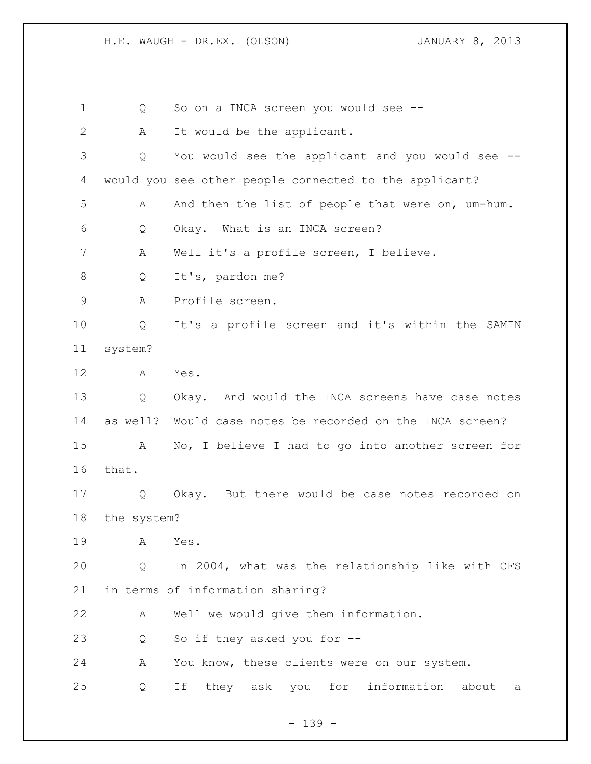Q So on a INCA screen you would see --

A It would be the applicant.

Q You would see the applicant and you would see -- would you see other people connected to the applicant?

A And then the list of people that were on, um-hum.

Q Okay. What is an INCA screen?

A Well it's a profile screen, I believe.

Q It's, pardon me?

A Profile screen.

Q It's a profile screen and it's within the SAMIN system?

A Yes.

Q Okay. And would the INCA screens have case notes as well? Would case notes be recorded on the INCA screen?

A No, I believe I had to go into another screen for that.

Q Okay. But there would be case notes recorded on the system?

A Yes.

Q In 2004, what was the relationship like with CFS in terms of information sharing?

A Well we would give them information.

Q So if they asked you for --

A You know, these clients were on our system.

Q If they ask you for information about a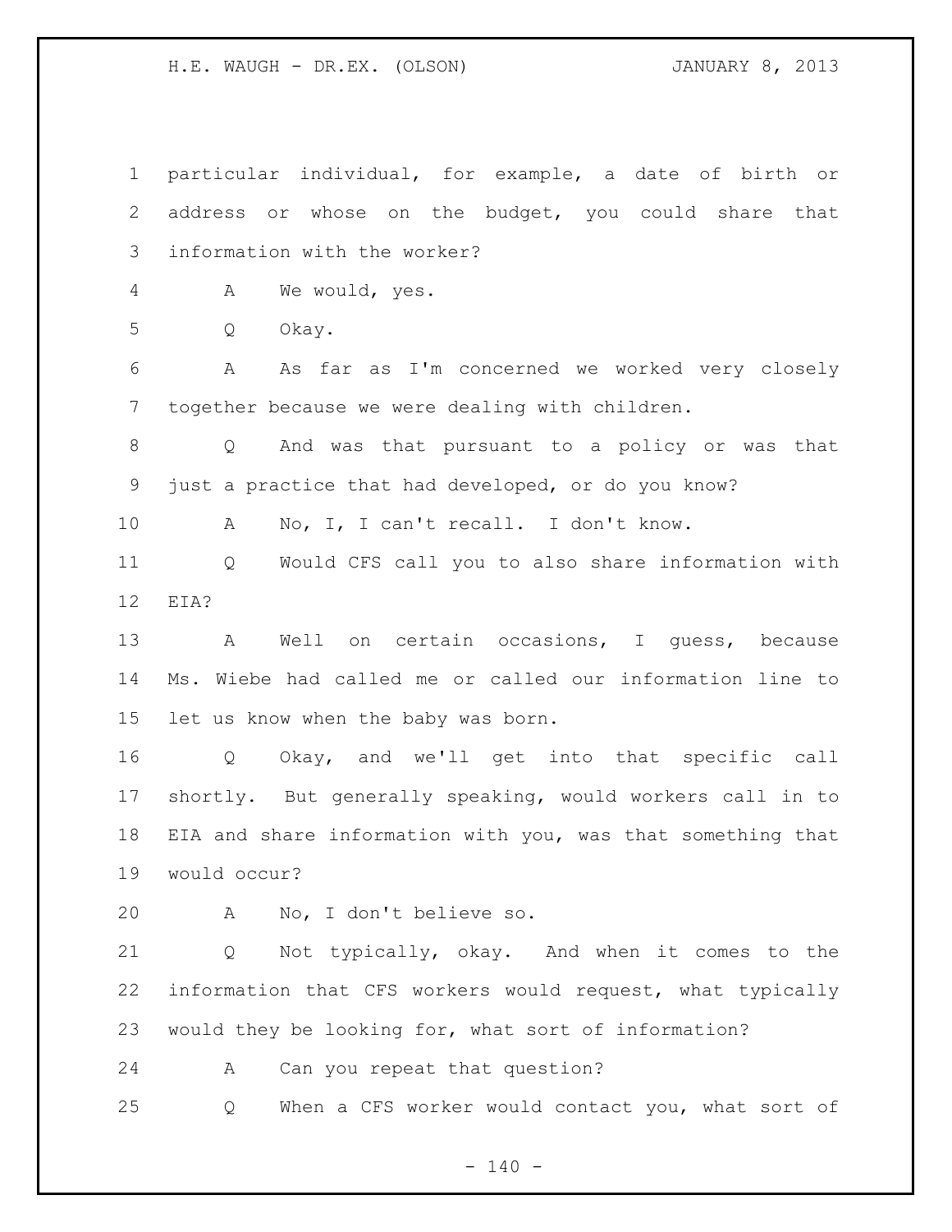particular individual, for example, a date of birth or address or whose on the budget, you could share that information with the worker?

A We would, yes.

Q Okay.

A As far as I'm concerned we worked very closely together because we were dealing with children.

Q And was that pursuant to a policy or was that just a practice that had developed, or do you know?

A No, I, I can't recall. I don't know.

Q Would CFS call you to also share information with EIA?

A Well on certain occasions, I guess, because Ms. Wiebe had called me or called our information line to let us know when the baby was born.

Q Okay, and we'll get into that specific call shortly. But generally speaking, would workers call in to EIA and share information with you, was that something that would occur?

A No, I don't believe so.

Q Not typically, okay. And when it comes to the information that CFS workers would request, what typically would they be looking for, what sort of information?

A Can you repeat that question?

Q When a CFS worker would contact you, what sort of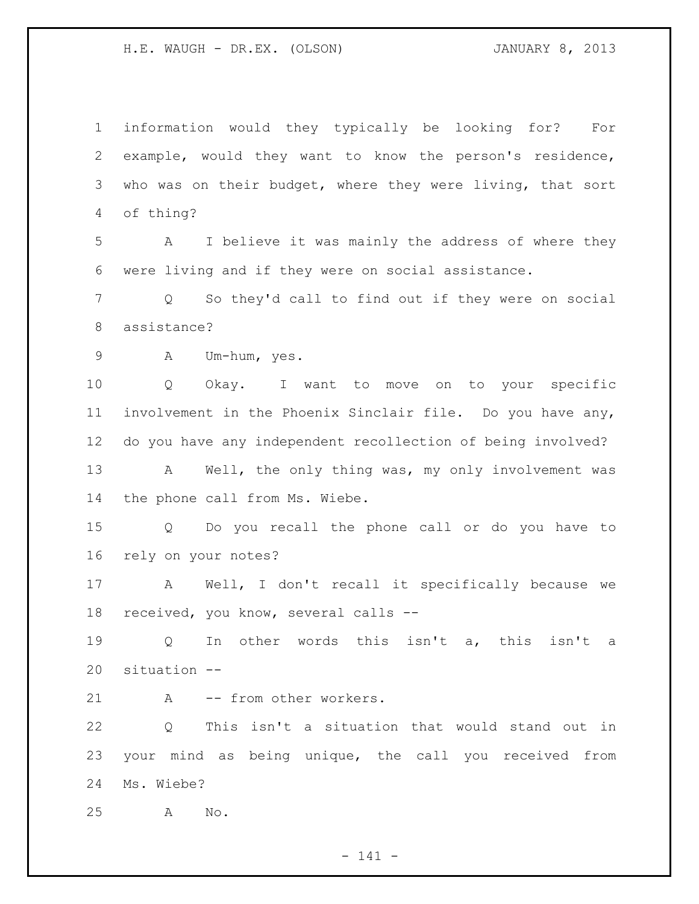information would they typically be looking for? For example, would they want to know the person's residence, who was on their budget, where they were living, that sort of thing?

A I believe it was mainly the address of where they were living and if they were on social assistance.

Q So they'd call to find out if they were on social assistance?

A Um-hum, yes.

Q Okay. I want to move on to your specific involvement in the Phoenix Sinclair file. Do you have any, do you have any independent recollection of being involved?

A Well, the only thing was, my only involvement was the phone call from Ms. Wiebe.

Q Do you recall the phone call or do you have to rely on your notes?

A Well, I don't recall it specifically because we received, you know, several calls --

Q In other words this isn't a, this isn't a situation --

A -- from other workers.

Q This isn't a situation that would stand out in your mind as being unique, the call you received from Ms. Wiebe?

A No.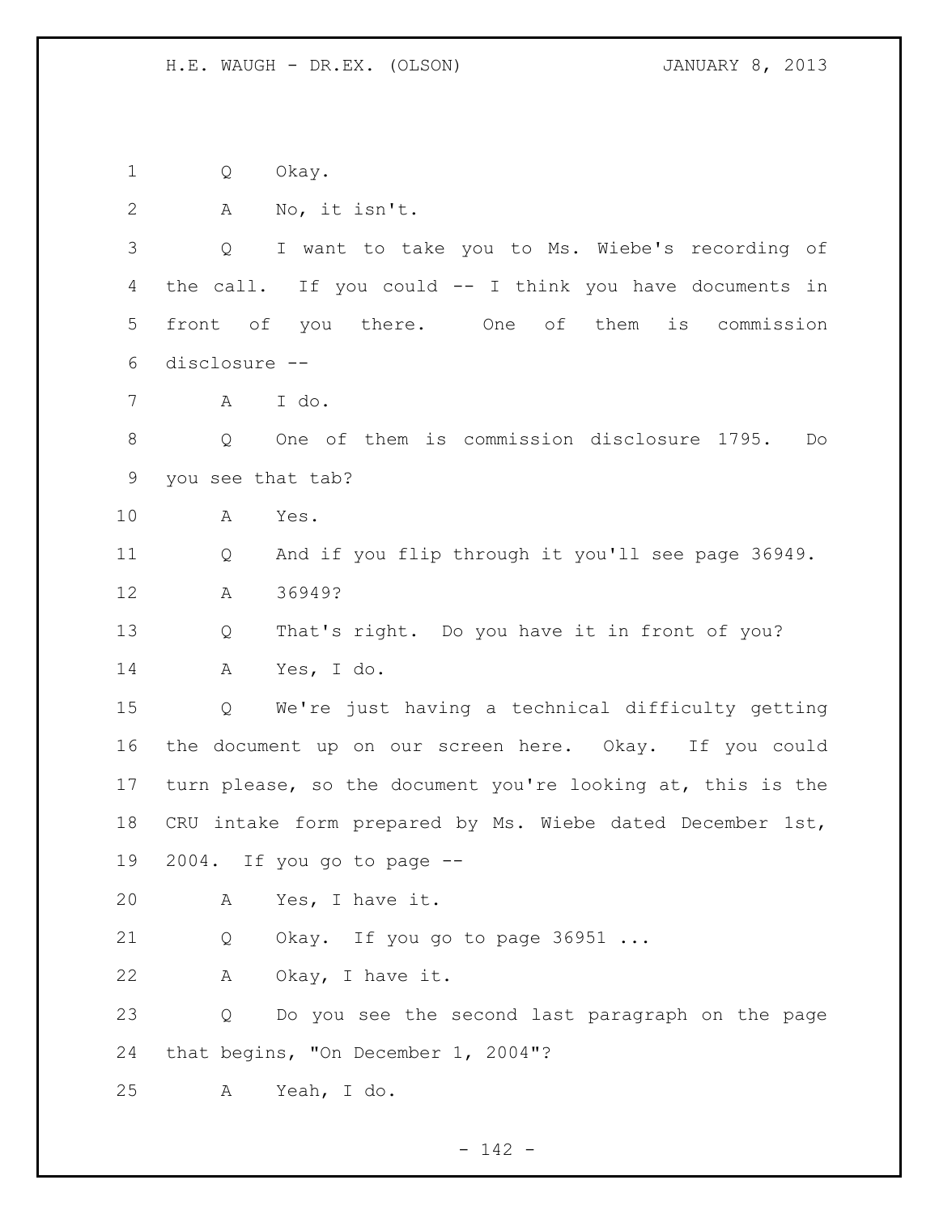Q Okay.

A No, it isn't.

Q I want to take you to Ms. Wiebe's recording of the call. If you could -- I think you have documents in front of you there. One of them is commission disclosure --

A I do.

Q One of them is commission disclosure 1795. Do you see that tab?

A Yes.

Q And if you flip through it you'll see page 36949.

A 36949?

Q That's right. Do you have it in front of you?

A Yes, I do.

Q We're just having a technical difficulty getting the document up on our screen here. Okay. If you could turn please, so the document you're looking at, this is the CRU intake form prepared by Ms. Wiebe dated December 1st, 2004. If you go to page --

A Yes, I have it.

Q Okay. If you go to page 36951 ...

A Okay, I have it.

Q Do you see the second last paragraph on the page that begins, "On December 1, 2004"?

A Yeah, I do.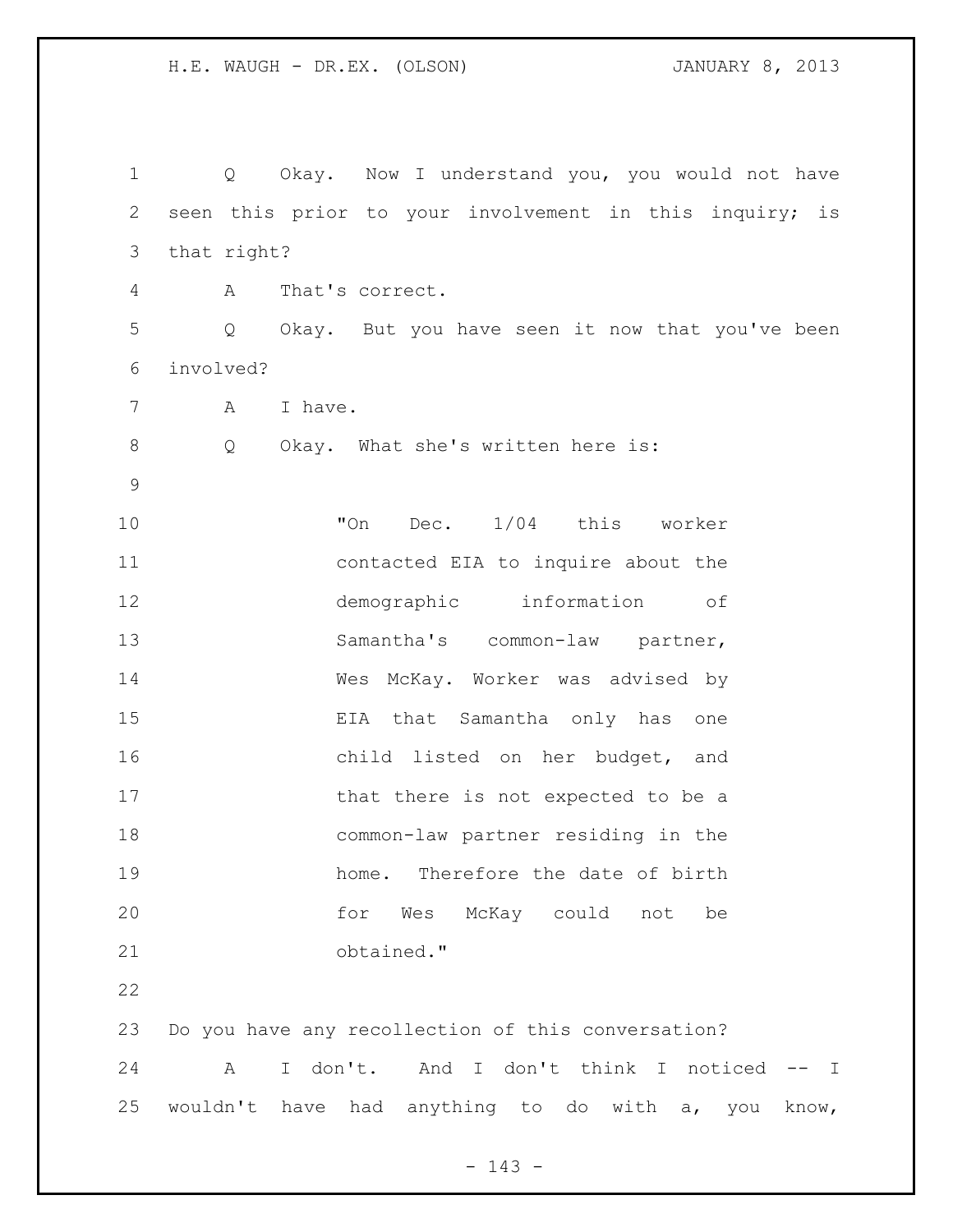Q Okay. Now I understand you, you would not have seen this prior to your involvement in this inquiry; is that right?

A That's correct.

Q Okay. But you have seen it now that you've been involved?

A I have.

Q Okay. What she's written here is:

> "On Dec. 1/04 this worker contacted EIA to inquire about the demographic information of Samantha's common-law partner, Wes McKay. Worker was advised by EIA that Samantha only has one child listed on her budget, and that there is not expected to be a common-law partner residing in the home. Therefore the date of birth for Wes McKay could not be obtained."

Do you have any recollection of this conversation?

A I don't. And I don't think I noticed -- I wouldn't have had anything to do with a, you know,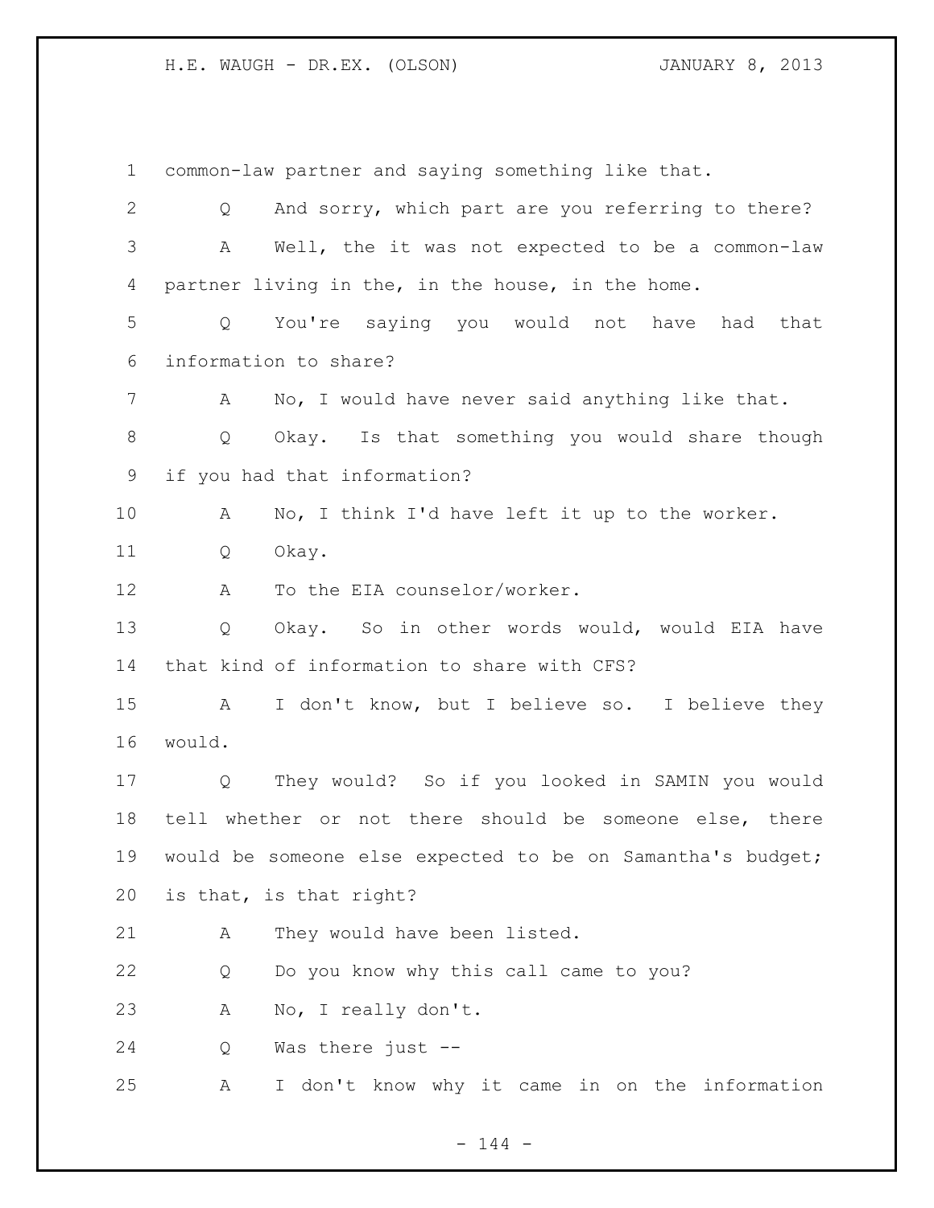common-law partner and saying something like that.

Q And sorry, which part are you referring to there?

A Well, the it was not expected to be a common-law partner living in the, in the house, in the home.

Q You're saying you would not have had that information to share?

A No, I would have never said anything like that.

Q Okay. Is that something you would share though if you had that information?

A No, I think I'd have left it up to the worker.

Q Okay.

A To the EIA counselor/worker.

Q Okay. So in other words would, would EIA have that kind of information to share with CFS?

A I don't know, but I believe so. I believe they would.

Q They would? So if you looked in SAMIN you would tell whether or not there should be someone else, there would be someone else expected to be on Samantha's budget; is that, is that right?

A They would have been listed.

Q Do you know why this call came to you?

A No, I really don't.

Q Was there just --

A I don't know why it came in on the information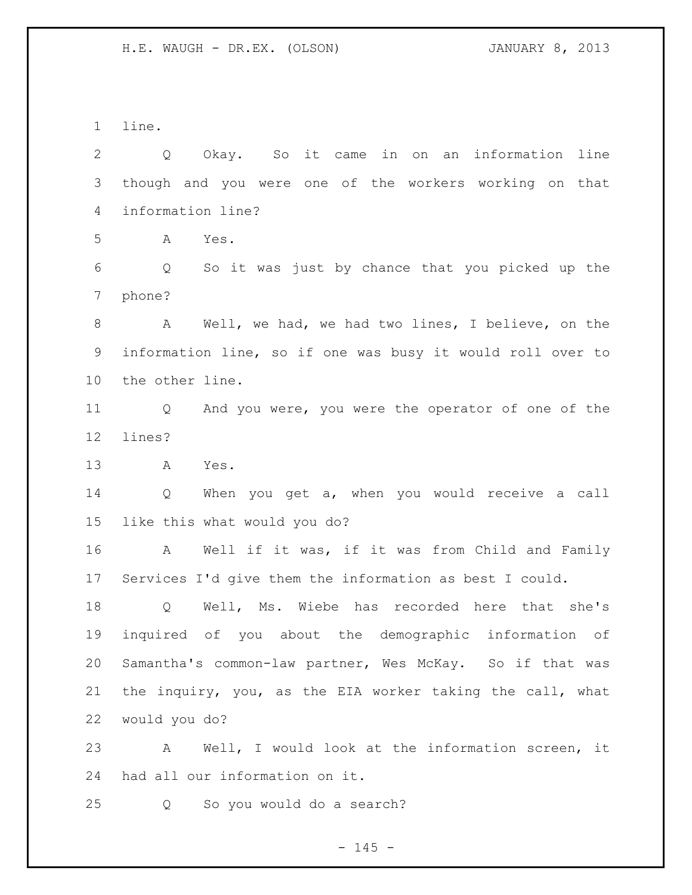line.

Q Okay. So it came in on an information line though and you were one of the workers working on that information line?

A Yes.

Q So it was just by chance that you picked up the phone?

A Well, we had, we had two lines, I believe, on the information line, so if one was busy it would roll over to the other line.

Q And you were, you were the operator of one of the lines?

A Yes.

Q When you get a, when you would receive a call like this what would you do?

A Well if it was, if it was from Child and Family Services I'd give them the information as best I could.

Q Well, Ms. Wiebe has recorded here that she's inquired of you about the demographic information of Samantha's common-law partner, Wes McKay. So if that was the inquiry, you, as the EIA worker taking the call, what would you do?

A Well, I would look at the information screen, it had all our information on it.

Q So you would do a search?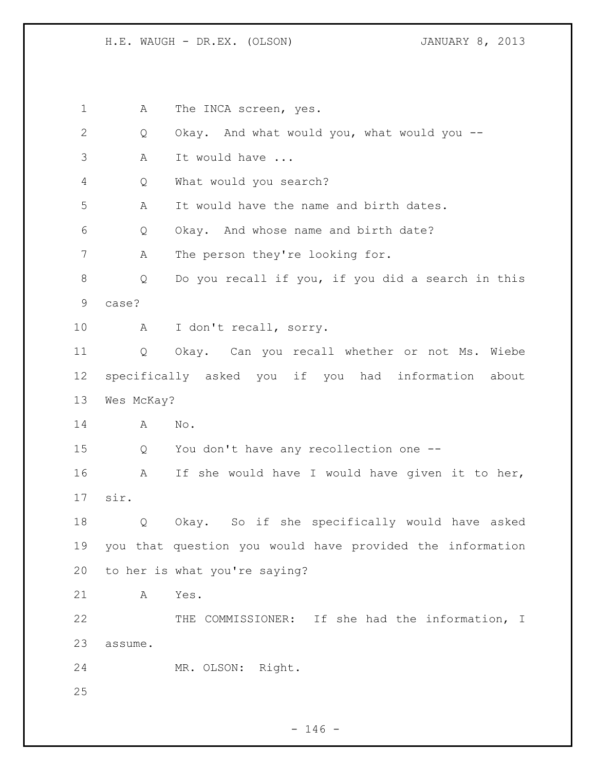A The INCA screen, yes.

Q Okay. And what would you, what would you --

A It would have ...

Q What would you search?

A It would have the name and birth dates.

Q Okay. And whose name and birth date?

A The person they're looking for.

Q Do you recall if you, if you did a search in this case?

A I don't recall, sorry.

Q Okay. Can you recall whether or not Ms. Wiebe specifically asked you if you had information about Wes McKay?

A No.

Q You don't have any recollection one --

A If she would have I would have given it to her, sir.

Q Okay. So if she specifically would have asked you that question you would have provided the information to her is what you're saying?

A Yes.

THE COMMISSIONER: If she had the information, I assume.

MR. OLSON: Right.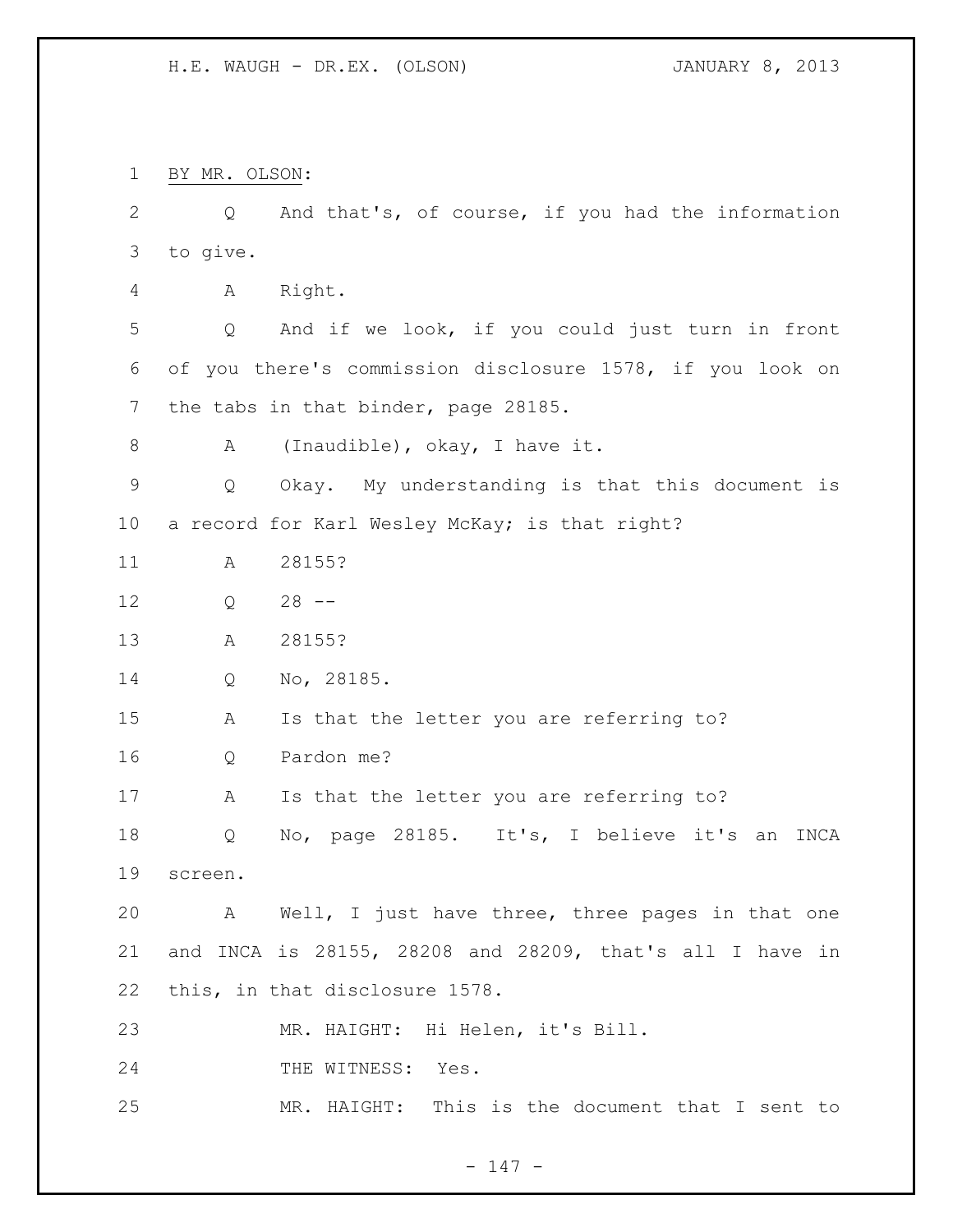BY MR. OLSON:

Q And that's, of course, if you had the information to give.

A Right.

Q And if we look, if you could just turn in front of you there's commission disclosure 1578, if you look on the tabs in that binder, page 28185.

A (Inaudible), okay, I have it.

Q Okay. My understanding is that this document is a record for Karl Wesley McKay; is that right?

A 28155?

Q 28 --

A 28155?

Q No, 28185.

A Is that the letter you are referring to?

Q Pardon me?

A Is that the letter you are referring to?

Q No, page 28185. It's, I believe it's an INCA screen.

A Well, I just have three, three pages in that one and INCA is 28155, 28208 and 28209, that's all I have in this, in that disclosure 1578.

MR. HAIGHT: Hi Helen, it's Bill.

THE WITNESS: Yes.

MR. HAIGHT: This is the document that I sent to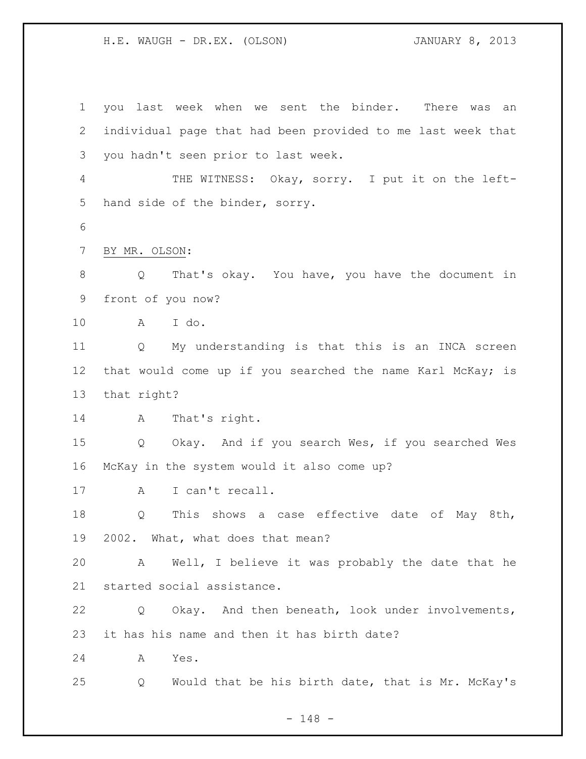you last week when we sent the binder. There was an individual page that had been provided to me last week that you hadn't seen prior to last week.

THE WITNESS: Okay, sorry. I put it on the left-hand side of the binder, sorry.

BY MR. OLSON:

Q That's okay. You have, you have the document in front of you now?

A I do.

Q My understanding is that this is an INCA screen that would come up if you searched the name Karl McKay; is that right?

A That's right.

Q Okay. And if you search Wes, if you searched Wes McKay in the system would it also come up?

A I can't recall.

Q This shows a case effective date of May 8th, 2002. What, what does that mean?

A Well, I believe it was probably the date that he started social assistance.

Q Okay. And then beneath, look under involvements, it has his name and then it has birth date?

A Yes.

Q Would that be his birth date, that is Mr. McKay's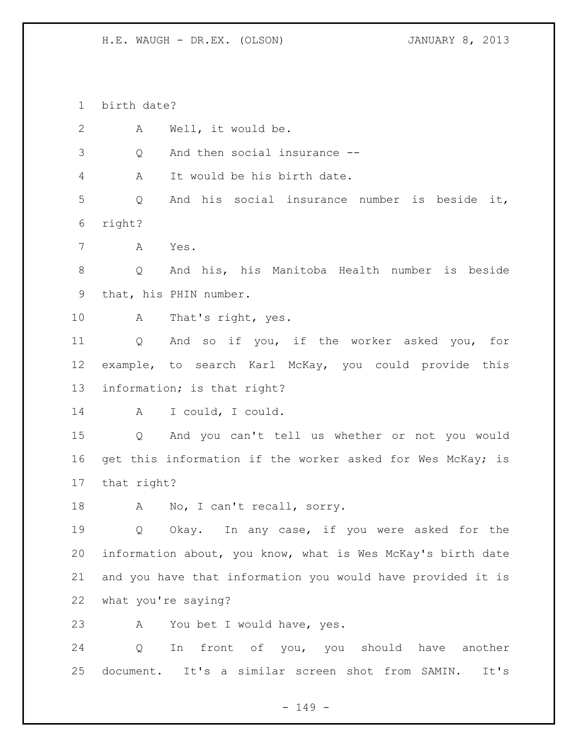birth date?

A Well, it would be.

Q And then social insurance --

A It would be his birth date.

Q And his social insurance number is beside it, right?

A Yes.

Q And his, his Manitoba Health number is beside that, his PHIN number.

A That's right, yes.

Q And so if you, if the worker asked you, for example, to search Karl McKay, you could provide this information; is that right?

A I could, I could.

Q And you can't tell us whether or not you would get this information if the worker asked for Wes McKay; is that right?

A No, I can't recall, sorry.

Q Okay. In any case, if you were asked for the information about, you know, what is Wes McKay's birth date and you have that information you would have provided it is what you're saying?

A You bet I would have, yes.

Q In front of you, you should have another document. It's a similar screen shot from SAMIN. It's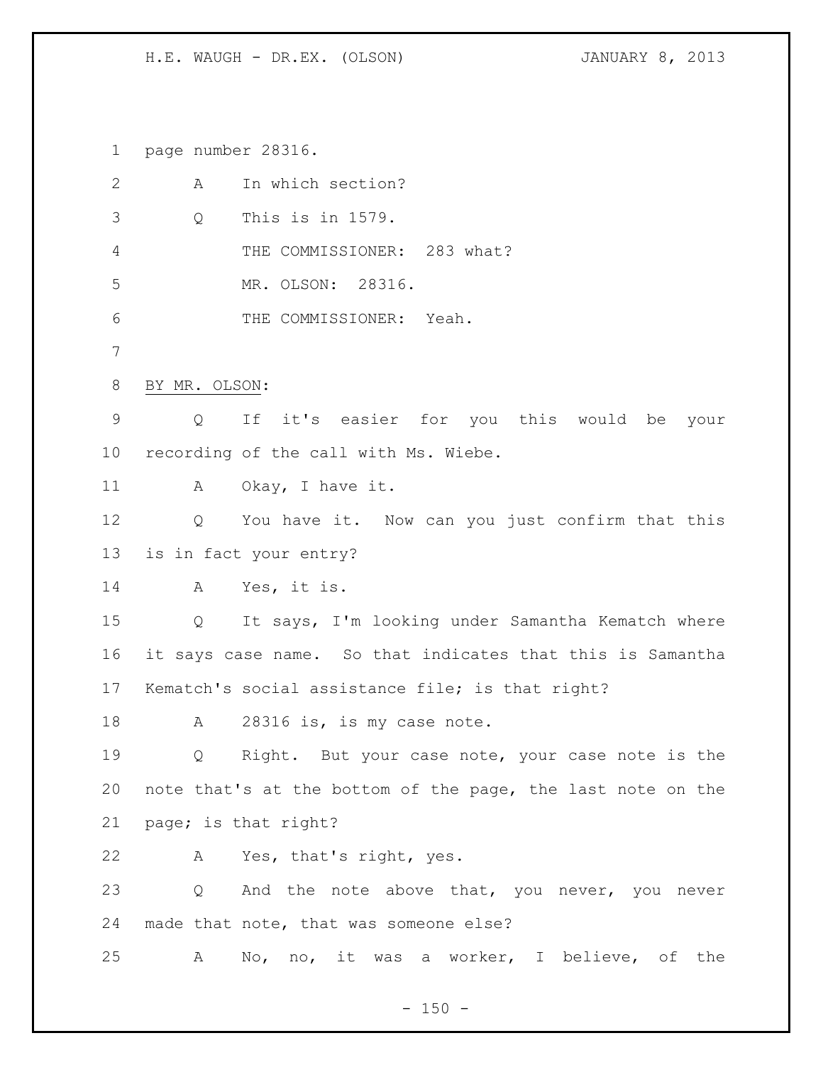page number 28316.

A In which section?

Q This is in 1579.

THE COMMISSIONER: 283 what?

MR. OLSON: 28316.

THE COMMISSIONER: Yeah.

BY MR. OLSON:

Q If it's easier for you this would be your recording of the call with Ms. Wiebe.

A Okay, I have it.

Q You have it. Now can you just confirm that this is in fact your entry?

A Yes, it is.

Q It says, I'm looking under Samantha Kematch where it says case name. So that indicates that this is Samantha Kematch's social assistance file; is that right?

A 28316 is, is my case note.

Q Right. But your case note, your case note is the note that's at the bottom of the page, the last note on the page; is that right?

A Yes, that's right, yes.

Q And the note above that, you never, you never made that note, that was someone else?

A No, no, it was a worker, I believe, of the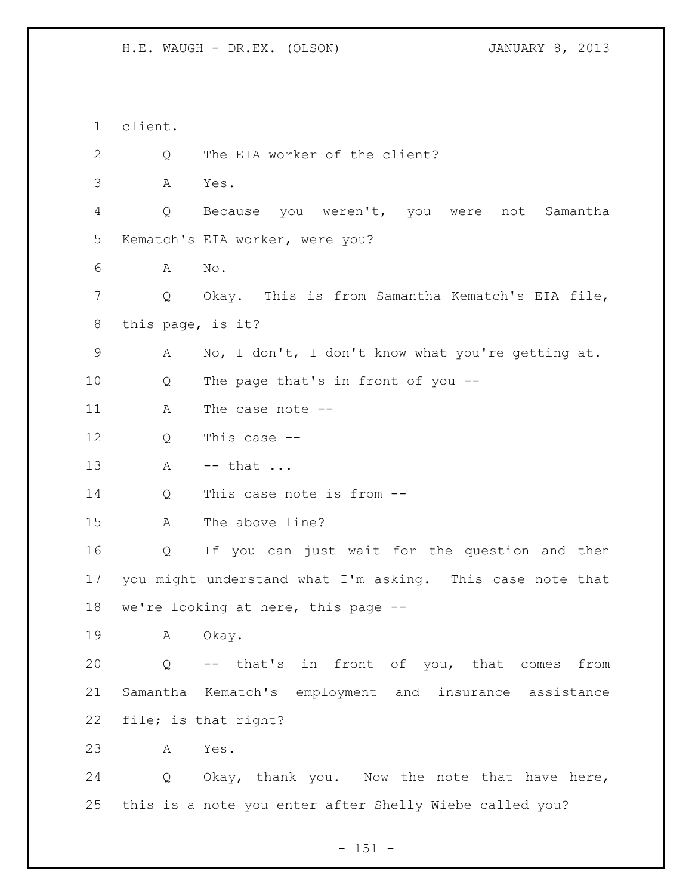client.

Q The EIA worker of the client?

A Yes.

Q Because you weren't, you were not Samantha Kematch's EIA worker, were you?

A No.

Q Okay. This is from Samantha Kematch's EIA file, this page, is it?

A No, I don't, I don't know what you're getting at.

Q The page that's in front of you --

A The case note --

Q This case --

A -- that ...

Q This case note is from --

A The above line?

Q If you can just wait for the question and then you might understand what I'm asking. This case note that we're looking at here, this page --

A Okay.

Q -- that's in front of you, that comes from Samantha Kematch's employment and insurance assistance file; is that right?

A Yes.

Q Okay, thank you. Now the note that have here, this is a note you enter after Shelly Wiebe called you?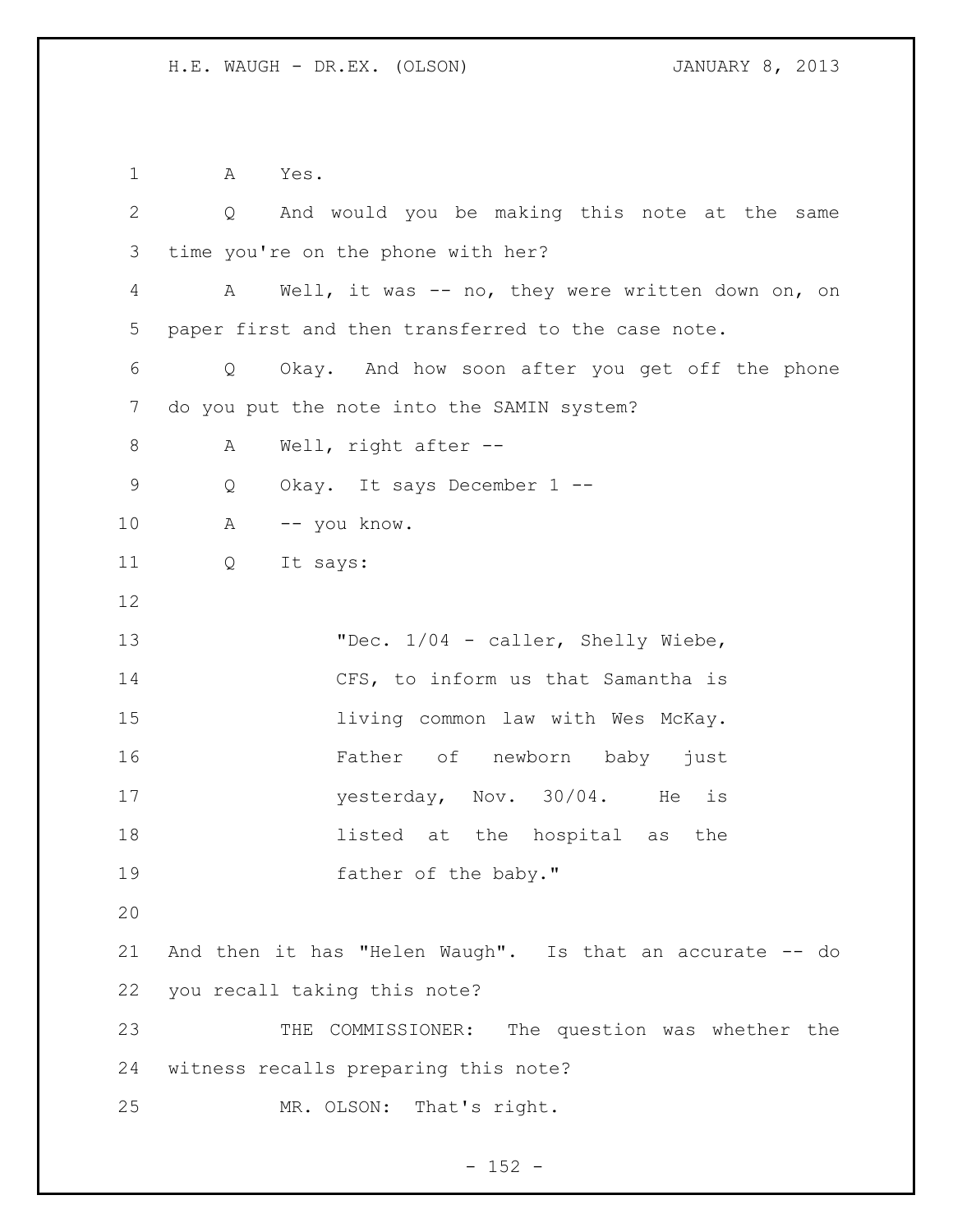A Yes.

Q And would you be making this note at the same time you're on the phone with her?

A Well, it was -- no, they were written down on, on paper first and then transferred to the case note.

Q Okay. And how soon after you get off the phone do you put the note into the SAMIN system?

A Well, right after --

Q Okay. It says December 1 --

A -- you know.

Q It says:

> "Dec. 1/04 - caller, Shelly Wiebe, CFS, to inform us that Samantha is living common law with Wes McKay. Father of newborn baby just yesterday, Nov. 30/04. He is listed at the hospital as the father of the baby."

And then it has "Helen Waugh". Is that an accurate -- do you recall taking this note?

THE COMMISSIONER: The question was whether the witness recalls preparing this note?

MR. OLSON: That's right.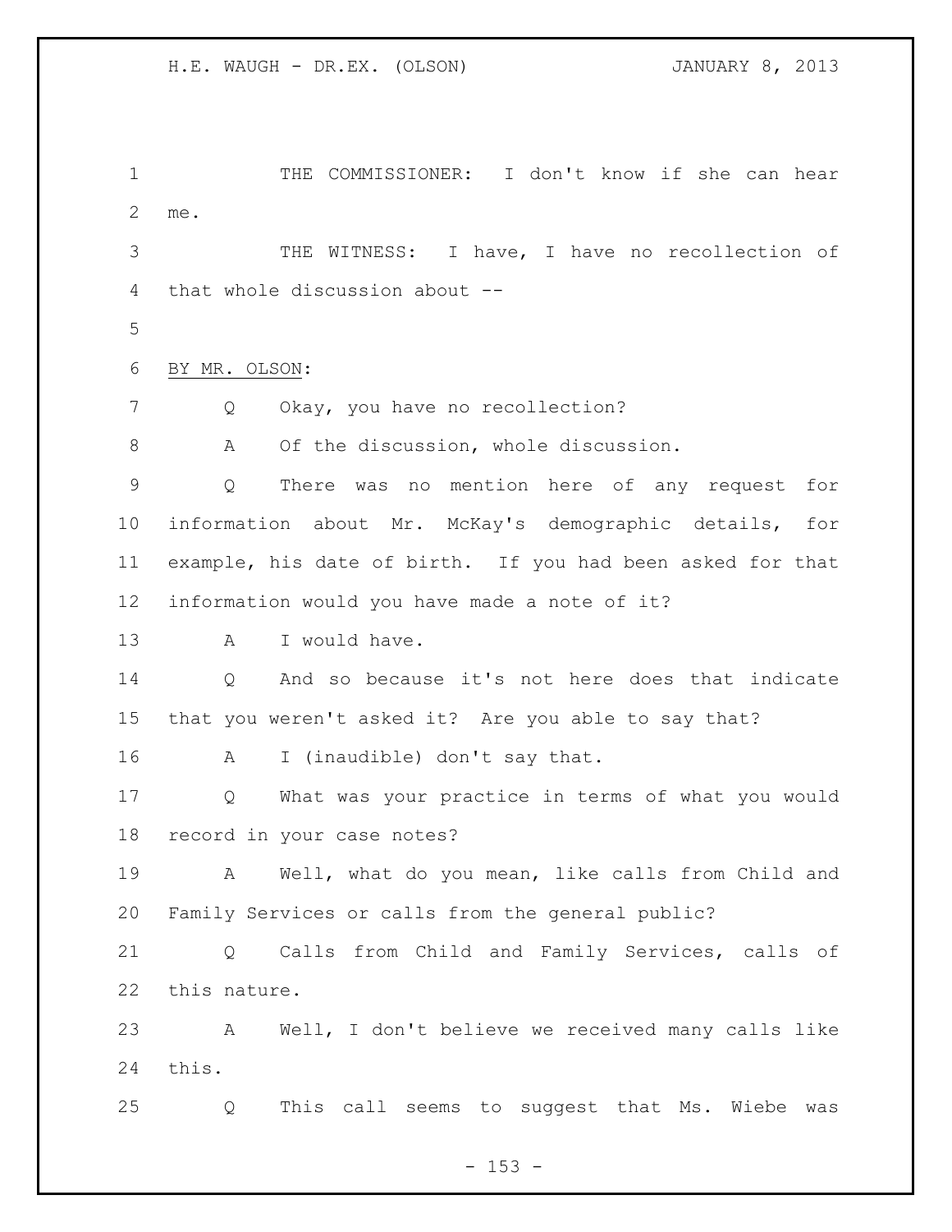THE COMMISSIONER: I don't know if she can hear me.

THE WITNESS: I have, I have no recollection of that whole discussion about --

BY MR. OLSON:

Q Okay, you have no recollection?

A Of the discussion, whole discussion.

Q There was no mention here of any request for information about Mr. McKay's demographic details, for example, his date of birth. If you had been asked for that information would you have made a note of it?

A I would have.

Q And so because it's not here does that indicate that you weren't asked it? Are you able to say that?

A I (inaudible) don't say that.

Q What was your practice in terms of what you would record in your case notes?

A Well, what do you mean, like calls from Child and Family Services or calls from the general public?

Q Calls from Child and Family Services, calls of this nature.

A Well, I don't believe we received many calls like this.

Q This call seems to suggest that Ms. Wiebe was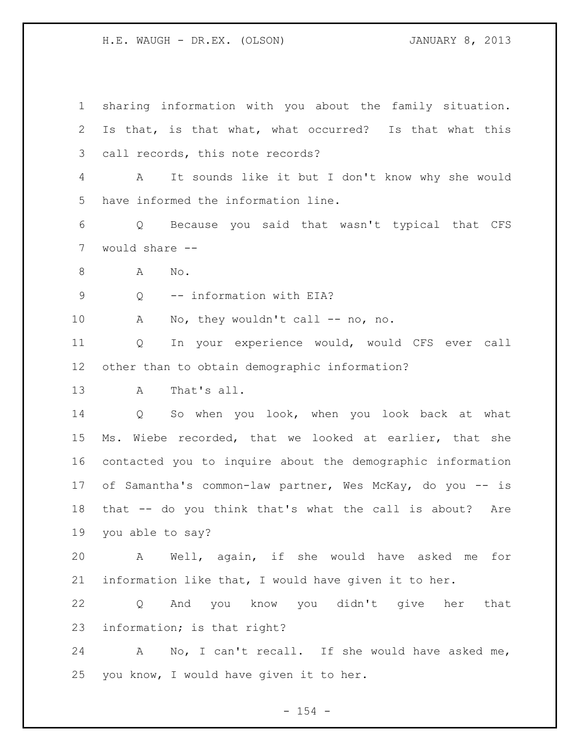sharing information with you about the family situation. Is that, is that what, what occurred? Is that what this call records, this note records?

A It sounds like it but I don't know why she would have informed the information line.

Q Because you said that wasn't typical that CFS would share --

A No.

Q -- information with EIA?

A No, they wouldn't call -- no, no.

Q In your experience would, would CFS ever call other than to obtain demographic information?

A That's all.

Q So when you look, when you look back at what Ms. Wiebe recorded, that we looked at earlier, that she contacted you to inquire about the demographic information of Samantha's common-law partner, Wes McKay, do you -- is that -- do you think that's what the call is about? Are you able to say?

A Well, again, if she would have asked me for information like that, I would have given it to her.

Q And you know you didn't give her that information; is that right?

A No, I can't recall. If she would have asked me, you know, I would have given it to her.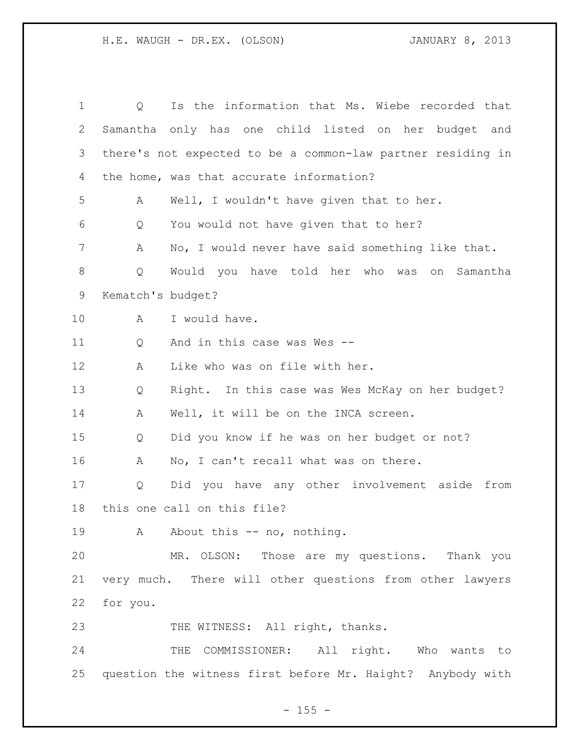Q Is the information that Ms. Wiebe recorded that Samantha only has one child listed on her budget and there's not expected to be a common-law partner residing in the home, was that accurate information?

A Well, I wouldn't have given that to her.

Q You would not have given that to her?

A No, I would never have said something like that.

Q Would you have told her who was on Samantha Kematch's budget?

A I would have.

Q And in this case was Wes --

A Like who was on file with her.

Q Right. In this case was Wes McKay on her budget?

A Well, it will be on the INCA screen.

Q Did you know if he was on her budget or not?

A No, I can't recall what was on there.

Q Did you have any other involvement aside from this one call on this file?

A About this -- no, nothing.

MR. OLSON: Those are my questions. Thank you very much. There will other questions from other lawyers for you.

THE WITNESS: All right, thanks.

THE COMMISSIONER: All right. Who wants to question the witness first before Mr. Haight? Anybody with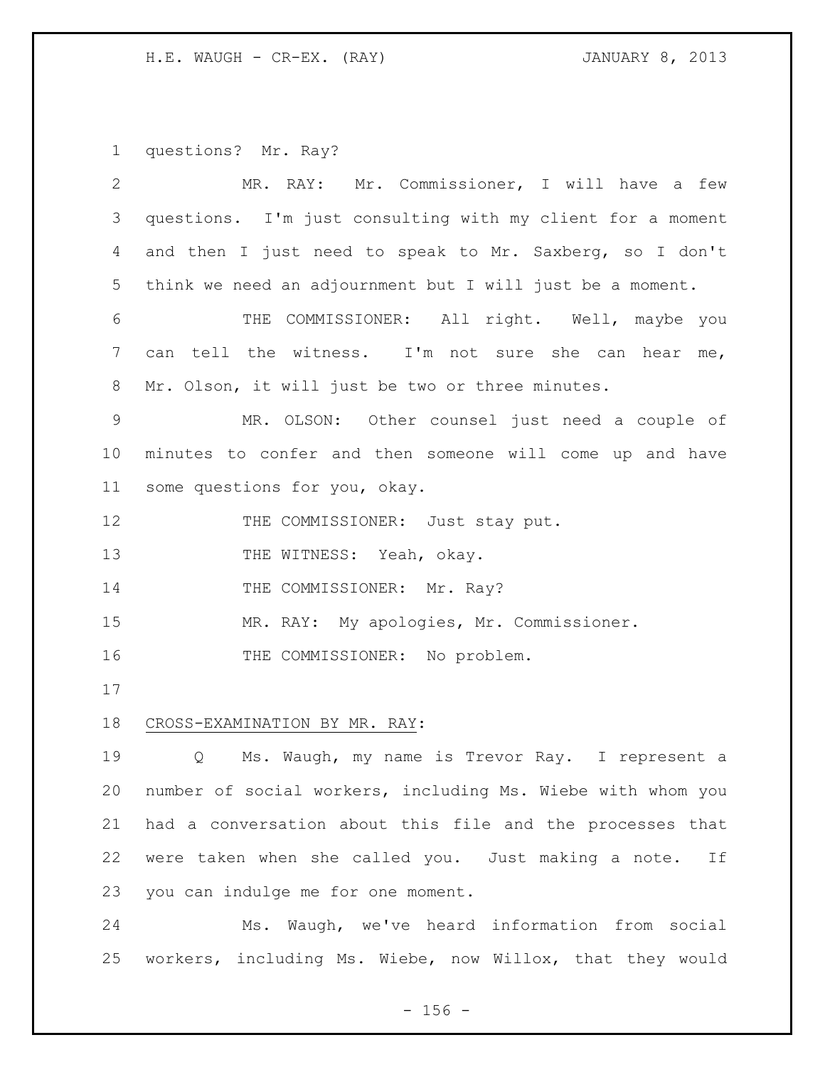questions? Mr. Ray?

MR. RAY: Mr. Commissioner, I will have a few questions. I'm just consulting with my client for a moment and then I just need to speak to Mr. Saxberg, so I don't think we need an adjournment but I will just be a moment.

THE COMMISSIONER: All right. Well, maybe you can tell the witness. I'm not sure she can hear me, Mr. Olson, it will just be two or three minutes.

MR. OLSON: Other counsel just need a couple of minutes to confer and then someone will come up and have some questions for you, okay.

THE COMMISSIONER: Just stay put.

THE WITNESS: Yeah, okay.

THE COMMISSIONER: Mr. Ray?

MR. RAY: My apologies, Mr. Commissioner.

THE COMMISSIONER: No problem.

CROSS-EXAMINATION BY MR. RAY:

Q Ms. Waugh, my name is Trevor Ray. I represent a number of social workers, including Ms. Wiebe with whom you had a conversation about this file and the processes that were taken when she called you. Just making a note. If you can indulge me for one moment.

Ms. Waugh, we've heard information from social workers, including Ms. Wiebe, now Willox, that they would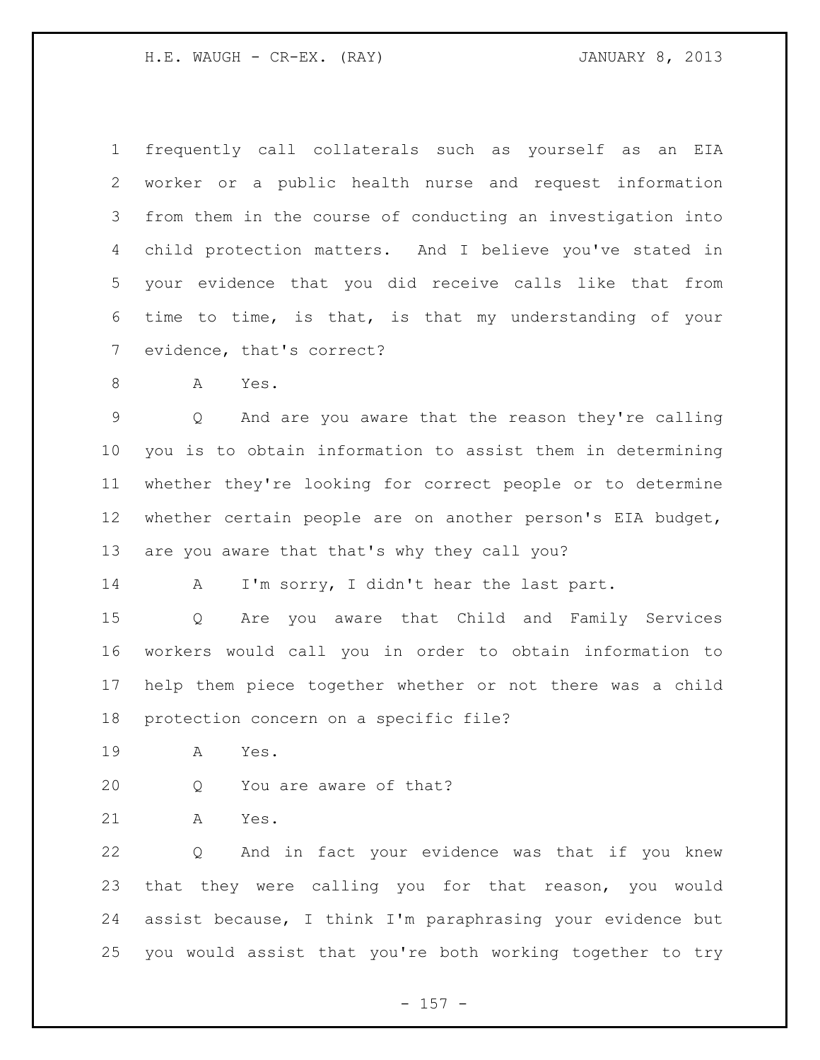frequently call collaterals such as yourself as an EIA worker or a public health nurse and request information from them in the course of conducting an investigation into child protection matters. And I believe you've stated in your evidence that you did receive calls like that from time to time, is that, is that my understanding of your evidence, that's correct?

A Yes.

Q And are you aware that the reason they're calling you is to obtain information to assist them in determining whether they're looking for correct people or to determine whether certain people are on another person's EIA budget, are you aware that that's why they call you?

A I'm sorry, I didn't hear the last part.

Q Are you aware that Child and Family Services workers would call you in order to obtain information to help them piece together whether or not there was a child protection concern on a specific file?

A Yes.

Q You are aware of that?

A Yes.

Q And in fact your evidence was that if you knew that they were calling you for that reason, you would assist because, I think I'm paraphrasing your evidence but you would assist that you're both working together to try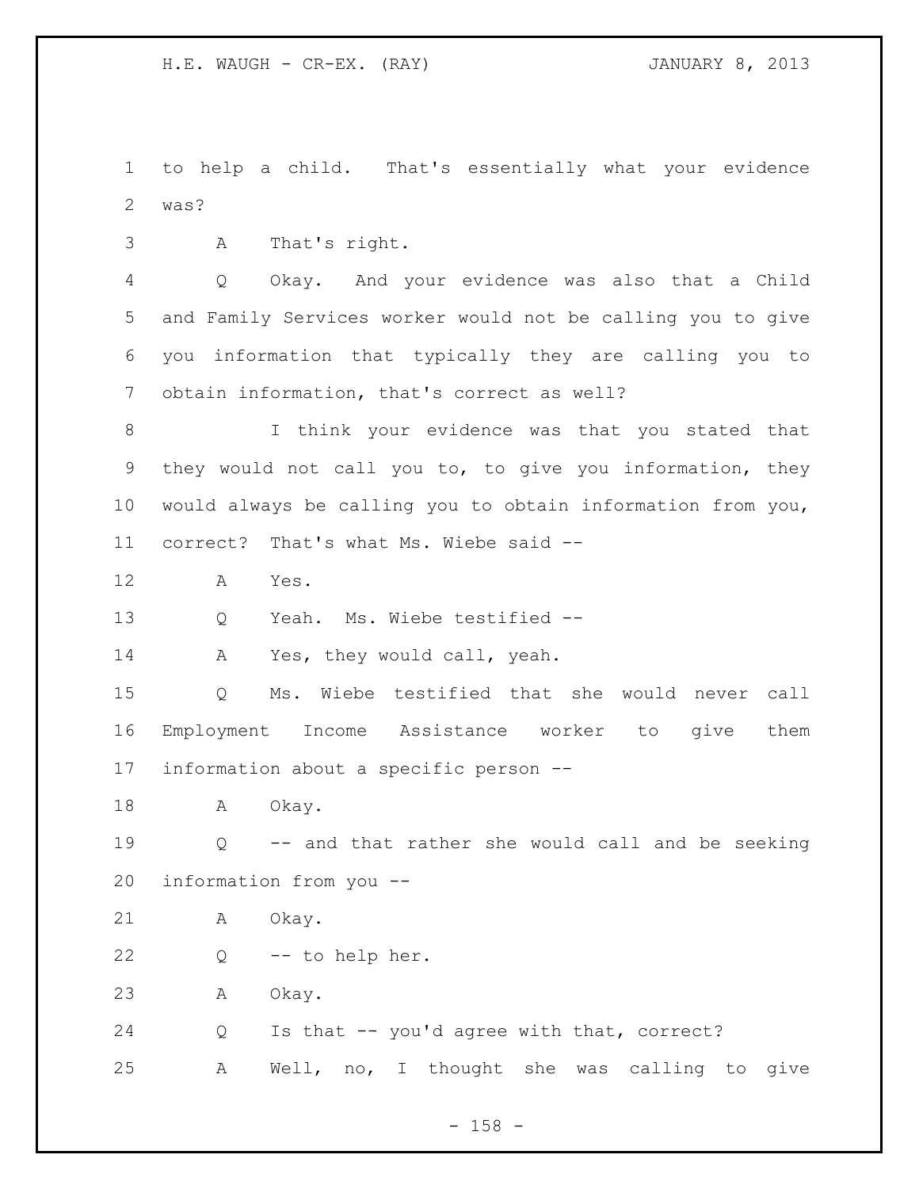to help a child. That's essentially what your evidence was?

A That's right.

Q Okay. And your evidence was also that a Child and Family Services worker would not be calling you to give you information that typically they are calling you to obtain information, that's correct as well?

I think your evidence was that you stated that they would not call you to, to give you information, they would always be calling you to obtain information from you, correct? That's what Ms. Wiebe said --

A Yes.

Q Yeah. Ms. Wiebe testified --

A Yes, they would call, yeah.

Q Ms. Wiebe testified that she would never call Employment Income Assistance worker to give them information about a specific person --

A Okay.

Q -- and that rather she would call and be seeking information from you --

A Okay.

Q -- to help her.

A Okay.

Q Is that -- you'd agree with that, correct?

A Well, no, I thought she was calling to give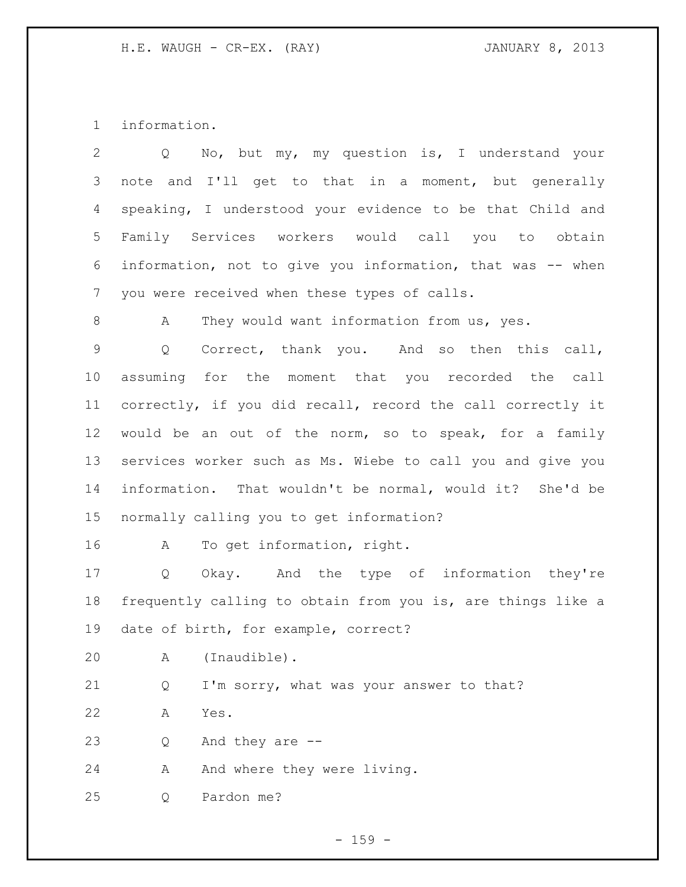information.

Q No, but my, my question is, I understand your note and I'll get to that in a moment, but generally speaking, I understood your evidence to be that Child and Family Services workers would call you to obtain information, not to give you information, that was -- when you were received when these types of calls.

A They would want information from us, yes.

Q Correct, thank you. And so then this call, assuming for the moment that you recorded the call correctly, if you did recall, record the call correctly it would be an out of the norm, so to speak, for a family services worker such as Ms. Wiebe to call you and give you information. That wouldn't be normal, would it? She'd be normally calling you to get information?

A To get information, right.

Q Okay. And the type of information they're frequently calling to obtain from you is, are things like a date of birth, for example, correct?

A (Inaudible).

Q I'm sorry, what was your answer to that?

A Yes.

Q And they are --

A And where they were living.

Q Pardon me?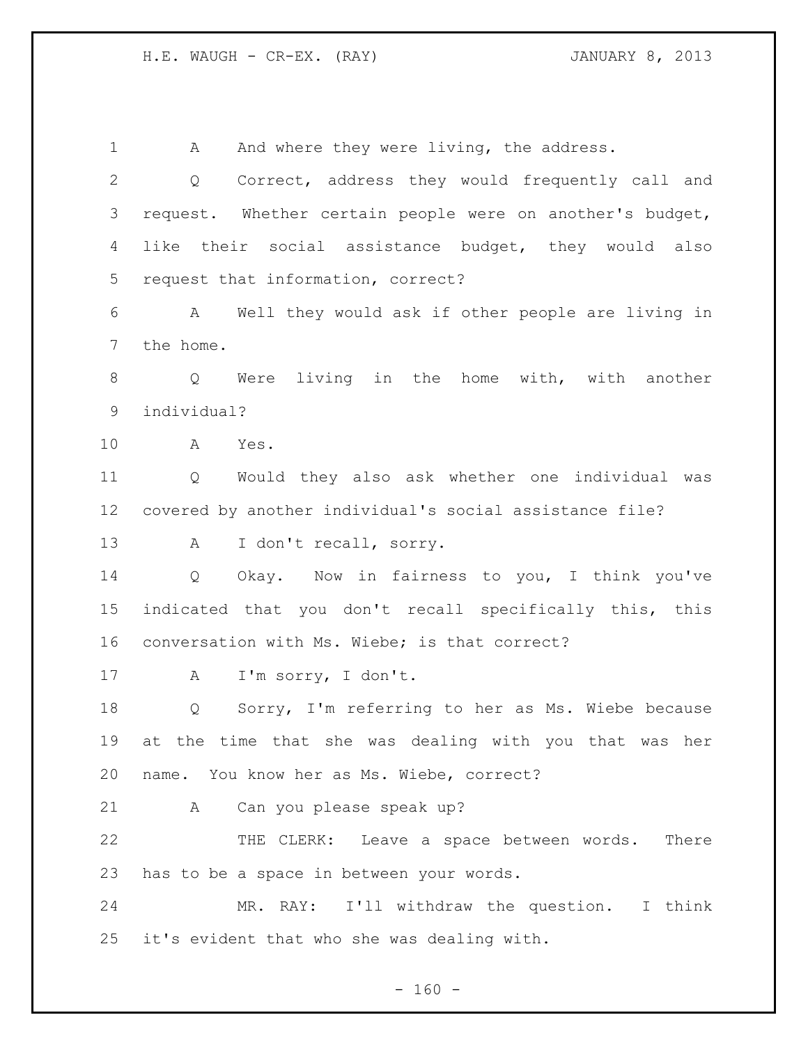A And where they were living, the address.

Q Correct, address they would frequently call and request. Whether certain people were on another's budget, like their social assistance budget, they would also request that information, correct?

A Well they would ask if other people are living in the home.

Q Were living in the home with, with another individual?

A Yes.

Q Would they also ask whether one individual was covered by another individual's social assistance file?

A I don't recall, sorry.

Q Okay. Now in fairness to you, I think you've indicated that you don't recall specifically this, this conversation with Ms. Wiebe; is that correct?

A I'm sorry, I don't.

Q Sorry, I'm referring to her as Ms. Wiebe because at the time that she was dealing with you that was her name. You know her as Ms. Wiebe, correct?

A Can you please speak up?

THE CLERK: Leave a space between words. There has to be a space in between your words.

MR. RAY: I'll withdraw the question. I think it's evident that who she was dealing with.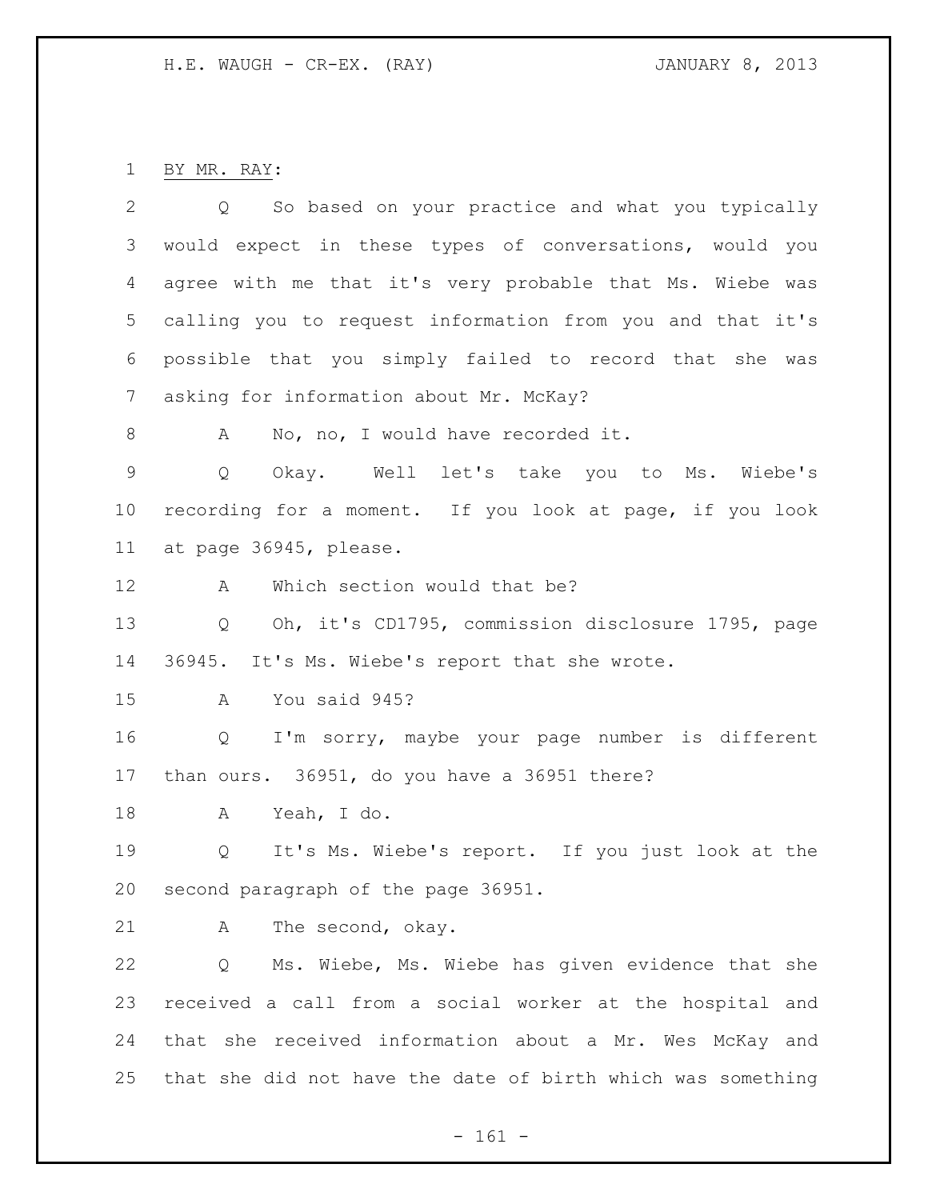BY MR. RAY:

Q So based on your practice and what you typically would expect in these types of conversations, would you agree with me that it's very probable that Ms. Wiebe was calling you to request information from you and that it's possible that you simply failed to record that she was asking for information about Mr. McKay?

A No, no, I would have recorded it.

Q Okay. Well let's take you to Ms. Wiebe's recording for a moment. If you look at page, if you look at page 36945, please.

A Which section would that be?

Q Oh, it's CD1795, commission disclosure 1795, page 36945. It's Ms. Wiebe's report that she wrote.

A You said 945?

Q I'm sorry, maybe your page number is different than ours. 36951, do you have a 36951 there?

A Yeah, I do.

Q It's Ms. Wiebe's report. If you just look at the second paragraph of the page 36951.

A The second, okay.

Q Ms. Wiebe, Ms. Wiebe has given evidence that she received a call from a social worker at the hospital and that she received information about a Mr. Wes McKay and that she did not have the date of birth which was something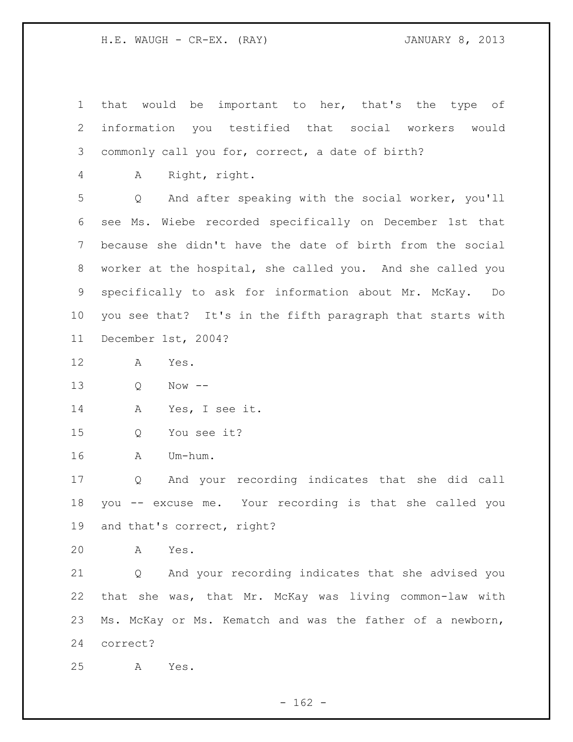that would be important to her, that's the type of information you testified that social workers would commonly call you for, correct, a date of birth?

A Right, right.

Q And after speaking with the social worker, you'll see Ms. Wiebe recorded specifically on December 1st that because she didn't have the date of birth from the social worker at the hospital, she called you. And she called you specifically to ask for information about Mr. McKay. Do you see that? It's in the fifth paragraph that starts with December 1st, 2004?

A Yes.

Q Now --

A Yes, I see it.

Q You see it?

A Um-hum.

Q And your recording indicates that she did call you -- excuse me. Your recording is that she called you and that's correct, right?

A Yes.

Q And your recording indicates that she advised you that she was, that Mr. McKay was living common-law with Ms. McKay or Ms. Kematch and was the father of a newborn, correct?

A Yes.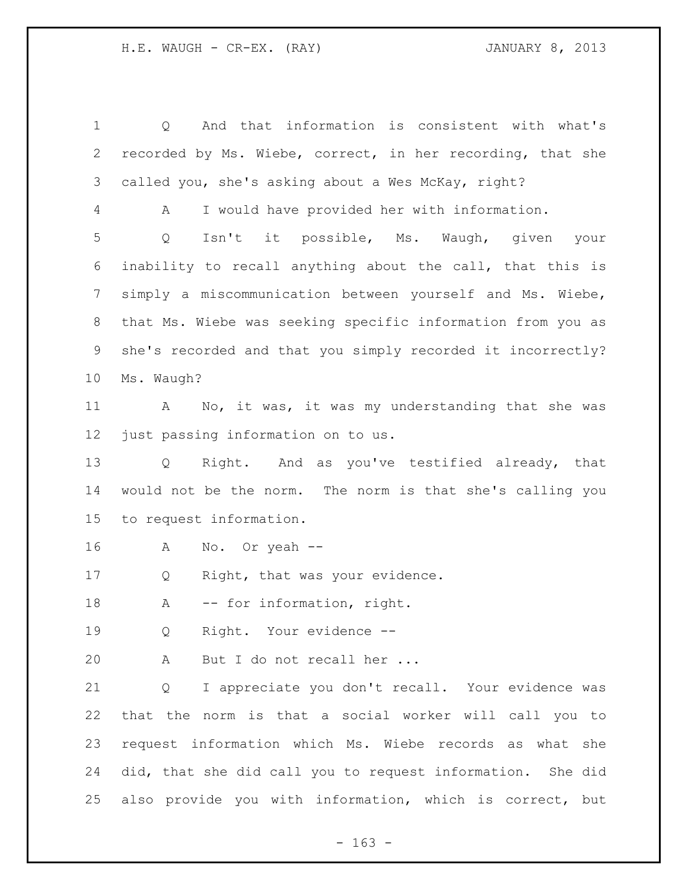Q And that information is consistent with what's recorded by Ms. Wiebe, correct, in her recording, that she called you, she's asking about a Wes McKay, right?

A I would have provided her with information.

Q Isn't it possible, Ms. Waugh, given your inability to recall anything about the call, that this is simply a miscommunication between yourself and Ms. Wiebe, that Ms. Wiebe was seeking specific information from you as she's recorded and that you simply recorded it incorrectly? Ms. Waugh?

A No, it was, it was my understanding that she was just passing information on to us.

Q Right. And as you've testified already, that would not be the norm. The norm is that she's calling you to request information.

A No. Or yeah --

Q Right, that was your evidence.

A -- for information, right.

Q Right. Your evidence --

A But I do not recall her ...

Q I appreciate you don't recall. Your evidence was that the norm is that a social worker will call you to request information which Ms. Wiebe records as what she did, that she did call you to request information. She did also provide you with information, which is correct, but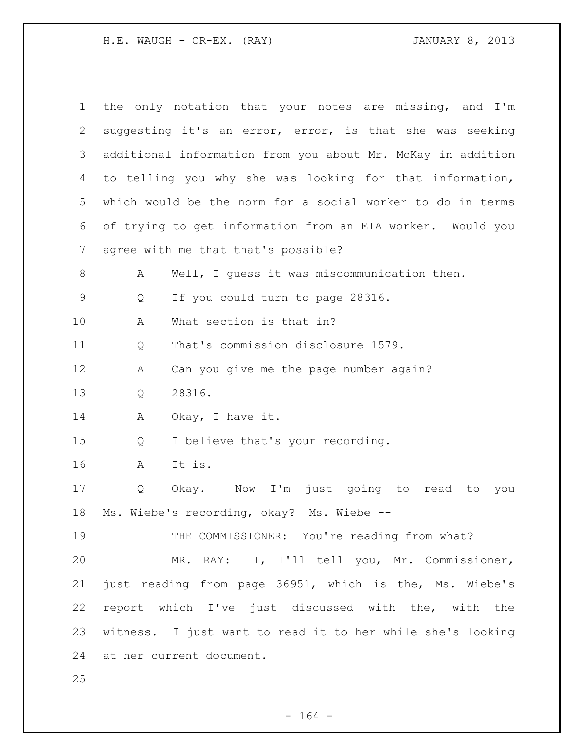the only notation that your notes are missing, and I'm suggesting it's an error, error, is that she was seeking additional information from you about Mr. McKay in addition to telling you why she was looking for that information, which would be the norm for a social worker to do in terms of trying to get information from an EIA worker. Would you agree with me that that's possible?

A Well, I guess it was miscommunication then.

Q If you could turn to page 28316.

A What section is that in?

Q That's commission disclosure 1579.

A Can you give me the page number again?

Q 28316.

A Okay, I have it.

Q I believe that's your recording.

A It is.

Q Okay. Now I'm just going to read to you Ms. Wiebe's recording, okay? Ms. Wiebe --

THE COMMISSIONER: You're reading from what?

MR. RAY: I, I'll tell you, Mr. Commissioner, just reading from page 36951, which is the, Ms. Wiebe's report which I've just discussed with the, with the witness. I just want to read it to her while she's looking at her current document.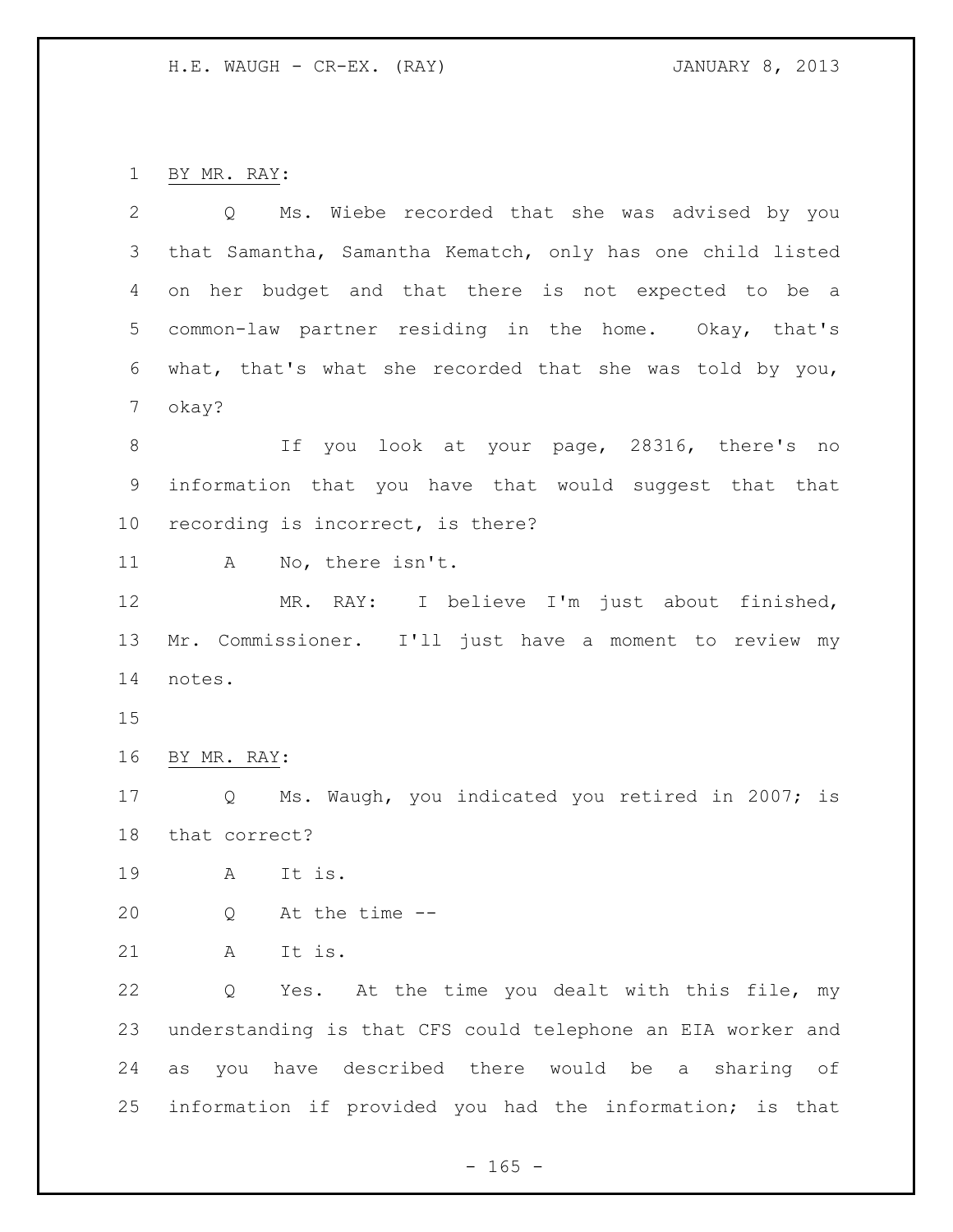BY MR. RAY:

Q Ms. Wiebe recorded that she was advised by you that Samantha, Samantha Kematch, only has one child listed on her budget and that there is not expected to be a common-law partner residing in the home. Okay, that's what, that's what she recorded that she was told by you, okay?

If you look at your page, 28316, there's no information that you have that would suggest that that recording is incorrect, is there?

A No, there isn't.

MR. RAY: I believe I'm just about finished, Mr. Commissioner. I'll just have a moment to review my notes.

BY MR. RAY:

Q Ms. Waugh, you indicated you retired in 2007; is that correct?

A It is.

Q At the time --

A It is.

Q Yes. At the time you dealt with this file, my understanding is that CFS could telephone an EIA worker and as you have described there would be a sharing of information if provided you had the information; is that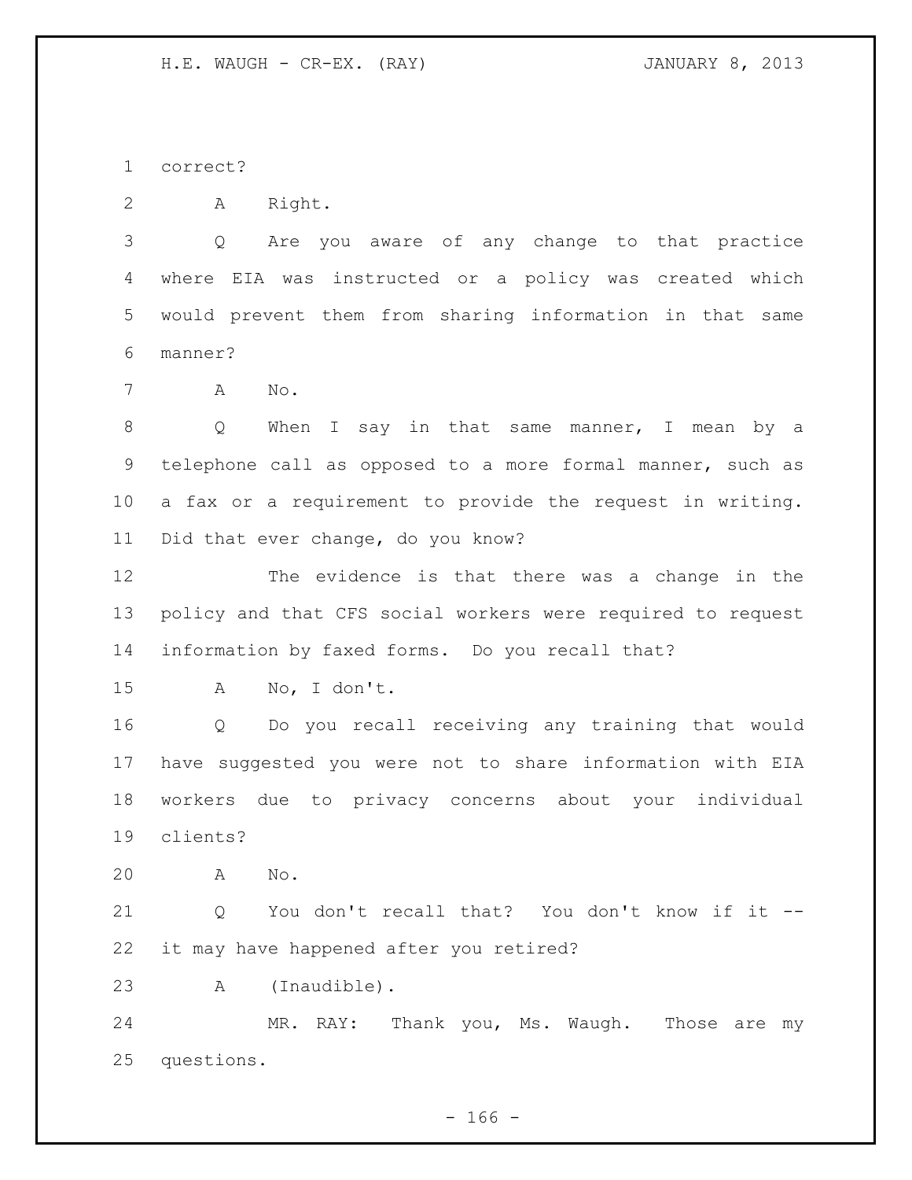correct?

A Right.

Q Are you aware of any change to that practice where EIA was instructed or a policy was created which would prevent them from sharing information in that same manner?

A No.

Q When I say in that same manner, I mean by a telephone call as opposed to a more formal manner, such as a fax or a requirement to provide the request in writing. Did that ever change, do you know?

The evidence is that there was a change in the policy and that CFS social workers were required to request information by faxed forms. Do you recall that?

A No, I don't.

Q Do you recall receiving any training that would have suggested you were not to share information with EIA workers due to privacy concerns about your individual clients?

A No.

Q You don't recall that? You don't know if it -- it may have happened after you retired?

A (Inaudible).

MR. RAY: Thank you, Ms. Waugh. Those are my questions.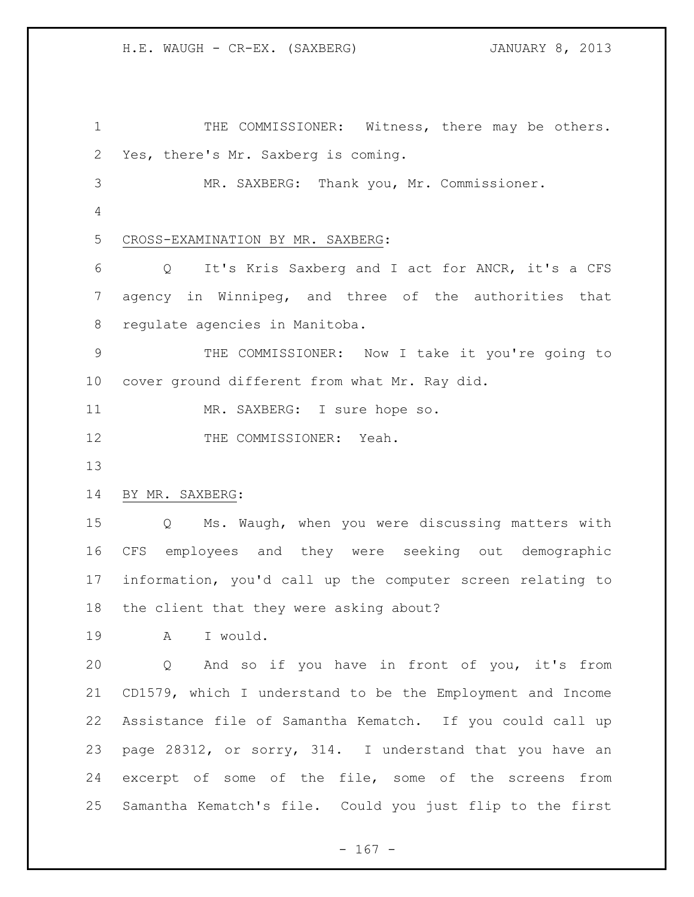THE COMMISSIONER: Witness, there may be others. Yes, there's Mr. Saxberg is coming.

MR. SAXBERG: Thank you, Mr. Commissioner.

CROSS-EXAMINATION BY MR. SAXBERG:

Q It's Kris Saxberg and I act for ANCR, it's a CFS agency in Winnipeg, and three of the authorities that regulate agencies in Manitoba.

THE COMMISSIONER: Now I take it you're going to cover ground different from what Mr. Ray did.

MR. SAXBERG: I sure hope so.

THE COMMISSIONER: Yeah.

BY MR. SAXBERG:

Q Ms. Waugh, when you were discussing matters with CFS employees and they were seeking out demographic information, you'd call up the computer screen relating to the client that they were asking about?

A I would.

Q And so if you have in front of you, it's from CD1579, which I understand to be the Employment and Income Assistance file of Samantha Kematch. If you could call up page 28312, or sorry, 314. I understand that you have an excerpt of some of the file, some of the screens from Samantha Kematch's file. Could you just flip to the first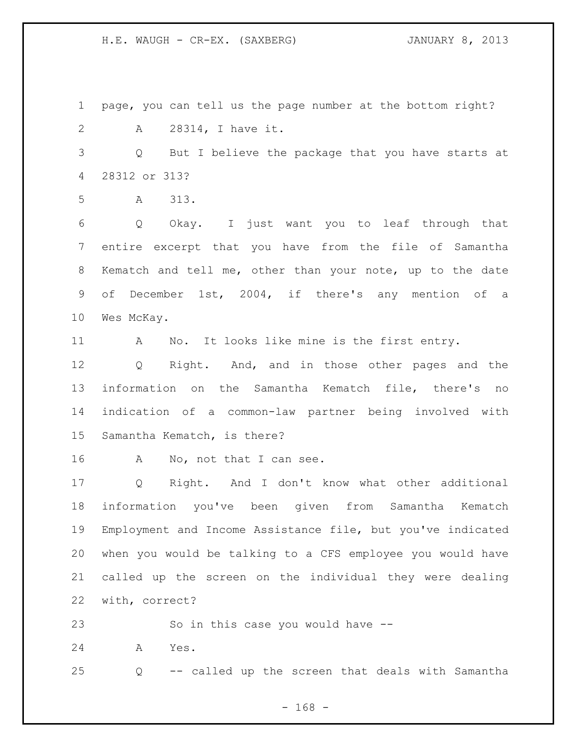page, you can tell us the page number at the bottom right?

A 28314, I have it.

Q But I believe the package that you have starts at 28312 or 313?

A 313.

Q Okay. I just want you to leaf through that entire excerpt that you have from the file of Samantha Kematch and tell me, other than your note, up to the date of December 1st, 2004, if there's any mention of a Wes McKay.

A No. It looks like mine is the first entry.

Q Right. And, and in those other pages and the information on the Samantha Kematch file, there's no indication of a common-law partner being involved with Samantha Kematch, is there?

A No, not that I can see.

Q Right. And I don't know what other additional information you've been given from Samantha Kematch Employment and Income Assistance file, but you've indicated when you would be talking to a CFS employee you would have called up the screen on the individual they were dealing with, correct?

So in this case you would have --

A Yes.

Q -- called up the screen that deals with Samantha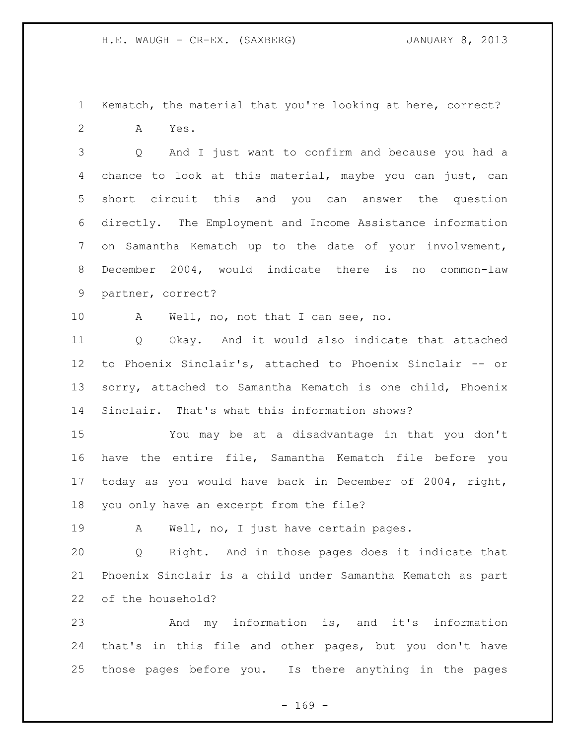Kematch, the material that you're looking at here, correct?

A Yes.

Q And I just want to confirm and because you had a chance to look at this material, maybe you can just, can short circuit this and you can answer the question directly. The Employment and Income Assistance information on Samantha Kematch up to the date of your involvement, December 2004, would indicate there is no common-law partner, correct?

A Well, no, not that I can see, no.

Q Okay. And it would also indicate that attached to Phoenix Sinclair's, attached to Phoenix Sinclair -- or sorry, attached to Samantha Kematch is one child, Phoenix Sinclair. That's what this information shows?

You may be at a disadvantage in that you don't have the entire file, Samantha Kematch file before you today as you would have back in December of 2004, right, you only have an excerpt from the file?

A Well, no, I just have certain pages.

Q Right. And in those pages does it indicate that Phoenix Sinclair is a child under Samantha Kematch as part of the household?

And my information is, and it's information that's in this file and other pages, but you don't have those pages before you. Is there anything in the pages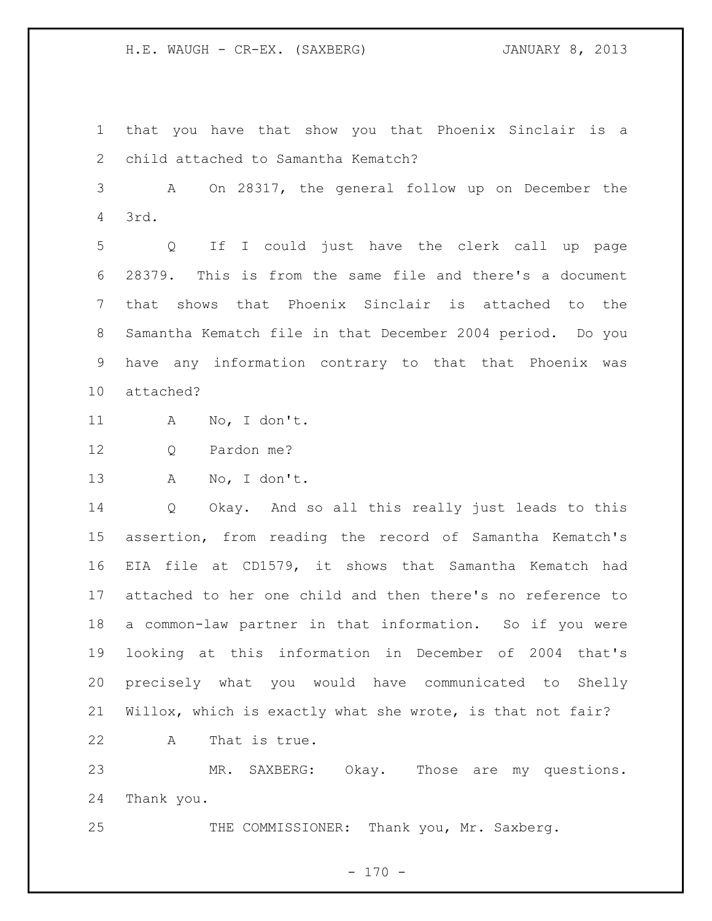that you have that show you that Phoenix Sinclair is a child attached to Samantha Kematch?

A On 28317, the general follow up on December the 3rd.

Q If I could just have the clerk call up page 28379. This is from the same file and there's a document that shows that Phoenix Sinclair is attached to the Samantha Kematch file in that December 2004 period. Do you have any information contrary to that that Phoenix was attached?

A No, I don't.

Q Pardon me?

A No, I don't.

Q Okay. And so all this really just leads to this assertion, from reading the record of Samantha Kematch's EIA file at CD1579, it shows that Samantha Kematch had attached to her one child and then there's no reference to a common-law partner in that information. So if you were looking at this information in December of 2004 that's precisely what you would have communicated to Shelly Willox, which is exactly what she wrote, is that not fair?

A That is true.

MR. SAXBERG: Okay. Those are my questions. Thank you.

THE COMMISSIONER: Thank you, Mr. Saxberg.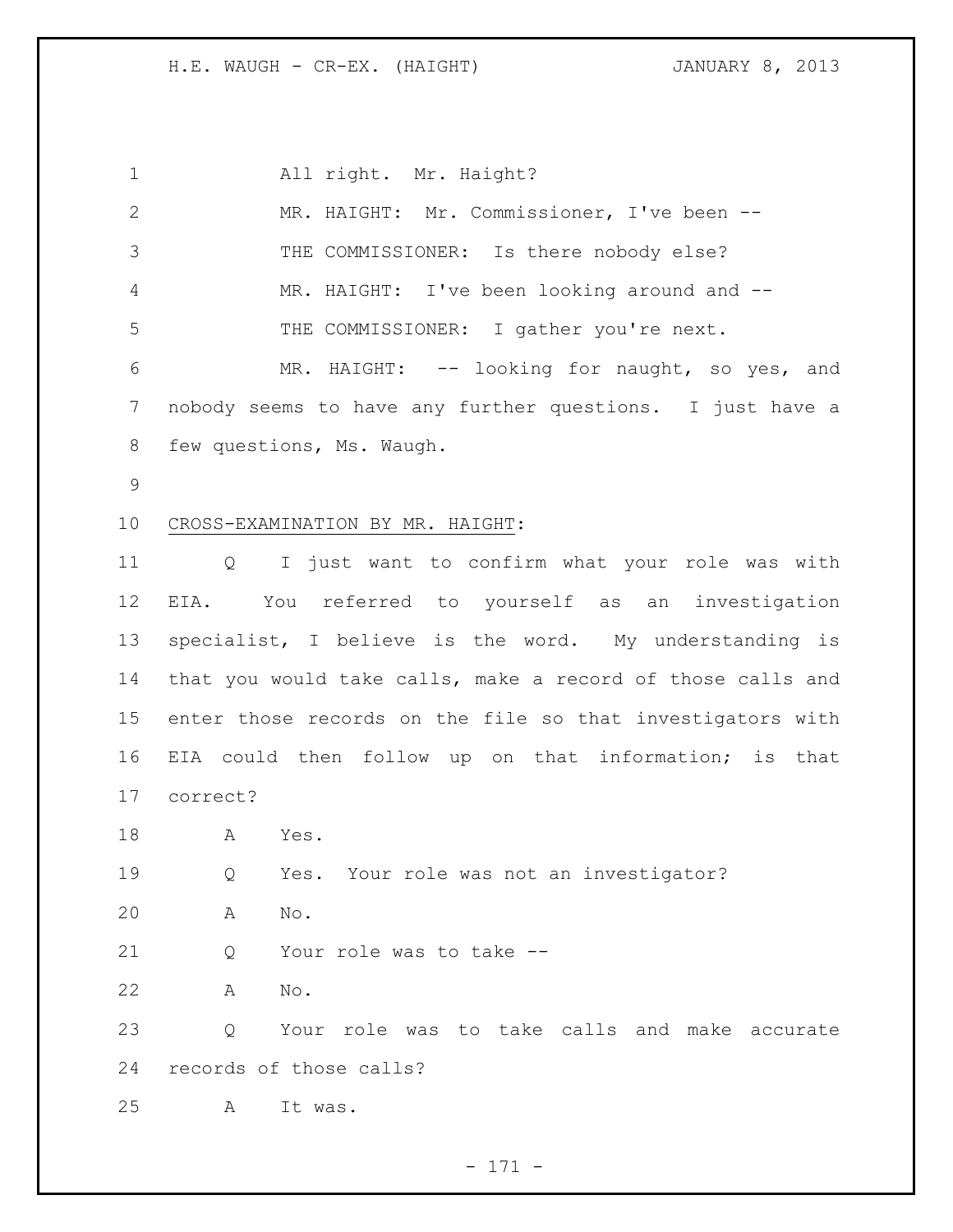All right. Mr. Haight?

MR. HAIGHT: Mr. Commissioner, I've been --

THE COMMISSIONER: Is there nobody else?

MR. HAIGHT: I've been looking around and --

THE COMMISSIONER: I gather you're next.

MR. HAIGHT: -- looking for naught, so yes, and nobody seems to have any further questions. I just have a few questions, Ms. Waugh.

CROSS-EXAMINATION BY MR. HAIGHT:

Q I just want to confirm what your role was with EIA. You referred to yourself as an investigation specialist, I believe is the word. My understanding is that you would take calls, make a record of those calls and enter those records on the file so that investigators with EIA could then follow up on that information; is that correct?

A Yes.

Q Yes. Your role was not an investigator?

A No.

Q Your role was to take --

A No.

Q Your role was to take calls and make accurate records of those calls?

A It was.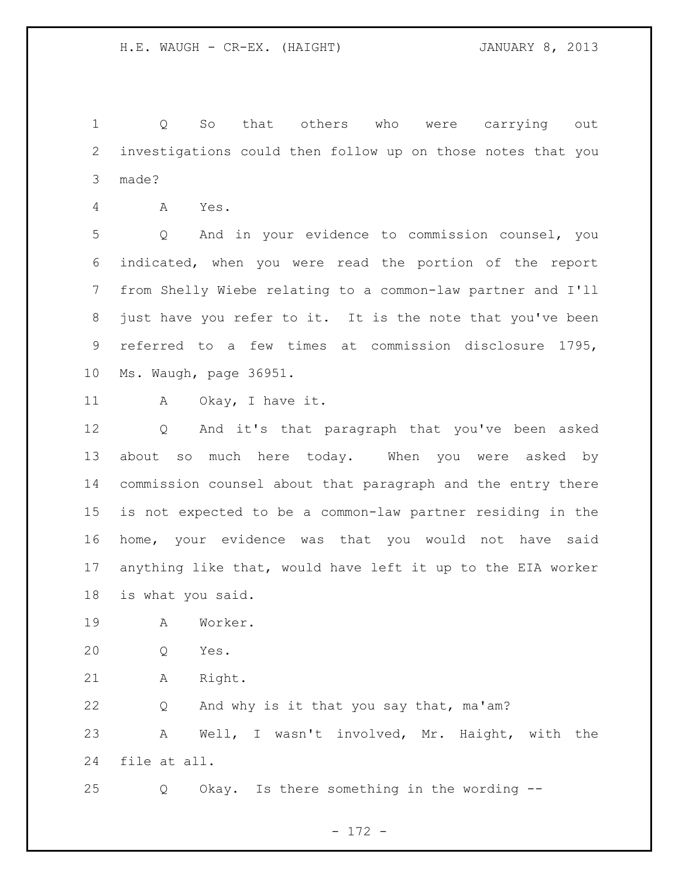Q So that others who were carrying out investigations could then follow up on those notes that you made?

A Yes.

Q And in your evidence to commission counsel, you indicated, when you were read the portion of the report from Shelly Wiebe relating to a common-law partner and I'll just have you refer to it. It is the note that you've been referred to a few times at commission disclosure 1795, Ms. Waugh, page 36951.

A Okay, I have it.

Q And it's that paragraph that you've been asked about so much here today. When you were asked by commission counsel about that paragraph and the entry there is not expected to be a common-law partner residing in the home, your evidence was that you would not have said anything like that, would have left it up to the EIA worker is what you said.

A Worker.

Q Yes.

A Right.

Q And why is it that you say that, ma'am?

A Well, I wasn't involved, Mr. Haight, with the file at all.

Q Okay. Is there something in the wording --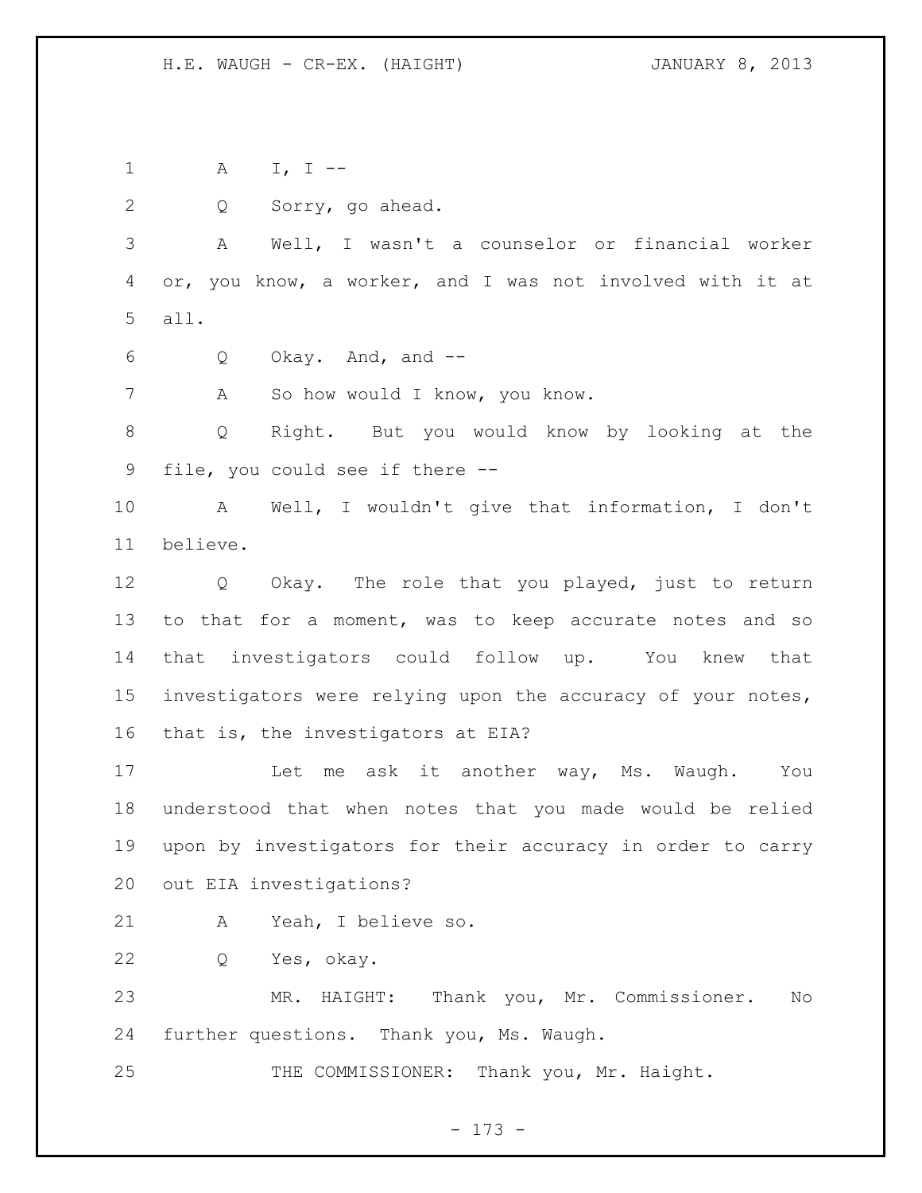A I, I --

Q Sorry, go ahead.

A Well, I wasn't a counselor or financial worker or, you know, a worker, and I was not involved with it at all.

Q Okay. And, and --

A So how would I know, you know.

Q Right. But you would know by looking at the file, you could see if there --

A Well, I wouldn't give that information, I don't believe.

Q Okay. The role that you played, just to return to that for a moment, was to keep accurate notes and so that investigators could follow up. You knew that investigators were relying upon the accuracy of your notes, that is, the investigators at EIA?

Let me ask it another way, Ms. Waugh. You understood that when notes that you made would be relied upon by investigators for their accuracy in order to carry out EIA investigations?

A Yeah, I believe so.

Q Yes, okay.

MR. HAIGHT: Thank you, Mr. Commissioner. No further questions. Thank you, Ms. Waugh.

THE COMMISSIONER: Thank you, Mr. Haight.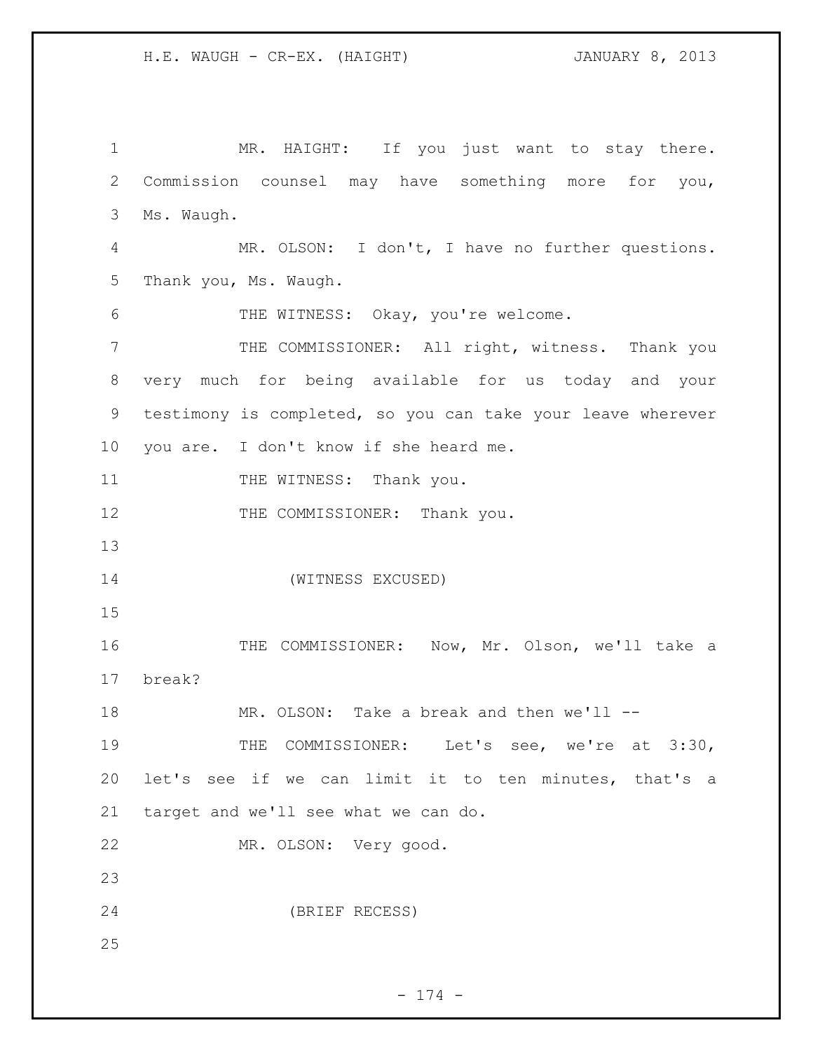MR. HAIGHT: If you just want to stay there. Commission counsel may have something more for you, Ms. Waugh.

MR. OLSON: I don't, I have no further questions. Thank you, Ms. Waugh.

THE WITNESS: Okay, you're welcome.

THE COMMISSIONER: All right, witness. Thank you very much for being available for us today and your testimony is completed, so you can take your leave wherever you are. I don't know if she heard me.

THE WITNESS: Thank you.

THE COMMISSIONER: Thank you.

(WITNESS EXCUSED)

THE COMMISSIONER: Now, Mr. Olson, we'll take a break?

MR. OLSON: Take a break and then we'll --

THE COMMISSIONER: Let's see, we're at 3:30, let's see if we can limit it to ten minutes, that's a target and we'll see what we can do.

MR. OLSON: Very good.

(BRIEF RECESS)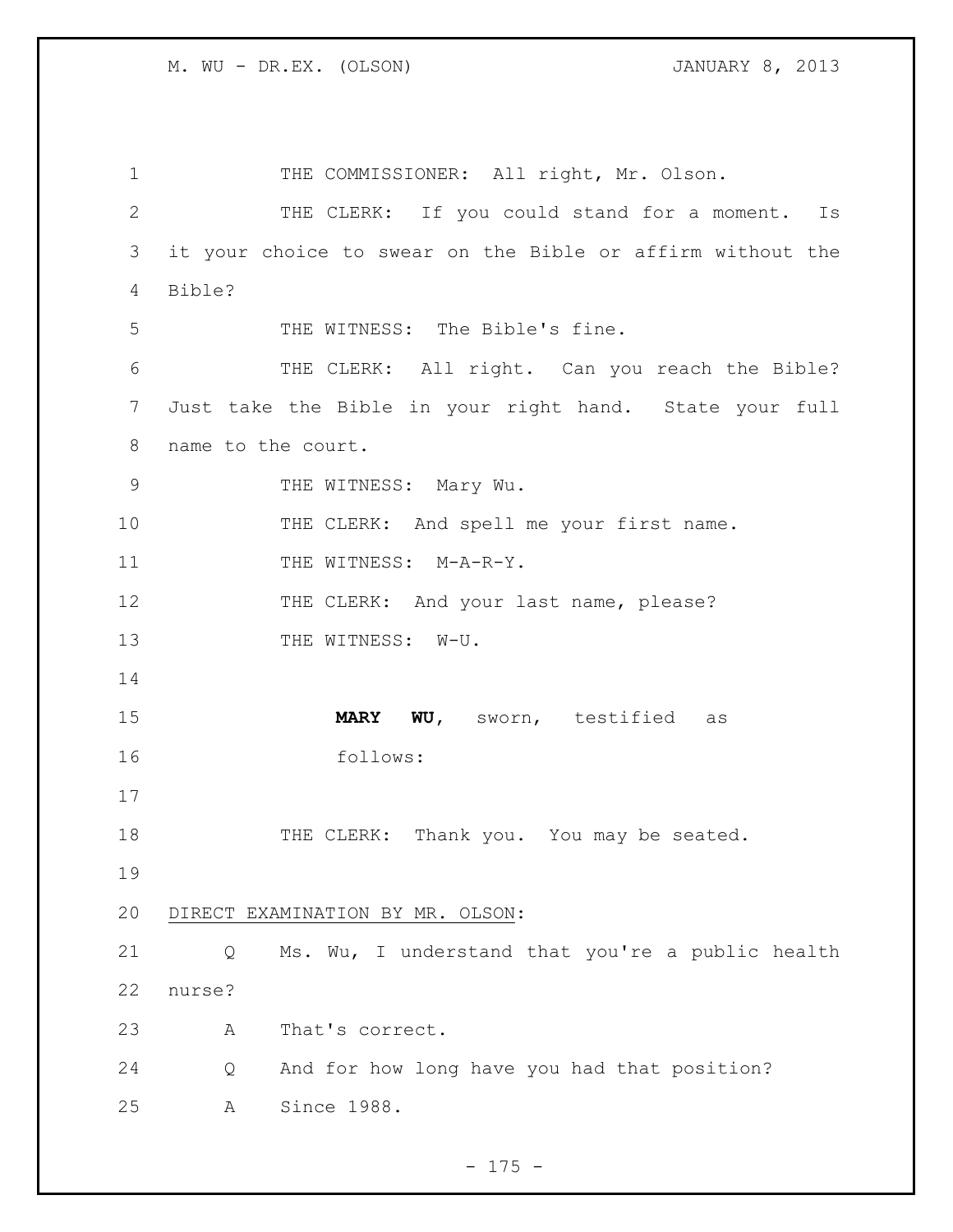THE COMMISSIONER: All right, Mr. Olson.

THE CLERK: If you could stand for a moment. Is it your choice to swear on the Bible or affirm without the Bible?

THE WITNESS: The Bible's fine.

THE CLERK: All right. Can you reach the Bible? Just take the Bible in your right hand. State your full name to the court.

THE WITNESS: Mary Wu.

THE CLERK: And spell me your first name.

THE WITNESS: M-A-R-Y.

THE CLERK: And your last name, please?

THE WITNESS: W-U.

**MARY WU**, sworn, testified as follows:

THE CLERK: Thank you. You may be seated.

DIRECT EXAMINATION BY MR. OLSON:

Q Ms. Wu, I understand that you're a public health nurse?

A That's correct.

Q And for how long have you had that position?

A Since 1988.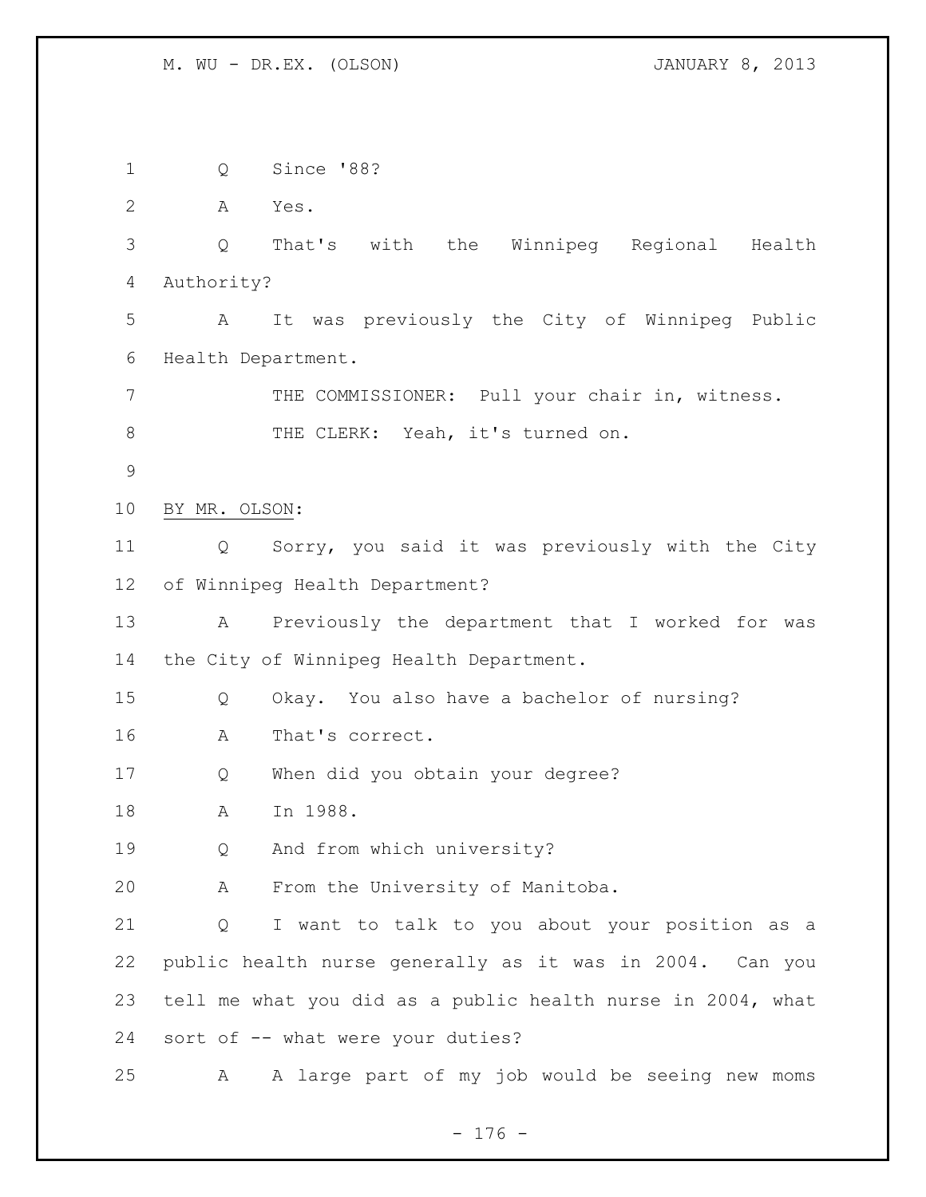Q Since '88?

A Yes.

Q That's with the Winnipeg Regional Health Authority?

A It was previously the City of Winnipeg Public Health Department.

THE COMMISSIONER: Pull your chair in, witness.

THE CLERK: Yeah, it's turned on.

BY MR. OLSON:

Q Sorry, you said it was previously with the City of Winnipeg Health Department?

A Previously the department that I worked for was the City of Winnipeg Health Department.

Q Okay. You also have a bachelor of nursing?

A That's correct.

Q When did you obtain your degree?

A In 1988.

Q And from which university?

A From the University of Manitoba.

Q I want to talk to you about your position as a public health nurse generally as it was in 2004. Can you tell me what you did as a public health nurse in 2004, what sort of -- what were your duties?

A A large part of my job would be seeing new moms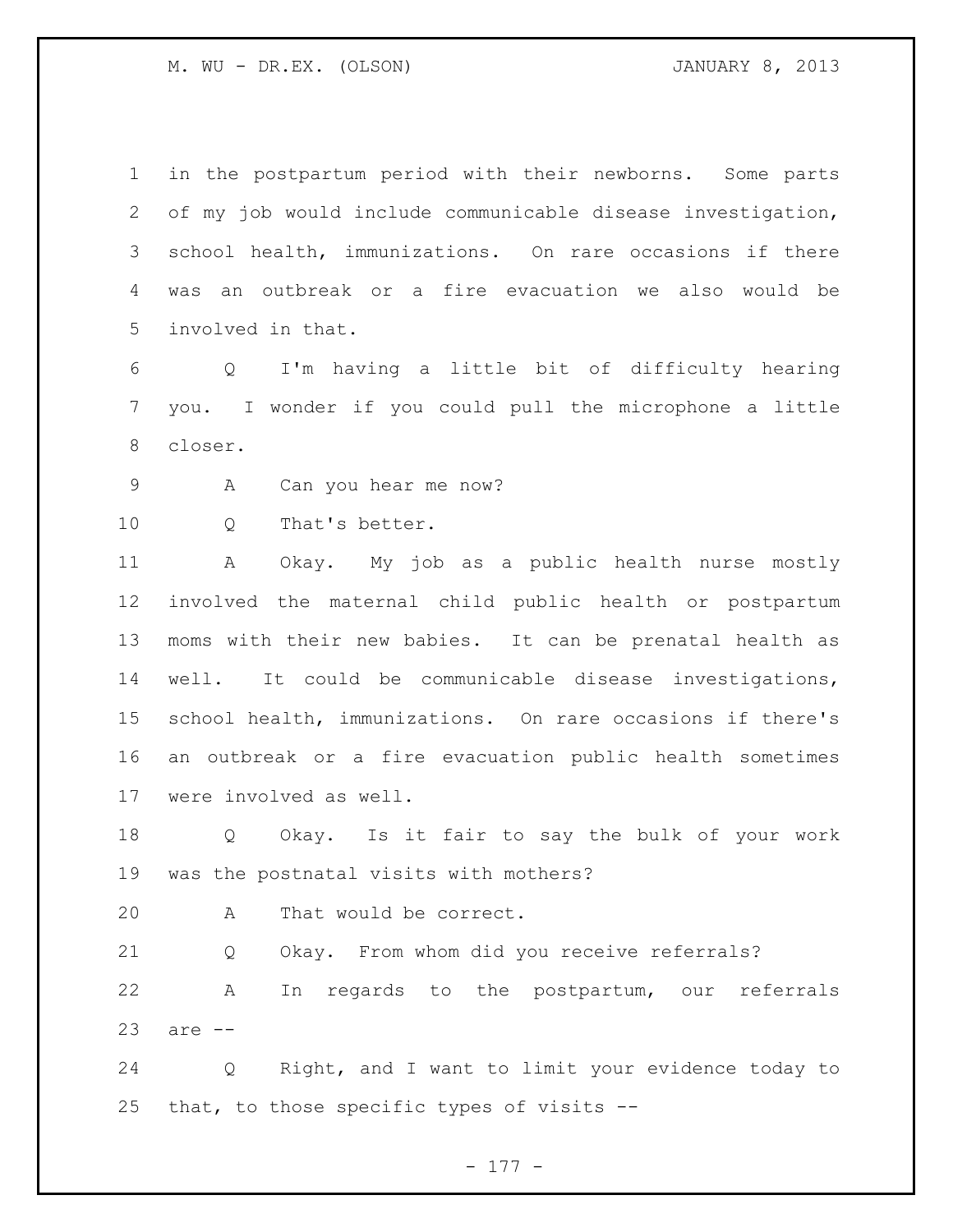in the postpartum period with their newborns. Some parts of my job would include communicable disease investigation, school health, immunizations. On rare occasions if there was an outbreak or a fire evacuation we also would be involved in that.

Q I'm having a little bit of difficulty hearing you. I wonder if you could pull the microphone a little closer.

A Can you hear me now?

Q That's better.

A Okay. My job as a public health nurse mostly involved the maternal child public health or postpartum moms with their new babies. It can be prenatal health as well. It could be communicable disease investigations, school health, immunizations. On rare occasions if there's an outbreak or a fire evacuation public health sometimes were involved as well.

Q Okay. Is it fair to say the bulk of your work was the postnatal visits with mothers?

A That would be correct.

Q Okay. From whom did you receive referrals?

A In regards to the postpartum, our referrals are --

Q Right, and I want to limit your evidence today to that, to those specific types of visits --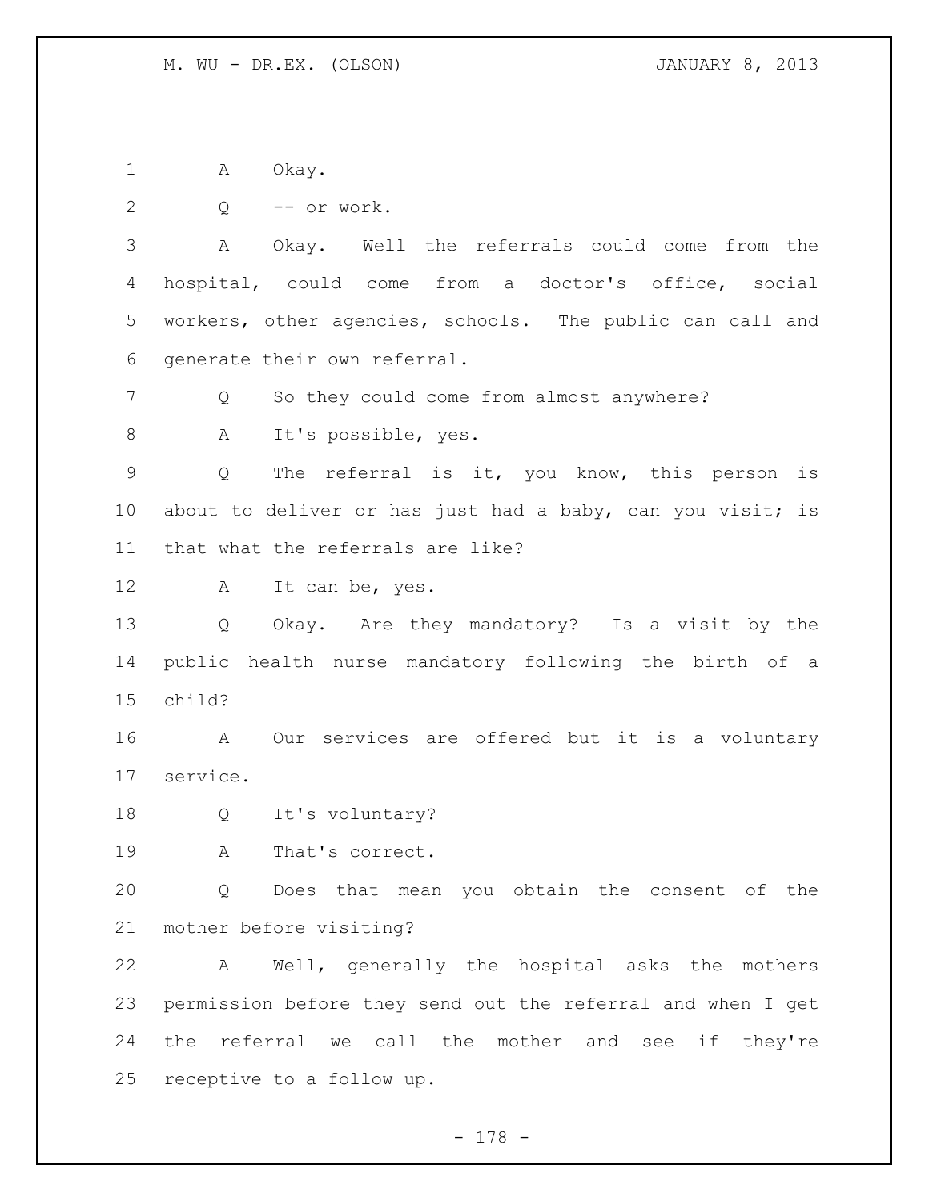A Okay.

Q -- or work.

A Okay. Well the referrals could come from the hospital, could come from a doctor's office, social workers, other agencies, schools. The public can call and generate their own referral.

Q So they could come from almost anywhere?

A It's possible, yes.

Q The referral is it, you know, this person is about to deliver or has just had a baby, can you visit; is that what the referrals are like?

A It can be, yes.

Q Okay. Are they mandatory? Is a visit by the public health nurse mandatory following the birth of a child?

A Our services are offered but it is a voluntary service.

Q It's voluntary?

A That's correct.

Q Does that mean you obtain the consent of the mother before visiting?

A Well, generally the hospital asks the mothers permission before they send out the referral and when I get the referral we call the mother and see if they're receptive to a follow up.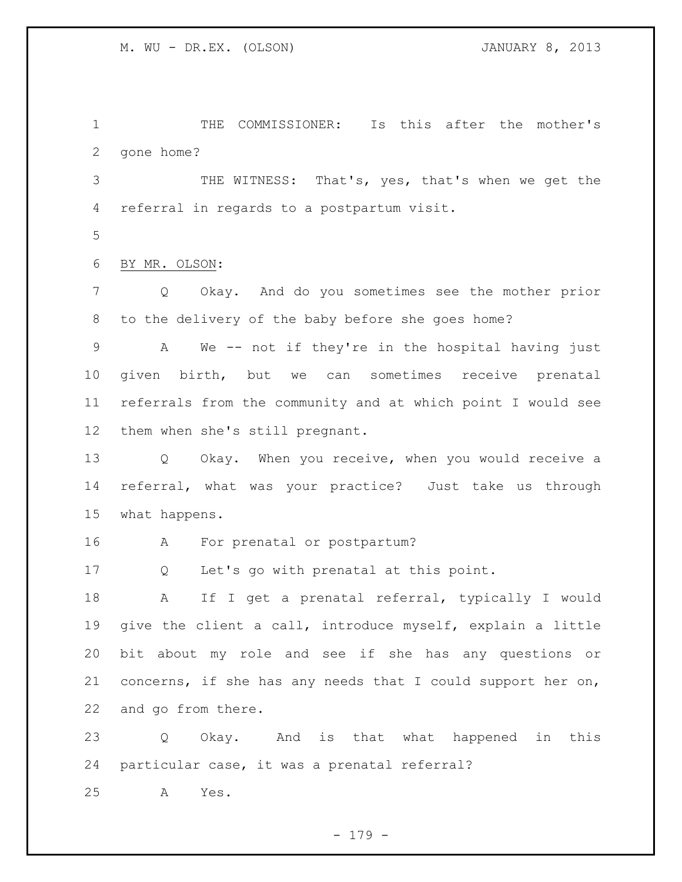THE COMMISSIONER: Is this after the mother's gone home?

THE WITNESS: That's, yes, that's when we get the referral in regards to a postpartum visit.

BY MR. OLSON:

Q Okay. And do you sometimes see the mother prior to the delivery of the baby before she goes home?

A We -- not if they're in the hospital having just given birth, but we can sometimes receive prenatal referrals from the community and at which point I would see them when she's still pregnant.

Q Okay. When you receive, when you would receive a referral, what was your practice? Just take us through what happens.

A For prenatal or postpartum?

Q Let's go with prenatal at this point.

A If I get a prenatal referral, typically I would give the client a call, introduce myself, explain a little bit about my role and see if she has any questions or concerns, if she has any needs that I could support her on, and go from there.

Q Okay. And is that what happened in this particular case, it was a prenatal referral?

A Yes.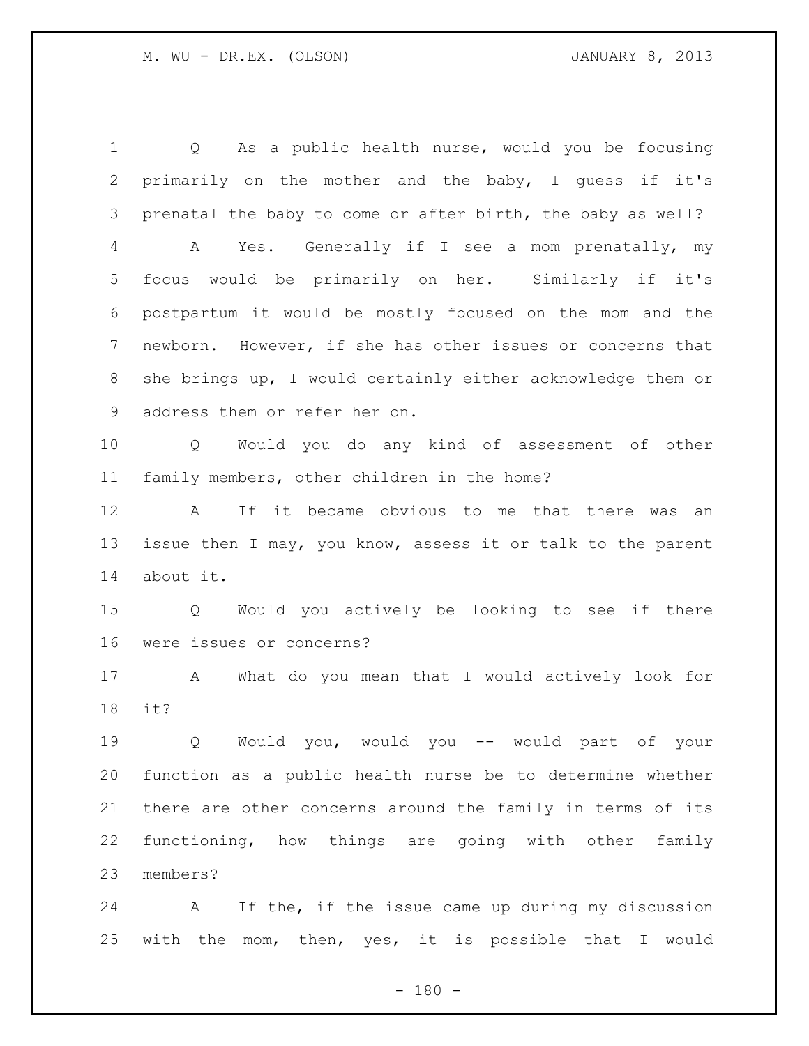Q As a public health nurse, would you be focusing primarily on the mother and the baby, I guess if it's prenatal the baby to come or after birth, the baby as well?

A Yes. Generally if I see a mom prenatally, my focus would be primarily on her. Similarly if it's postpartum it would be mostly focused on the mom and the newborn. However, if she has other issues or concerns that she brings up, I would certainly either acknowledge them or address them or refer her on.

Q Would you do any kind of assessment of other family members, other children in the home?

A If it became obvious to me that there was an issue then I may, you know, assess it or talk to the parent about it.

Q Would you actively be looking to see if there were issues or concerns?

A What do you mean that I would actively look for it?

Q Would you, would you -- would part of your function as a public health nurse be to determine whether there are other concerns around the family in terms of its functioning, how things are going with other family members?

A If the, if the issue came up during my discussion with the mom, then, yes, it is possible that I would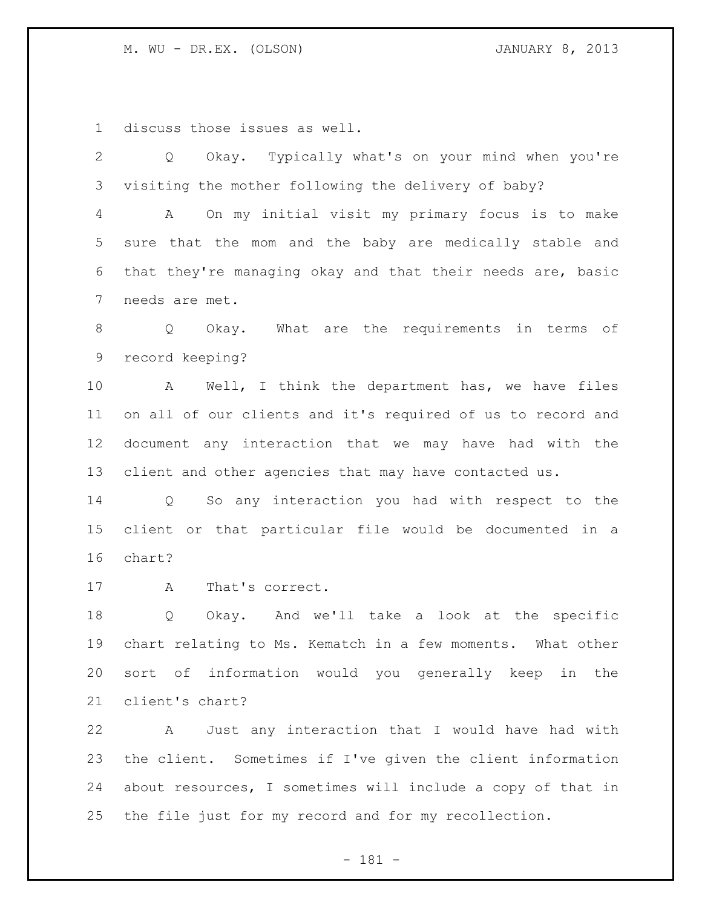discuss those issues as well.

Q Okay. Typically what's on your mind when you're visiting the mother following the delivery of baby?

A On my initial visit my primary focus is to make sure that the mom and the baby are medically stable and that they're managing okay and that their needs are, basic needs are met.

Q Okay. What are the requirements in terms of record keeping?

A Well, I think the department has, we have files on all of our clients and it's required of us to record and document any interaction that we may have had with the client and other agencies that may have contacted us.

Q So any interaction you had with respect to the client or that particular file would be documented in a chart?

A That's correct.

Q Okay. And we'll take a look at the specific chart relating to Ms. Kematch in a few moments. What other sort of information would you generally keep in the client's chart?

A Just any interaction that I would have had with the client. Sometimes if I've given the client information about resources, I sometimes will include a copy of that in the file just for my record and for my recollection.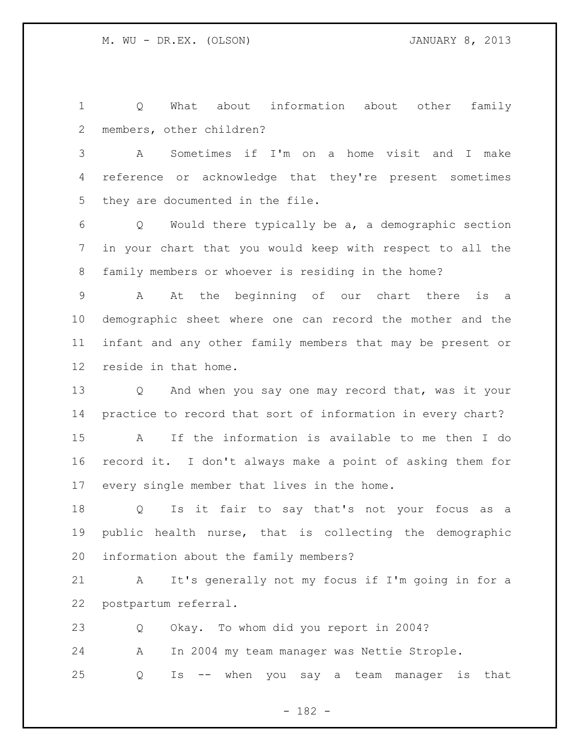Q What about information about other family members, other children?

A Sometimes if I'm on a home visit and I make reference or acknowledge that they're present sometimes they are documented in the file.

Q Would there typically be a, a demographic section in your chart that you would keep with respect to all the family members or whoever is residing in the home?

A At the beginning of our chart there is a demographic sheet where one can record the mother and the infant and any other family members that may be present or reside in that home.

Q And when you say one may record that, was it your practice to record that sort of information in every chart?

A If the information is available to me then I do record it. I don't always make a point of asking them for every single member that lives in the home.

Q Is it fair to say that's not your focus as a public health nurse, that is collecting the demographic information about the family members?

A It's generally not my focus if I'm going in for a postpartum referral.

Q Okay. To whom did you report in 2004?

A In 2004 my team manager was Nettie Strople.

Q Is -- when you say a team manager is that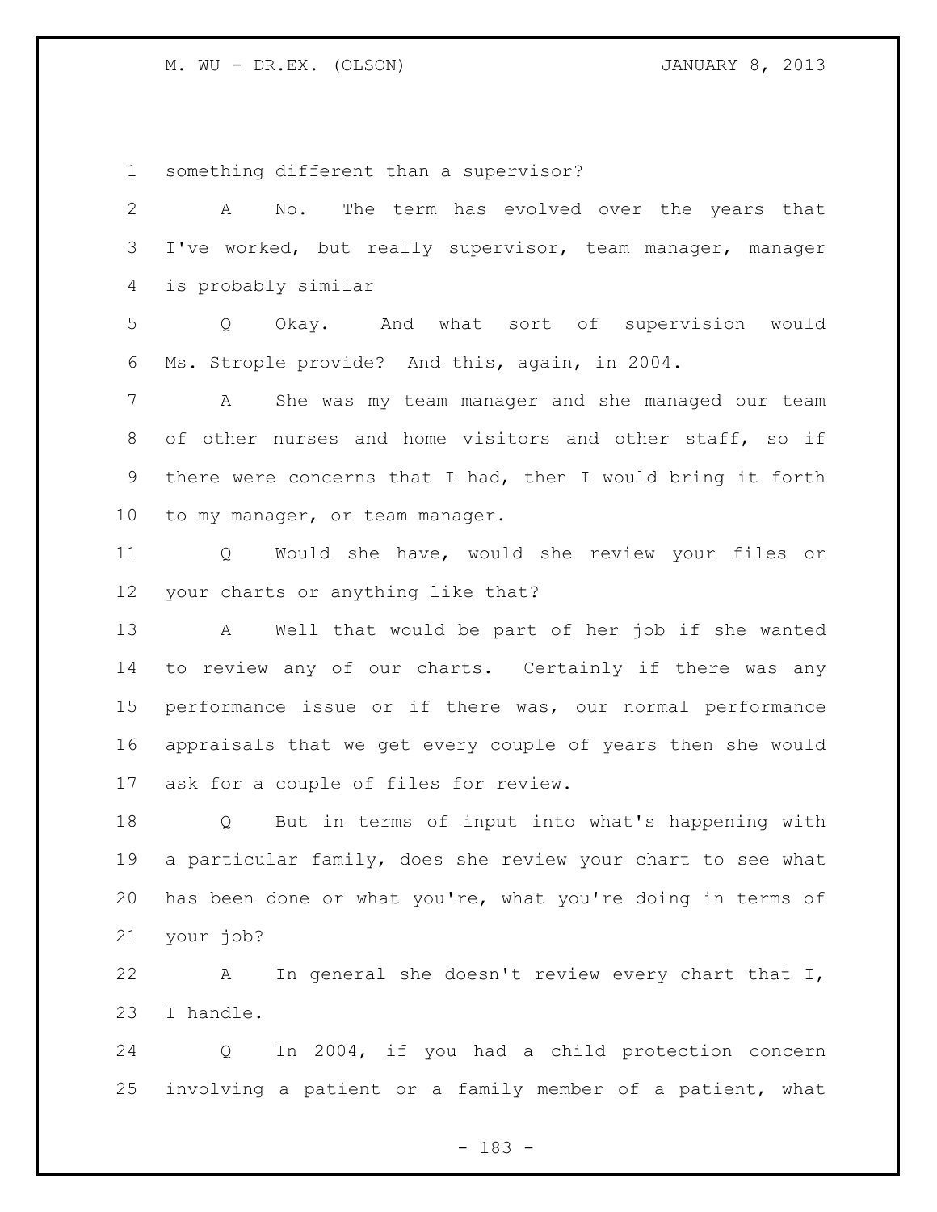something different than a supervisor?

A No. The term has evolved over the years that I've worked, but really supervisor, team manager, manager is probably similar

Q Okay. And what sort of supervision would Ms. Strople provide? And this, again, in 2004.

A She was my team manager and she managed our team of other nurses and home visitors and other staff, so if there were concerns that I had, then I would bring it forth to my manager, or team manager.

Q Would she have, would she review your files or your charts or anything like that?

A Well that would be part of her job if she wanted to review any of our charts. Certainly if there was any performance issue or if there was, our normal performance appraisals that we get every couple of years then she would ask for a couple of files for review.

Q But in terms of input into what's happening with a particular family, does she review your chart to see what has been done or what you're, what you're doing in terms of your job?

A In general she doesn't review every chart that I, I handle.

Q In 2004, if you had a child protection concern involving a patient or a family member of a patient, what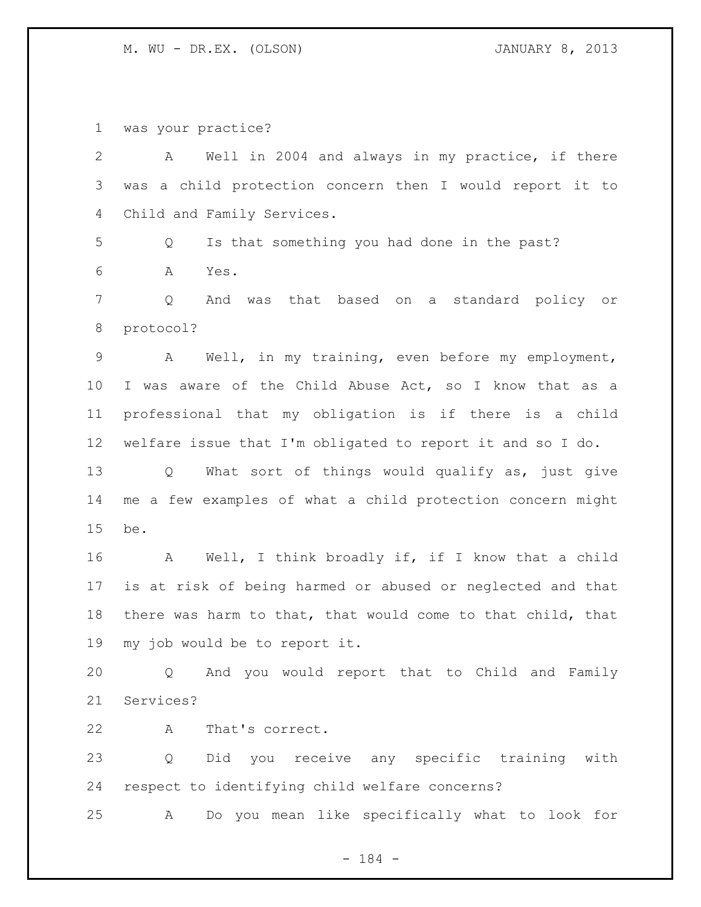was your practice?

A Well in 2004 and always in my practice, if there was a child protection concern then I would report it to Child and Family Services.

Q Is that something you had done in the past?

A Yes.

Q And was that based on a standard policy or protocol?

A Well, in my training, even before my employment, I was aware of the Child Abuse Act, so I know that as a professional that my obligation is if there is a child welfare issue that I'm obligated to report it and so I do.

Q What sort of things would qualify as, just give me a few examples of what a child protection concern might be.

A Well, I think broadly if, if I know that a child is at risk of being harmed or abused or neglected and that there was harm to that, that would come to that child, that my job would be to report it.

Q And you would report that to Child and Family Services?

A That's correct.

Q Did you receive any specific training with respect to identifying child welfare concerns?

A Do you mean like specifically what to look for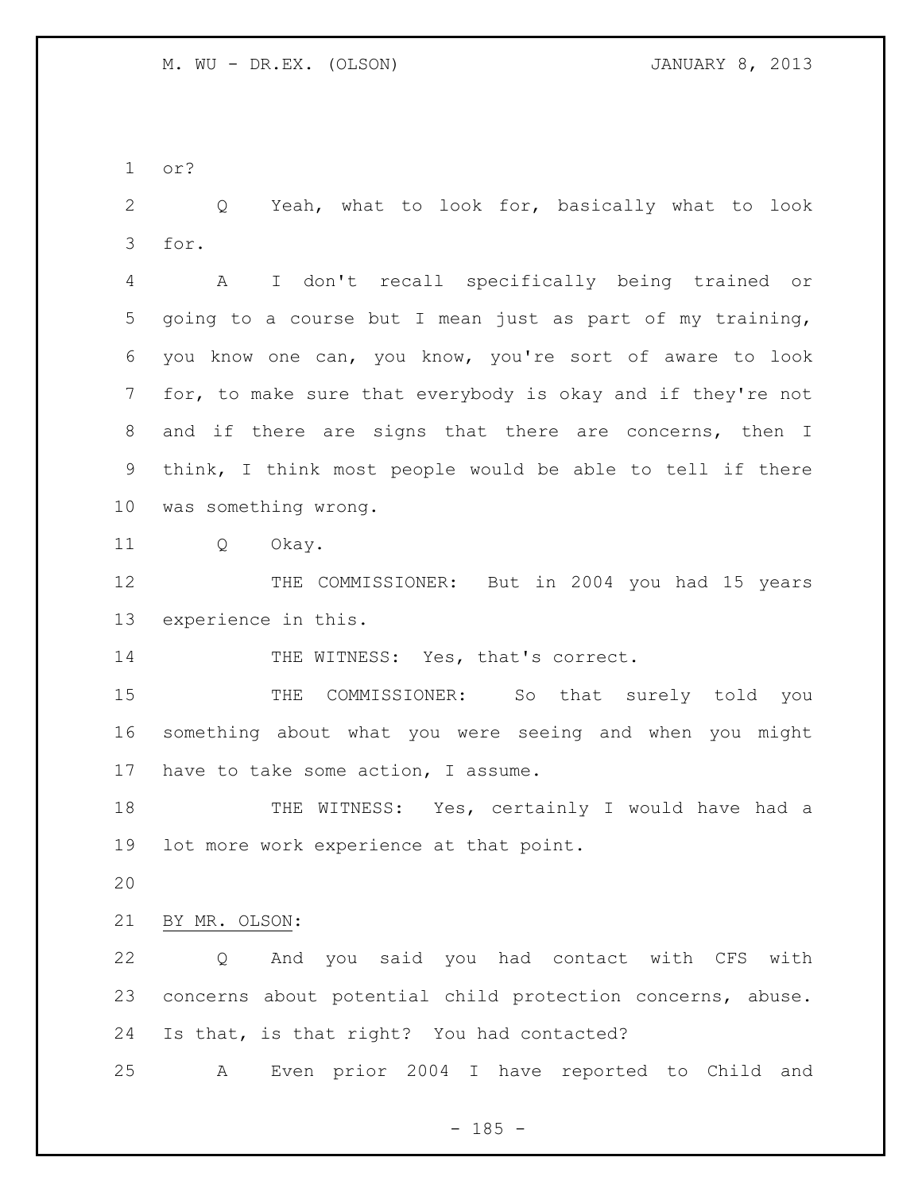or?

Q Yeah, what to look for, basically what to look for.

A I don't recall specifically being trained or going to a course but I mean just as part of my training, you know one can, you know, you're sort of aware to look for, to make sure that everybody is okay and if they're not and if there are signs that there are concerns, then I think, I think most people would be able to tell if there was something wrong.

Q Okay.

THE COMMISSIONER: But in 2004 you had 15 years experience in this.

THE WITNESS: Yes, that's correct.

THE COMMISSIONER: So that surely told you something about what you were seeing and when you might have to take some action, I assume.

THE WITNESS: Yes, certainly I would have had a lot more work experience at that point.

BY MR. OLSON:

Q And you said you had contact with CFS with concerns about potential child protection concerns, abuse. Is that, is that right? You had contacted?

A Even prior 2004 I have reported to Child and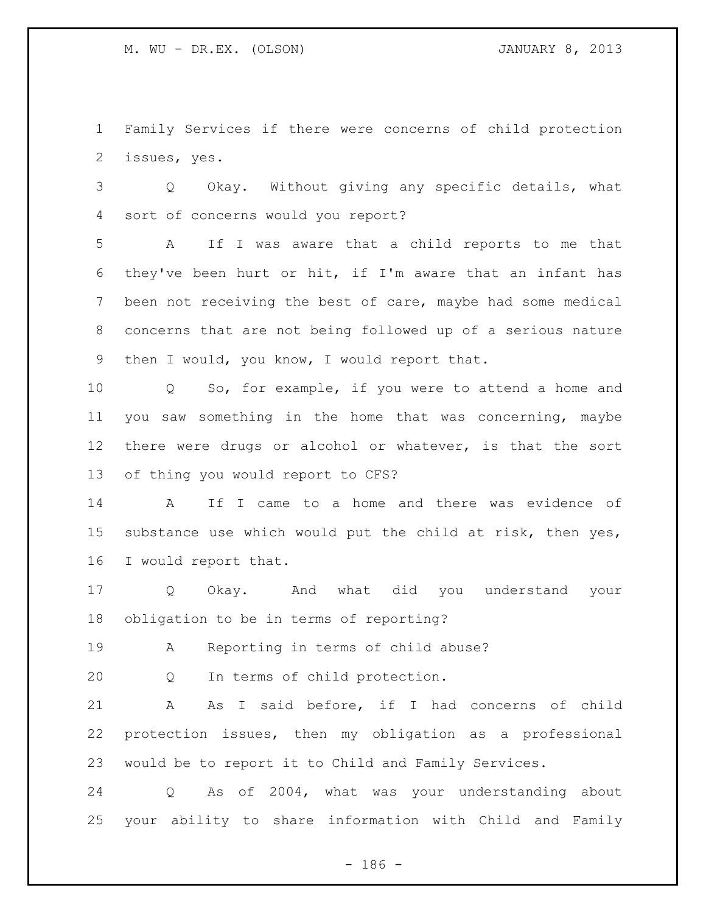Family Services if there were concerns of child protection issues, yes.

Q Okay. Without giving any specific details, what sort of concerns would you report?

A If I was aware that a child reports to me that they've been hurt or hit, if I'm aware that an infant has been not receiving the best of care, maybe had some medical concerns that are not being followed up of a serious nature then I would, you know, I would report that.

Q So, for example, if you were to attend a home and you saw something in the home that was concerning, maybe there were drugs or alcohol or whatever, is that the sort of thing you would report to CFS?

A If I came to a home and there was evidence of substance use which would put the child at risk, then yes, I would report that.

Q Okay. And what did you understand your obligation to be in terms of reporting?

A Reporting in terms of child abuse?

Q In terms of child protection.

A As I said before, if I had concerns of child protection issues, then my obligation as a professional would be to report it to Child and Family Services.

Q As of 2004, what was your understanding about your ability to share information with Child and Family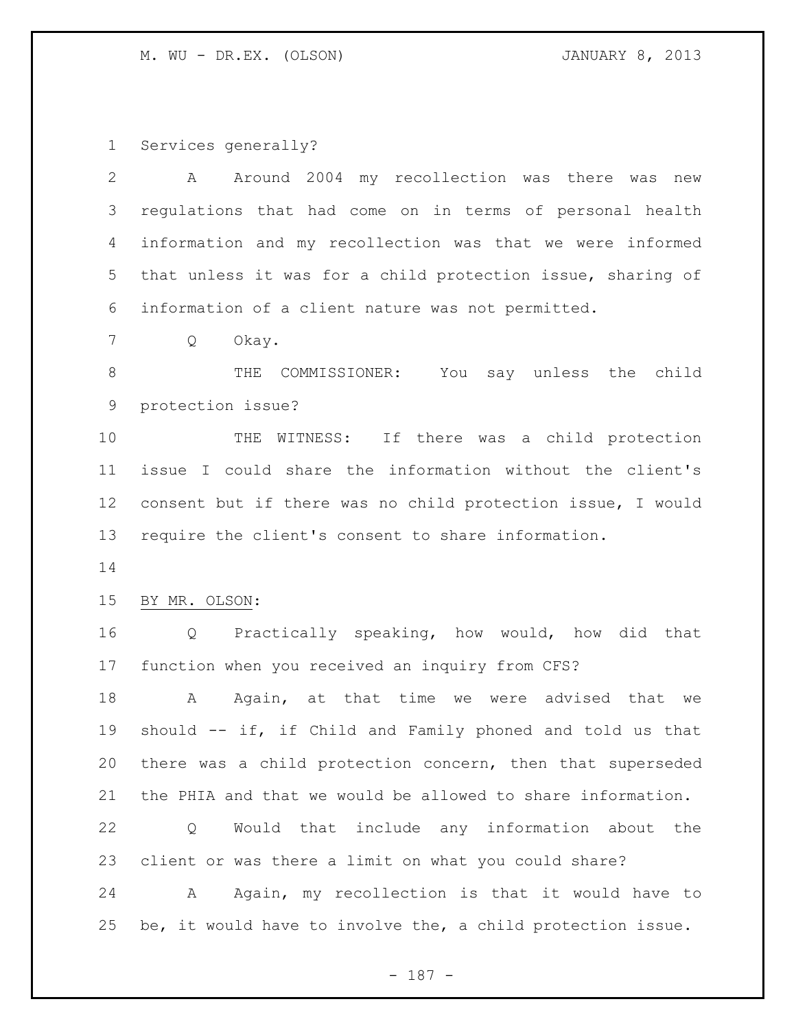Services generally?

A Around 2004 my recollection was there was new regulations that had come on in terms of personal health information and my recollection was that we were informed that unless it was for a child protection issue, sharing of information of a client nature was not permitted.

Q Okay.

THE COMMISSIONER: You say unless the child protection issue?

THE WITNESS: If there was a child protection issue I could share the information without the client's consent but if there was no child protection issue, I would require the client's consent to share information.

BY MR. OLSON:

Q Practically speaking, how would, how did that function when you received an inquiry from CFS?

A Again, at that time we were advised that we should -- if, if Child and Family phoned and told us that there was a child protection concern, then that superseded the PHIA and that we would be allowed to share information.

Q Would that include any information about the client or was there a limit on what you could share?

A Again, my recollection is that it would have to be, it would have to involve the, a child protection issue.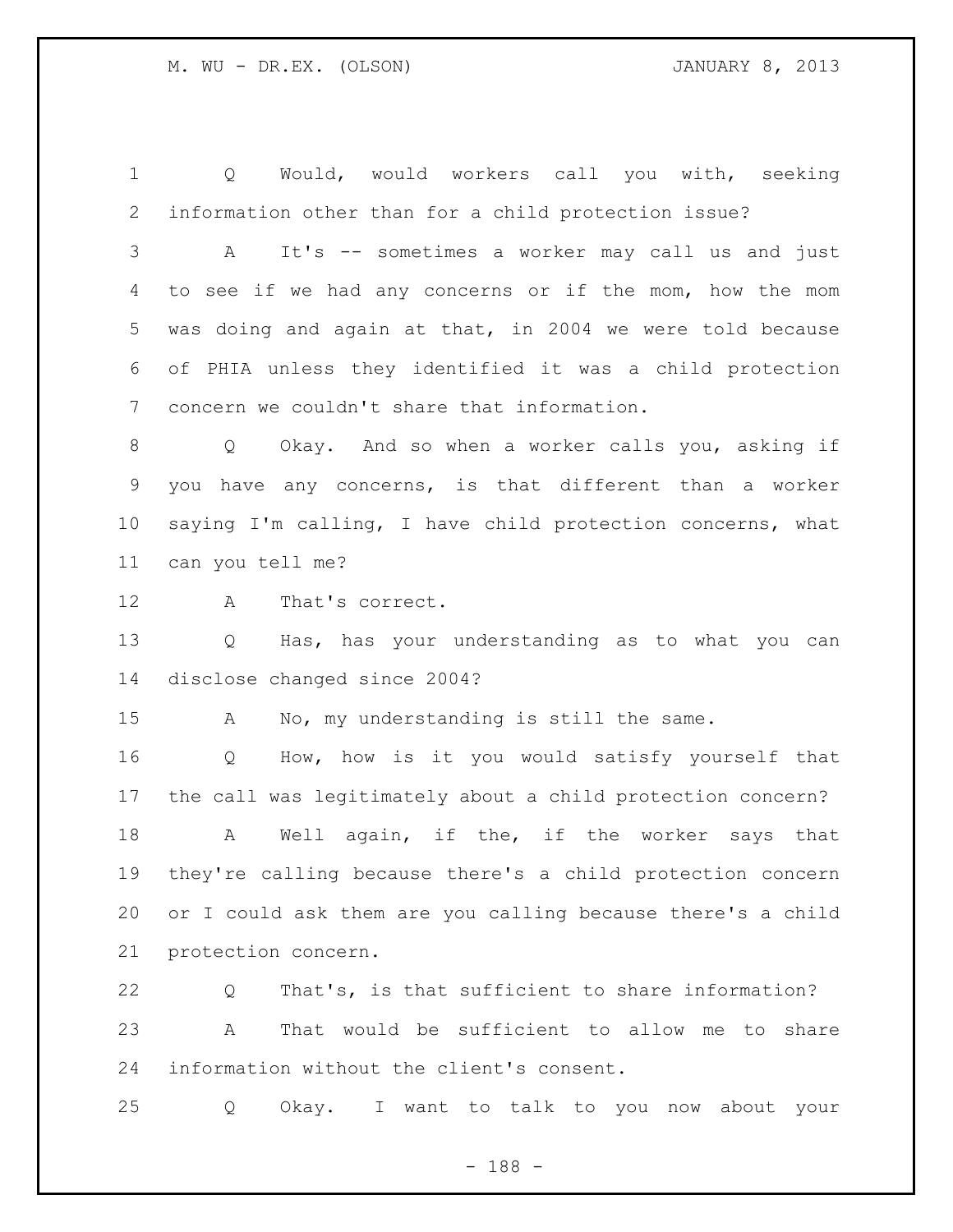Q Would, would workers call you with, seeking information other than for a child protection issue?

A It's -- sometimes a worker may call us and just to see if we had any concerns or if the mom, how the mom was doing and again at that, in 2004 we were told because of PHIA unless they identified it was a child protection concern we couldn't share that information.

Q Okay. And so when a worker calls you, asking if you have any concerns, is that different than a worker saying I'm calling, I have child protection concerns, what can you tell me?

A That's correct.

Q Has, has your understanding as to what you can disclose changed since 2004?

A No, my understanding is still the same.

Q How, how is it you would satisfy yourself that the call was legitimately about a child protection concern?

A Well again, if the, if the worker says that they're calling because there's a child protection concern or I could ask them are you calling because there's a child protection concern.

Q That's, is that sufficient to share information?

A That would be sufficient to allow me to share information without the client's consent.

Q Okay. I want to talk to you now about your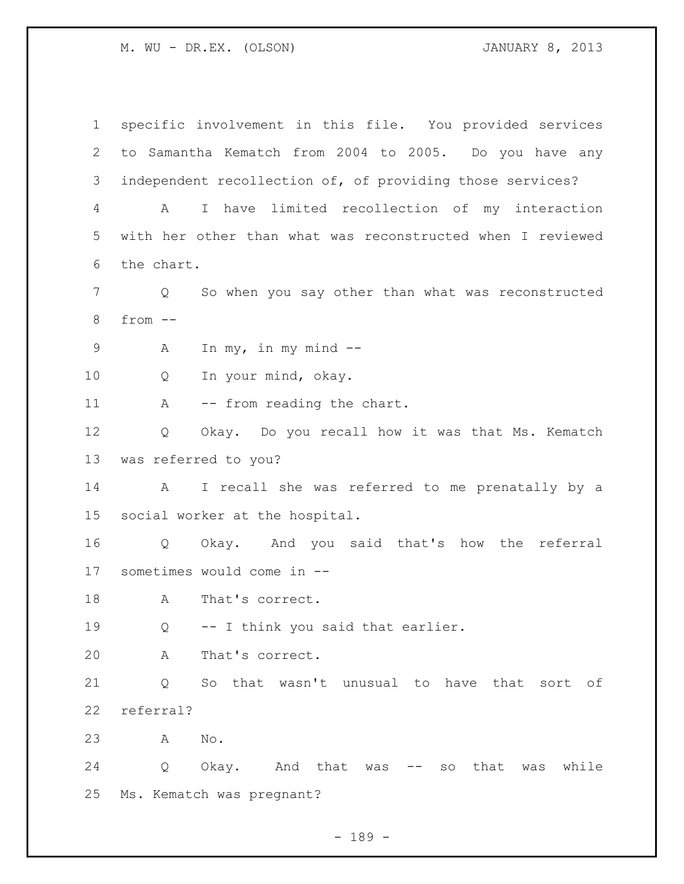specific involvement in this file. You provided services to Samantha Kematch from 2004 to 2005. Do you have any independent recollection of, of providing those services?

A I have limited recollection of my interaction with her other than what was reconstructed when I reviewed the chart.

Q So when you say other than what was reconstructed from --

A In my, in my mind --

Q In your mind, okay.

A -- from reading the chart.

Q Okay. Do you recall how it was that Ms. Kematch was referred to you?

A I recall she was referred to me prenatally by a social worker at the hospital.

Q Okay. And you said that's how the referral sometimes would come in --

A That's correct.

Q -- I think you said that earlier.

A That's correct.

Q So that wasn't unusual to have that sort of referral?

A No.

Q Okay. And that was -- so that was while Ms. Kematch was pregnant?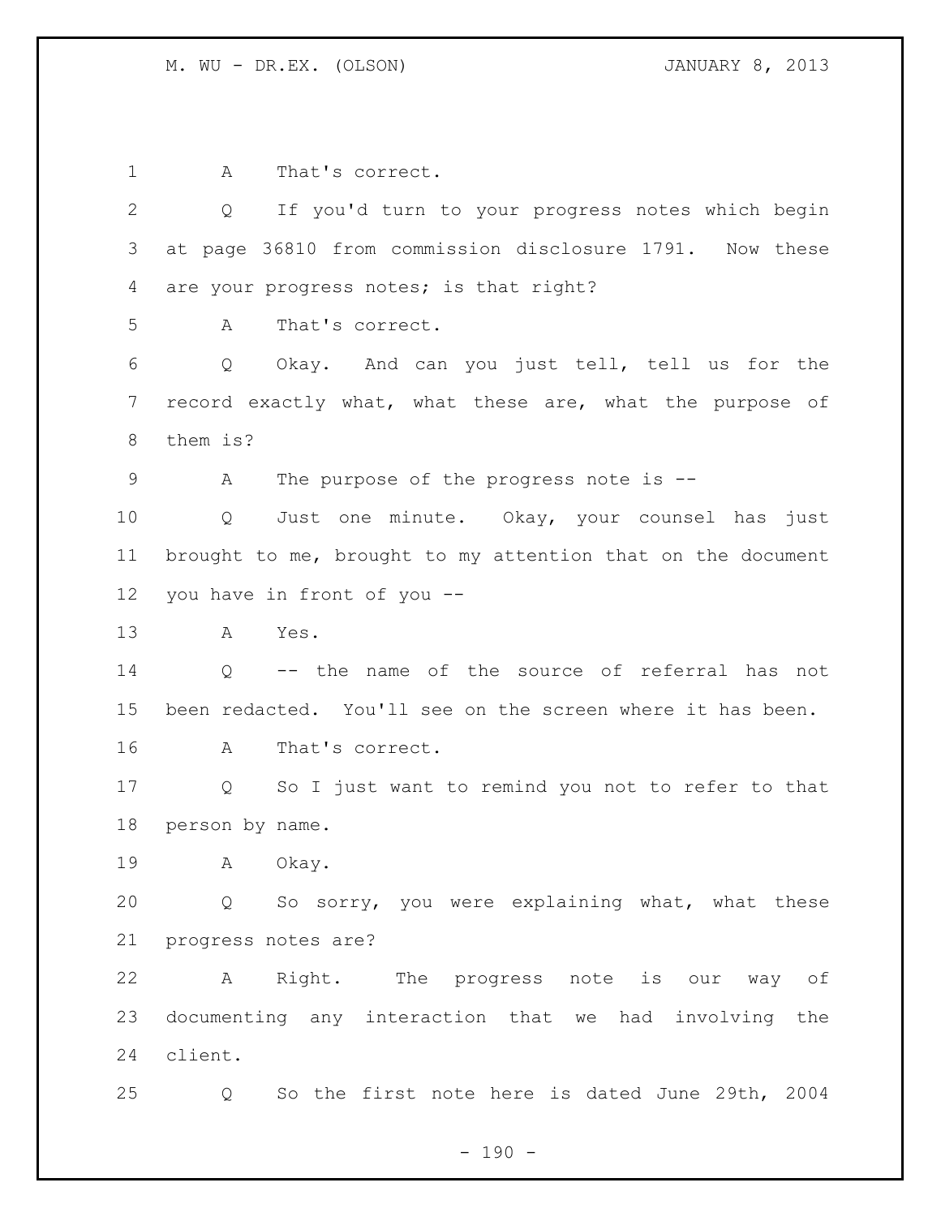A That's correct.

Q If you'd turn to your progress notes which begin at page 36810 from commission disclosure 1791. Now these are your progress notes; is that right?

A That's correct.

Q Okay. And can you just tell, tell us for the record exactly what, what these are, what the purpose of them is?

A The purpose of the progress note is --

Q Just one minute. Okay, your counsel has just brought to me, brought to my attention that on the document you have in front of you --

A Yes.

Q -- the name of the source of referral has not been redacted. You'll see on the screen where it has been.

A That's correct.

Q So I just want to remind you not to refer to that person by name.

A Okay.

Q So sorry, you were explaining what, what these progress notes are?

A Right. The progress note is our way of documenting any interaction that we had involving the client.

Q So the first note here is dated June 29th, 2004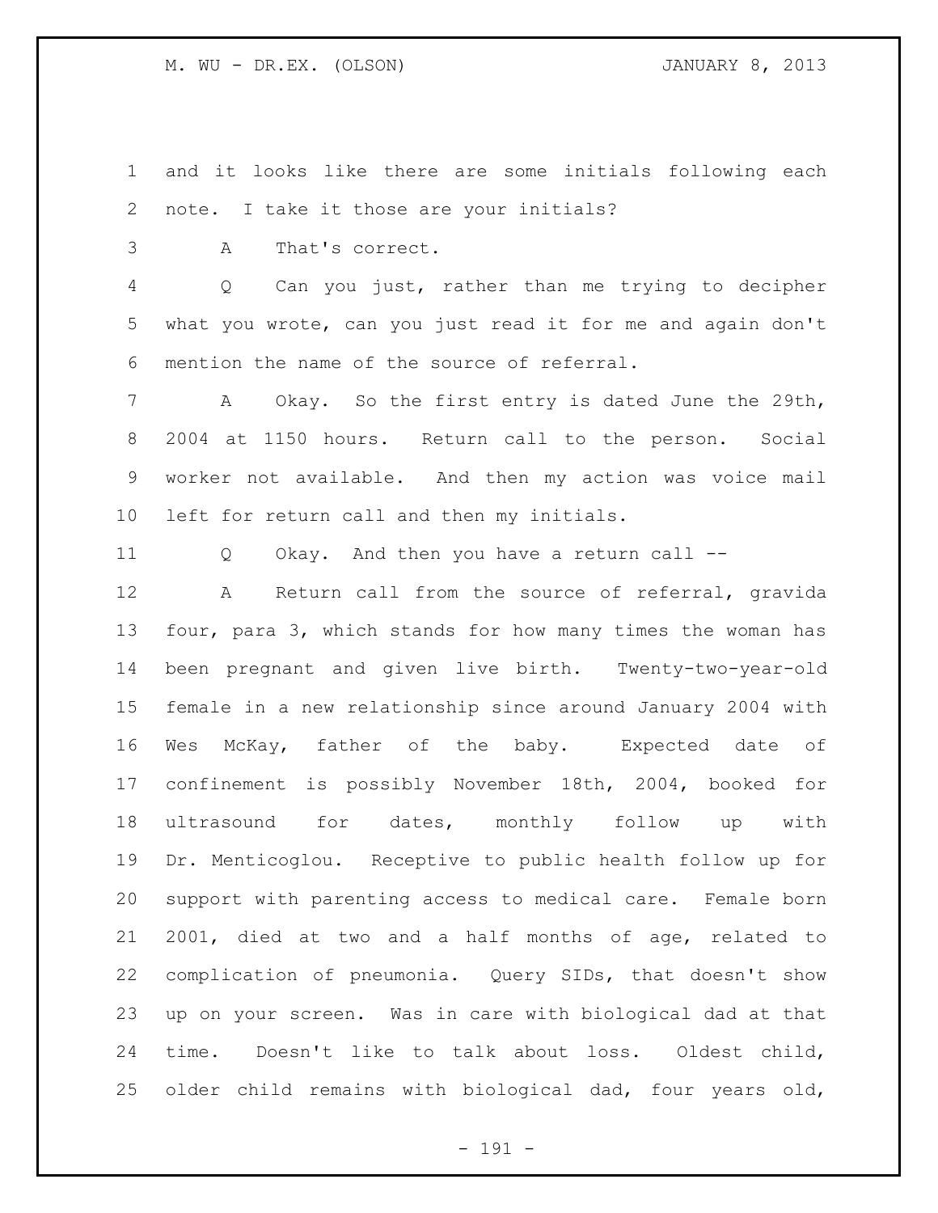and it looks like there are some initials following each note. I take it those are your initials?

A That's correct.

Q Can you just, rather than me trying to decipher what you wrote, can you just read it for me and again don't mention the name of the source of referral.

A Okay. So the first entry is dated June the 29th, 2004 at 1150 hours. Return call to the person. Social worker not available. And then my action was voice mail left for return call and then my initials.

Q Okay. And then you have a return call --

A Return call from the source of referral, gravida four, para 3, which stands for how many times the woman has been pregnant and given live birth. Twenty-two-year-old female in a new relationship since around January 2004 with Wes McKay, father of the baby. Expected date of confinement is possibly November 18th, 2004, booked for ultrasound for dates, monthly follow up with Dr. Menticoglou. Receptive to public health follow up for support with parenting access to medical care. Female born 2001, died at two and a half months of age, related to complication of pneumonia. Query SIDs, that doesn't show up on your screen. Was in care with biological dad at that time. Doesn't like to talk about loss. Oldest child, older child remains with biological dad, four years old,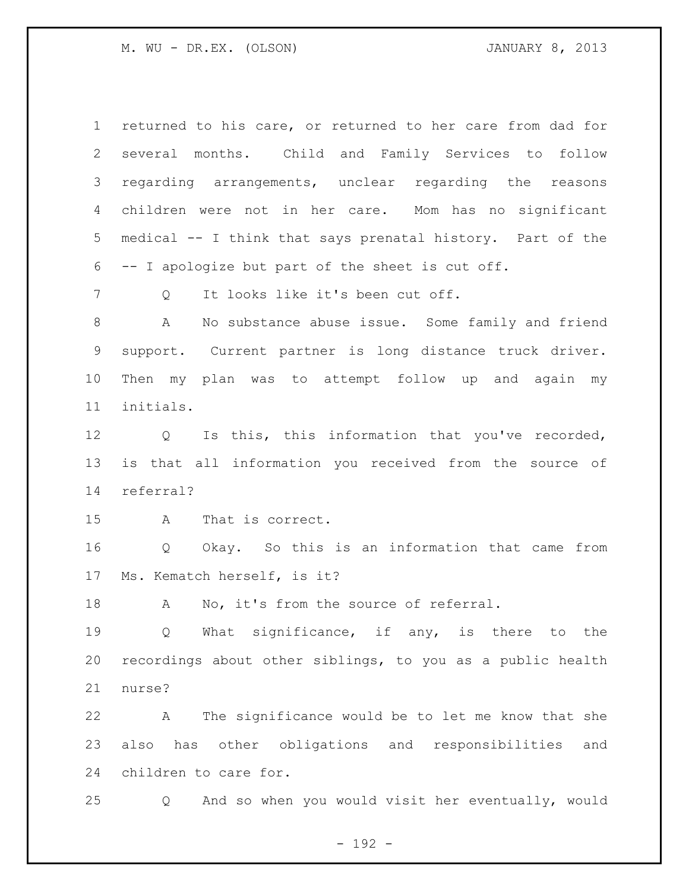returned to his care, or returned to her care from dad for several months. Child and Family Services to follow regarding arrangements, unclear regarding the reasons children were not in her care. Mom has no significant medical -- I think that says prenatal history. Part of the -- I apologize but part of the sheet is cut off.

Q It looks like it's been cut off.

A No substance abuse issue. Some family and friend support. Current partner is long distance truck driver. Then my plan was to attempt follow up and again my initials.

Q Is this, this information that you've recorded, is that all information you received from the source of referral?

A That is correct.

Q Okay. So this is an information that came from Ms. Kematch herself, is it?

A No, it's from the source of referral.

Q What significance, if any, is there to the recordings about other siblings, to you as a public health nurse?

A The significance would be to let me know that she also has other obligations and responsibilities and children to care for.

Q And so when you would visit her eventually, would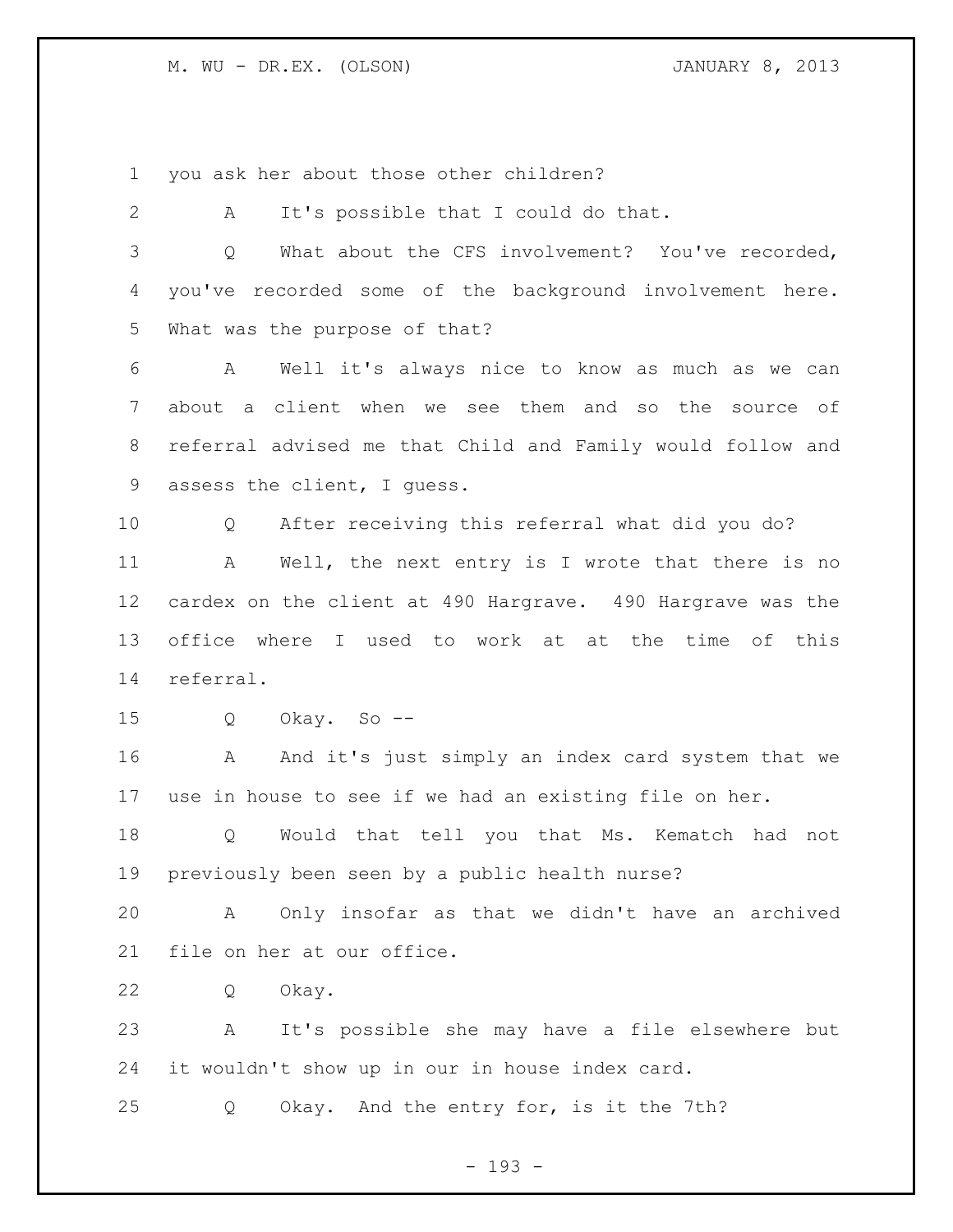you ask her about those other children?

A It's possible that I could do that.

Q What about the CFS involvement? You've recorded, you've recorded some of the background involvement here. What was the purpose of that?

A Well it's always nice to know as much as we can about a client when we see them and so the source of referral advised me that Child and Family would follow and assess the client, I guess.

Q After receiving this referral what did you do?

A Well, the next entry is I wrote that there is no cardex on the client at 490 Hargrave. 490 Hargrave was the office where I used to work at at the time of this referral.

Q Okay. So --

A And it's just simply an index card system that we use in house to see if we had an existing file on her.

Q Would that tell you that Ms. Kematch had not previously been seen by a public health nurse?

A Only insofar as that we didn't have an archived file on her at our office.

Q Okay.

A It's possible she may have a file elsewhere but it wouldn't show up in our in house index card.

Q Okay. And the entry for, is it the 7th?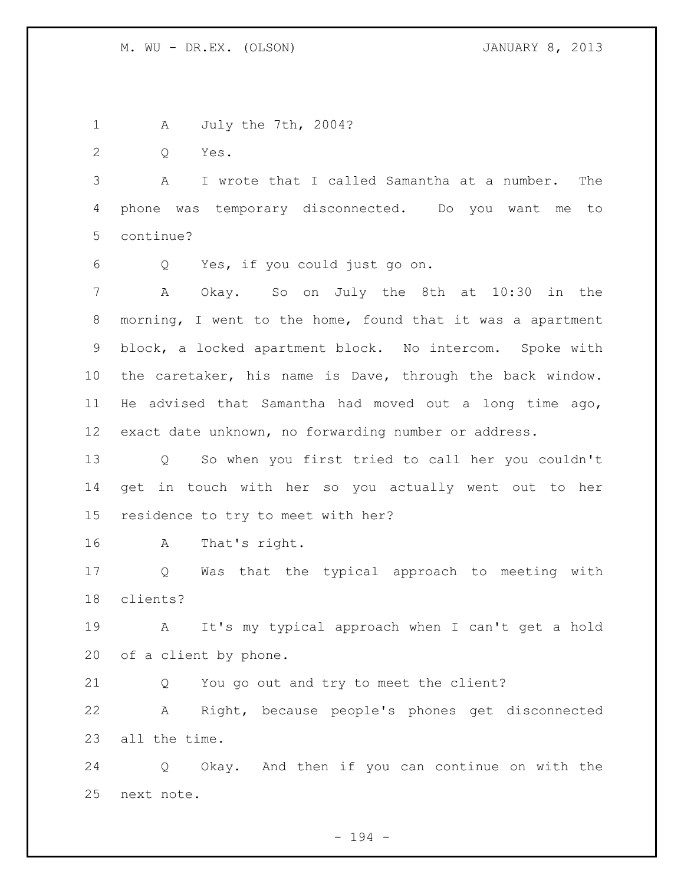A July the 7th, 2004?

Q Yes.

A I wrote that I called Samantha at a number. The phone was temporary disconnected. Do you want me to continue?

Q Yes, if you could just go on.

A Okay. So on July the 8th at 10:30 in the morning, I went to the home, found that it was a apartment block, a locked apartment block. No intercom. Spoke with the caretaker, his name is Dave, through the back window. He advised that Samantha had moved out a long time ago, exact date unknown, no forwarding number or address.

Q So when you first tried to call her you couldn't get in touch with her so you actually went out to her residence to try to meet with her?

A That's right.

Q Was that the typical approach to meeting with clients?

A It's my typical approach when I can't get a hold of a client by phone.

Q You go out and try to meet the client?

A Right, because people's phones get disconnected all the time.

Q Okay. And then if you can continue on with the next note.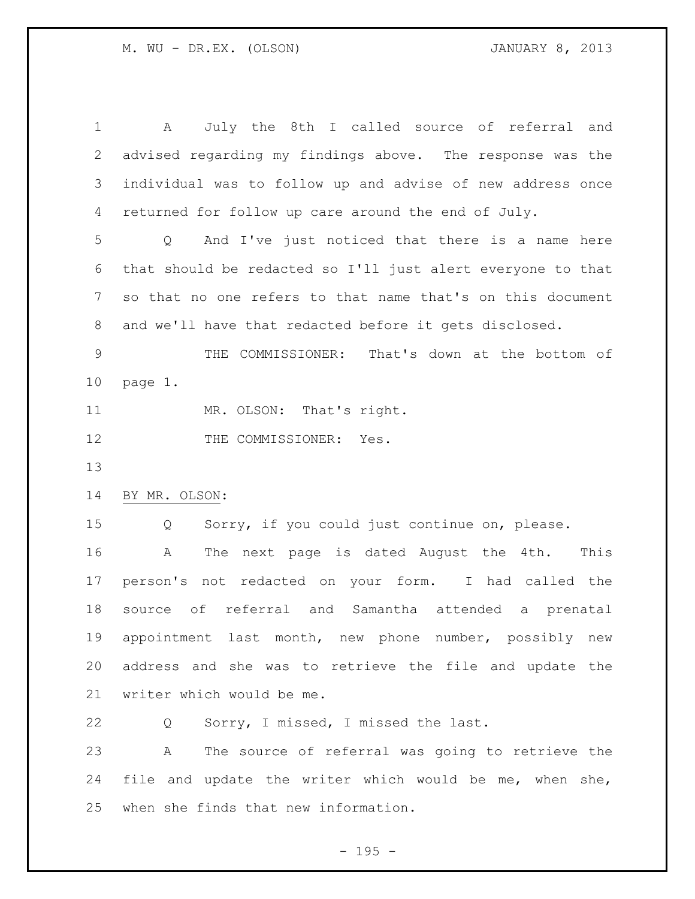A July the 8th I called source of referral and advised regarding my findings above. The response was the individual was to follow up and advise of new address once returned for follow up care around the end of July.

Q And I've just noticed that there is a name here that should be redacted so I'll just alert everyone to that so that no one refers to that name that's on this document and we'll have that redacted before it gets disclosed.

THE COMMISSIONER: That's down at the bottom of page 1.

MR. OLSON: That's right.

THE COMMISSIONER: Yes.

BY MR. OLSON:

Q Sorry, if you could just continue on, please.

A The next page is dated August the 4th. This person's not redacted on your form. I had called the source of referral and Samantha attended a prenatal appointment last month, new phone number, possibly new address and she was to retrieve the file and update the writer which would be me.

Q Sorry, I missed, I missed the last.

A The source of referral was going to retrieve the file and update the writer which would be me, when she, when she finds that new information.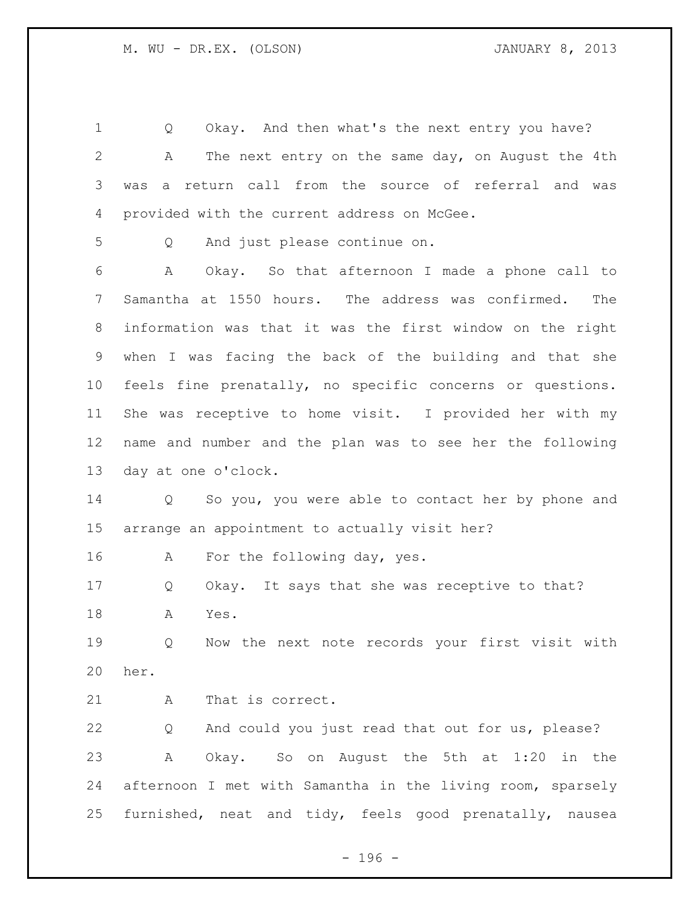Q Okay. And then what's the next entry you have?

A The next entry on the same day, on August the 4th was a return call from the source of referral and was provided with the current address on McGee.

Q And just please continue on.

A Okay. So that afternoon I made a phone call to Samantha at 1550 hours. The address was confirmed. The information was that it was the first window on the right when I was facing the back of the building and that she feels fine prenatally, no specific concerns or questions. She was receptive to home visit. I provided her with my name and number and the plan was to see her the following day at one o'clock.

Q So you, you were able to contact her by phone and arrange an appointment to actually visit her?

A For the following day, yes.

Q Okay. It says that she was receptive to that?

A Yes.

Q Now the next note records your first visit with her.

A That is correct.

Q And could you just read that out for us, please?

A Okay. So on August the 5th at 1:20 in the afternoon I met with Samantha in the living room, sparsely furnished, neat and tidy, feels good prenatally, nausea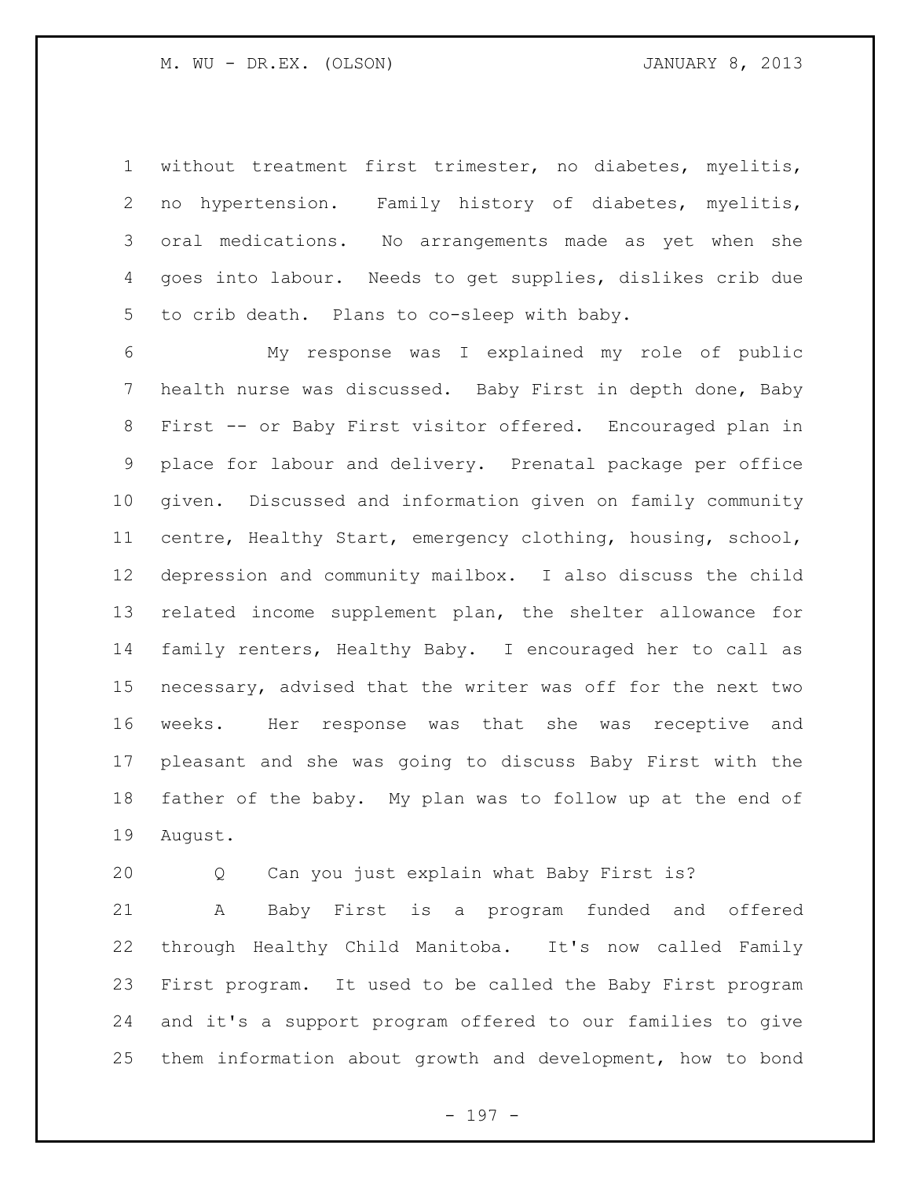without treatment first trimester, no diabetes, myelitis, no hypertension. Family history of diabetes, myelitis, oral medications. No arrangements made as yet when she goes into labour. Needs to get supplies, dislikes crib due to crib death. Plans to co-sleep with baby.

My response was I explained my role of public health nurse was discussed. Baby First in depth done, Baby First -- or Baby First visitor offered. Encouraged plan in place for labour and delivery. Prenatal package per office given. Discussed and information given on family community centre, Healthy Start, emergency clothing, housing, school, depression and community mailbox. I also discuss the child related income supplement plan, the shelter allowance for family renters, Healthy Baby. I encouraged her to call as necessary, advised that the writer was off for the next two weeks. Her response was that she was receptive and pleasant and she was going to discuss Baby First with the father of the baby. My plan was to follow up at the end of August.

Q Can you just explain what Baby First is?

A Baby First is a program funded and offered through Healthy Child Manitoba. It's now called Family First program. It used to be called the Baby First program and it's a support program offered to our families to give them information about growth and development, how to bond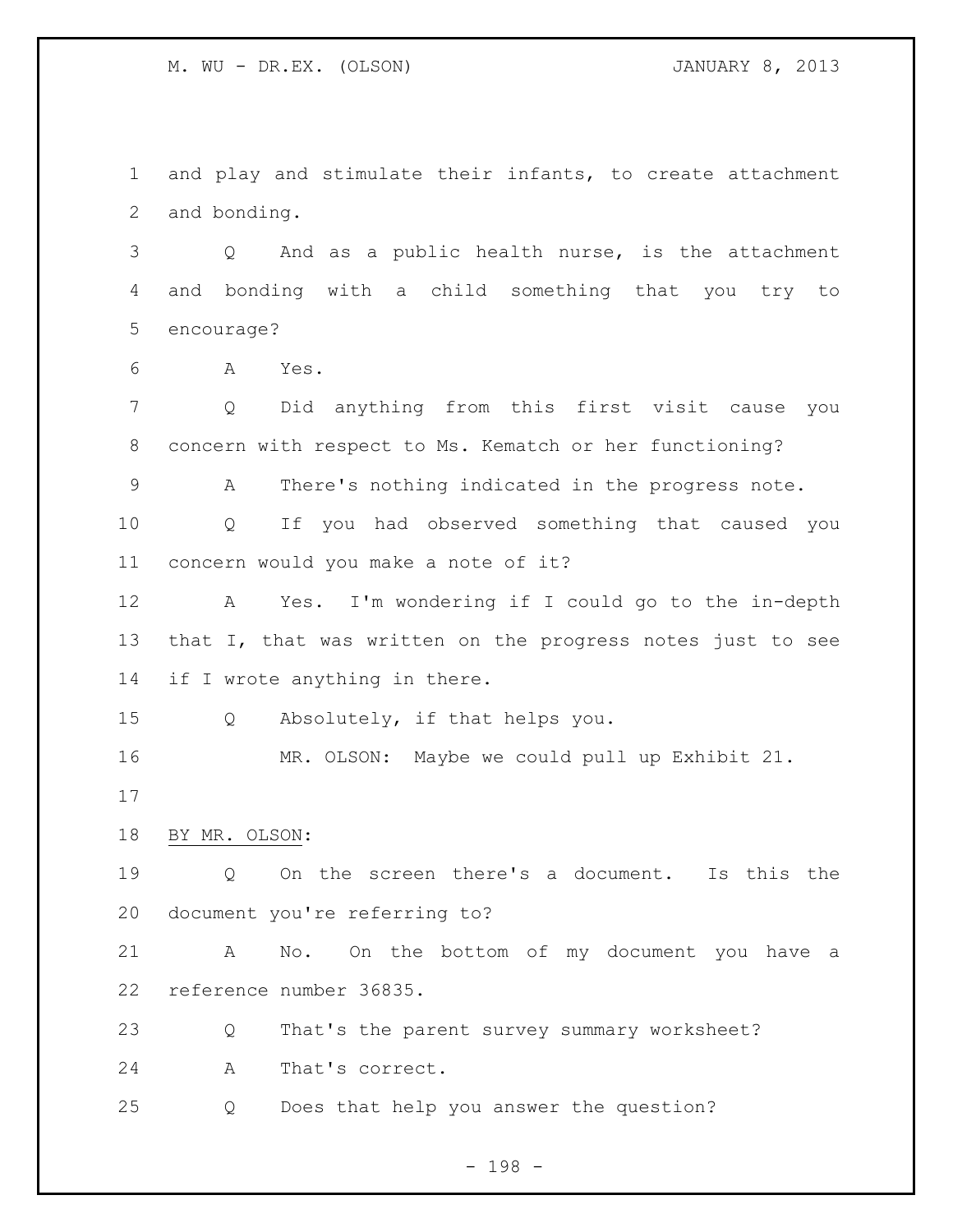and play and stimulate their infants, to create attachment and bonding.

Q And as a public health nurse, is the attachment and bonding with a child something that you try to encourage?

A Yes.

Q Did anything from this first visit cause you concern with respect to Ms. Kematch or her functioning?

A There's nothing indicated in the progress note.

Q If you had observed something that caused you concern would you make a note of it?

A Yes. I'm wondering if I could go to the in-depth that I, that was written on the progress notes just to see if I wrote anything in there.

Q Absolutely, if that helps you.

MR. OLSON: Maybe we could pull up Exhibit 21.

BY MR. OLSON:

Q On the screen there's a document. Is this the document you're referring to?

A No. On the bottom of my document you have a reference number 36835.

Q That's the parent survey summary worksheet?

A That's correct.

Q Does that help you answer the question?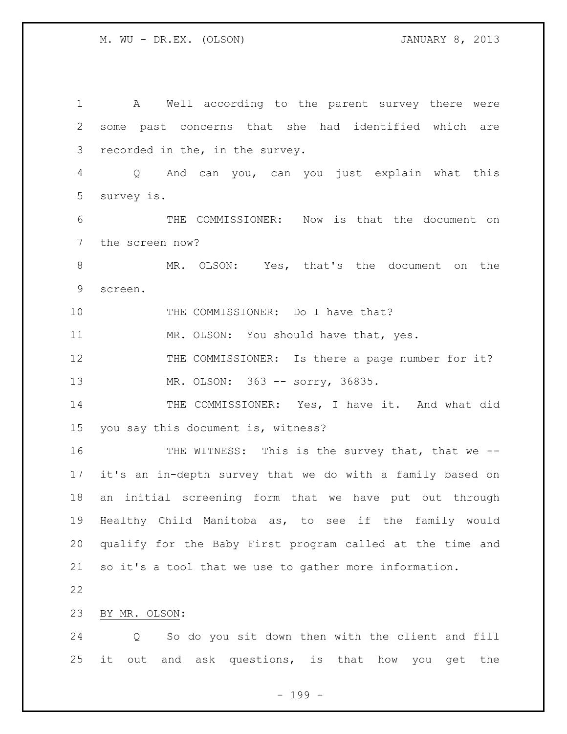A Well according to the parent survey there were some past concerns that she had identified which are recorded in the, in the survey.

Q And can you, can you just explain what this survey is.

THE COMMISSIONER: Now is that the document on the screen now?

MR. OLSON: Yes, that's the document on the screen.

THE COMMISSIONER: Do I have that?

MR. OLSON: You should have that, yes.

THE COMMISSIONER: Is there a page number for it?

MR. OLSON: 363 -- sorry, 36835.

THE COMMISSIONER: Yes, I have it. And what did you say this document is, witness?

THE WITNESS: This is the survey that, that we -- it's an in-depth survey that we do with a family based on an initial screening form that we have put out through Healthy Child Manitoba as, to see if the family would qualify for the Baby First program called at the time and so it's a tool that we use to gather more information.

BY MR. OLSON:

Q So do you sit down then with the client and fill it out and ask questions, is that how you get the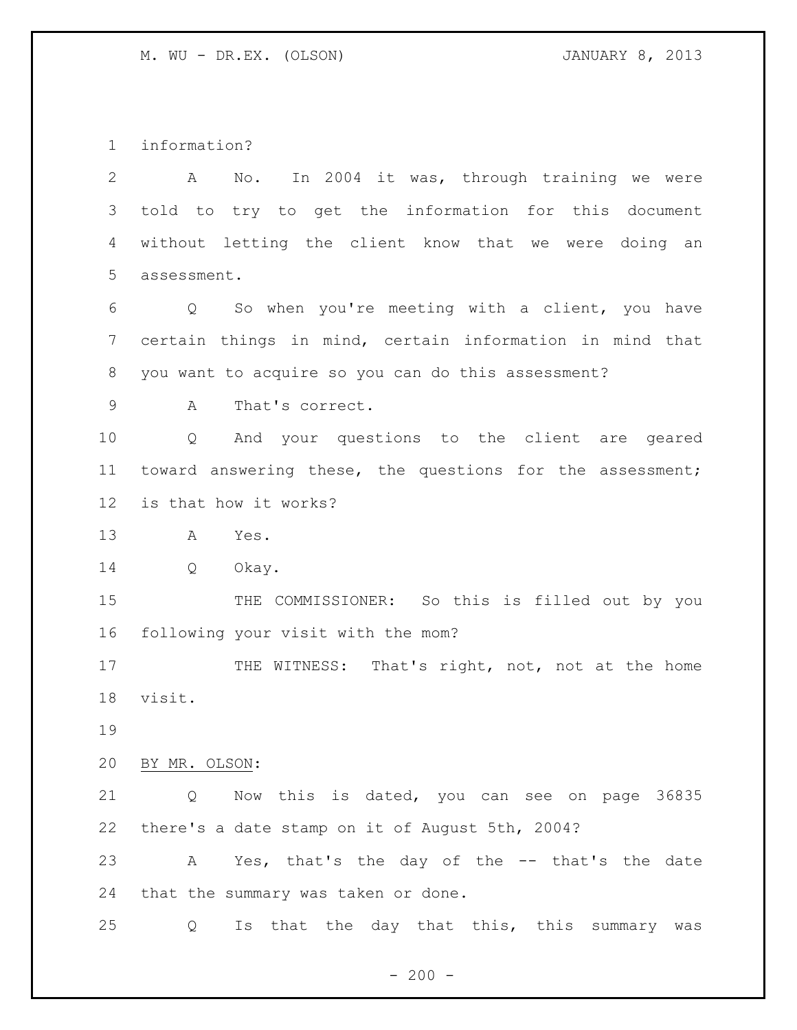information?

A No. In 2004 it was, through training we were told to try to get the information for this document without letting the client know that we were doing an assessment.

Q So when you're meeting with a client, you have certain things in mind, certain information in mind that you want to acquire so you can do this assessment?

A That's correct.

Q And your questions to the client are geared toward answering these, the questions for the assessment; is that how it works?

A Yes.

Q Okay.

THE COMMISSIONER: So this is filled out by you following your visit with the mom?

THE WITNESS: That's right, not, not at the home visit.

BY MR. OLSON:

Q Now this is dated, you can see on page 36835 there's a date stamp on it of August 5th, 2004?

A Yes, that's the day of the -- that's the date that the summary was taken or done.

Q Is that the day that this, this summary was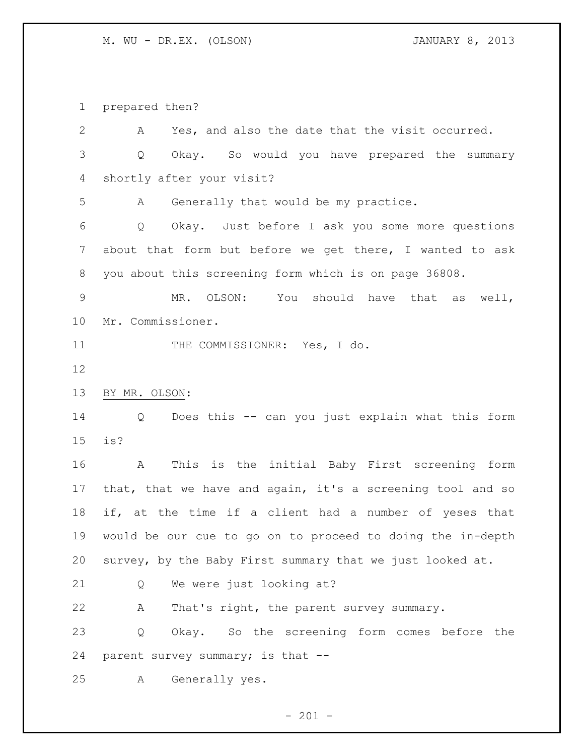prepared then?

A Yes, and also the date that the visit occurred.

Q Okay. So would you have prepared the summary shortly after your visit?

A Generally that would be my practice.

Q Okay. Just before I ask you some more questions about that form but before we get there, I wanted to ask you about this screening form which is on page 36808.

MR. OLSON: You should have that as well, Mr. Commissioner.

THE COMMISSIONER: Yes, I do.

BY MR. OLSON:

Q Does this -- can you just explain what this form is?

A This is the initial Baby First screening form that, that we have and again, it's a screening tool and so if, at the time if a client had a number of yeses that would be our cue to go on to proceed to doing the in-depth survey, by the Baby First summary that we just looked at.

Q We were just looking at?

A That's right, the parent survey summary.

Q Okay. So the screening form comes before the parent survey summary; is that --

A Generally yes.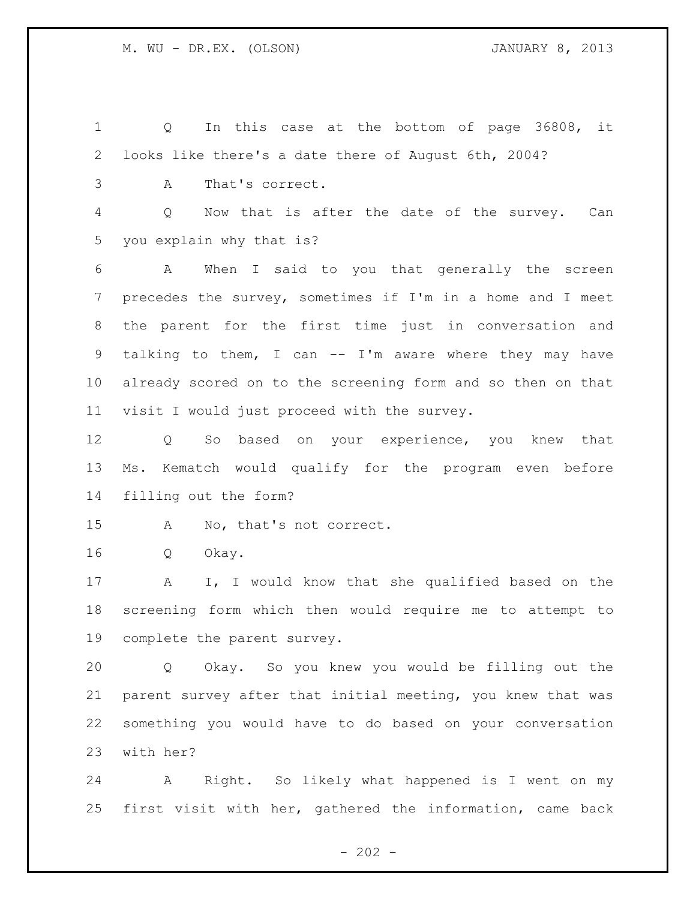Q In this case at the bottom of page 36808, it looks like there's a date there of August 6th, 2004?

A That's correct.

Q Now that is after the date of the survey. Can you explain why that is?

A When I said to you that generally the screen precedes the survey, sometimes if I'm in a home and I meet the parent for the first time just in conversation and talking to them, I can -- I'm aware where they may have already scored on to the screening form and so then on that visit I would just proceed with the survey.

Q So based on your experience, you knew that Ms. Kematch would qualify for the program even before filling out the form?

A No, that's not correct.

Q Okay.

A I, I would know that she qualified based on the screening form which then would require me to attempt to complete the parent survey.

Q Okay. So you knew you would be filling out the parent survey after that initial meeting, you knew that was something you would have to do based on your conversation with her?

A Right. So likely what happened is I went on my first visit with her, gathered the information, came back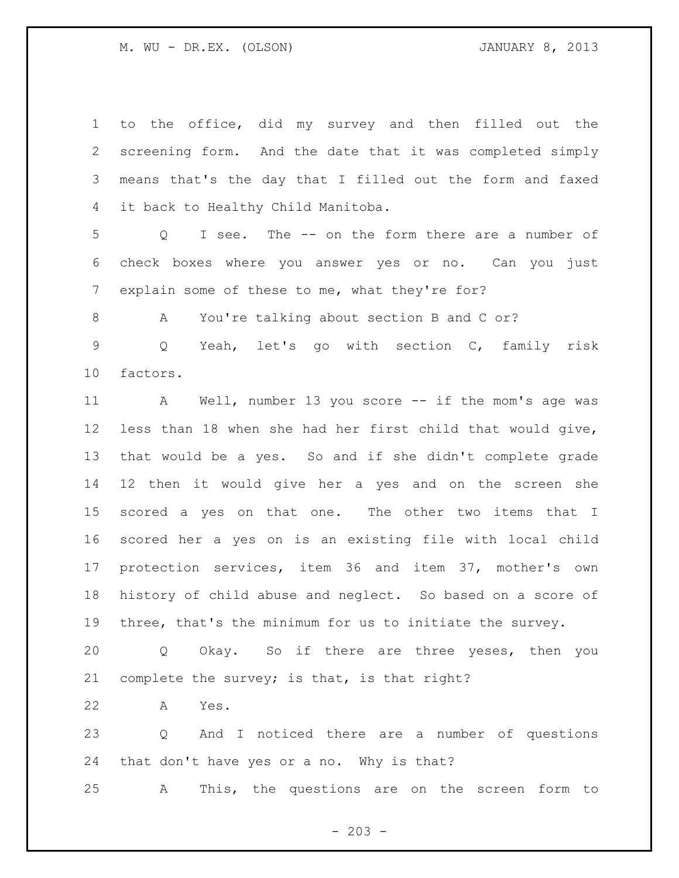to the office, did my survey and then filled out the screening form. And the date that it was completed simply means that's the day that I filled out the form and faxed it back to Healthy Child Manitoba.

Q I see. The -- on the form there are a number of check boxes where you answer yes or no. Can you just explain some of these to me, what they're for?

A You're talking about section B and C or?

Q Yeah, let's go with section C, family risk factors.

A Well, number 13 you score -- if the mom's age was less than 18 when she had her first child that would give, that would be a yes. So and if she didn't complete grade 12 then it would give her a yes and on the screen she scored a yes on that one. The other two items that I scored her a yes on is an existing file with local child protection services, item 36 and item 37, mother's own history of child abuse and neglect. So based on a score of three, that's the minimum for us to initiate the survey.

Q Okay. So if there are three yeses, then you complete the survey; is that, is that right?

A Yes.

Q And I noticed there are a number of questions that don't have yes or a no. Why is that?

A This, the questions are on the screen form to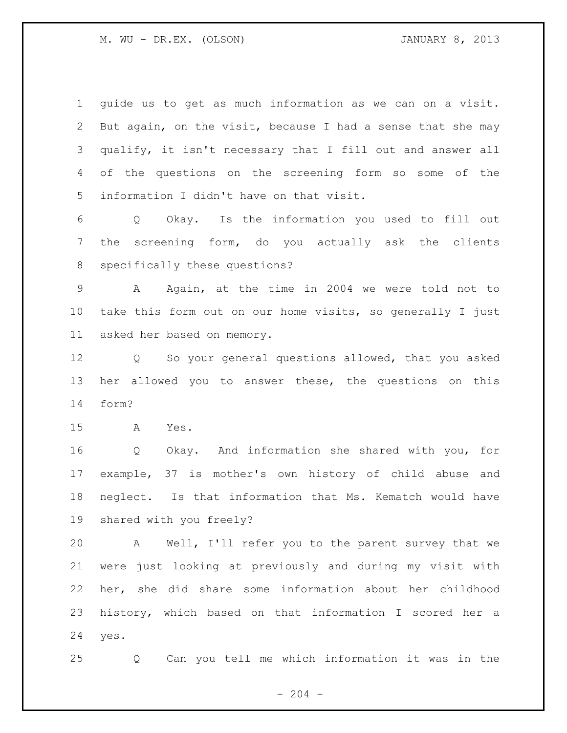guide us to get as much information as we can on a visit. But again, on the visit, because I had a sense that she may qualify, it isn't necessary that I fill out and answer all of the questions on the screening form so some of the information I didn't have on that visit.

Q Okay. Is the information you used to fill out the screening form, do you actually ask the clients specifically these questions?

A Again, at the time in 2004 we were told not to take this form out on our home visits, so generally I just asked her based on memory.

Q So your general questions allowed, that you asked her allowed you to answer these, the questions on this form?

A Yes.

Q Okay. And information she shared with you, for example, 37 is mother's own history of child abuse and neglect. Is that information that Ms. Kematch would have shared with you freely?

A Well, I'll refer you to the parent survey that we were just looking at previously and during my visit with her, she did share some information about her childhood history, which based on that information I scored her a yes.

Q Can you tell me which information it was in the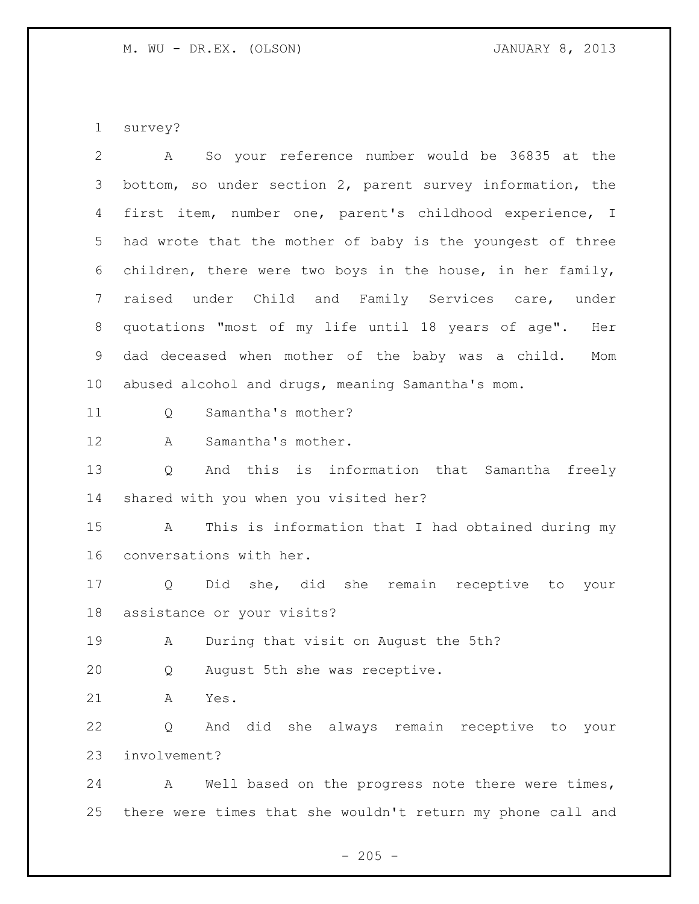survey?

A So your reference number would be 36835 at the bottom, so under section 2, parent survey information, the first item, number one, parent's childhood experience, I had wrote that the mother of baby is the youngest of three children, there were two boys in the house, in her family, raised under Child and Family Services care, under quotations "most of my life until 18 years of age". Her dad deceased when mother of the baby was a child. Mom abused alcohol and drugs, meaning Samantha's mom.

Q Samantha's mother?

A Samantha's mother.

Q And this is information that Samantha freely shared with you when you visited her?

A This is information that I had obtained during my conversations with her.

Q Did she, did she remain receptive to your assistance or your visits?

A During that visit on August the 5th?

Q August 5th she was receptive.

A Yes.

Q And did she always remain receptive to your involvement?

A Well based on the progress note there were times, there were times that she wouldn't return my phone call and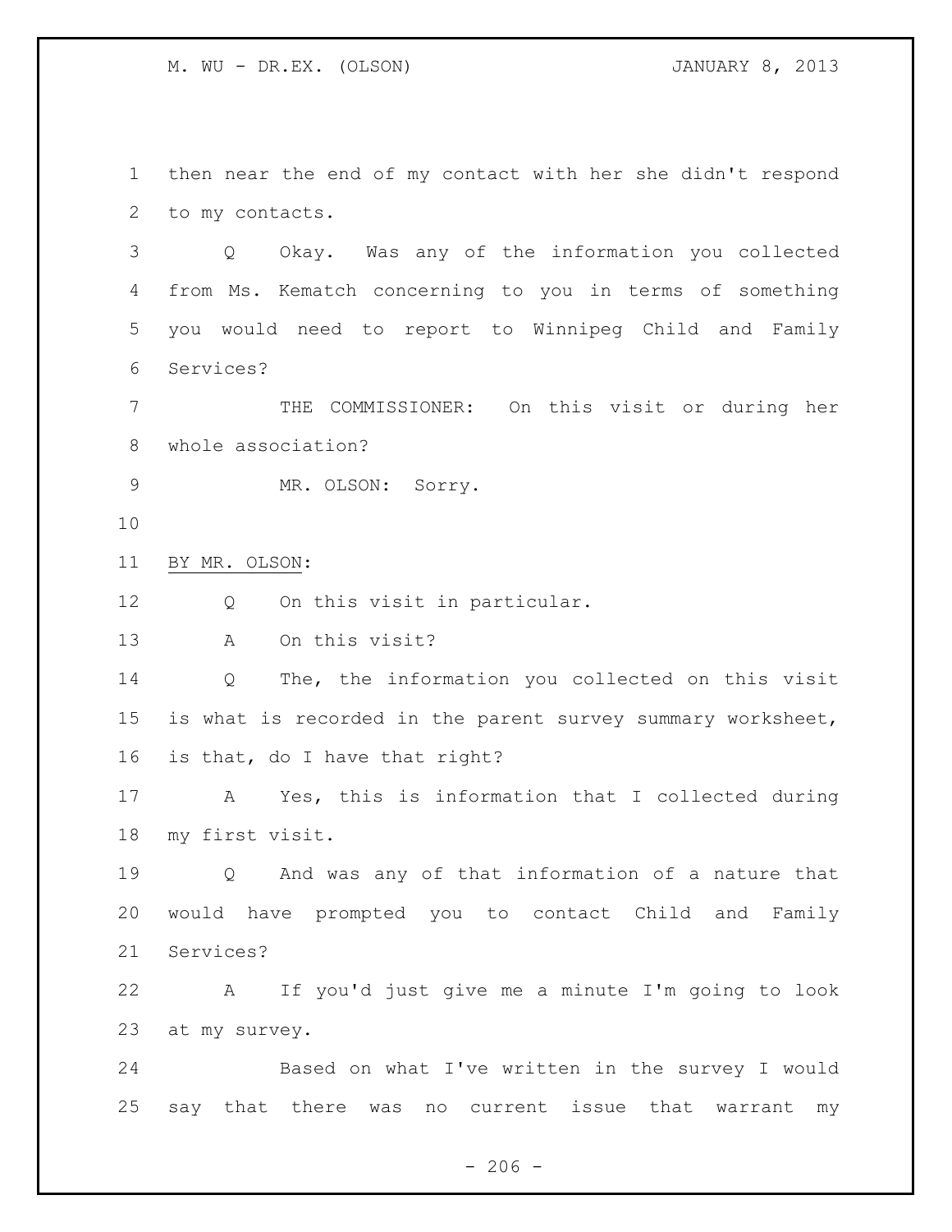then near the end of my contact with her she didn't respond to my contacts.

Q Okay. Was any of the information you collected from Ms. Kematch concerning to you in terms of something you would need to report to Winnipeg Child and Family Services?

THE COMMISSIONER: On this visit or during her whole association?

MR. OLSON: Sorry.

BY MR. OLSON:

Q On this visit in particular.

A On this visit?

Q The, the information you collected on this visit is what is recorded in the parent survey summary worksheet, is that, do I have that right?

A Yes, this is information that I collected during my first visit.

Q And was any of that information of a nature that would have prompted you to contact Child and Family Services?

A If you'd just give me a minute I'm going to look at my survey.

Based on what I've written in the survey I would say that there was no current issue that warrant my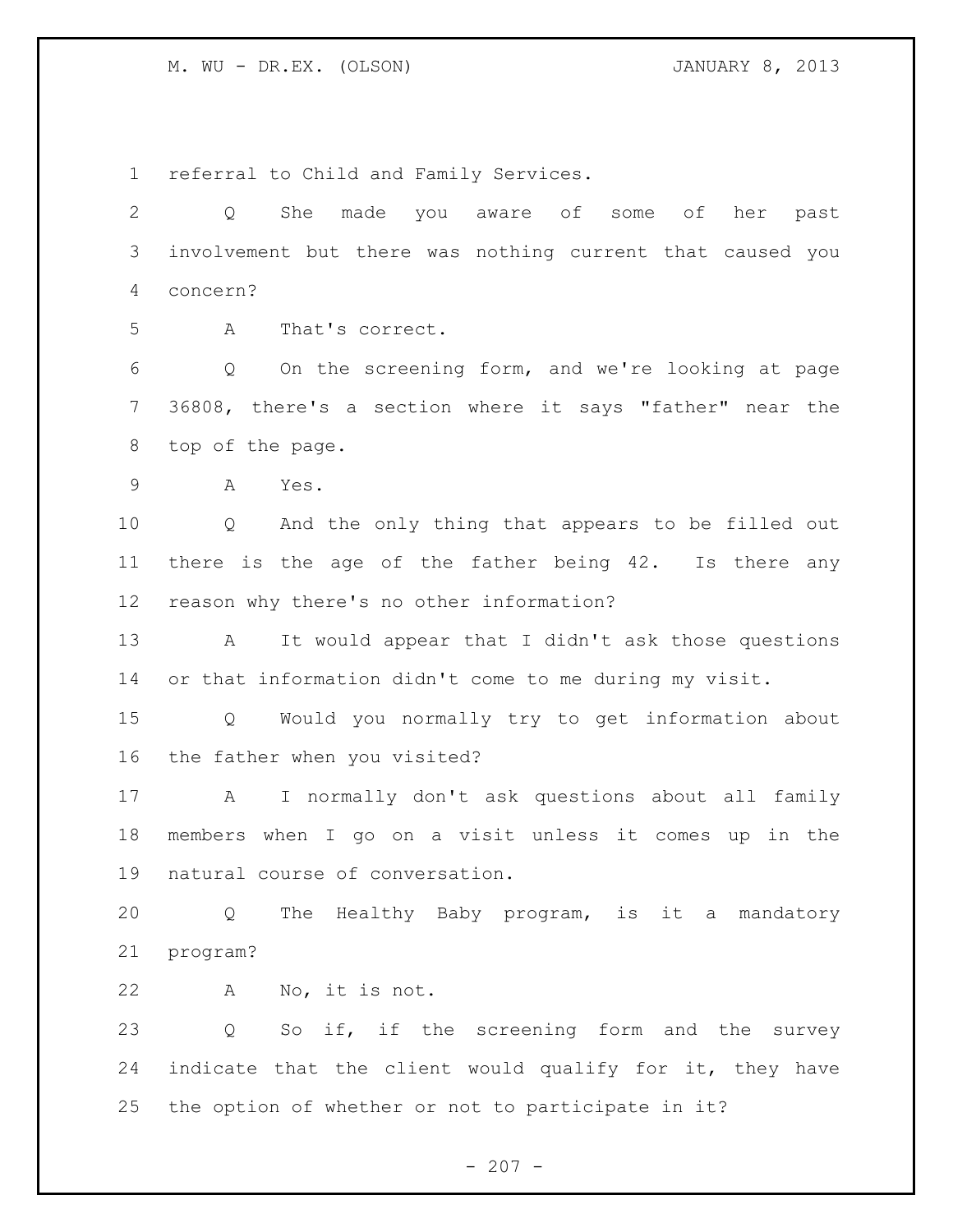referral to Child and Family Services.

Q She made you aware of some of her past involvement but there was nothing current that caused you concern?

A That's correct.

Q On the screening form, and we're looking at page 36808, there's a section where it says "father" near the top of the page.

A Yes.

Q And the only thing that appears to be filled out there is the age of the father being 42. Is there any reason why there's no other information?

A It would appear that I didn't ask those questions or that information didn't come to me during my visit.

Q Would you normally try to get information about the father when you visited?

A I normally don't ask questions about all family members when I go on a visit unless it comes up in the natural course of conversation.

Q The Healthy Baby program, is it a mandatory program?

A No, it is not.

Q So if, if the screening form and the survey indicate that the client would qualify for it, they have the option of whether or not to participate in it?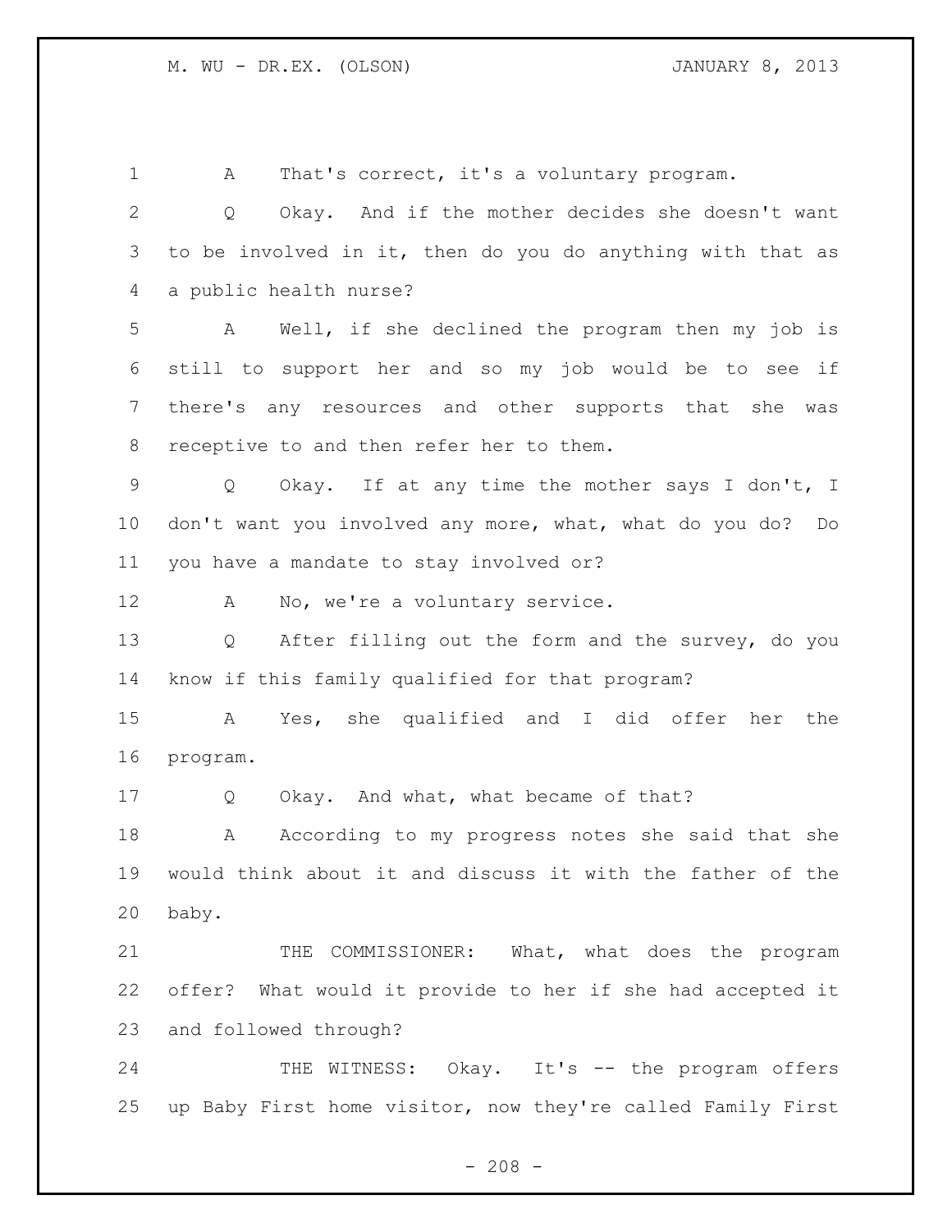A That's correct, it's a voluntary program.

Q Okay. And if the mother decides she doesn't want to be involved in it, then do you do anything with that as a public health nurse?

A Well, if she declined the program then my job is still to support her and so my job would be to see if there's any resources and other supports that she was receptive to and then refer her to them.

Q Okay. If at any time the mother says I don't, I don't want you involved any more, what, what do you do? Do you have a mandate to stay involved or?

A No, we're a voluntary service.

Q After filling out the form and the survey, do you know if this family qualified for that program?

A Yes, she qualified and I did offer her the program.

Q Okay. And what, what became of that?

A According to my progress notes she said that she would think about it and discuss it with the father of the baby.

THE COMMISSIONER: What, what does the program offer? What would it provide to her if she had accepted it and followed through?

THE WITNESS: Okay. It's -- the program offers up Baby First home visitor, now they're called Family First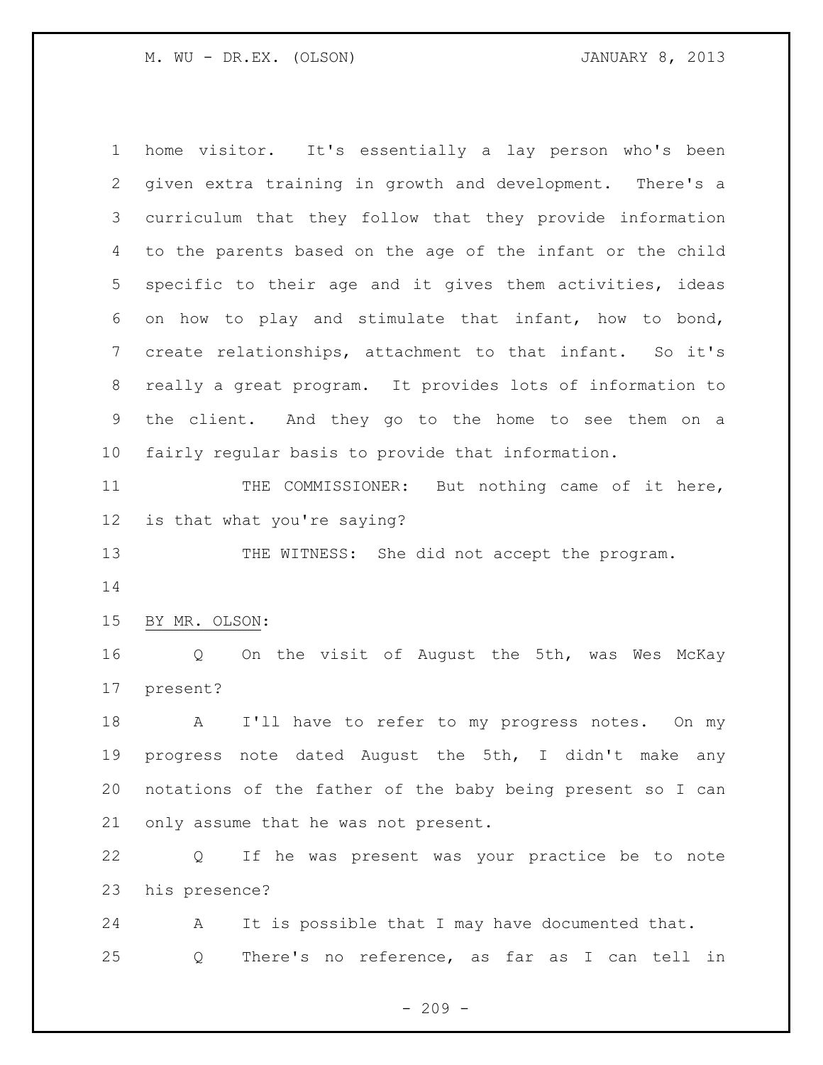home visitor. It's essentially a lay person who's been given extra training in growth and development. There's a curriculum that they follow that they provide information to the parents based on the age of the infant or the child specific to their age and it gives them activities, ideas on how to play and stimulate that infant, how to bond, create relationships, attachment to that infant. So it's really a great program. It provides lots of information to the client. And they go to the home to see them on a fairly regular basis to provide that information.

THE COMMISSIONER: But nothing came of it here, is that what you're saying?

THE WITNESS: She did not accept the program.

BY MR. OLSON:

Q On the visit of August the 5th, was Wes McKay present?

A I'll have to refer to my progress notes. On my progress note dated August the 5th, I didn't make any notations of the father of the baby being present so I can only assume that he was not present.

Q If he was present was your practice be to note his presence?

A It is possible that I may have documented that.

Q There's no reference, as far as I can tell in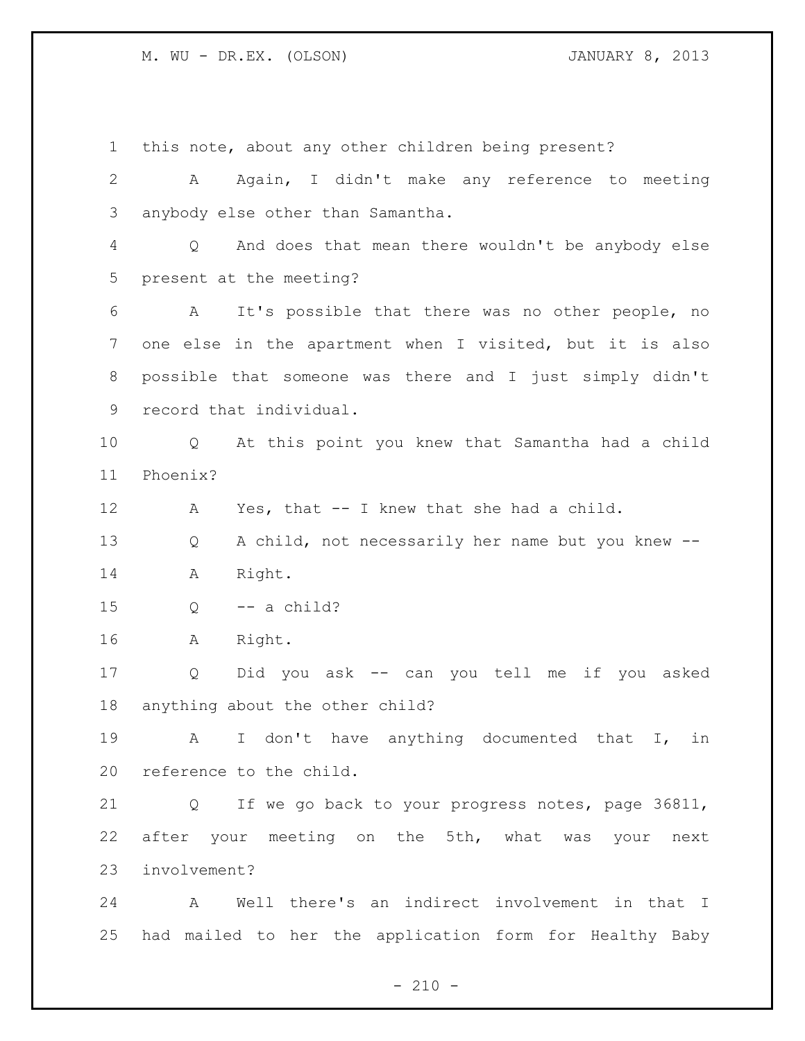this note, about any other children being present?

A Again, I didn't make any reference to meeting anybody else other than Samantha.

Q And does that mean there wouldn't be anybody else present at the meeting?

A It's possible that there was no other people, no one else in the apartment when I visited, but it is also possible that someone was there and I just simply didn't record that individual.

Q At this point you knew that Samantha had a child Phoenix?

A Yes, that -- I knew that she had a child.

Q A child, not necessarily her name but you knew --

A Right.

Q -- a child?

A Right.

Q Did you ask -- can you tell me if you asked anything about the other child?

A I don't have anything documented that I, in reference to the child.

Q If we go back to your progress notes, page 36811, after your meeting on the 5th, what was your next involvement?

A Well there's an indirect involvement in that I had mailed to her the application form for Healthy Baby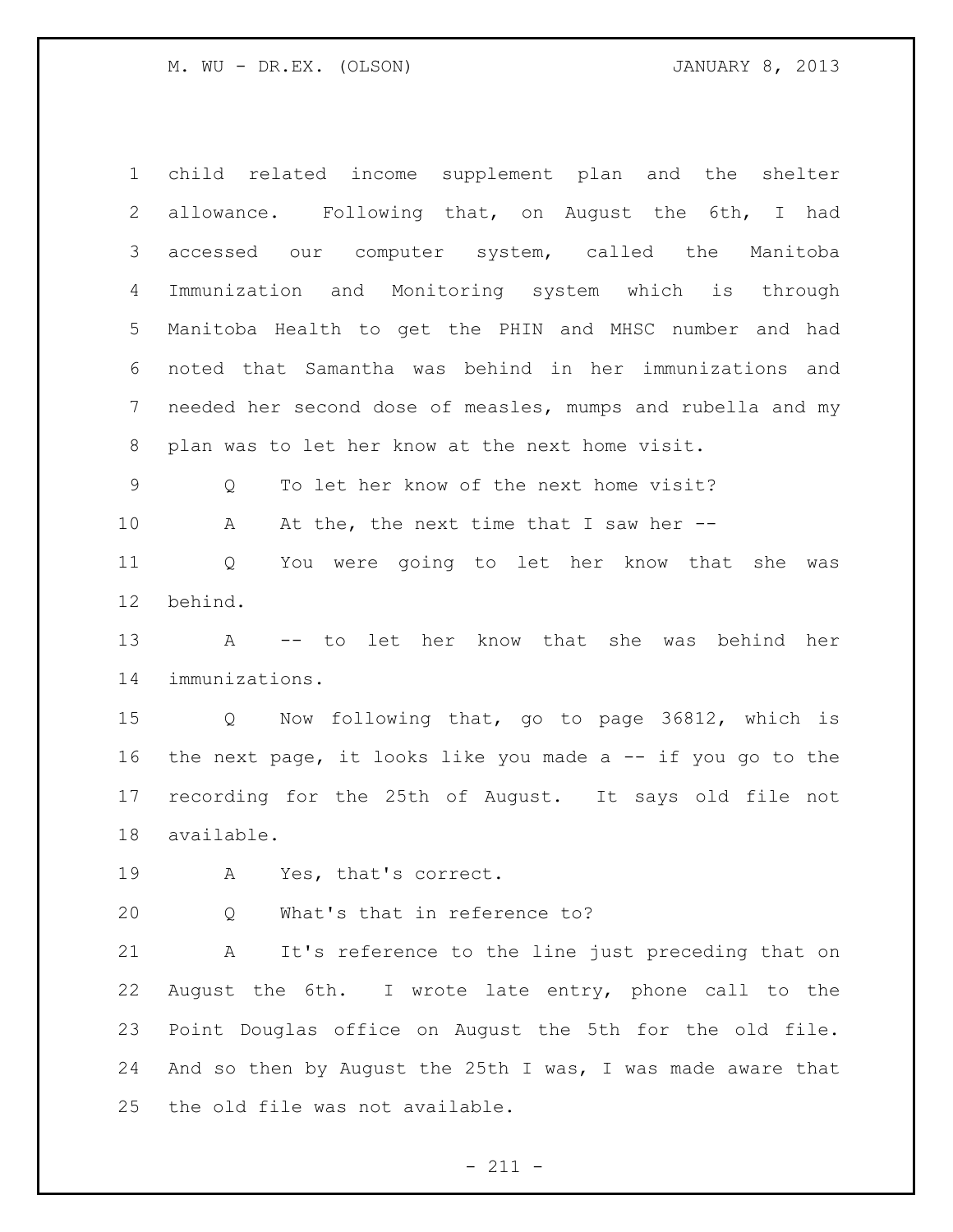child related income supplement plan and the shelter allowance. Following that, on August the 6th, I had accessed our computer system, called the Manitoba Immunization and Monitoring system which is through Manitoba Health to get the PHIN and MHSC number and had noted that Samantha was behind in her immunizations and needed her second dose of measles, mumps and rubella and my plan was to let her know at the next home visit.

Q To let her know of the next home visit?

A At the, the next time that I saw her --

Q You were going to let her know that she was behind.

A -- to let her know that she was behind her immunizations.

Q Now following that, go to page 36812, which is the next page, it looks like you made a -- if you go to the recording for the 25th of August. It says old file not available.

A Yes, that's correct.

Q What's that in reference to?

A It's reference to the line just preceding that on August the 6th. I wrote late entry, phone call to the Point Douglas office on August the 5th for the old file. And so then by August the 25th I was, I was made aware that the old file was not available.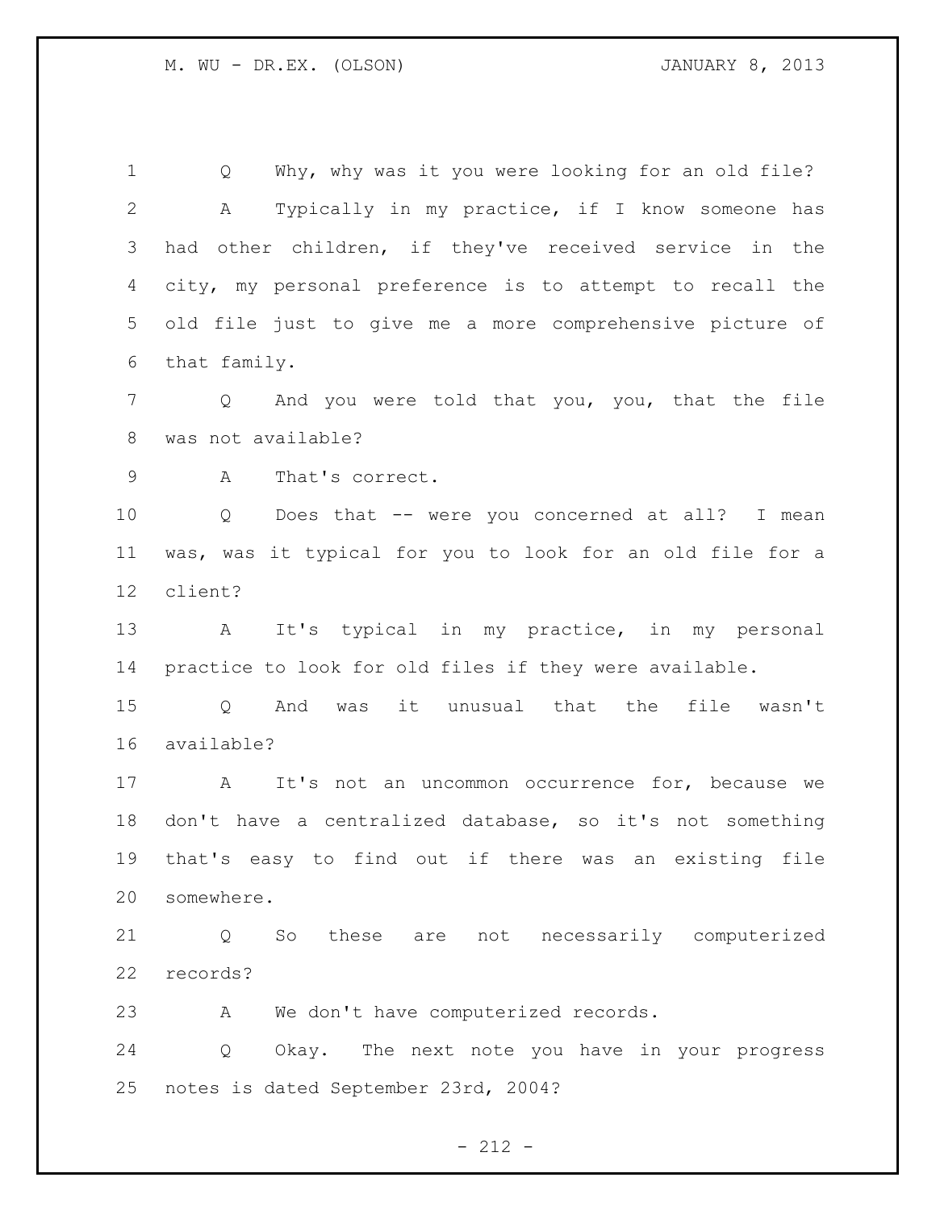Q Why, why was it you were looking for an old file?

A Typically in my practice, if I know someone has had other children, if they've received service in the city, my personal preference is to attempt to recall the old file just to give me a more comprehensive picture of that family.

Q And you were told that you, you, that the file was not available?

A That's correct.

Q Does that -- were you concerned at all? I mean was, was it typical for you to look for an old file for a client?

A It's typical in my practice, in my personal practice to look for old files if they were available.

Q And was it unusual that the file wasn't available?

A It's not an uncommon occurrence for, because we don't have a centralized database, so it's not something that's easy to find out if there was an existing file somewhere.

Q So these are not necessarily computerized records?

A We don't have computerized records.

Q Okay. The next note you have in your progress notes is dated September 23rd, 2004?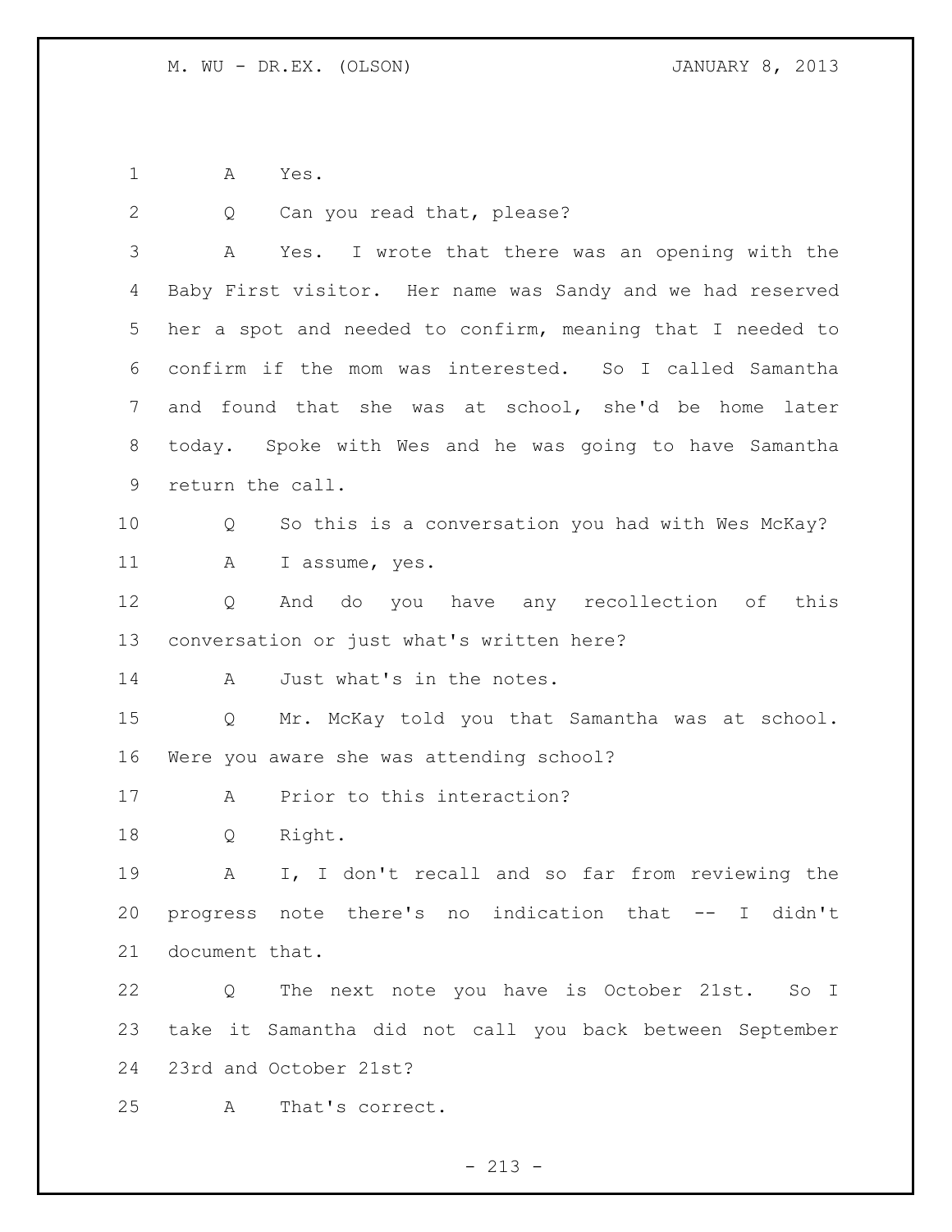A Yes.

Q Can you read that, please?

A Yes. I wrote that there was an opening with the Baby First visitor. Her name was Sandy and we had reserved her a spot and needed to confirm, meaning that I needed to confirm if the mom was interested. So I called Samantha and found that she was at school, she'd be home later today. Spoke with Wes and he was going to have Samantha return the call.

Q So this is a conversation you had with Wes McKay?

A I assume, yes.

Q And do you have any recollection of this conversation or just what's written here?

A Just what's in the notes.

Q Mr. McKay told you that Samantha was at school. Were you aware she was attending school?

A Prior to this interaction?

Q Right.

A I, I don't recall and so far from reviewing the progress note there's no indication that -- I didn't document that.

Q The next note you have is October 21st. So I take it Samantha did not call you back between September 23rd and October 21st?

A That's correct.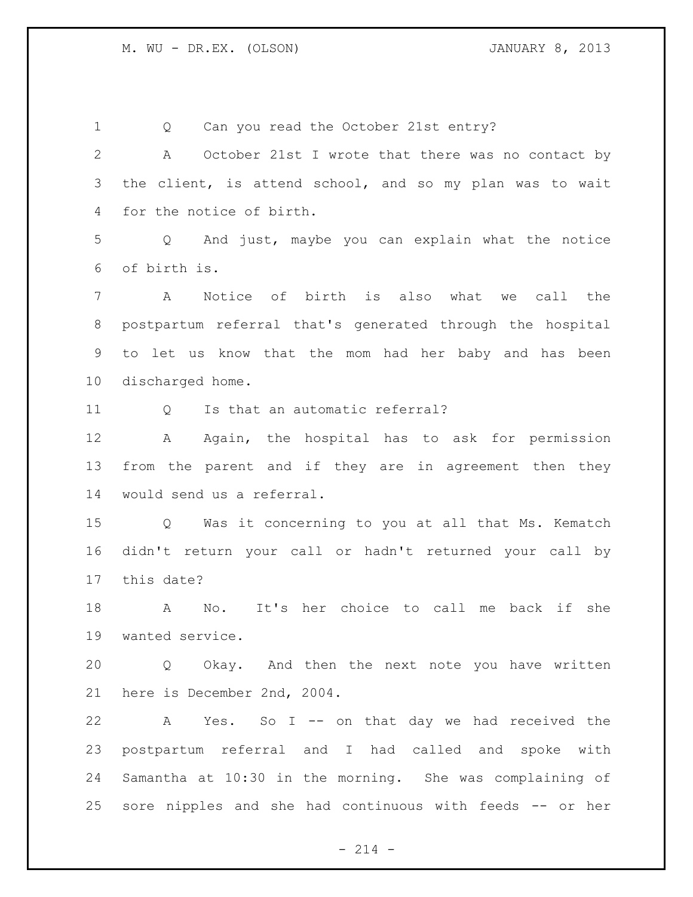Q Can you read the October 21st entry?

A October 21st I wrote that there was no contact by the client, is attend school, and so my plan was to wait for the notice of birth.

Q And just, maybe you can explain what the notice of birth is.

A Notice of birth is also what we call the postpartum referral that's generated through the hospital to let us know that the mom had her baby and has been discharged home.

Q Is that an automatic referral?

A Again, the hospital has to ask for permission from the parent and if they are in agreement then they would send us a referral.

Q Was it concerning to you at all that Ms. Kematch didn't return your call or hadn't returned your call by this date?

A No. It's her choice to call me back if she wanted service.

Q Okay. And then the next note you have written here is December 2nd, 2004.

A Yes. So I -- on that day we had received the postpartum referral and I had called and spoke with Samantha at 10:30 in the morning. She was complaining of sore nipples and she had continuous with feeds -- or her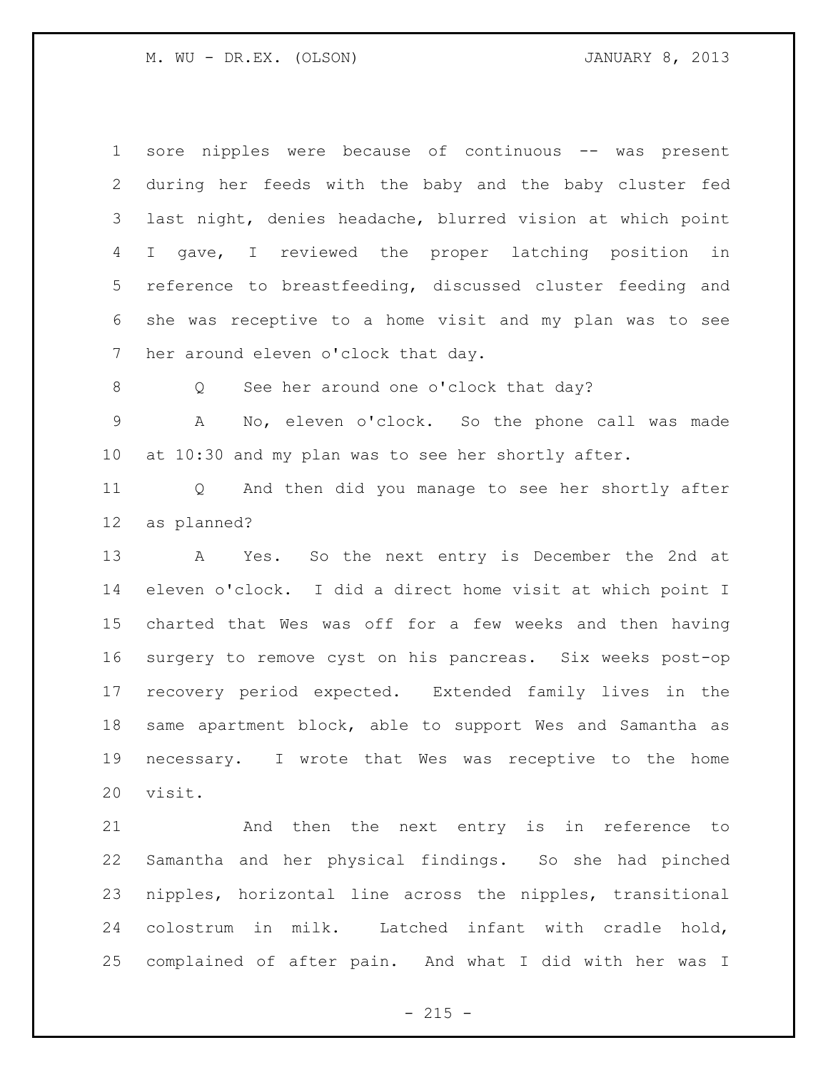sore nipples were because of continuous -- was present during her feeds with the baby and the baby cluster fed last night, denies headache, blurred vision at which point I gave, I reviewed the proper latching position in reference to breastfeeding, discussed cluster feeding and she was receptive to a home visit and my plan was to see her around eleven o'clock that day.

Q See her around one o'clock that day?

A No, eleven o'clock. So the phone call was made at 10:30 and my plan was to see her shortly after.

Q And then did you manage to see her shortly after as planned?

A Yes. So the next entry is December the 2nd at eleven o'clock. I did a direct home visit at which point I charted that Wes was off for a few weeks and then having surgery to remove cyst on his pancreas. Six weeks post-op recovery period expected. Extended family lives in the same apartment block, able to support Wes and Samantha as necessary. I wrote that Wes was receptive to the home visit.

And then the next entry is in reference to Samantha and her physical findings. So she had pinched nipples, horizontal line across the nipples, transitional colostrum in milk. Latched infant with cradle hold, complained of after pain. And what I did with her was I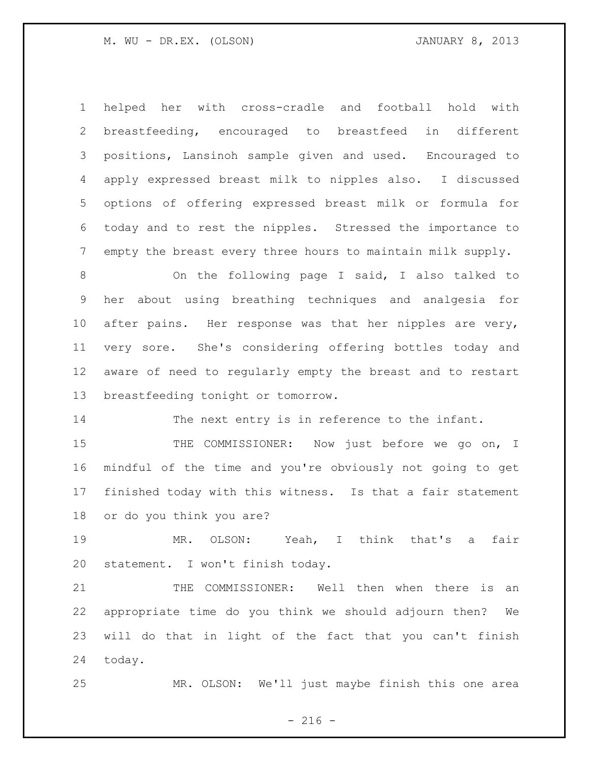helped her with cross-cradle and football hold with breastfeeding, encouraged to breastfeed in different positions, Lansinoh sample given and used. Encouraged to apply expressed breast milk to nipples also. I discussed options of offering expressed breast milk or formula for today and to rest the nipples. Stressed the importance to empty the breast every three hours to maintain milk supply.

On the following page I said, I also talked to her about using breathing techniques and analgesia for after pains. Her response was that her nipples are very, very sore. She's considering offering bottles today and aware of need to regularly empty the breast and to restart breastfeeding tonight or tomorrow.

The next entry is in reference to the infant.

THE COMMISSIONER: Now just before we go on, I mindful of the time and you're obviously not going to get finished today with this witness. Is that a fair statement or do you think you are?

MR. OLSON: Yeah, I think that's a fair statement. I won't finish today.

THE COMMISSIONER: Well then when there is an appropriate time do you think we should adjourn then? We will do that in light of the fact that you can't finish today.

MR. OLSON: We'll just maybe finish this one area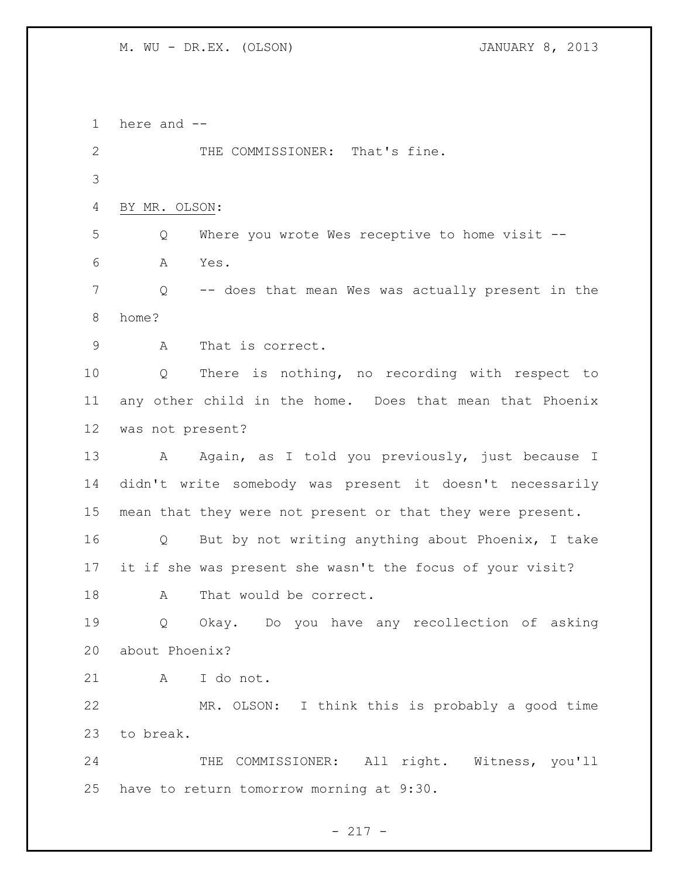here and --

THE COMMISSIONER: That's fine.

BY MR. OLSON:

Q Where you wrote Wes receptive to home visit --

A Yes.

Q -- does that mean Wes was actually present in the home?

A That is correct.

Q There is nothing, no recording with respect to any other child in the home. Does that mean that Phoenix was not present?

A Again, as I told you previously, just because I didn't write somebody was present it doesn't necessarily mean that they were not present or that they were present.

Q But by not writing anything about Phoenix, I take it if she was present she wasn't the focus of your visit?

A That would be correct.

Q Okay. Do you have any recollection of asking about Phoenix?

A I do not.

MR. OLSON: I think this is probably a good time to break.

THE COMMISSIONER: All right. Witness, you'll have to return tomorrow morning at 9:30.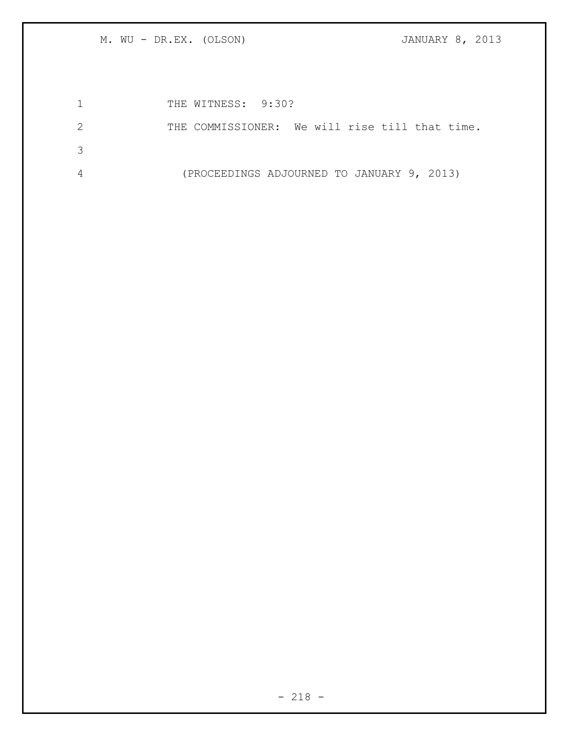1 THE WITNESS: 9:30?

2 THE COMMISSIONER: We will rise till that time.

3

4 (PROCEEDINGS ADJOURNED TO JANUARY 9, 2013)